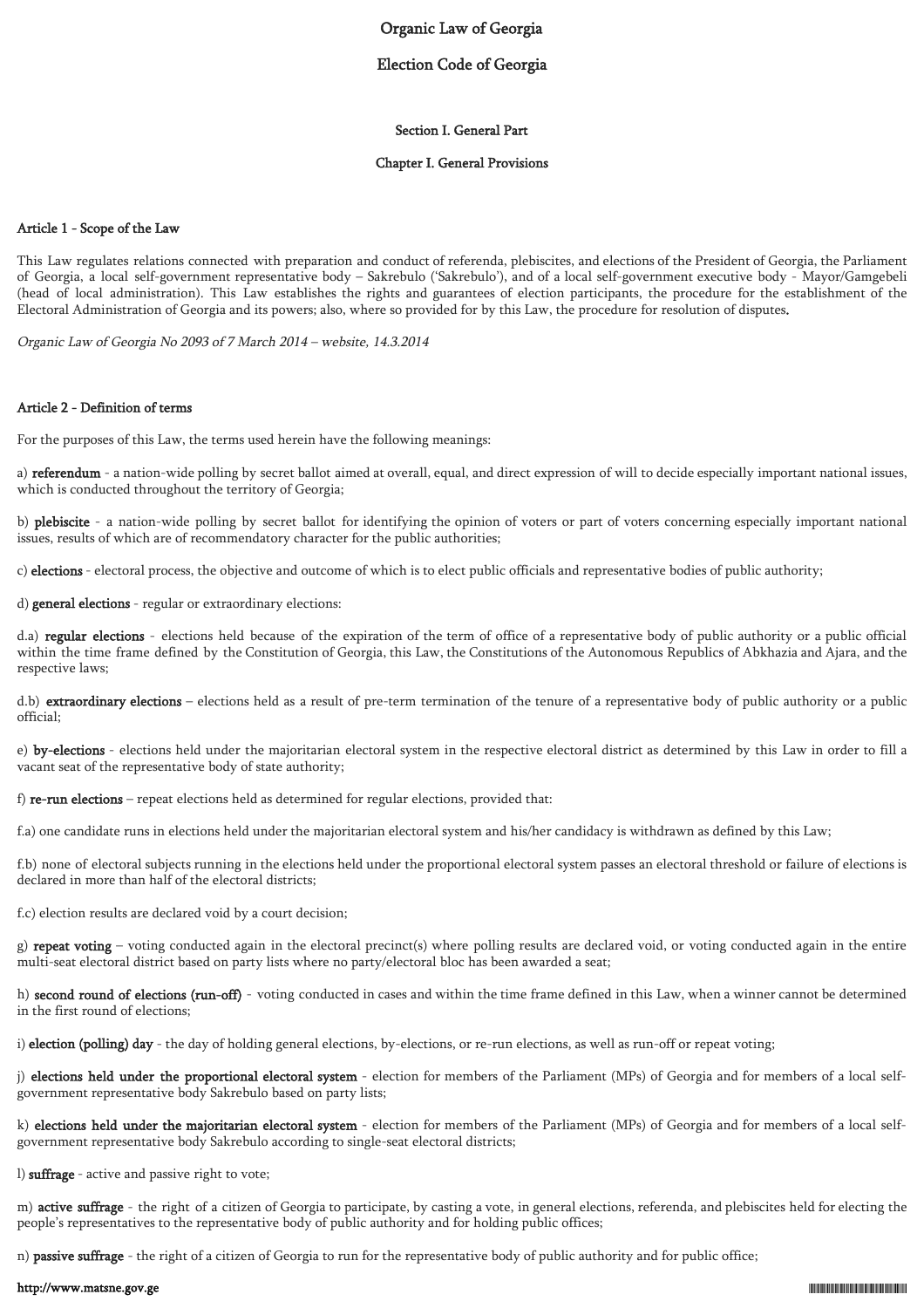# Organic Law of Georgia

# Election Code of Georgia

## Section I. General Part

## Chapter I. General Provisions

### Article 1 - Scope of the Law

This Law regulates relations connected with preparation and conduct of referenda, plebiscites, and elections of the President of Georgia, the Parliament of Georgia, a local self-government representative body – Sakrebulo ('Sakrebulo'), and of a local self-government executive body - Mayor/Gamgebeli (head of local administration). This Law establishes the rights and guarantees of election participants, the procedure for the establishment of the Electoral Administration of Georgia and its powers; also, where so provided for by this Law, the procedure for resolution of disputes.

*Organic Law of Georgia No 2093 of 7 March 2014 – website, 14.3.2014*

### Article 2 - Definition of terms

For the purposes of this Law, the terms used herein have the following meanings:

a) **referendum** - a nation-wide polling by secret ballot aimed at overall, equal, and direct expression of will to decide especially important national issues, which is conducted throughout the territory of Georgia;

b) **plebiscite** - a nation-wide polling by secret ballot for identifying the opinion of voters or part of voters concerning especially important national issues, results of which are of recommendatory character for the public authorities;

c) **elections** - electoral process, the objective and outcome of which is to elect public officials and representative bodies of public authority;

d) **general elections** - regular or extraordinary elections:

d.a) **regular elections** - elections held because of the expiration of the term of office of a representative body of public authority or a public official within the time frame defined by the Constitution of Georgia, this Law, the Constitutions of the Autonomous Republics of Abkhazia and Ajara, and the respective laws;

d.b) **extraordinary elections** – elections held as a result of pre-term termination of the tenure of a representative body of public authority or a public official;

e) **by-elections** - elections held under the majoritarian electoral system in the respective electoral district as determined by this Law in order to fill a vacant seat of the representative body of state authority;

f) **re-run elections** – repeat elections held as determined for regular elections, provided that:

f.a) one candidate runs in elections held under the majoritarian electoral system and his/her candidacy is withdrawn as defined by this Law;

f.b) none of electoral subjects running in the elections held under the proportional electoral system passes an electoral threshold or failure of elections is declared in more than half of the electoral districts;

f.c) election results are declared void by a court decision;

g) **repeat voting** – voting conducted again in the electoral precinct(s) where polling results are declared void, or voting conducted again in the entire multi-seat electoral district based on party lists where no party/electoral bloc has been awarded a seat;

h) **second round of elections (run-off)** - voting conducted in cases and within the time frame defined in this Law, when a winner cannot be determined in the first round of elections;

i) **election (polling) day** - the day of holding general elections, by-elections, or re-run elections, as well as run-off or repeat voting;

j) **elections held under the proportional electoral system** - election for members of the Parliament (MPs) of Georgia and for members of a local self-government representative body Sakrebulo based on party lists;

k) **elections held under the majoritarian electoral system** - election for members of the Parliament (MPs) of Georgia and for members of a local self-government representative body Sakrebulo according to single-seat electoral districts;

l) **suffrage** - active and passive right to vote;

m) **active suffrage** - the right of a citizen of Georgia to participate, by casting a vote, in general elections, referenda, and plebiscites held for electing the people's representatives to the representative body of public authority and for holding public offices;

n) **passive suffrage** - the right of a citizen of Georgia to run for the representative body of public authority and for public office;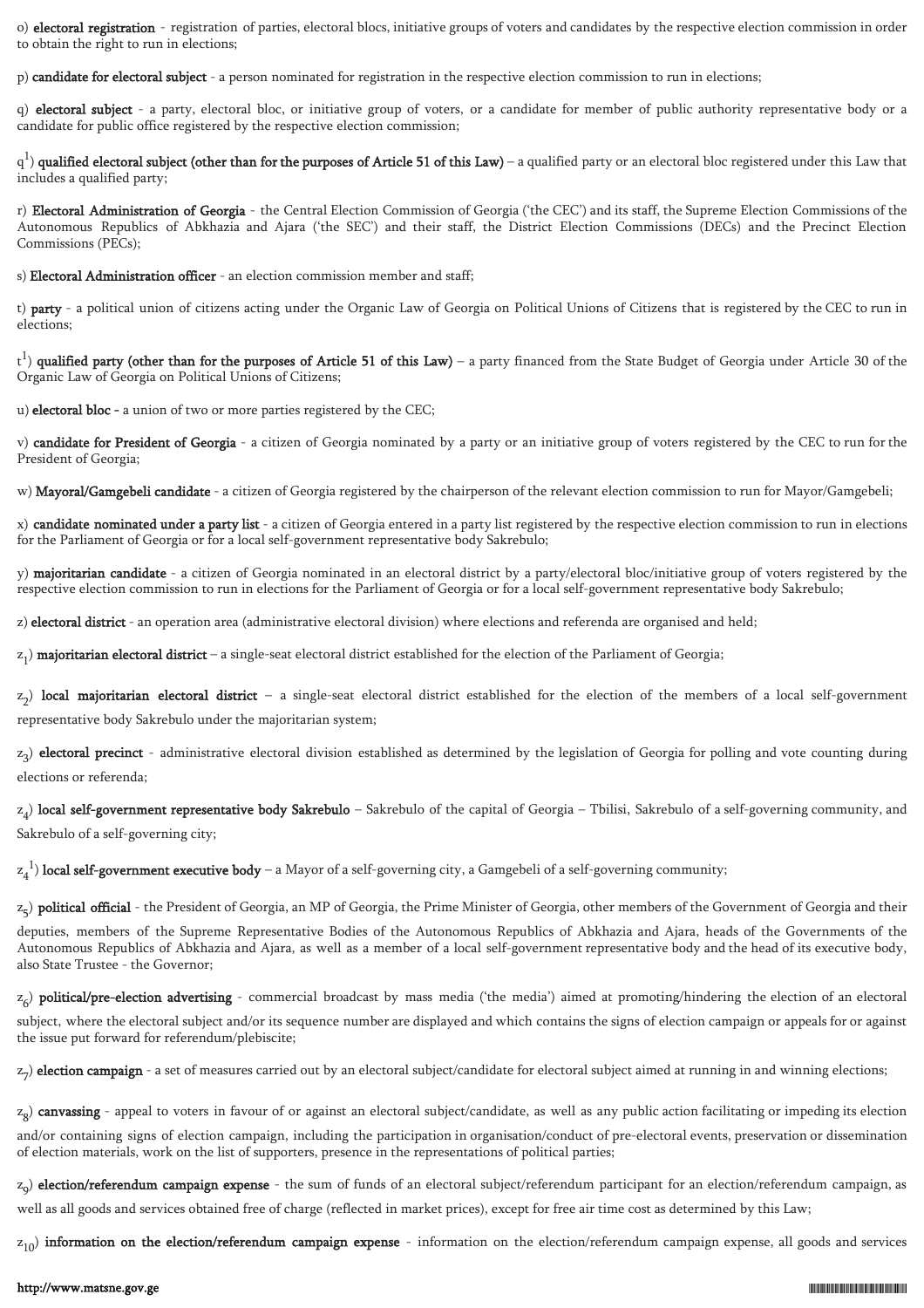o) **electoral registration** - registration of parties, electoral blocs, initiative groups of voters and candidates by the respective election commission in order to obtain the right to run in elections;

p) **candidate for electoral subject** - a person nominated for registration in the respective election commission to run in elections;

q) **electoral subject** - a party, electoral bloc, or initiative group of voters, or a candidate for member of public authority representative body or a candidate for public office registered by the respective election commission;

$q^1$) **qualified electoral subject (other than for the purposes of Article 51 of this Law)** – a qualified party or an electoral bloc registered under this Law that includes a qualified party;

r) **Electoral Administration of Georgia** - the Central Election Commission of Georgia ('the CEC') and its staff, the Supreme Election Commissions of the Autonomous Republics of Abkhazia and Ajara ('the SEC') and their staff, the District Election Commissions (DECs) and the Precinct Election Commissions (PECs);

s) **Electoral Administration officer** - an election commission member and staff;

t) **party** - a political union of citizens acting under the Organic Law of Georgia on Political Unions of Citizens that is registered by the CEC to run in elections;

$t^1$) **qualified party (other than for the purposes of Article 51 of this Law)** – a party financed from the State Budget of Georgia under Article 30 of the Organic Law of Georgia on Political Unions of Citizens;

u) **electoral bloc** - a union of two or more parties registered by the CEC;

v) **candidate for President of Georgia** - a citizen of Georgia nominated by a party or an initiative group of voters registered by the CEC to run for the President of Georgia;

w) **Mayoral/Gamgebeli candidate** - a citizen of Georgia registered by the chairperson of the relevant election commission to run for Mayor/Gamgebeli;

x) **candidate nominated under a party list** - a citizen of Georgia entered in a party list registered by the respective election commission to run in elections for the Parliament of Georgia or for a local self-government representative body Sakrebulo;

y) **majoritarian candidate** - a citizen of Georgia nominated in an electoral district by a party/electoral bloc/initiative group of voters registered by the respective election commission to run in elections for the Parliament of Georgia or for a local self-government representative body Sakrebulo;

z) **electoral district** - an operation area (administrative electoral division) where elections and referenda are organised and held;

$z_1$) **majoritarian electoral district** – a single-seat electoral district established for the election of the Parliament of Georgia;

$z_2$) **local majoritarian electoral district** – a single-seat electoral district established for the election of the members of a local self-government representative body Sakrebulo under the majoritarian system;

$z_3$) **electoral precinct** - administrative electoral division established as determined by the legislation of Georgia for polling and vote counting during elections or referenda;

$z_4$) **local self-government representative body Sakrebulo** – Sakrebulo of the capital of Georgia – Tbilisi, Sakrebulo of a self-governing community, and Sakrebulo of a self-governing city;

$z_4^1$) **local self-government executive body** – a Mayor of a self-governing city, a Gamgebeli of a self-governing community;

$z_5$) **political official** - the President of Georgia, an MP of Georgia, the Prime Minister of Georgia, other members of the Government of Georgia and their deputies, members of the Supreme Representative Bodies of the Autonomous Republics of Abkhazia and Ajara, heads of the Governments of the Autonomous Republics of Abkhazia and Ajara, as well as a member of a local self-government representative body and the head of its executive body, also State Trustee - the Governor;

$z_6$) **political/pre-election advertising** - commercial broadcast by mass media ('the media') aimed at promoting/hindering the election of an electoral subject, where the electoral subject and/or its sequence number are displayed and which contains the signs of election campaign or appeals for or against the issue put forward for referendum/plebiscite;

$z_7$) **election campaign** - a set of measures carried out by an electoral subject/candidate for electoral subject aimed at running in and winning elections;

$z_8$) **canvassing** - appeal to voters in favour of or against an electoral subject/candidate, as well as any public action facilitating or impeding its election and/or containing signs of election campaign, including the participation in organisation/conduct of pre-electoral events, preservation or dissemination of election materials, work on the list of supporters, presence in the representations of political parties;

$z_9$) **election/referendum campaign expense** - the sum of funds of an electoral subject/referendum participant for an election/referendum campaign, as well as all goods and services obtained free of charge (reflected in market prices), except for free air time cost as determined by this Law;

$z_{10}$) **information on the election/referendum campaign expense** - information on the election/referendum campaign expense, all goods and services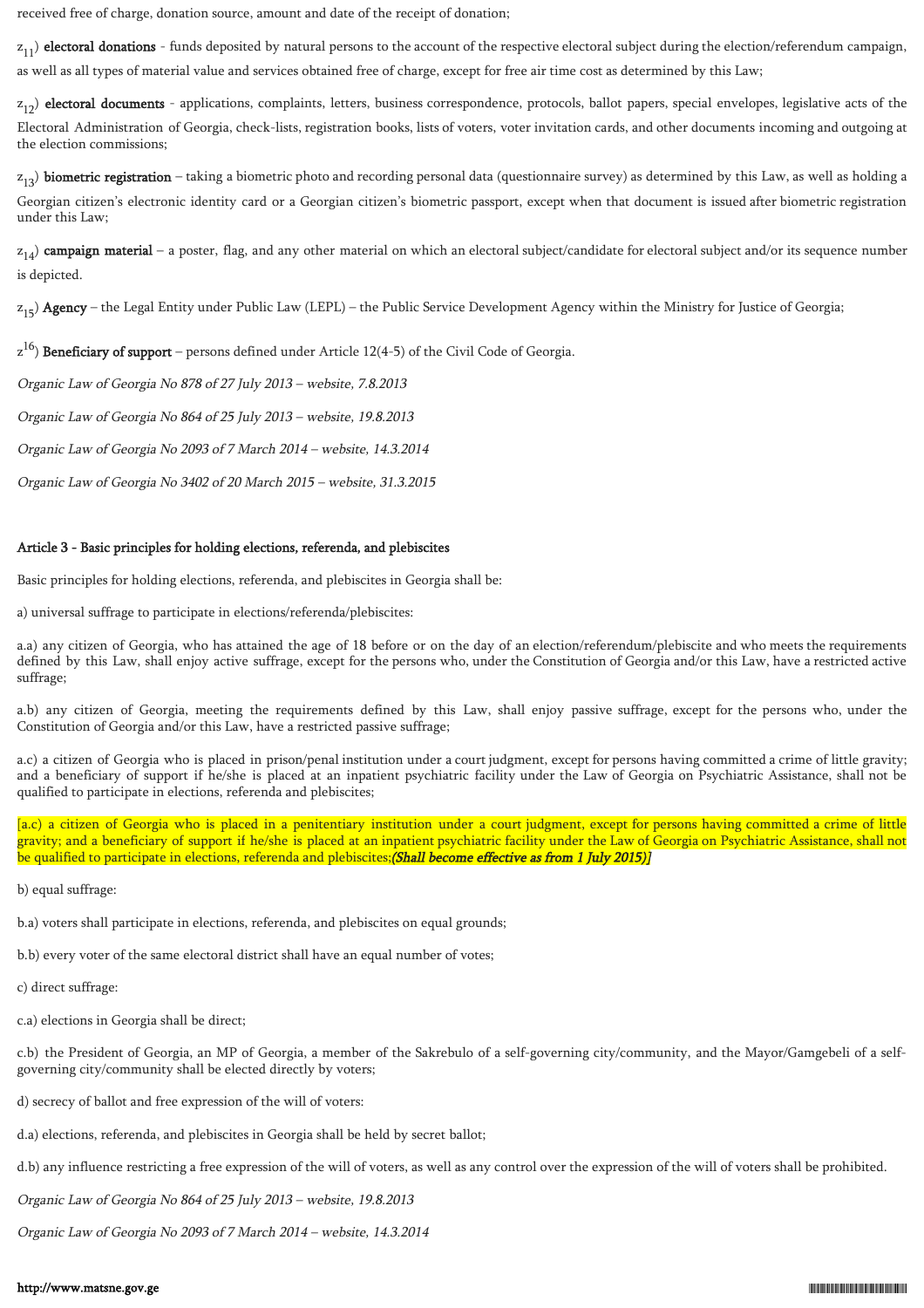received free of charge, donation source, amount and date of the receipt of donation;

$z_{11}$) **electoral donations** - funds deposited by natural persons to the account of the respective electoral subject during the election/referendum campaign, as well as all types of material value and services obtained free of charge, except for free air time cost as determined by this Law;

$z_{12}$) **electoral documents** - applications, complaints, letters, business correspondence, protocols, ballot papers, special envelopes, legislative acts of the Electoral Administration of Georgia, check-lists, registration books, lists of voters, voter invitation cards, and other documents incoming and outgoing at the election commissions;

$z_{13}$) **biometric registration** – taking a biometric photo and recording personal data (questionnaire survey) as determined by this Law, as well as holding a Georgian citizen's electronic identity card or a Georgian citizen's biometric passport, except when that document is issued after biometric registration under this Law;

$z_{14}$) **campaign material** – a poster, flag, and any other material on which an electoral subject/candidate for electoral subject and/or its sequence number is depicted.

$z_{15}$) **Agency** – the Legal Entity under Public Law (LEPL) – the Public Service Development Agency within the Ministry for Justice of Georgia;

$z^{16}$) **Beneficiary of support** – persons defined under Article 12(4-5) of the Civil Code of Georgia.

*Organic Law of Georgia No 878 of 27 July 2013 – website, 7.8.2013*

*Organic Law of Georgia No 864 of 25 July 2013 – website, 19.8.2013*

*Organic Law of Georgia No 2093 of 7 March 2014 – website, 14.3.2014*

*Organic Law of Georgia No 3402 of 20 March 2015 – website, 31.3.2015*

**Article 3 - Basic principles for holding elections, referenda, and plebiscites**

Basic principles for holding elections, referenda, and plebiscites in Georgia shall be:

a) universal suffrage to participate in elections/referenda/plebiscites:

a.a) any citizen of Georgia, who has attained the age of 18 before or on the day of an election/referendum/plebiscite and who meets the requirements defined by this Law, shall enjoy active suffrage, except for the persons who, under the Constitution of Georgia and/or this Law, have a restricted active suffrage;

a.b) any citizen of Georgia, meeting the requirements defined by this Law, shall enjoy passive suffrage, except for the persons who, under the Constitution of Georgia and/or this Law, have a restricted passive suffrage;

a.c) a citizen of Georgia who is placed in prison/penal institution under a court judgment, except for persons having committed a crime of little gravity; and a beneficiary of support if he/she is placed at an inpatient psychiatric facility under the Law of Georgia on Psychiatric Assistance, shall not be qualified to participate in elections, referenda and plebiscites;

[a.c) a citizen of Georgia who is placed in a penitentiary institution under a court judgment, except for persons having committed a crime of little gravity; and a beneficiary of support if he/she is placed at an inpatient psychiatric facility under the Law of Georgia on Psychiatric Assistance, shall not be qualified to participate in elections, referenda and plebiscites;***(Shall become effective as from 1 July 2015)***]

b) equal suffrage:

b.a) voters shall participate in elections, referenda, and plebiscites on equal grounds;

b.b) every voter of the same electoral district shall have an equal number of votes;

c) direct suffrage:

c.a) elections in Georgia shall be direct;

c.b) the President of Georgia, an MP of Georgia, a member of the Sakrebulo of a self-governing city/community, and the Mayor/Gamgebeli of a self-governing city/community shall be elected directly by voters;

d) secrecy of ballot and free expression of the will of voters:

d.a) elections, referenda, and plebiscites in Georgia shall be held by secret ballot;

d.b) any influence restricting a free expression of the will of voters, as well as any control over the expression of the will of voters shall be prohibited.

*Organic Law of Georgia No 864 of 25 July 2013 – website, 19.8.2013*

*Organic Law of Georgia No 2093 of 7 March 2014 – website, 14.3.2014*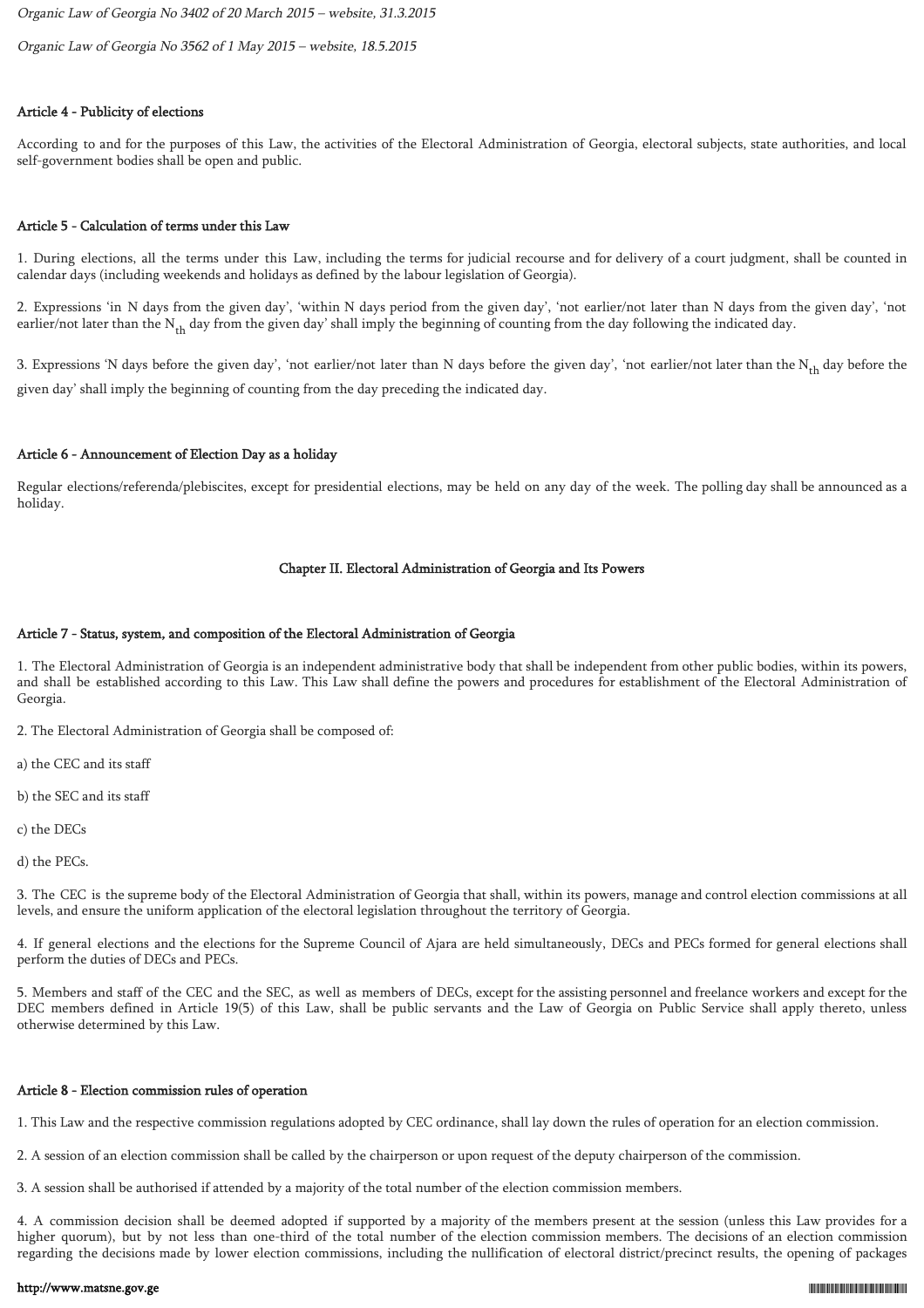*Organic Law of Georgia No 3402 of 20 March 2015 – website, 31.3.2015*

*Organic Law of Georgia No 3562 of 1 May 2015 – website, 18.5.2015*

#### Article 4 - Publicity of elections

According to and for the purposes of this Law, the activities of the Electoral Administration of Georgia, electoral subjects, state authorities, and local self-government bodies shall be open and public.

#### Article 5 - Calculation of terms under this Law

1. During elections, all the terms under this Law, including the terms for judicial recourse and for delivery of a court judgment, shall be counted in calendar days (including weekends and holidays as defined by the labour legislation of Georgia).

2. Expressions 'in N days from the given day', 'within N days period from the given day', 'not earlier/not later than N days from the given day', 'not earlier/not later than the $N_{th}$ day from the given day' shall imply the beginning of counting from the day following the indicated day.

3. Expressions 'N days before the given day', 'not earlier/not later than N days before the given day', 'not earlier/not later than the $N_{th}$ day before the given day' shall imply the beginning of counting from the day preceding the indicated day.

#### Article 6 - Announcement of Election Day as a holiday

Regular elections/referenda/plebiscites, except for presidential elections, may be held on any day of the week. The polling day shall be announced as a holiday.

### Chapter II. Electoral Administration of Georgia and Its Powers

#### Article 7 - Status, system, and composition of the Electoral Administration of Georgia

1. The Electoral Administration of Georgia is an independent administrative body that shall be independent from other public bodies, within its powers, and shall be established according to this Law. This Law shall define the powers and procedures for establishment of the Electoral Administration of Georgia.

2. The Electoral Administration of Georgia shall be composed of:

a) the CEC and its staff

b) the SEC and its staff

c) the DECs

d) the PECs.

3. The CEC is the supreme body of the Electoral Administration of Georgia that shall, within its powers, manage and control election commissions at all levels, and ensure the uniform application of the electoral legislation throughout the territory of Georgia.

4. If general elections and the elections for the Supreme Council of Ajara are held simultaneously, DECs and PECs formed for general elections shall perform the duties of DECs and PECs.

5. Members and staff of the CEC and the SEC, as well as members of DECs, except for the assisting personnel and freelance workers and except for the DEC members defined in Article 19(5) of this Law, shall be public servants and the Law of Georgia on Public Service shall apply thereto, unless otherwise determined by this Law.

#### Article 8 - Election commission rules of operation

1. This Law and the respective commission regulations adopted by CEC ordinance, shall lay down the rules of operation for an election commission.

2. A session of an election commission shall be called by the chairperson or upon request of the deputy chairperson of the commission.

3. A session shall be authorised if attended by a majority of the total number of the election commission members.

4. A commission decision shall be deemed adopted if supported by a majority of the members present at the session (unless this Law provides for a higher quorum), but by not less than one-third of the total number of the election commission members. The decisions of an election commission regarding the decisions made by lower election commissions, including the nullification of electoral district/precinct results, the opening of packages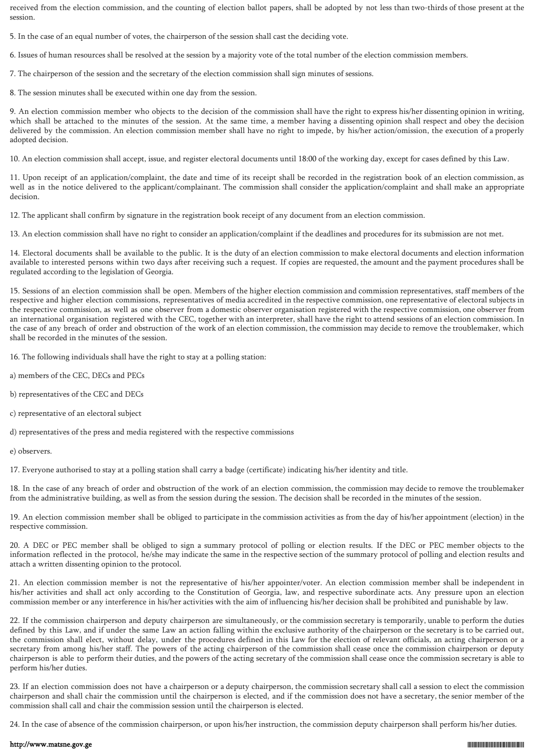received from the election commission, and the counting of election ballot papers, shall be adopted by not less than two-thirds of those present at the session.

5. In the case of an equal number of votes, the chairperson of the session shall cast the deciding vote.

6. Issues of human resources shall be resolved at the session by a majority vote of the total number of the election commission members.

7. The chairperson of the session and the secretary of the election commission shall sign minutes of sessions.

8. The session minutes shall be executed within one day from the session.

9. An election commission member who objects to the decision of the commission shall have the right to express his/her dissenting opinion in writing, which shall be attached to the minutes of the session. At the same time, a member having a dissenting opinion shall respect and obey the decision delivered by the commission. An election commission member shall have no right to impede, by his/her action/omission, the execution of a properly adopted decision.

10. An election commission shall accept, issue, and register electoral documents until 18:00 of the working day, except for cases defined by this Law.

11. Upon receipt of an application/complaint, the date and time of its receipt shall be recorded in the registration book of an election commission, as well as in the notice delivered to the applicant/complainant. The commission shall consider the application/complaint and shall make an appropriate decision.

12. The applicant shall confirm by signature in the registration book receipt of any document from an election commission.

13. An election commission shall have no right to consider an application/complaint if the deadlines and procedures for its submission are not met.

14. Electoral documents shall be available to the public. It is the duty of an election commission to make electoral documents and election information available to interested persons within two days after receiving such a request. If copies are requested, the amount and the payment procedures shall be regulated according to the legislation of Georgia.

15. Sessions of an election commission shall be open. Members of the higher election commission and commission representatives, staff members of the respective and higher election commissions, representatives of media accredited in the respective commission, one representative of electoral subjects in the respective commission, as well as one observer from a domestic observer organisation registered with the respective commission, one observer from an international organisation registered with the CEC, together with an interpreter, shall have the right to attend sessions of an election commission. In the case of any breach of order and obstruction of the work of an election commission, the commission may decide to remove the troublemaker, which shall be recorded in the minutes of the session.

16. The following individuals shall have the right to stay at a polling station:

a) members of the CEC, DECs and PECs

b) representatives of the CEC and DECs

c) representative of an electoral subject

d) representatives of the press and media registered with the respective commissions

e) observers.

17. Everyone authorised to stay at a polling station shall carry a badge (certificate) indicating his/her identity and title.

18. In the case of any breach of order and obstruction of the work of an election commission, the commission may decide to remove the troublemaker from the administrative building, as well as from the session during the session. The decision shall be recorded in the minutes of the session.

19. An election commission member shall be obliged to participate in the commission activities as from the day of his/her appointment (election) in the respective commission.

20. A DEC or PEC member shall be obliged to sign a summary protocol of polling or election results. If the DEC or PEC member objects to the information reflected in the protocol, he/she may indicate the same in the respective section of the summary protocol of polling and election results and attach a written dissenting opinion to the protocol.

21. An election commission member is not the representative of his/her appointer/voter. An election commission member shall be independent in his/her activities and shall act only according to the Constitution of Georgia, law, and respective subordinate acts. Any pressure upon an election commission member or any interference in his/her activities with the aim of influencing his/her decision shall be prohibited and punishable by law.

22. If the commission chairperson and deputy chairperson are simultaneously, or the commission secretary is temporarily, unable to perform the duties defined by this Law, and if under the same Law an action falling within the exclusive authority of the chairperson or the secretary is to be carried out, the commission shall elect, without delay, under the procedures defined in this Law for the election of relevant officials, an acting chairperson or a secretary from among his/her staff. The powers of the acting chairperson of the commission shall cease once the commission chairperson or deputy chairperson is able to perform their duties, and the powers of the acting secretary of the commission shall cease once the commission secretary is able to perform his/her duties.

23. If an election commission does not have a chairperson or a deputy chairperson, the commission secretary shall call a session to elect the commission chairperson and shall chair the commission until the chairperson is elected, and if the commission does not have a secretary, the senior member of the commission shall call and chair the commission session until the chairperson is elected.

24. In the case of absence of the commission chairperson, or upon his/her instruction, the commission deputy chairperson shall perform his/her duties.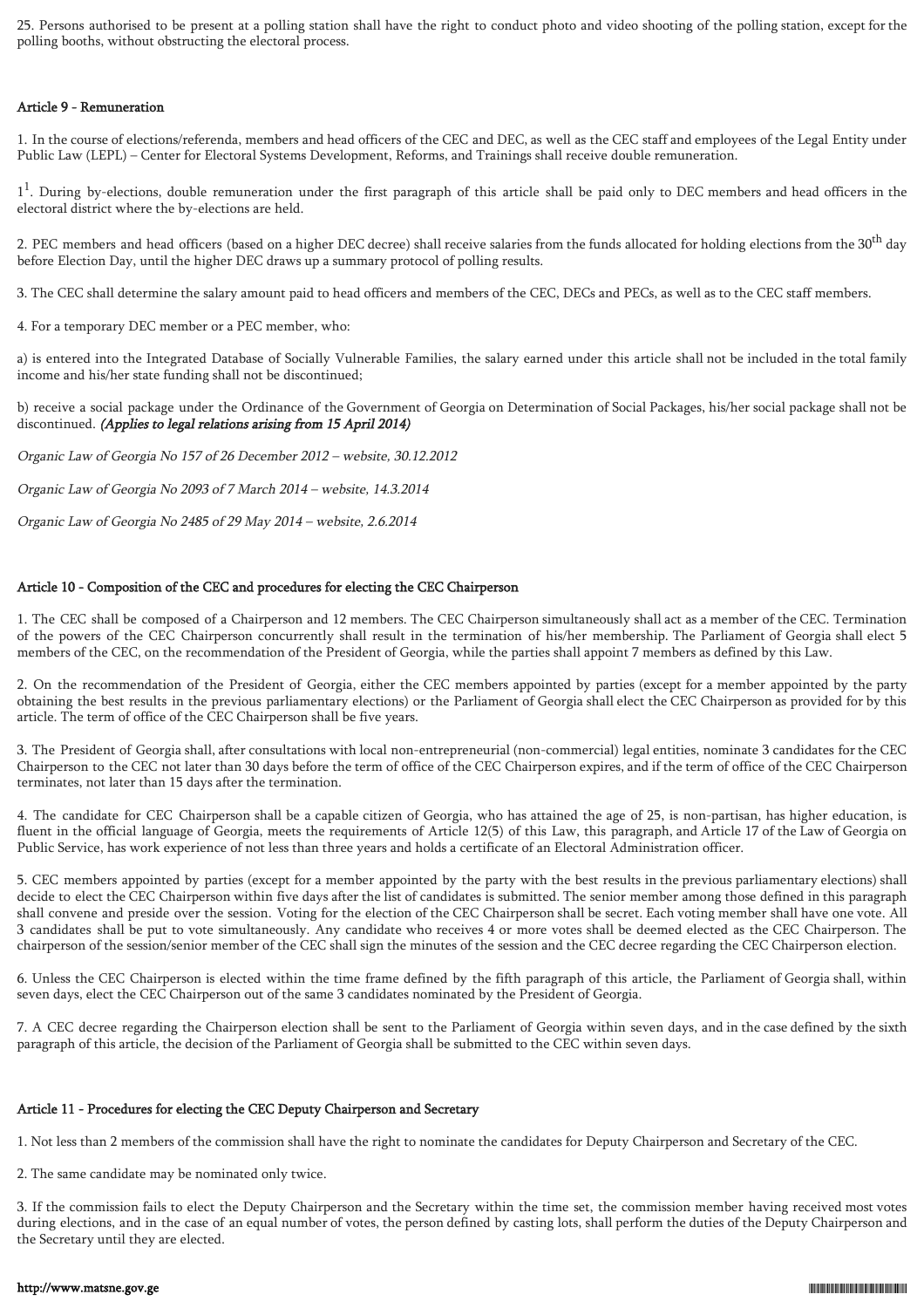25. Persons authorised to be present at a polling station shall have the right to conduct photo and video shooting of the polling station, except for the polling booths, without obstructing the electoral process.

#### Article 9 - Remuneration

1. In the course of elections/referenda, members and head officers of the CEC and DEC, as well as the CEC staff and employees of the Legal Entity under Public Law (LEPL) – Center for Electoral Systems Development, Reforms, and Trainings shall receive double remuneration.

1[1]. During by-elections, double remuneration under the first paragraph of this article shall be paid only to DEC members and head officers in the electoral district where the by-elections are held.

2. PEC members and head officers (based on a higher DEC decree) shall receive salaries from the funds allocated for holding elections from the 30th day before Election Day, until the higher DEC draws up a summary protocol of polling results.

3. The CEC shall determine the salary amount paid to head officers and members of the CEC, DECs and PECs, as well as to the CEC staff members.

4. For a temporary DEC member or a PEC member, who:

a) is entered into the Integrated Database of Socially Vulnerable Families, the salary earned under this article shall not be included in the total family income and his/her state funding shall not be discontinued;

b) receive a social package under the Ordinance of the Government of Georgia on Determination of Social Packages, his/her social package shall not be discontinued. ***(Applies to legal relations arising from 15 April 2014)***

*Organic Law of Georgia No 157 of 26 December 2012 – website, 30.12.2012*

*Organic Law of Georgia No 2093 of 7 March 2014 – website, 14.3.2014*

*Organic Law of Georgia No 2485 of 29 May 2014 – website, 2.6.2014*

#### Article 10 - Composition of the CEC and procedures for electing the CEC Chairperson

1. The CEC shall be composed of a Chairperson and 12 members. The CEC Chairperson simultaneously shall act as a member of the CEC. Termination of the powers of the CEC Chairperson concurrently shall result in the termination of his/her membership. The Parliament of Georgia shall elect 5 members of the CEC, on the recommendation of the President of Georgia, while the parties shall appoint 7 members as defined by this Law.

2. On the recommendation of the President of Georgia, either the CEC members appointed by parties (except for a member appointed by the party obtaining the best results in the previous parliamentary elections) or the Parliament of Georgia shall elect the CEC Chairperson as provided for by this article. The term of office of the CEC Chairperson shall be five years.

3. The President of Georgia shall, after consultations with local non-entrepreneurial (non-commercial) legal entities, nominate 3 candidates for the CEC Chairperson to the CEC not later than 30 days before the term of office of the CEC Chairperson expires, and if the term of office of the CEC Chairperson terminates, not later than 15 days after the termination.

4. The candidate for CEC Chairperson shall be a capable citizen of Georgia, who has attained the age of 25, is non-partisan, has higher education, is fluent in the official language of Georgia, meets the requirements of Article 12(5) of this Law, this paragraph, and Article 17 of the Law of Georgia on Public Service, has work experience of not less than three years and holds a certificate of an Electoral Administration officer.

5. CEC members appointed by parties (except for a member appointed by the party with the best results in the previous parliamentary elections) shall decide to elect the CEC Chairperson within five days after the list of candidates is submitted. The senior member among those defined in this paragraph shall convene and preside over the session. Voting for the election of the CEC Chairperson shall be secret. Each voting member shall have one vote. All 3 candidates shall be put to vote simultaneously. Any candidate who receives 4 or more votes shall be deemed elected as the CEC Chairperson. The chairperson of the session/senior member of the CEC shall sign the minutes of the session and the CEC decree regarding the CEC Chairperson election.

6. Unless the CEC Chairperson is elected within the time frame defined by the fifth paragraph of this article, the Parliament of Georgia shall, within seven days, elect the CEC Chairperson out of the same 3 candidates nominated by the President of Georgia.

7. A CEC decree regarding the Chairperson election shall be sent to the Parliament of Georgia within seven days, and in the case defined by the sixth paragraph of this article, the decision of the Parliament of Georgia shall be submitted to the CEC within seven days.

#### Article 11 - Procedures for electing the CEC Deputy Chairperson and Secretary

1. Not less than 2 members of the commission shall have the right to nominate the candidates for Deputy Chairperson and Secretary of the CEC.

2. The same candidate may be nominated only twice.

3. If the commission fails to elect the Deputy Chairperson and the Secretary within the time set, the commission member having received most votes during elections, and in the case of an equal number of votes, the person defined by casting lots, shall perform the duties of the Deputy Chairperson and the Secretary until they are elected.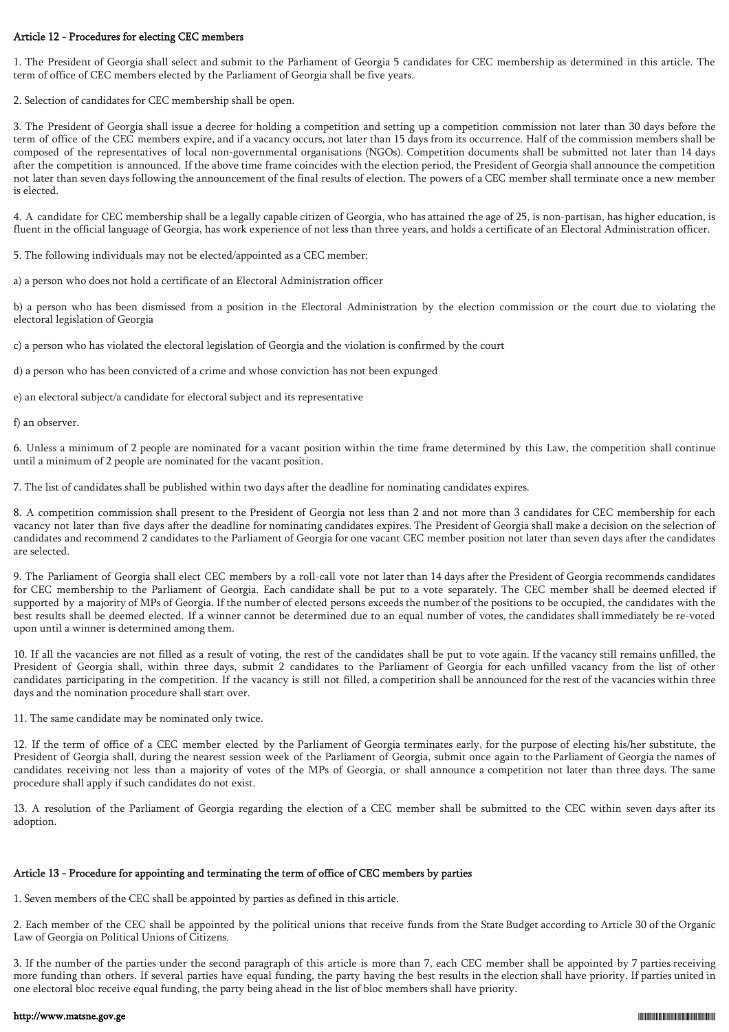### Article 12 - Procedures for electing CEC members

1. The President of Georgia shall select and submit to the Parliament of Georgia 5 candidates for CEC membership as determined in this article. The term of office of CEC members elected by the Parliament of Georgia shall be five years.

2. Selection of candidates for CEC membership shall be open.

3. The President of Georgia shall issue a decree for holding a competition and setting up a competition commission not later than 30 days before the term of office of the CEC members expire, and if a vacancy occurs, not later than 15 days from its occurrence. Half of the commission members shall be composed of the representatives of local non-governmental organisations (NGOs). Competition documents shall be submitted not later than 14 days after the competition is announced. If the above time frame coincides with the election period, the President of Georgia shall announce the competition not later than seven days following the announcement of the final results of election. The powers of a CEC member shall terminate once a new member is elected.

4. A candidate for CEC membership shall be a legally capable citizen of Georgia, who has attained the age of 25, is non-partisan, has higher education, is fluent in the official language of Georgia, has work experience of not less than three years, and holds a certificate of an Electoral Administration officer.

5. The following individuals may not be elected/appointed as a CEC member:

a) a person who does not hold a certificate of an Electoral Administration officer

b) a person who has been dismissed from a position in the Electoral Administration by the election commission or the court due to violating the electoral legislation of Georgia

c) a person who has violated the electoral legislation of Georgia and the violation is confirmed by the court

d) a person who has been convicted of a crime and whose conviction has not been expunged

e) an electoral subject/a candidate for electoral subject and its representative

f) an observer.

6. Unless a minimum of 2 people are nominated for a vacant position within the time frame determined by this Law, the competition shall continue until a minimum of 2 people are nominated for the vacant position.

7. The list of candidates shall be published within two days after the deadline for nominating candidates expires.

8. A competition commission shall present to the President of Georgia not less than 2 and not more than 3 candidates for CEC membership for each vacancy not later than five days after the deadline for nominating candidates expires. The President of Georgia shall make a decision on the selection of candidates and recommend 2 candidates to the Parliament of Georgia for one vacant CEC member position not later than seven days after the candidates are selected.

9. The Parliament of Georgia shall elect CEC members by a roll-call vote not later than 14 days after the President of Georgia recommends candidates for CEC membership to the Parliament of Georgia. Each candidate shall be put to a vote separately. The CEC member shall be deemed elected if supported by a majority of MPs of Georgia. If the number of elected persons exceeds the number of the positions to be occupied, the candidates with the best results shall be deemed elected. If a winner cannot be determined due to an equal number of votes, the candidates shall immediately be re-voted upon until a winner is determined among them.

10. If all the vacancies are not filled as a result of voting, the rest of the candidates shall be put to vote again. If the vacancy still remains unfilled, the President of Georgia shall, within three days, submit 2 candidates to the Parliament of Georgia for each unfilled vacancy from the list of other candidates participating in the competition. If the vacancy is still not filled, a competition shall be announced for the rest of the vacancies within three days and the nomination procedure shall start over.

11. The same candidate may be nominated only twice.

12. If the term of office of a CEC member elected by the Parliament of Georgia terminates early, for the purpose of electing his/her substitute, the President of Georgia shall, during the nearest session week of the Parliament of Georgia, submit once again to the Parliament of Georgia the names of candidates receiving not less than a majority of votes of the MPs of Georgia, or shall announce a competition not later than three days. The same procedure shall apply if such candidates do not exist.

13. A resolution of the Parliament of Georgia regarding the election of a CEC member shall be submitted to the CEC within seven days after its adoption.

### Article 13 - Procedure for appointing and terminating the term of office of CEC members by parties

1. Seven members of the CEC shall be appointed by parties as defined in this article.

2. Each member of the CEC shall be appointed by the political unions that receive funds from the State Budget according to Article 30 of the Organic Law of Georgia on Political Unions of Citizens.

3. If the number of the parties under the second paragraph of this article is more than 7, each CEC member shall be appointed by 7 parties receiving more funding than others. If several parties have equal funding, the party having the best results in the election shall have priority. If parties united in one electoral bloc receive equal funding, the party being ahead in the list of bloc members shall have priority.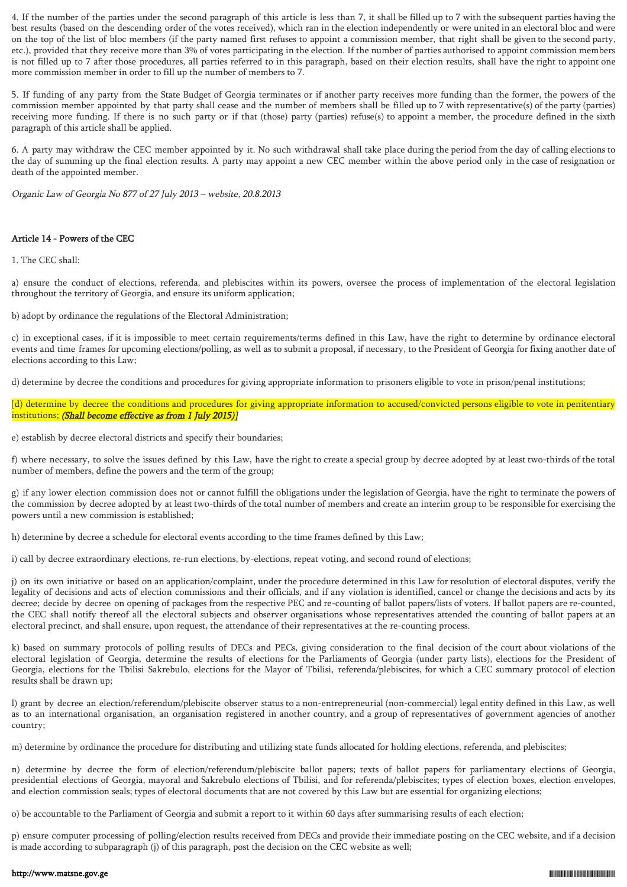4. If the number of the parties under the second paragraph of this article is less than 7, it shall be filled up to 7 with the subsequent parties having the best results (based on the descending order of the votes received), which ran in the election independently or were united in an electoral bloc and were on the top of the list of bloc members (if the party named first refuses to appoint a commission member, that right shall be given to the second party, etc.), provided that they receive more than 3% of votes participating in the election. If the number of parties authorised to appoint commission members is not filled up to 7 after those procedures, all parties referred to in this paragraph, based on their election results, shall have the right to appoint one more commission member in order to fill up the number of members to 7.

5. If funding of any party from the State Budget of Georgia terminates or if another party receives more funding than the former, the powers of the commission member appointed by that party shall cease and the number of members shall be filled up to 7 with representative(s) of the party (parties) receiving more funding. If there is no such party or if that (those) party (parties) refuse(s) to appoint a member, the procedure defined in the sixth paragraph of this article shall be applied.

6. A party may withdraw the CEC member appointed by it. No such withdrawal shall take place during the period from the day of calling elections to the day of summing up the final election results. A party may appoint a new CEC member within the above period only in the case of resignation or death of the appointed member.

*Organic Law of Georgia No 877 of 27 July 2013 – website, 20.8.2013*

### Article 14 - Powers of the CEC

1. The CEC shall:

a) ensure the conduct of elections, referenda, and plebiscites within its powers, oversee the process of implementation of the electoral legislation throughout the territory of Georgia, and ensure its uniform application;

b) adopt by ordinance the regulations of the Electoral Administration;

c) in exceptional cases, if it is impossible to meet certain requirements/terms defined in this Law, have the right to determine by ordinance electoral events and time frames for upcoming elections/polling, as well as to submit a proposal, if necessary, to the President of Georgia for fixing another date of elections according to this Law;

d) determine by decree the conditions and procedures for giving appropriate information to prisoners eligible to vote in prison/penal institutions;

[d) determine by decree the conditions and procedures for giving appropriate information to accused/convicted persons eligible to vote in penitentiary institutions; ***(Shall become effective as from 1 July 2015)***]

e) establish by decree electoral districts and specify their boundaries;

f) where necessary, to solve the issues defined by this Law, have the right to create a special group by decree adopted by at least two-thirds of the total number of members, define the powers and the term of the group;

g) if any lower election commission does not or cannot fulfill the obligations under the legislation of Georgia, have the right to terminate the powers of the commission by decree adopted by at least two-thirds of the total number of members and create an interim group to be responsible for exercising the powers until a new commission is established;

h) determine by decree a schedule for electoral events according to the time frames defined by this Law;

i) call by decree extraordinary elections, re-run elections, by-elections, repeat voting, and second round of elections;

j) on its own initiative or based on an application/complaint, under the procedure determined in this Law for resolution of electoral disputes, verify the legality of decisions and acts of election commissions and their officials, and if any violation is identified, cancel or change the decisions and acts by its decree; decide by decree on opening of packages from the respective PEC and re-counting of ballot papers/lists of voters. If ballot papers are re-counted, the CEC shall notify thereof all the electoral subjects and observer organisations whose representatives attended the counting of ballot papers at an electoral precinct, and shall ensure, upon request, the attendance of their representatives at the re-counting process.

k) based on summary protocols of polling results of DECs and PECs, giving consideration to the final decision of the court about violations of the electoral legislation of Georgia, determine the results of elections for the Parliaments of Georgia (under party lists), elections for the President of Georgia, elections for the Tbilisi Sakrebulo, elections for the Mayor of Tbilisi, referenda/plebiscites, for which a CEC summary protocol of election results shall be drawn up;

l) grant by decree an election/referendum/plebiscite observer status to a non-entrepreneurial (non-commercial) legal entity defined in this Law, as well as to an international organisation, an organisation registered in another country, and a group of representatives of government agencies of another country;

m) determine by ordinance the procedure for distributing and utilizing state funds allocated for holding elections, referenda, and plebiscites;

n) determine by decree the form of election/referendum/plebiscite ballot papers; texts of ballot papers for parliamentary elections of Georgia, presidential elections of Georgia, mayoral and Sakrebulo elections of Tbilisi, and for referenda/plebiscites; types of election boxes, election envelopes, and election commission seals; types of electoral documents that are not covered by this Law but are essential for organizing elections;

o) be accountable to the Parliament of Georgia and submit a report to it within 60 days after summarising results of each election;

p) ensure computer processing of polling/election results received from DECs and provide their immediate posting on the CEC website, and if a decision is made according to subparagraph (j) of this paragraph, post the decision on the CEC website as well;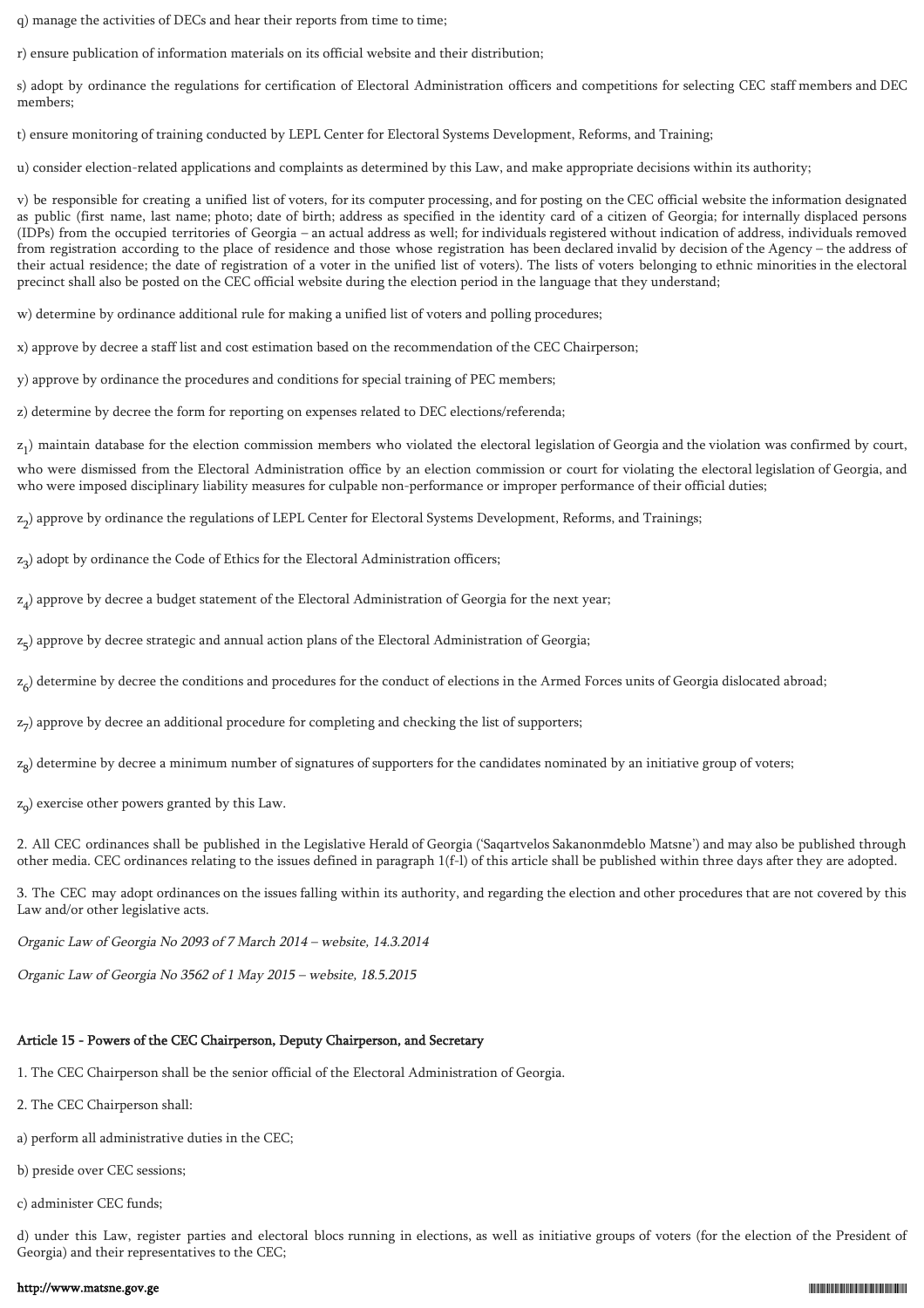q) manage the activities of DECs and hear their reports from time to time;

r) ensure publication of information materials on its official website and their distribution;

s) adopt by ordinance the regulations for certification of Electoral Administration officers and competitions for selecting CEC staff members and DEC members;

t) ensure monitoring of training conducted by LEPL Center for Electoral Systems Development, Reforms, and Training;

u) consider election-related applications and complaints as determined by this Law, and make appropriate decisions within its authority;

v) be responsible for creating a unified list of voters, for its computer processing, and for posting on the CEC official website the information designated as public (first name, last name; photo; date of birth; address as specified in the identity card of a citizen of Georgia; for internally displaced persons (IDPs) from the occupied territories of Georgia – an actual address as well; for individuals registered without indication of address, individuals removed from registration according to the place of residence and those whose registration has been declared invalid by decision of the Agency – the address of their actual residence; the date of registration of a voter in the unified list of voters). The lists of voters belonging to ethnic minorities in the electoral precinct shall also be posted on the CEC official website during the election period in the language that they understand;

w) determine by ordinance additional rule for making a unified list of voters and polling procedures;

x) approve by decree a staff list and cost estimation based on the recommendation of the CEC Chairperson;

y) approve by ordinance the procedures and conditions for special training of PEC members;

z) determine by decree the form for reporting on expenses related to DEC elections/referenda;

$z_1$) maintain database for the election commission members who violated the electoral legislation of Georgia and the violation was confirmed by court, who were dismissed from the Electoral Administration office by an election commission or court for violating the electoral legislation of Georgia, and who were imposed disciplinary liability measures for culpable non-performance or improper performance of their official duties;

$z_2$) approve by ordinance the regulations of LEPL Center for Electoral Systems Development, Reforms, and Trainings;

$z_3$) adopt by ordinance the Code of Ethics for the Electoral Administration officers;

$z_4$) approve by decree a budget statement of the Electoral Administration of Georgia for the next year;

$z_5$) approve by decree strategic and annual action plans of the Electoral Administration of Georgia;

$z_6$) determine by decree the conditions and procedures for the conduct of elections in the Armed Forces units of Georgia dislocated abroad;

$z_7$) approve by decree an additional procedure for completing and checking the list of supporters;

$z_8$) determine by decree a minimum number of signatures of supporters for the candidates nominated by an initiative group of voters;

$z_9$) exercise other powers granted by this Law.

2. All CEC ordinances shall be published in the Legislative Herald of Georgia ('Saqartvelos Sakanonmdeblo Matsne') and may also be published through other media. CEC ordinances relating to the issues defined in paragraph 1(f-l) of this article shall be published within three days after they are adopted.

3. The CEC may adopt ordinances on the issues falling within its authority, and regarding the election and other procedures that are not covered by this Law and/or other legislative acts.

*Organic Law of Georgia No 2093 of 7 March 2014 – website, 14.3.2014*

*Organic Law of Georgia No 3562 of 1 May 2015 – website, 18.5.2015*

#### Article 15 - Powers of the CEC Chairperson, Deputy Chairperson, and Secretary

1. The CEC Chairperson shall be the senior official of the Electoral Administration of Georgia.

2. The CEC Chairperson shall:

a) perform all administrative duties in the CEC;

b) preside over CEC sessions;

c) administer CEC funds;

d) under this Law, register parties and electoral blocs running in elections, as well as initiative groups of voters (for the election of the President of Georgia) and their representatives to the CEC;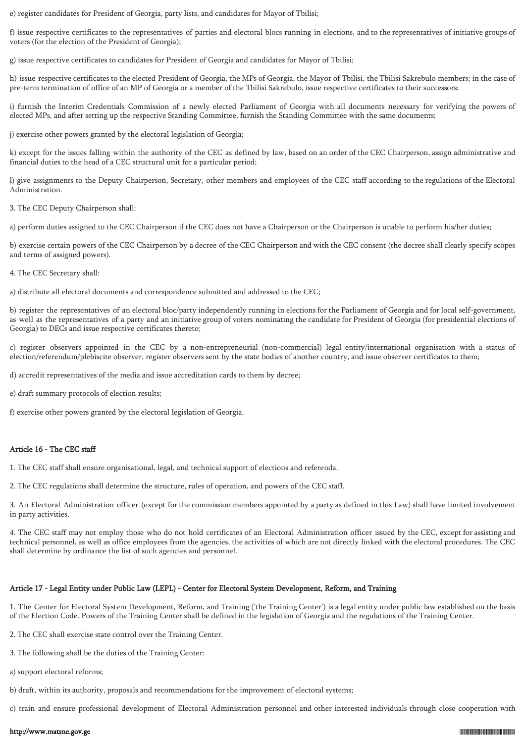e) register candidates for President of Georgia, party lists, and candidates for Mayor of Tbilisi;

f) issue respective certificates to the representatives of parties and electoral blocs running in elections, and to the representatives of initiative groups of voters (for the election of the President of Georgia);

g) issue respective certificates to candidates for President of Georgia and candidates for Mayor of Tbilisi;

h) issue respective certificates to the elected President of Georgia, the MPs of Georgia, the Mayor of Tbilisi, the Tbilisi Sakrebulo members; in the case of pre-term termination of office of an MP of Georgia or a member of the Tbilisi Sakrebulo, issue respective certificates to their successors;

i) furnish the Interim Credentials Commission of a newly elected Parliament of Georgia with all documents necessary for verifying the powers of elected MPs, and after setting up the respective Standing Committee, furnish the Standing Committee with the same documents;

j) exercise other powers granted by the electoral legislation of Georgia;

k) except for the issues falling within the authority of the CEC as defined by law, based on an order of the CEC Chairperson, assign administrative and financial duties to the head of a CEC structural unit for a particular period;

l) give assignments to the Deputy Chairperson, Secretary, other members and employees of the CEC staff according to the regulations of the Electoral Administration.

3. The CEC Deputy Chairperson shall:

a) perform duties assigned to the CEC Chairperson if the CEC does not have a Chairperson or the Chairperson is unable to perform his/her duties;

b) exercise certain powers of the CEC Chairperson by a decree of the CEC Chairperson and with the CEC consent (the decree shall clearly specify scopes and terms of assigned powers).

4. The CEC Secretary shall:

a) distribute all electoral documents and correspondence submitted and addressed to the CEC;

b) register the representatives of an electoral bloc/party independently running in elections for the Parliament of Georgia and for local self-government, as well as the representatives of a party and an initiative group of voters nominating the candidate for President of Georgia (for presidential elections of Georgia) to DECs and issue respective certificates thereto;

c) register observers appointed in the CEC by a non-entrepreneurial (non-commercial) legal entity/international organisation with a status of election/referendum/plebiscite observer, register observers sent by the state bodies of another country, and issue observer certificates to them;

d) accredit representatives of the media and issue accreditation cards to them by decree;

e) draft summary protocols of election results;

f) exercise other powers granted by the electoral legislation of Georgia.

## Article 16 - The CEC staff

1. The CEC staff shall ensure organisational, legal, and technical support of elections and referenda.

2. The CEC regulations shall determine the structure, rules of operation, and powers of the CEC staff.

3. An Electoral Administration officer (except for the commission members appointed by a party as defined in this Law) shall have limited involvement in party activities.

4. The CEC staff may not employ those who do not hold certificates of an Electoral Administration officer issued by the CEC, except for assisting and technical personnel, as well as office employees from the agencies, the activities of which are not directly linked with the electoral procedures. The CEC shall determine by ordinance the list of such agencies and personnel.

## Article 17 - Legal Entity under Public Law (LEPL) - Center for Electoral System Development, Reform, and Training

1. The Center for Electoral System Development, Reform, and Training ('the Training Center') is a legal entity under public law established on the basis of the Election Code. Powers of the Training Center shall be defined in the legislation of Georgia and the regulations of the Training Center.

2. The CEC shall exercise state control over the Training Center.

3. The following shall be the duties of the Training Center:

a) support electoral reforms;

b) draft, within its authority, proposals and recommendations for the improvement of electoral systems;

c) train and ensure professional development of Electoral Administration personnel and other interested individuals through close cooperation with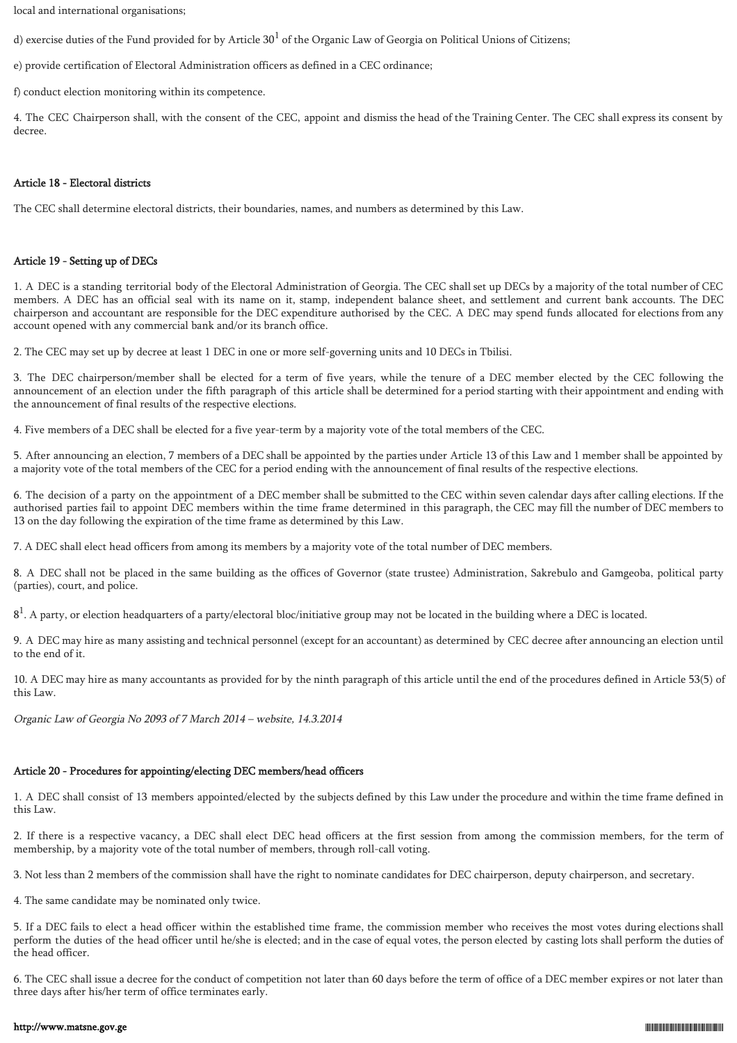local and international organisations;

d) exercise duties of the Fund provided for by Article 30[1] of the Organic Law of Georgia on Political Unions of Citizens;

e) provide certification of Electoral Administration officers as defined in a CEC ordinance;

f) conduct election monitoring within its competence.

4. The CEC Chairperson shall, with the consent of the CEC, appoint and dismiss the head of the Training Center. The CEC shall express its consent by decree.

#### Article 18 - Electoral districts

The CEC shall determine electoral districts, their boundaries, names, and numbers as determined by this Law.

#### Article 19 - Setting up of DECs

1. A DEC is a standing territorial body of the Electoral Administration of Georgia. The CEC shall set up DECs by a majority of the total number of CEC members. A DEC has an official seal with its name on it, stamp, independent balance sheet, and settlement and current bank accounts. The DEC chairperson and accountant are responsible for the DEC expenditure authorised by the CEC. A DEC may spend funds allocated for elections from any account opened with any commercial bank and/or its branch office.

2. The CEC may set up by decree at least 1 DEC in one or more self-governing units and 10 DECs in Tbilisi.

3. The DEC chairperson/member shall be elected for a term of five years, while the tenure of a DEC member elected by the CEC following the announcement of an election under the fifth paragraph of this article shall be determined for a period starting with their appointment and ending with the announcement of final results of the respective elections.

4. Five members of a DEC shall be elected for a five year-term by a majority vote of the total members of the CEC.

5. After announcing an election, 7 members of a DEC shall be appointed by the parties under Article 13 of this Law and 1 member shall be appointed by a majority vote of the total members of the CEC for a period ending with the announcement of final results of the respective elections.

6. The decision of a party on the appointment of a DEC member shall be submitted to the CEC within seven calendar days after calling elections. If the authorised parties fail to appoint DEC members within the time frame determined in this paragraph, the CEC may fill the number of DEC members to 13 on the day following the expiration of the time frame as determined by this Law.

7. A DEC shall elect head officers from among its members by a majority vote of the total number of DEC members.

8. A DEC shall not be placed in the same building as the offices of Governor (state trustee) Administration, Sakrebulo and Gamgeoba, political party (parties), court, and police.

8[1]. A party, or election headquarters of a party/electoral bloc/initiative group may not be located in the building where a DEC is located.

9. A DEC may hire as many assisting and technical personnel (except for an accountant) as determined by CEC decree after announcing an election until to the end of it.

10. A DEC may hire as many accountants as provided for by the ninth paragraph of this article until the end of the procedures defined in Article 53(5) of this Law.

*Organic Law of Georgia No 2093 of 7 March 2014 – website, 14.3.2014*

#### Article 20 - Procedures for appointing/electing DEC members/head officers

1. A DEC shall consist of 13 members appointed/elected by the subjects defined by this Law under the procedure and within the time frame defined in this Law.

2. If there is a respective vacancy, a DEC shall elect DEC head officers at the first session from among the commission members, for the term of membership, by a majority vote of the total number of members, through roll-call voting.

3. Not less than 2 members of the commission shall have the right to nominate candidates for DEC chairperson, deputy chairperson, and secretary.

4. The same candidate may be nominated only twice.

5. If a DEC fails to elect a head officer within the established time frame, the commission member who receives the most votes during elections shall perform the duties of the head officer until he/she is elected; and in the case of equal votes, the person elected by casting lots shall perform the duties of the head officer.

6. The CEC shall issue a decree for the conduct of competition not later than 60 days before the term of office of a DEC member expires or not later than three days after his/her term of office terminates early.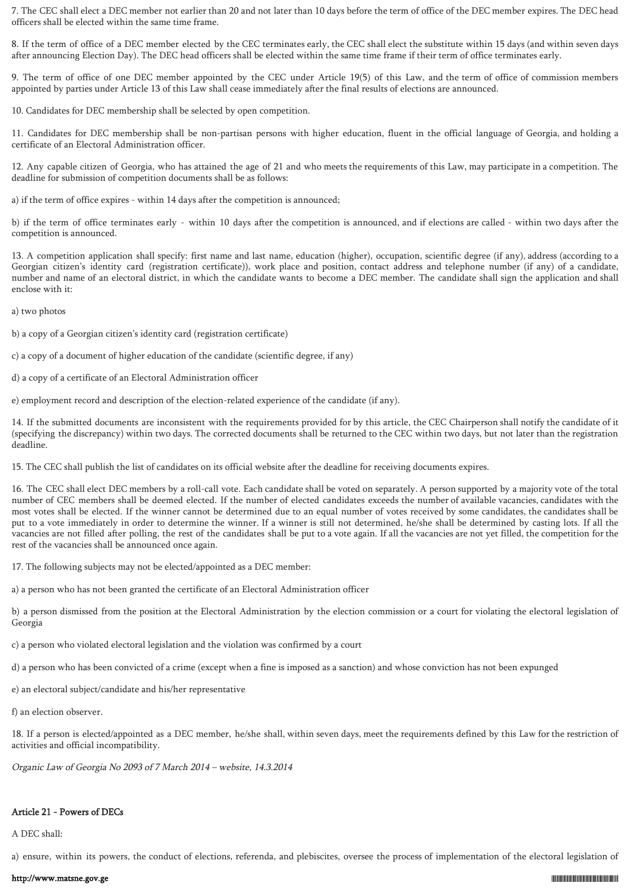7. The CEC shall elect a DEC member not earlier than 20 and not later than 10 days before the term of office of the DEC member expires. The DEC head officers shall be elected within the same time frame.

8. If the term of office of a DEC member elected by the CEC terminates early, the CEC shall elect the substitute within 15 days (and within seven days after announcing Election Day). The DEC head officers shall be elected within the same time frame if their term of office terminates early.

9. The term of office of one DEC member appointed by the CEC under Article 19(5) of this Law, and the term of office of commission members appointed by parties under Article 13 of this Law shall cease immediately after the final results of elections are announced.

10. Candidates for DEC membership shall be selected by open competition.

11. Candidates for DEC membership shall be non-partisan persons with higher education, fluent in the official language of Georgia, and holding a certificate of an Electoral Administration officer.

12. Any capable citizen of Georgia, who has attained the age of 21 and who meets the requirements of this Law, may participate in a competition. The deadline for submission of competition documents shall be as follows:

a) if the term of office expires - within 14 days after the competition is announced;

b) if the term of office terminates early - within 10 days after the competition is announced, and if elections are called - within two days after the competition is announced.

13. A competition application shall specify: first name and last name, education (higher), occupation, scientific degree (if any), address (according to a Georgian citizen's identity card (registration certificate)), work place and position, contact address and telephone number (if any) of a candidate, number and name of an electoral district, in which the candidate wants to become a DEC member. The candidate shall sign the application and shall enclose with it:

a) two photos

b) a copy of a Georgian citizen's identity card (registration certificate)

c) a copy of a document of higher education of the candidate (scientific degree, if any)

d) a copy of a certificate of an Electoral Administration officer

e) employment record and description of the election-related experience of the candidate (if any).

14. If the submitted documents are inconsistent with the requirements provided for by this article, the CEC Chairperson shall notify the candidate of it (specifying the discrepancy) within two days. The corrected documents shall be returned to the CEC within two days, but not later than the registration deadline.

15. The CEC shall publish the list of candidates on its official website after the deadline for receiving documents expires.

16. The CEC shall elect DEC members by a roll-call vote. Each candidate shall be voted on separately. A person supported by a majority vote of the total number of CEC members shall be deemed elected. If the number of elected candidates exceeds the number of available vacancies, candidates with the most votes shall be elected. If the winner cannot be determined due to an equal number of votes received by some candidates, the candidates shall be put to a vote immediately in order to determine the winner. If a winner is still not determined, he/she shall be determined by casting lots. If all the vacancies are not filled after polling, the rest of the candidates shall be put to a vote again. If all the vacancies are not yet filled, the competition for the rest of the vacancies shall be announced once again.

17. The following subjects may not be elected/appointed as a DEC member:

a) a person who has not been granted the certificate of an Electoral Administration officer

b) a person dismissed from the position at the Electoral Administration by the election commission or a court for violating the electoral legislation of Georgia

c) a person who violated electoral legislation and the violation was confirmed by a court

d) a person who has been convicted of a crime (except when a fine is imposed as a sanction) and whose conviction has not been expunged

e) an electoral subject/candidate and his/her representative

f) an election observer.

18. If a person is elected/appointed as a DEC member, he/she shall, within seven days, meet the requirements defined by this Law for the restriction of activities and official incompatibility.

*Organic Law of Georgia No 2093 of 7 March 2014 – website, 14.3.2014*

#### Article 21 - Powers of DECs

A DEC shall:

a) ensure, within its powers, the conduct of elections, referenda, and plebiscites, oversee the process of implementation of the electoral legislation of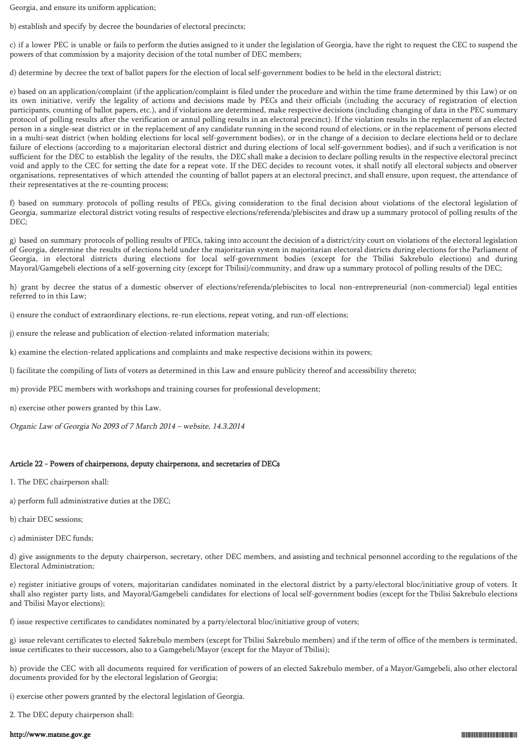Georgia, and ensure its uniform application;

b) establish and specify by decree the boundaries of electoral precincts;

c) if a lower PEC is unable or fails to perform the duties assigned to it under the legislation of Georgia, have the right to request the CEC to suspend the powers of that commission by a majority decision of the total number of DEC members;

d) determine by decree the text of ballot papers for the election of local self-government bodies to be held in the electoral district;

e) based on an application/complaint (if the application/complaint is filed under the procedure and within the time frame determined by this Law) or on its own initiative, verify the legality of actions and decisions made by PECs and their officials (including the accuracy of registration of election participants, counting of ballot papers, etc.), and if violations are determined, make respective decisions (including changing of data in the PEC summary protocol of polling results after the verification or annul polling results in an electoral precinct). If the violation results in the replacement of an elected person in a single-seat district or in the replacement of any candidate running in the second round of elections, or in the replacement of persons elected in a multi-seat district (when holding elections for local self-government bodies), or in the change of a decision to declare elections held or to declare failure of elections (according to a majoritarian electoral district and during elections of local self-government bodies), and if such a verification is not sufficient for the DEC to establish the legality of the results, the DEC shall make a decision to declare polling results in the respective electoral precinct void and apply to the CEC for setting the date for a repeat vote. If the DEC decides to recount votes, it shall notify all electoral subjects and observer organisations, representatives of which attended the counting of ballot papers at an electoral precinct, and shall ensure, upon request, the attendance of their representatives at the re-counting process;

f) based on summary protocols of polling results of PECs, giving consideration to the final decision about violations of the electoral legislation of Georgia, summarize electoral district voting results of respective elections/referenda/plebiscites and draw up a summary protocol of polling results of the DEC;

g) based on summary protocols of polling results of PECs, taking into account the decision of a district/city court on violations of the electoral legislation of Georgia, determine the results of elections held under the majoritarian system in majoritarian electoral districts during elections for the Parliament of Georgia, in electoral districts during elections for local self-government bodies (except for the Tbilisi Sakrebulo elections) and during Mayoral/Gamgebeli elections of a self-governing city (except for Tbilisi)/community, and draw up a summary protocol of polling results of the DEC;

h) grant by decree the status of a domestic observer of elections/referenda/plebiscites to local non-entrepreneurial (non-commercial) legal entities referred to in this Law;

i) ensure the conduct of extraordinary elections, re-run elections, repeat voting, and run-off elections;

j) ensure the release and publication of election-related information materials;

k) examine the election-related applications and complaints and make respective decisions within its powers;

l) facilitate the compiling of lists of voters as determined in this Law and ensure publicity thereof and accessibility thereto;

m) provide PEC members with workshops and training courses for professional development;

n) exercise other powers granted by this Law.

*Organic Law of Georgia No 2093 of 7 March 2014 – website, 14.3.2014*

#### Article 22 - Powers of chairpersons, deputy chairpersons, and secretaries of DECs

1. The DEC chairperson shall:

a) perform full administrative duties at the DEC;

b) chair DEC sessions;

c) administer DEC funds;

d) give assignments to the deputy chairperson, secretary, other DEC members, and assisting and technical personnel according to the regulations of the Electoral Administration;

e) register initiative groups of voters, majoritarian candidates nominated in the electoral district by a party/electoral bloc/initiative group of voters. It shall also register party lists, and Mayoral/Gamgebeli candidates for elections of local self-government bodies (except for the Tbilisi Sakrebulo elections and Tbilisi Mayor elections);

f) issue respective certificates to candidates nominated by a party/electoral bloc/initiative group of voters;

g) issue relevant certificates to elected Sakrebulo members (except for Tbilisi Sakrebulo members) and if the term of office of the members is terminated, issue certificates to their successors, also to a Gamgebeli/Mayor (except for the Mayor of Tbilisi);

h) provide the CEC with all documents required for verification of powers of an elected Sakrebulo member, of a Mayor/Gamgebeli, also other electoral documents provided for by the electoral legislation of Georgia;

i) exercise other powers granted by the electoral legislation of Georgia.

2. The DEC deputy chairperson shall: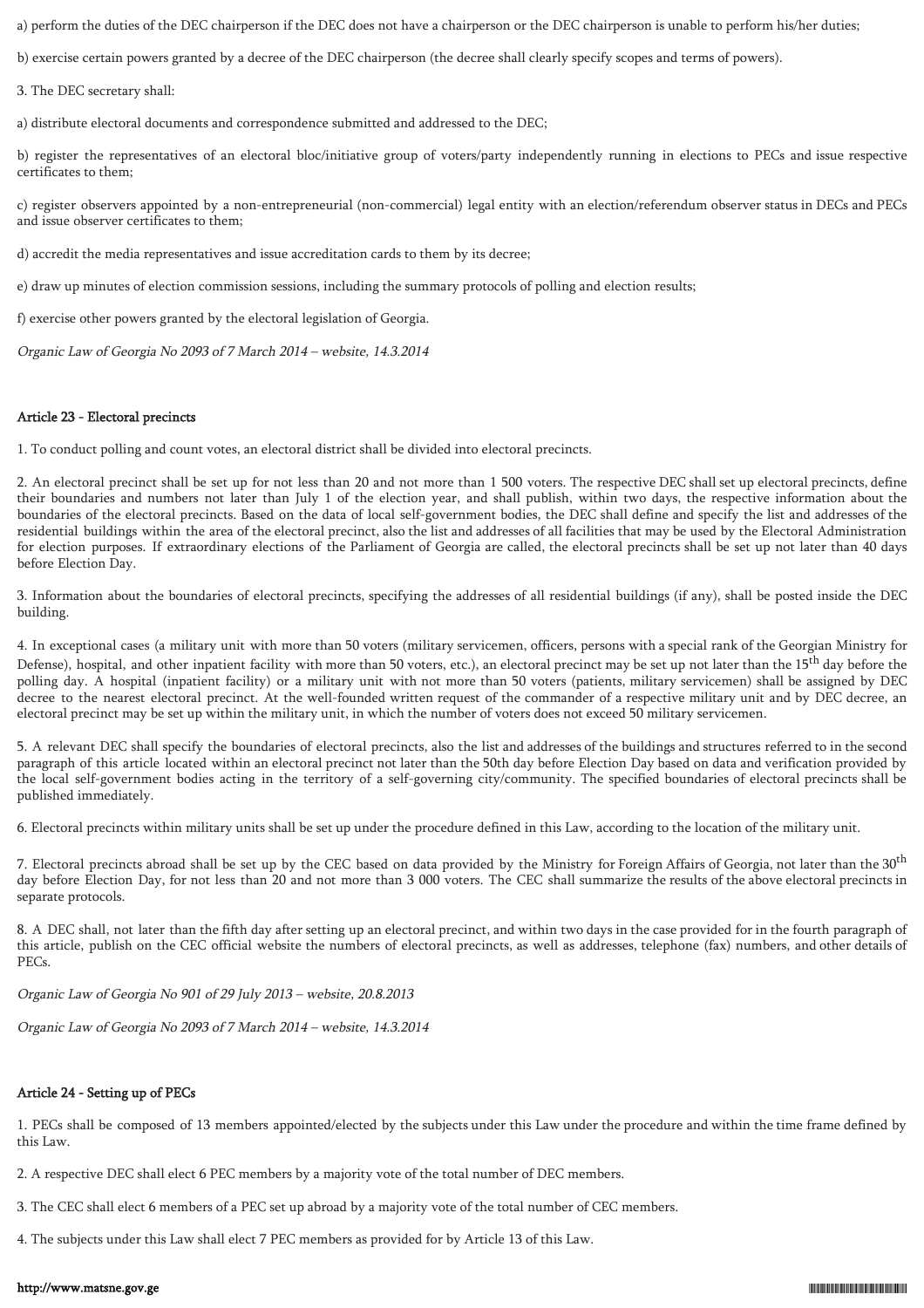a) perform the duties of the DEC chairperson if the DEC does not have a chairperson or the DEC chairperson is unable to perform his/her duties;

b) exercise certain powers granted by a decree of the DEC chairperson (the decree shall clearly specify scopes and terms of powers).

3. The DEC secretary shall:

a) distribute electoral documents and correspondence submitted and addressed to the DEC;

b) register the representatives of an electoral bloc/initiative group of voters/party independently running in elections to PECs and issue respective certificates to them;

c) register observers appointed by a non-entrepreneurial (non-commercial) legal entity with an election/referendum observer status in DECs and PECs and issue observer certificates to them;

d) accredit the media representatives and issue accreditation cards to them by its decree;

e) draw up minutes of election commission sessions, including the summary protocols of polling and election results;

f) exercise other powers granted by the electoral legislation of Georgia.

*Organic Law of Georgia No 2093 of 7 March 2014 – website, 14.3.2014*

### Article 23 - Electoral precincts

1. To conduct polling and count votes, an electoral district shall be divided into electoral precincts.

2. An electoral precinct shall be set up for not less than 20 and not more than 1 500 voters. The respective DEC shall set up electoral precincts, define their boundaries and numbers not later than July 1 of the election year, and shall publish, within two days, the respective information about the boundaries of the electoral precincts. Based on the data of local self-government bodies, the DEC shall define and specify the list and addresses of the residential buildings within the area of the electoral precinct, also the list and addresses of all facilities that may be used by the Electoral Administration for election purposes. If extraordinary elections of the Parliament of Georgia are called, the electoral precincts shall be set up not later than 40 days before Election Day.

3. Information about the boundaries of electoral precincts, specifying the addresses of all residential buildings (if any), shall be posted inside the DEC building.

4. In exceptional cases (a military unit with more than 50 voters (military servicemen, officers, persons with a special rank of the Georgian Ministry for Defense), hospital, and other inpatient facility with more than 50 voters, etc.), an electoral precinct may be set up not later than the 15th day before the polling day. A hospital (inpatient facility) or a military unit with not more than 50 voters (patients, military servicemen) shall be assigned by DEC decree to the nearest electoral precinct. At the well-founded written request of the commander of a respective military unit and by DEC decree, an electoral precinct may be set up within the military unit, in which the number of voters does not exceed 50 military servicemen.

5. A relevant DEC shall specify the boundaries of electoral precincts, also the list and addresses of the buildings and structures referred to in the second paragraph of this article located within an electoral precinct not later than the 50th day before Election Day based on data and verification provided by the local self-government bodies acting in the territory of a self-governing city/community. The specified boundaries of electoral precincts shall be published immediately.

6. Electoral precincts within military units shall be set up under the procedure defined in this Law, according to the location of the military unit.

7. Electoral precincts abroad shall be set up by the CEC based on data provided by the Ministry for Foreign Affairs of Georgia, not later than the 30th day before Election Day, for not less than 20 and not more than 3 000 voters. The CEC shall summarize the results of the above electoral precincts in separate protocols.

8. A DEC shall, not later than the fifth day after setting up an electoral precinct, and within two days in the case provided for in the fourth paragraph of this article, publish on the CEC official website the numbers of electoral precincts, as well as addresses, telephone (fax) numbers, and other details of PECs.

*Organic Law of Georgia No 901 of 29 July 2013 – website, 20.8.2013*

*Organic Law of Georgia No 2093 of 7 March 2014 – website, 14.3.2014*

### Article 24 - Setting up of PECs

1. PECs shall be composed of 13 members appointed/elected by the subjects under this Law under the procedure and within the time frame defined by this Law.

2. A respective DEC shall elect 6 PEC members by a majority vote of the total number of DEC members.

3. The CEC shall elect 6 members of a PEC set up abroad by a majority vote of the total number of CEC members.

4. The subjects under this Law shall elect 7 PEC members as provided for by Article 13 of this Law.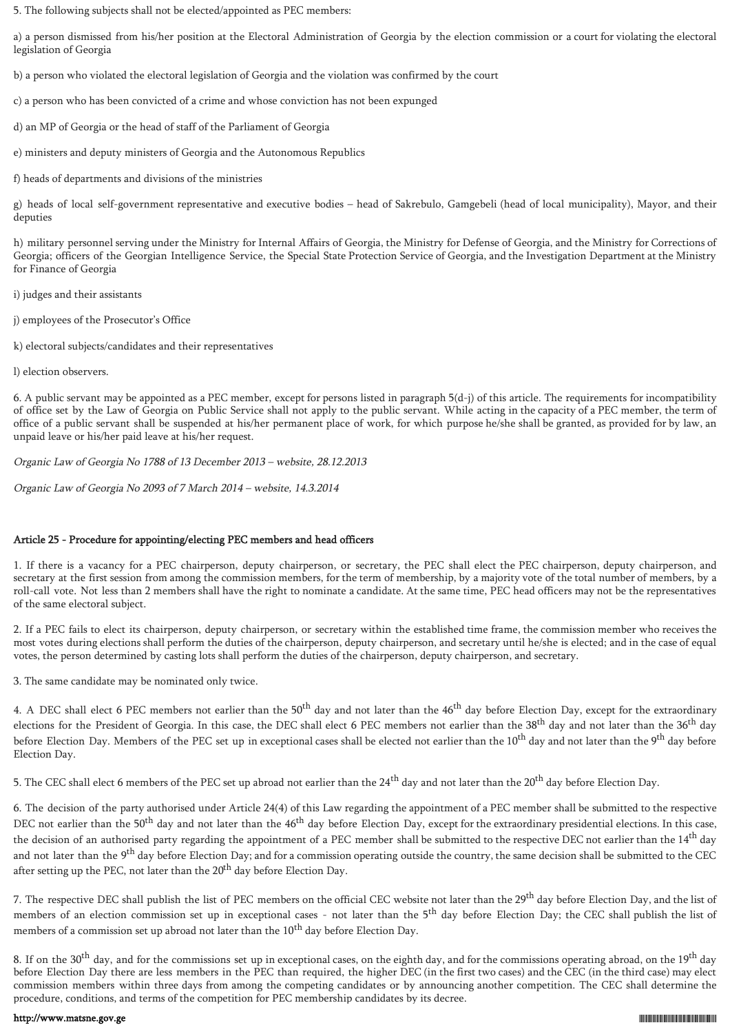5. The following subjects shall not be elected/appointed as PEC members:

a) a person dismissed from his/her position at the Electoral Administration of Georgia by the election commission or a court for violating the electoral legislation of Georgia

b) a person who violated the electoral legislation of Georgia and the violation was confirmed by the court

c) a person who has been convicted of a crime and whose conviction has not been expunged

d) an MP of Georgia or the head of staff of the Parliament of Georgia

e) ministers and deputy ministers of Georgia and the Autonomous Republics

f) heads of departments and divisions of the ministries

g) heads of local self-government representative and executive bodies – head of Sakrebulo, Gamgebeli (head of local municipality), Mayor, and their deputies

h) military personnel serving under the Ministry for Internal Affairs of Georgia, the Ministry for Defense of Georgia, and the Ministry for Corrections of Georgia; officers of the Georgian Intelligence Service, the Special State Protection Service of Georgia, and the Investigation Department at the Ministry for Finance of Georgia

i) judges and their assistants

j) employees of the Prosecutor's Office

k) electoral subjects/candidates and their representatives

l) election observers.

6. A public servant may be appointed as a PEC member, except for persons listed in paragraph 5(d-j) of this article. The requirements for incompatibility of office set by the Law of Georgia on Public Service shall not apply to the public servant. While acting in the capacity of a PEC member, the term of office of a public servant shall be suspended at his/her permanent place of work, for which purpose he/she shall be granted, as provided for by law, an unpaid leave or his/her paid leave at his/her request.

*Organic Law of Georgia No 1788 of 13 December 2013 – website, 28.12.2013*

*Organic Law of Georgia No 2093 of 7 March 2014 – website, 14.3.2014*

#### Article 25 - Procedure for appointing/electing PEC members and head officers

1. If there is a vacancy for a PEC chairperson, deputy chairperson, or secretary, the PEC shall elect the PEC chairperson, deputy chairperson, and secretary at the first session from among the commission members, for the term of membership, by a majority vote of the total number of members, by a roll-call vote. Not less than 2 members shall have the right to nominate a candidate. At the same time, PEC head officers may not be the representatives of the same electoral subject.

2. If a PEC fails to elect its chairperson, deputy chairperson, or secretary within the established time frame, the commission member who receives the most votes during elections shall perform the duties of the chairperson, deputy chairperson, and secretary until he/she is elected; and in the case of equal votes, the person determined by casting lots shall perform the duties of the chairperson, deputy chairperson, and secretary.

3. The same candidate may be nominated only twice.

4. A DEC shall elect 6 PEC members not earlier than the 50th day and not later than the 46th day before Election Day, except for the extraordinary elections for the President of Georgia. In this case, the DEC shall elect 6 PEC members not earlier than the 38th day and not later than the 36th day before Election Day. Members of the PEC set up in exceptional cases shall be elected not earlier than the 10th day and not later than the 9th day before Election Day.

5. The CEC shall elect 6 members of the PEC set up abroad not earlier than the 24th day and not later than the 20th day before Election Day.

6. The decision of the party authorised under Article 24(4) of this Law regarding the appointment of a PEC member shall be submitted to the respective DEC not earlier than the 50th day and not later than the 46th day before Election Day, except for the extraordinary presidential elections. In this case, the decision of an authorised party regarding the appointment of a PEC member shall be submitted to the respective DEC not earlier than the 14th day and not later than the 9th day before Election Day; and for a commission operating outside the country, the same decision shall be submitted to the CEC after setting up the PEC, not later than the 20th day before Election Day.

7. The respective DEC shall publish the list of PEC members on the official CEC website not later than the 29th day before Election Day, and the list of members of an election commission set up in exceptional cases - not later than the 5th day before Election Day; the CEC shall publish the list of members of a commission set up abroad not later than the 10th day before Election Day.

8. If on the 30th day, and for the commissions set up in exceptional cases, on the eighth day, and for the commissions operating abroad, on the 19th day before Election Day there are less members in the PEC than required, the higher DEC (in the first two cases) and the CEC (in the third case) may elect commission members within three days from among the competing candidates or by announcing another competition. The CEC shall determine the procedure, conditions, and terms of the competition for PEC membership candidates by its decree.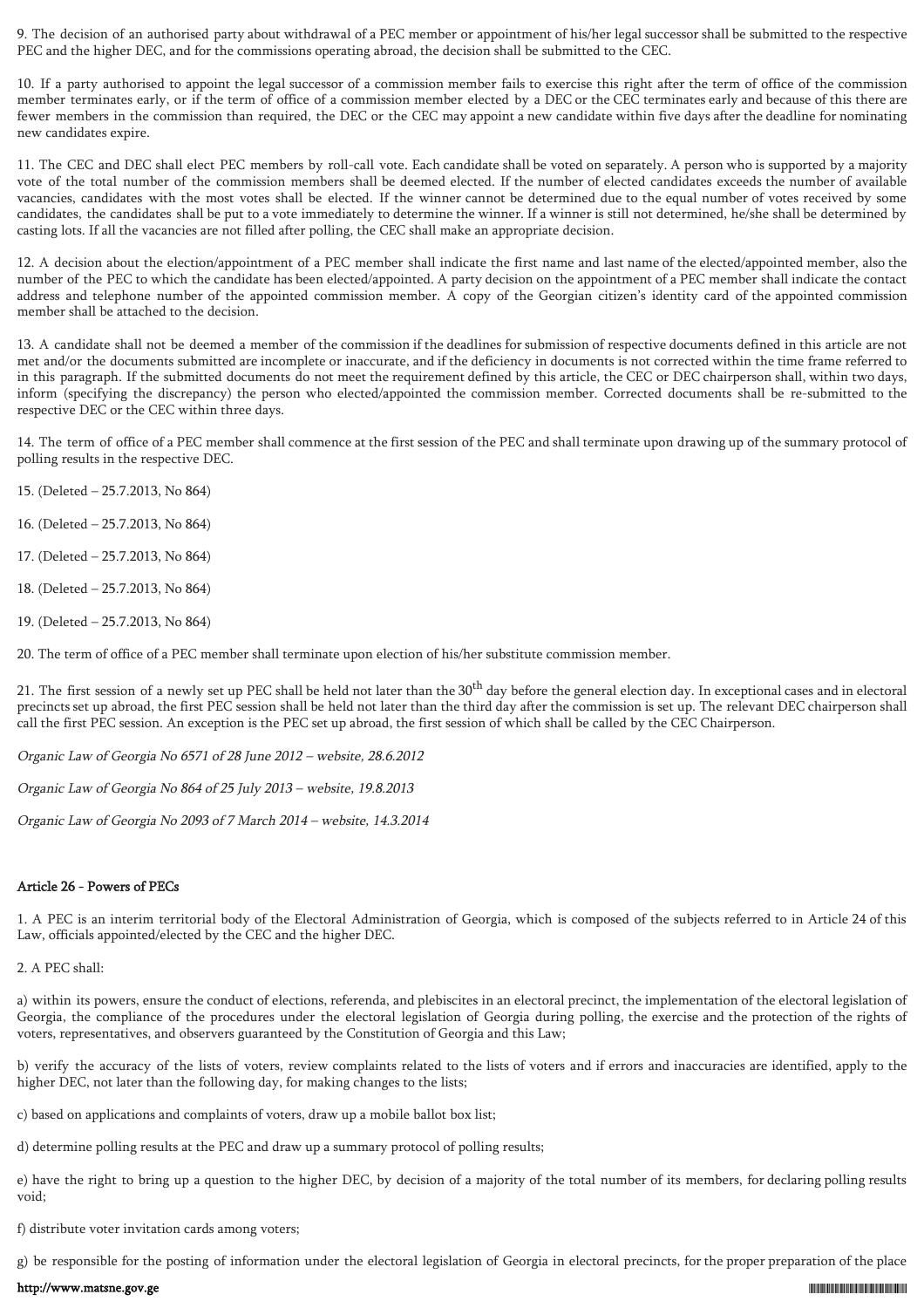9. The decision of an authorised party about withdrawal of a PEC member or appointment of his/her legal successor shall be submitted to the respective PEC and the higher DEC, and for the commissions operating abroad, the decision shall be submitted to the CEC.

10. If a party authorised to appoint the legal successor of a commission member fails to exercise this right after the term of office of the commission member terminates early, or if the term of office of a commission member elected by a DEC or the CEC terminates early and because of this there are fewer members in the commission than required, the DEC or the CEC may appoint a new candidate within five days after the deadline for nominating new candidates expire.

11. The CEC and DEC shall elect PEC members by roll-call vote. Each candidate shall be voted on separately. A person who is supported by a majority vote of the total number of the commission members shall be deemed elected. If the number of elected candidates exceeds the number of available vacancies, candidates with the most votes shall be elected. If the winner cannot be determined due to the equal number of votes received by some candidates, the candidates shall be put to a vote immediately to determine the winner. If a winner is still not determined, he/she shall be determined by casting lots. If all the vacancies are not filled after polling, the CEC shall make an appropriate decision.

12. A decision about the election/appointment of a PEC member shall indicate the first name and last name of the elected/appointed member, also the number of the PEC to which the candidate has been elected/appointed. A party decision on the appointment of a PEC member shall indicate the contact address and telephone number of the appointed commission member. A copy of the Georgian citizen's identity card of the appointed commission member shall be attached to the decision.

13. A candidate shall not be deemed a member of the commission if the deadlines for submission of respective documents defined in this article are not met and/or the documents submitted are incomplete or inaccurate, and if the deficiency in documents is not corrected within the time frame referred to in this paragraph. If the submitted documents do not meet the requirement defined by this article, the CEC or DEC chairperson shall, within two days, inform (specifying the discrepancy) the person who elected/appointed the commission member. Corrected documents shall be re-submitted to the respective DEC or the CEC within three days.

14. The term of office of a PEC member shall commence at the first session of the PEC and shall terminate upon drawing up of the summary protocol of polling results in the respective DEC.

15. (Deleted – 25.7.2013, No 864)

16. (Deleted – 25.7.2013, No 864)

17. (Deleted – 25.7.2013, No 864)

18. (Deleted – 25.7.2013, No 864)

19. (Deleted – 25.7.2013, No 864)

20. The term of office of a PEC member shall terminate upon election of his/her substitute commission member.

21. The first session of a newly set up PEC shall be held not later than the 30th day before the general election day. In exceptional cases and in electoral precincts set up abroad, the first PEC session shall be held not later than the third day after the commission is set up. The relevant DEC chairperson shall call the first PEC session. An exception is the PEC set up abroad, the first session of which shall be called by the CEC Chairperson.

*Organic Law of Georgia No 6571 of 28 June 2012 – website, 28.6.2012*

*Organic Law of Georgia No 864 of 25 July 2013 – website, 19.8.2013*

*Organic Law of Georgia No 2093 of 7 March 2014 – website, 14.3.2014*

**Article 26 - Powers of PECs**

1. A PEC is an interim territorial body of the Electoral Administration of Georgia, which is composed of the subjects referred to in Article 24 of this Law, officials appointed/elected by the CEC and the higher DEC.

2. A PEC shall:

a) within its powers, ensure the conduct of elections, referenda, and plebiscites in an electoral precinct, the implementation of the electoral legislation of Georgia, the compliance of the procedures under the electoral legislation of Georgia during polling, the exercise and the protection of the rights of voters, representatives, and observers guaranteed by the Constitution of Georgia and this Law;

b) verify the accuracy of the lists of voters, review complaints related to the lists of voters and if errors and inaccuracies are identified, apply to the higher DEC, not later than the following day, for making changes to the lists;

c) based on applications and complaints of voters, draw up a mobile ballot box list;

d) determine polling results at the PEC and draw up a summary protocol of polling results;

e) have the right to bring up a question to the higher DEC, by decision of a majority of the total number of its members, for declaring polling results void;

f) distribute voter invitation cards among voters;

g) be responsible for the posting of information under the electoral legislation of Georgia in electoral precincts, for the proper preparation of the place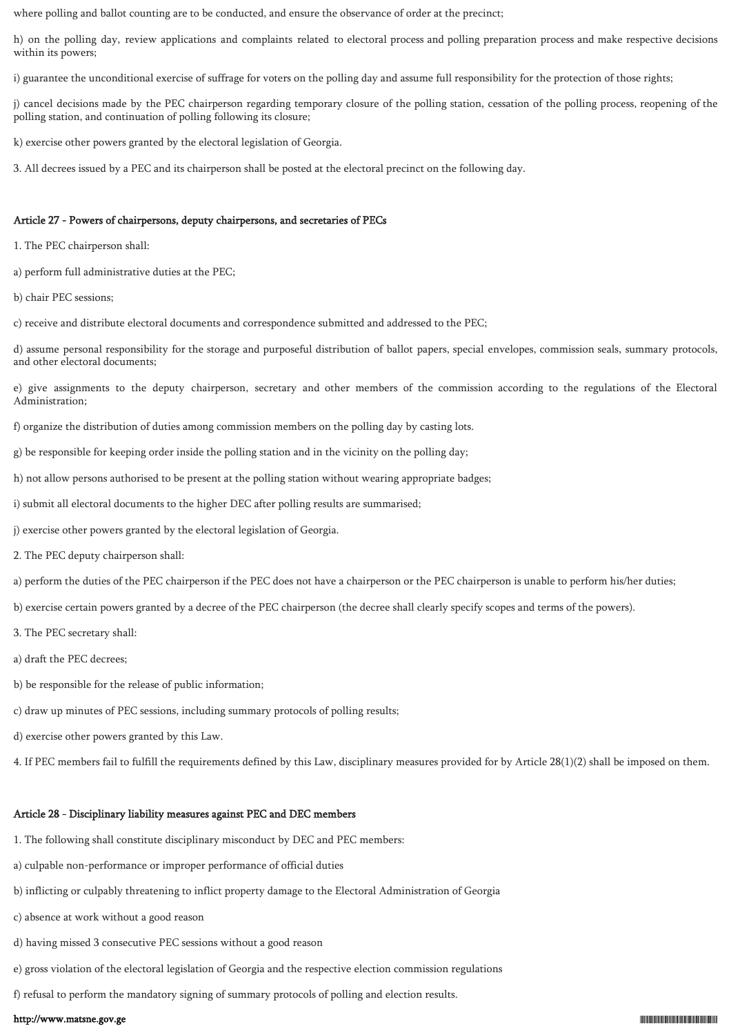where polling and ballot counting are to be conducted, and ensure the observance of order at the precinct;

h) on the polling day, review applications and complaints related to electoral process and polling preparation process and make respective decisions within its powers;

i) guarantee the unconditional exercise of suffrage for voters on the polling day and assume full responsibility for the protection of those rights;

j) cancel decisions made by the PEC chairperson regarding temporary closure of the polling station, cessation of the polling process, reopening of the polling station, and continuation of polling following its closure;

k) exercise other powers granted by the electoral legislation of Georgia.

3. All decrees issued by a PEC and its chairperson shall be posted at the electoral precinct on the following day.

### Article 27 - Powers of chairpersons, deputy chairpersons, and secretaries of PECs

1. The PEC chairperson shall:

a) perform full administrative duties at the PEC;

b) chair PEC sessions;

c) receive and distribute electoral documents and correspondence submitted and addressed to the PEC;

d) assume personal responsibility for the storage and purposeful distribution of ballot papers, special envelopes, commission seals, summary protocols, and other electoral documents;

e) give assignments to the deputy chairperson, secretary and other members of the commission according to the regulations of the Electoral Administration;

f) organize the distribution of duties among commission members on the polling day by casting lots.

g) be responsible for keeping order inside the polling station and in the vicinity on the polling day;

h) not allow persons authorised to be present at the polling station without wearing appropriate badges;

i) submit all electoral documents to the higher DEC after polling results are summarised;

j) exercise other powers granted by the electoral legislation of Georgia.

2. The PEC deputy chairperson shall:

a) perform the duties of the PEC chairperson if the PEC does not have a chairperson or the PEC chairperson is unable to perform his/her duties;

b) exercise certain powers granted by a decree of the PEC chairperson (the decree shall clearly specify scopes and terms of the powers).

3. The PEC secretary shall:

a) draft the PEC decrees;

b) be responsible for the release of public information;

c) draw up minutes of PEC sessions, including summary protocols of polling results;

d) exercise other powers granted by this Law.

4. If PEC members fail to fulfill the requirements defined by this Law, disciplinary measures provided for by Article 28(1)(2) shall be imposed on them.

### Article 28 - Disciplinary liability measures against PEC and DEC members

1. The following shall constitute disciplinary misconduct by DEC and PEC members:

a) culpable non-performance or improper performance of official duties

b) inflicting or culpably threatening to inflict property damage to the Electoral Administration of Georgia

c) absence at work without a good reason

d) having missed 3 consecutive PEC sessions without a good reason

e) gross violation of the electoral legislation of Georgia and the respective election commission regulations

f) refusal to perform the mandatory signing of summary protocols of polling and election results.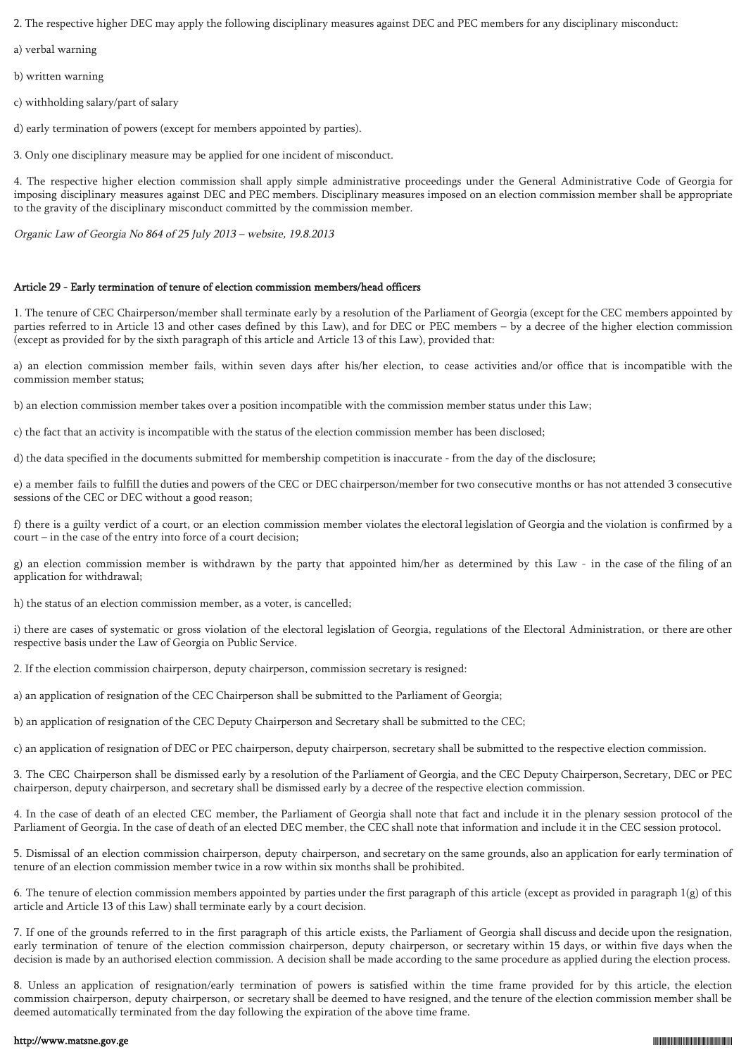2. The respective higher DEC may apply the following disciplinary measures against DEC and PEC members for any disciplinary misconduct:

a) verbal warning

b) written warning

c) withholding salary/part of salary

d) early termination of powers (except for members appointed by parties).

3. Only one disciplinary measure may be applied for one incident of misconduct.

4. The respective higher election commission shall apply simple administrative proceedings under the General Administrative Code of Georgia for imposing disciplinary measures against DEC and PEC members. Disciplinary measures imposed on an election commission member shall be appropriate to the gravity of the disciplinary misconduct committed by the commission member.

*Organic Law of Georgia No 864 of 25 July 2013 – website, 19.8.2013*

#### Article 29 - Early termination of tenure of election commission members/head officers

1. The tenure of CEC Chairperson/member shall terminate early by a resolution of the Parliament of Georgia (except for the CEC members appointed by parties referred to in Article 13 and other cases defined by this Law), and for DEC or PEC members – by a decree of the higher election commission (except as provided for by the sixth paragraph of this article and Article 13 of this Law), provided that:

a) an election commission member fails, within seven days after his/her election, to cease activities and/or office that is incompatible with the commission member status;

b) an election commission member takes over a position incompatible with the commission member status under this Law;

c) the fact that an activity is incompatible with the status of the election commission member has been disclosed;

d) the data specified in the documents submitted for membership competition is inaccurate - from the day of the disclosure;

e) a member fails to fulfill the duties and powers of the CEC or DEC chairperson/member for two consecutive months or has not attended 3 consecutive sessions of the CEC or DEC without a good reason;

f) there is a guilty verdict of a court, or an election commission member violates the electoral legislation of Georgia and the violation is confirmed by a court – in the case of the entry into force of a court decision;

g) an election commission member is withdrawn by the party that appointed him/her as determined by this Law - in the case of the filing of an application for withdrawal;

h) the status of an election commission member, as a voter, is cancelled;

i) there are cases of systematic or gross violation of the electoral legislation of Georgia, regulations of the Electoral Administration, or there are other respective basis under the Law of Georgia on Public Service.

2. If the election commission chairperson, deputy chairperson, commission secretary is resigned:

a) an application of resignation of the CEC Chairperson shall be submitted to the Parliament of Georgia;

b) an application of resignation of the CEC Deputy Chairperson and Secretary shall be submitted to the CEC;

c) an application of resignation of DEC or PEC chairperson, deputy chairperson, secretary shall be submitted to the respective election commission.

3. The CEC Chairperson shall be dismissed early by a resolution of the Parliament of Georgia, and the CEC Deputy Chairperson, Secretary, DEC or PEC chairperson, deputy chairperson, and secretary shall be dismissed early by a decree of the respective election commission.

4. In the case of death of an elected CEC member, the Parliament of Georgia shall note that fact and include it in the plenary session protocol of the Parliament of Georgia. In the case of death of an elected DEC member, the CEC shall note that information and include it in the CEC session protocol.

5. Dismissal of an election commission chairperson, deputy chairperson, and secretary on the same grounds, also an application for early termination of tenure of an election commission member twice in a row within six months shall be prohibited.

6. The tenure of election commission members appointed by parties under the first paragraph of this article (except as provided in paragraph 1(g) of this article and Article 13 of this Law) shall terminate early by a court decision.

7. If one of the grounds referred to in the first paragraph of this article exists, the Parliament of Georgia shall discuss and decide upon the resignation, early termination of tenure of the election commission chairperson, deputy chairperson, or secretary within 15 days, or within five days when the decision is made by an authorised election commission. A decision shall be made according to the same procedure as applied during the election process.

8. Unless an application of resignation/early termination of powers is satisfied within the time frame provided for by this article, the election commission chairperson, deputy chairperson, or secretary shall be deemed to have resigned, and the tenure of the election commission member shall be deemed automatically terminated from the day following the expiration of the above time frame.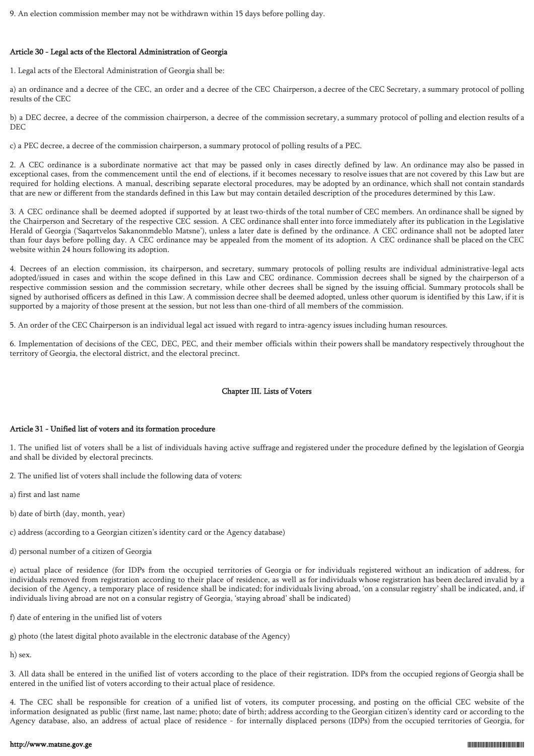9. An election commission member may not be withdrawn within 15 days before polling day.

### Article 30 - Legal acts of the Electoral Administration of Georgia

1. Legal acts of the Electoral Administration of Georgia shall be:

a) an ordinance and a decree of the CEC, an order and a decree of the CEC Chairperson, a decree of the CEC Secretary, a summary protocol of polling results of the CEC

b) a DEC decree, a decree of the commission chairperson, a decree of the commission secretary, a summary protocol of polling and election results of a DEC

c) a PEC decree, a decree of the commission chairperson, a summary protocol of polling results of a PEC.

2. A CEC ordinance is a subordinate normative act that may be passed only in cases directly defined by law. An ordinance may also be passed in exceptional cases, from the commencement until the end of elections, if it becomes necessary to resolve issues that are not covered by this Law but are required for holding elections. A manual, describing separate electoral procedures, may be adopted by an ordinance, which shall not contain standards that are new or different from the standards defined in this Law but may contain detailed description of the procedures determined by this Law.

3. A CEC ordinance shall be deemed adopted if supported by at least two-thirds of the total number of CEC members. An ordinance shall be signed by the Chairperson and Secretary of the respective CEC session. A CEC ordinance shall enter into force immediately after its publication in the Legislative Herald of Georgia ('Saqartvelos Sakanonmdeblo Matsne'), unless a later date is defined by the ordinance. A CEC ordinance shall not be adopted later than four days before polling day. A CEC ordinance may be appealed from the moment of its adoption. A CEC ordinance shall be placed on the CEC website within 24 hours following its adoption.

4. Decrees of an election commission, its chairperson, and secretary, summary protocols of polling results are individual administrative-legal acts adopted/issued in cases and within the scope defined in this Law and CEC ordinance. Commission decrees shall be signed by the chairperson of a respective commission session and the commission secretary, while other decrees shall be signed by the issuing official. Summary protocols shall be signed by authorised officers as defined in this Law. A commission decree shall be deemed adopted, unless other quorum is identified by this Law, if it is supported by a majority of those present at the session, but not less than one-third of all members of the commission.

5. An order of the CEC Chairperson is an individual legal act issued with regard to intra-agency issues including human resources.

6. Implementation of decisions of the CEC, DEC, PEC, and their member officials within their powers shall be mandatory respectively throughout the territory of Georgia, the electoral district, and the electoral precinct.

## Chapter III. Lists of Voters

### Article 31 - Unified list of voters and its formation procedure

1. The unified list of voters shall be a list of individuals having active suffrage and registered under the procedure defined by the legislation of Georgia and shall be divided by electoral precincts.

2. The unified list of voters shall include the following data of voters:

a) first and last name

b) date of birth (day, month, year)

c) address (according to a Georgian citizen's identity card or the Agency database)

d) personal number of a citizen of Georgia

e) actual place of residence (for IDPs from the occupied territories of Georgia or for individuals registered without an indication of address, for individuals removed from registration according to their place of residence, as well as for individuals whose registration has been declared invalid by a decision of the Agency, a temporary place of residence shall be indicated; for individuals living abroad, 'on a consular registry' shall be indicated, and, if individuals living abroad are not on a consular registry of Georgia, 'staying abroad' shall be indicated)

f) date of entering in the unified list of voters

g) photo (the latest digital photo available in the electronic database of the Agency)

h) sex.

3. All data shall be entered in the unified list of voters according to the place of their registration. IDPs from the occupied regions of Georgia shall be entered in the unified list of voters according to their actual place of residence.

4. The CEC shall be responsible for creation of a unified list of voters, its computer processing, and posting on the official CEC website of the information designated as public (first name, last name; photo; date of birth; address according to the Georgian citizen's identity card or according to the Agency database, also, an address of actual place of residence - for internally displaced persons (IDPs) from the occupied territories of Georgia, for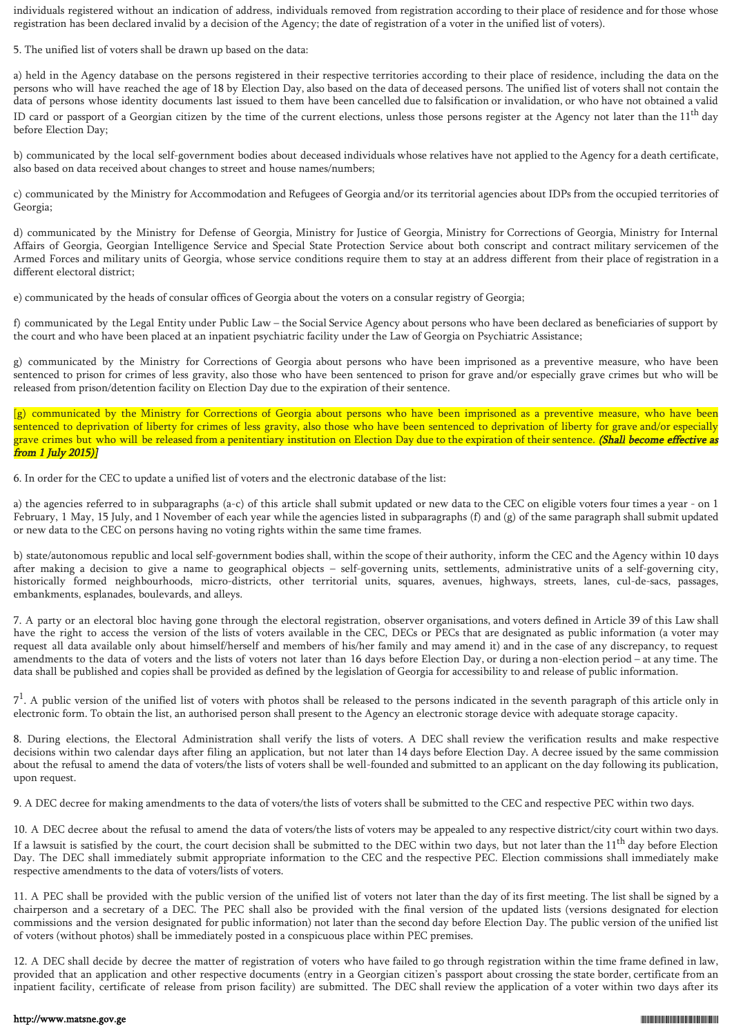individuals registered without an indication of address, individuals removed from registration according to their place of residence and for those whose registration has been declared invalid by a decision of the Agency; the date of registration of a voter in the unified list of voters).

5. The unified list of voters shall be drawn up based on the data:

a) held in the Agency database on the persons registered in their respective territories according to their place of residence, including the data on the persons who will have reached the age of 18 by Election Day, also based on the data of deceased persons. The unified list of voters shall not contain the data of persons whose identity documents last issued to them have been cancelled due to falsification or invalidation, or who have not obtained a valid ID card or passport of a Georgian citizen by the time of the current elections, unless those persons register at the Agency not later than the 11th day before Election Day;

b) communicated by the local self-government bodies about deceased individuals whose relatives have not applied to the Agency for a death certificate, also based on data received about changes to street and house names/numbers;

c) communicated by the Ministry for Accommodation and Refugees of Georgia and/or its territorial agencies about IDPs from the occupied territories of Georgia;

d) communicated by the Ministry for Defense of Georgia, Ministry for Justice of Georgia, Ministry for Corrections of Georgia, Ministry for Internal Affairs of Georgia, Georgian Intelligence Service and Special State Protection Service about both conscript and contract military servicemen of the Armed Forces and military units of Georgia, whose service conditions require them to stay at an address different from their place of registration in a different electoral district;

e) communicated by the heads of consular offices of Georgia about the voters on a consular registry of Georgia;

f) communicated by the Legal Entity under Public Law – the Social Service Agency about persons who have been declared as beneficiaries of support by the court and who have been placed at an inpatient psychiatric facility under the Law of Georgia on Psychiatric Assistance;

g) communicated by the Ministry for Corrections of Georgia about persons who have been imprisoned as a preventive measure, who have been sentenced to prison for crimes of less gravity, also those who have been sentenced to prison for grave and/or especially grave crimes but who will be released from prison/detention facility on Election Day due to the expiration of their sentence.

[g) communicated by the Ministry for Corrections of Georgia about persons who have been imprisoned as a preventive measure, who have been sentenced to deprivation of liberty for crimes of less gravity, also those who have been sentenced to deprivation of liberty for grave and/or especially grave crimes but who will be released from a penitentiary institution on Election Day due to the expiration of their sentence. ***(Shall become effective as from 1 July 2015)***]

6. In order for the CEC to update a unified list of voters and the electronic database of the list:

a) the agencies referred to in subparagraphs (a-c) of this article shall submit updated or new data to the CEC on eligible voters four times a year - on 1 February, 1 May, 15 July, and 1 November of each year while the agencies listed in subparagraphs (f) and (g) of the same paragraph shall submit updated or new data to the CEC on persons having no voting rights within the same time frames.

b) state/autonomous republic and local self-government bodies shall, within the scope of their authority, inform the CEC and the Agency within 10 days after making a decision to give a name to geographical objects – self-governing units, settlements, administrative units of a self-governing city, historically formed neighbourhoods, micro-districts, other territorial units, squares, avenues, highways, streets, lanes, cul-de-sacs, passages, embankments, esplanades, boulevards, and alleys.

7. A party or an electoral bloc having gone through the electoral registration, observer organisations, and voters defined in Article 39 of this Law shall have the right to access the version of the lists of voters available in the CEC, DECs or PECs that are designated as public information (a voter may request all data available only about himself/herself and members of his/her family and may amend it) and in the case of any discrepancy, to request amendments to the data of voters and the lists of voters not later than 16 days before Election Day, or during a non-election period – at any time. The data shall be published and copies shall be provided as defined by the legislation of Georgia for accessibility to and release of public information.

7[1]. A public version of the unified list of voters with photos shall be released to the persons indicated in the seventh paragraph of this article only in electronic form. To obtain the list, an authorised person shall present to the Agency an electronic storage device with adequate storage capacity.

8. During elections, the Electoral Administration shall verify the lists of voters. A DEC shall review the verification results and make respective decisions within two calendar days after filing an application, but not later than 14 days before Election Day. A decree issued by the same commission about the refusal to amend the data of voters/the lists of voters shall be well-founded and submitted to an applicant on the day following its publication, upon request.

9. A DEC decree for making amendments to the data of voters/the lists of voters shall be submitted to the CEC and respective PEC within two days.

10. A DEC decree about the refusal to amend the data of voters/the lists of voters may be appealed to any respective district/city court within two days. If a lawsuit is satisfied by the court, the court decision shall be submitted to the DEC within two days, but not later than the 11th day before Election Day. The DEC shall immediately submit appropriate information to the CEC and the respective PEC. Election commissions shall immediately make respective amendments to the data of voters/lists of voters.

11. A PEC shall be provided with the public version of the unified list of voters not later than the day of its first meeting. The list shall be signed by a chairperson and a secretary of a DEC. The PEC shall also be provided with the final version of the updated lists (versions designated for election commissions and the version designated for public information) not later than the second day before Election Day. The public version of the unified list of voters (without photos) shall be immediately posted in a conspicuous place within PEC premises.

12. A DEC shall decide by decree the matter of registration of voters who have failed to go through registration within the time frame defined in law, provided that an application and other respective documents (entry in a Georgian citizen's passport about crossing the state border, certificate from an inpatient facility, certificate of release from prison facility) are submitted. The DEC shall review the application of a voter within two days after its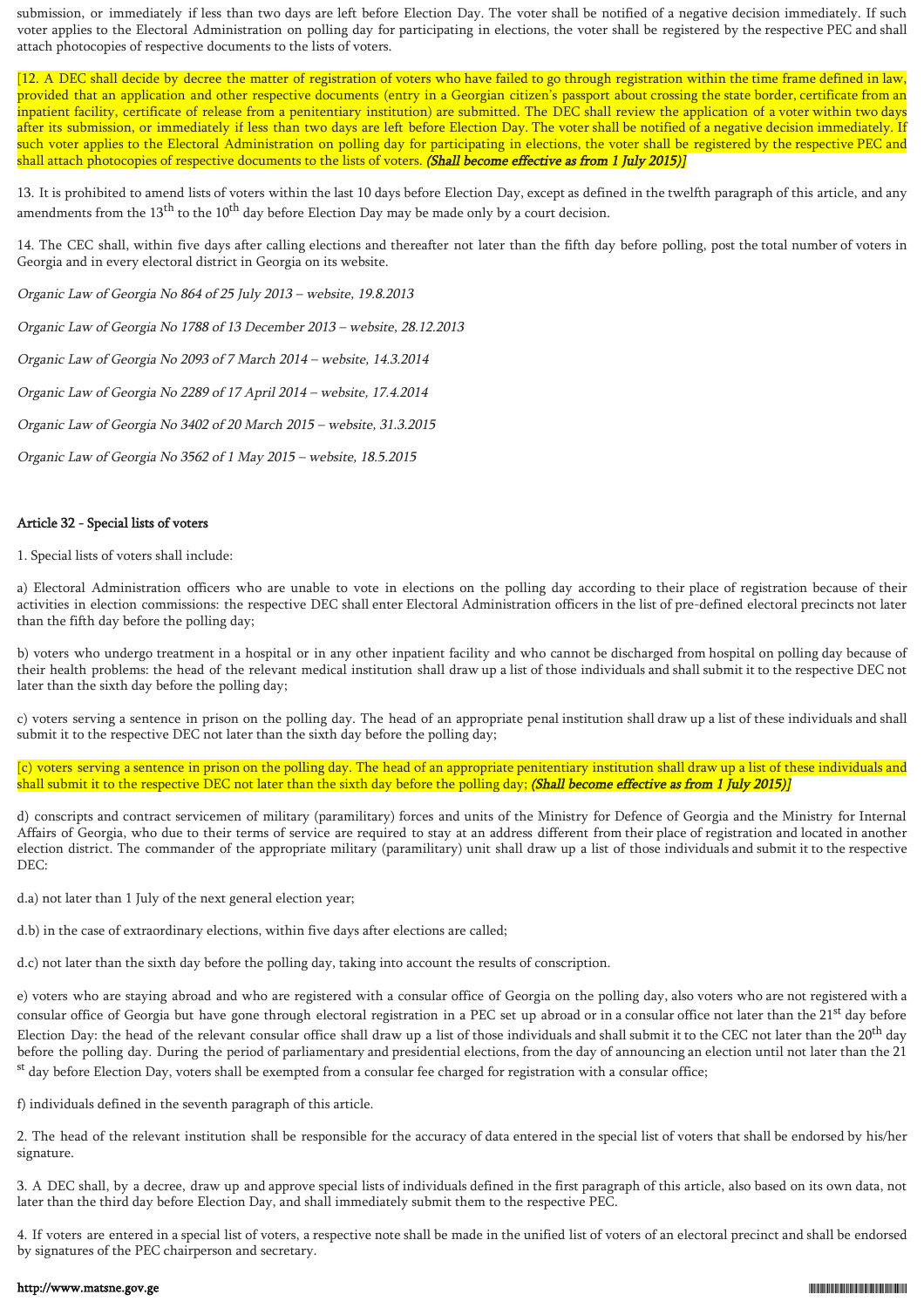submission, or immediately if less than two days are left before Election Day. The voter shall be notified of a negative decision immediately. If such voter applies to the Electoral Administration on polling day for participating in elections, the voter shall be registered by the respective PEC and shall attach photocopies of respective documents to the lists of voters.

[12. A DEC shall decide by decree the matter of registration of voters who have failed to go through registration within the time frame defined in law, provided that an application and other respective documents (entry in a Georgian citizen's passport about crossing the state border, certificate from an inpatient facility, certificate of release from a penitentiary institution) are submitted. The DEC shall review the application of a voter within two days after its submission, or immediately if less than two days are left before Election Day. The voter shall be notified of a negative decision immediately. If such voter applies to the Electoral Administration on polling day for participating in elections, the voter shall be registered by the respective PEC and shall attach photocopies of respective documents to the lists of voters. ***(Shall become effective as from 1 July 2015)***]

13. It is prohibited to amend lists of voters within the last 10 days before Election Day, except as defined in the twelfth paragraph of this article, and any amendments from the 13th to the 10th day before Election Day may be made only by a court decision.

14. The CEC shall, within five days after calling elections and thereafter not later than the fifth day before polling, post the total number of voters in Georgia and in every electoral district in Georgia on its website.

*Organic Law of Georgia No 864 of 25 July 2013 – website, 19.8.2013*

*Organic Law of Georgia No 1788 of 13 December 2013 – website, 28.12.2013*

*Organic Law of Georgia No 2093 of 7 March 2014 – website, 14.3.2014*

*Organic Law of Georgia No 2289 of 17 April 2014 – website, 17.4.2014*

*Organic Law of Georgia No 3402 of 20 March 2015 – website, 31.3.2015*

*Organic Law of Georgia No 3562 of 1 May 2015 – website, 18.5.2015*

**Article 32 - Special lists of voters**

1. Special lists of voters shall include:

a) Electoral Administration officers who are unable to vote in elections on the polling day according to their place of registration because of their activities in election commissions: the respective DEC shall enter Electoral Administration officers in the list of pre-defined electoral precincts not later than the fifth day before the polling day;

b) voters who undergo treatment in a hospital or in any other inpatient facility and who cannot be discharged from hospital on polling day because of their health problems: the head of the relevant medical institution shall draw up a list of those individuals and shall submit it to the respective DEC not later than the sixth day before the polling day;

c) voters serving a sentence in prison on the polling day. The head of an appropriate penal institution shall draw up a list of these individuals and shall submit it to the respective DEC not later than the sixth day before the polling day;

[c) voters serving a sentence in prison on the polling day. The head of an appropriate penitentiary institution shall draw up a list of these individuals and shall submit it to the respective DEC not later than the sixth day before the polling day; ***(Shall become effective as from 1 July 2015)***]

d) conscripts and contract servicemen of military (paramilitary) forces and units of the Ministry for Defence of Georgia and the Ministry for Internal Affairs of Georgia, who due to their terms of service are required to stay at an address different from their place of registration and located in another election district. The commander of the appropriate military (paramilitary) unit shall draw up a list of those individuals and submit it to the respective DEC:

d.a) not later than 1 July of the next general election year;

d.b) in the case of extraordinary elections, within five days after elections are called;

d.c) not later than the sixth day before the polling day, taking into account the results of conscription.

e) voters who are staying abroad and who are registered with a consular office of Georgia on the polling day, also voters who are not registered with a consular office of Georgia but have gone through electoral registration in a PEC set up abroad or in a consular office not later than the 21st day before Election Day: the head of the relevant consular office shall draw up a list of those individuals and shall submit it to the CEC not later than the 20th day before the polling day. During the period of parliamentary and presidential elections, from the day of announcing an election until not later than the 21st day before Election Day, voters shall be exempted from a consular fee charged for registration with a consular office;

f) individuals defined in the seventh paragraph of this article.

2. The head of the relevant institution shall be responsible for the accuracy of data entered in the special list of voters that shall be endorsed by his/her signature.

3. A DEC shall, by a decree, draw up and approve special lists of individuals defined in the first paragraph of this article, also based on its own data, not later than the third day before Election Day, and shall immediately submit them to the respective PEC.

4. If voters are entered in a special list of voters, a respective note shall be made in the unified list of voters of an electoral precinct and shall be endorsed by signatures of the PEC chairperson and secretary.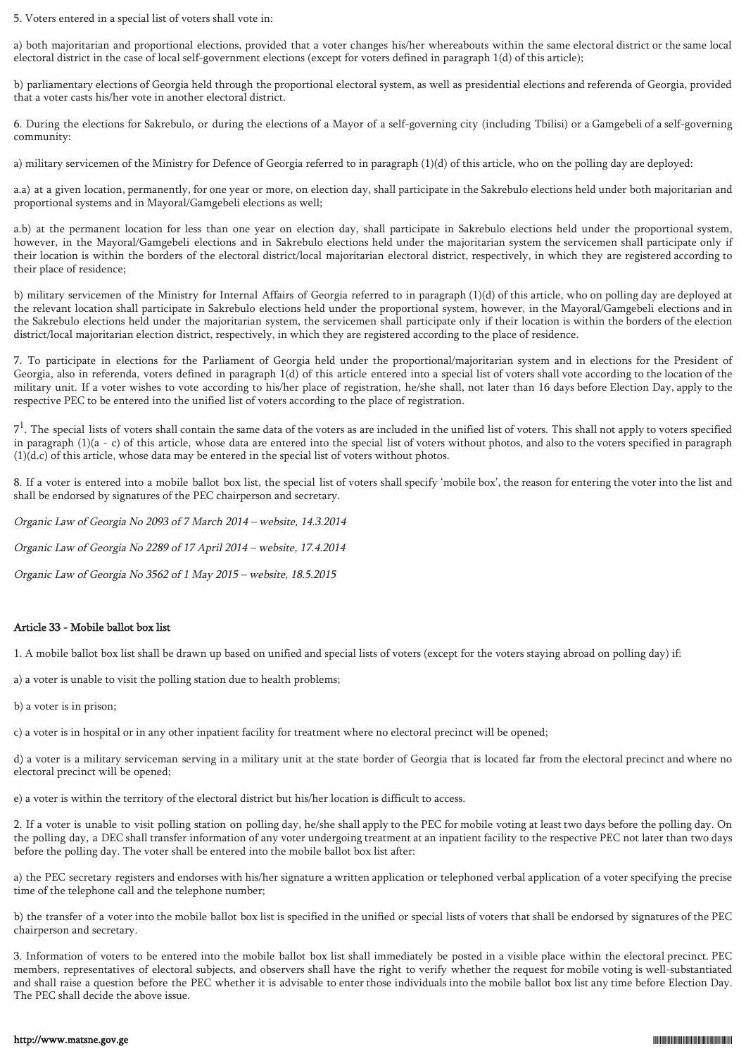5. Voters entered in a special list of voters shall vote in:

a) both majoritarian and proportional elections, provided that a voter changes his/her whereabouts within the same electoral district or the same local electoral district in the case of local self-government elections (except for voters defined in paragraph 1(d) of this article);

b) parliamentary elections of Georgia held through the proportional electoral system, as well as presidential elections and referenda of Georgia, provided that a voter casts his/her vote in another electoral district.

6. During the elections for Sakrebulo, or during the elections of a Mayor of a self-governing city (including Tbilisi) or a Gamgebeli of a self-governing community:

a) military servicemen of the Ministry for Defence of Georgia referred to in paragraph (1)(d) of this article, who on the polling day are deployed:

a.a) at a given location, permanently, for one year or more, on election day, shall participate in the Sakrebulo elections held under both majoritarian and proportional systems and in Mayoral/Gamgebeli elections as well;

a.b) at the permanent location for less than one year on election day, shall participate in Sakrebulo elections held under the proportional system, however, in the Mayoral/Gamgebeli elections and in Sakrebulo elections held under the majoritarian system the servicemen shall participate only if their location is within the borders of the electoral district/local majoritarian electoral district, respectively, in which they are registered according to their place of residence;

b) military servicemen of the Ministry for Internal Affairs of Georgia referred to in paragraph (1)(d) of this article, who on polling day are deployed at the relevant location shall participate in Sakrebulo elections held under the proportional system, however, in the Mayoral/Gamgebeli elections and in the Sakrebulo elections held under the majoritarian system, the servicemen shall participate only if their location is within the borders of the election district/local majoritarian election district, respectively, in which they are registered according to the place of residence.

7. To participate in elections for the Parliament of Georgia held under the proportional/majoritarian system and in elections for the President of Georgia, also in referenda, voters defined in paragraph 1(d) of this article entered into a special list of voters shall vote according to the location of the military unit. If a voter wishes to vote according to his/her place of registration, he/she shall, not later than 16 days before Election Day, apply to the respective PEC to be entered into the unified list of voters according to the place of registration.

7[1]. The special lists of voters shall contain the same data of the voters as are included in the unified list of voters. This shall not apply to voters specified in paragraph (1)(a - c) of this article, whose data are entered into the special list of voters without photos, and also to the voters specified in paragraph (1)(d.c) of this article, whose data may be entered in the special list of voters without photos.

8. If a voter is entered into a mobile ballot box list, the special list of voters shall specify 'mobile box', the reason for entering the voter into the list and shall be endorsed by signatures of the PEC chairperson and secretary.

*Organic Law of Georgia No 2093 of 7 March 2014 – website, 14.3.2014*

*Organic Law of Georgia No 2289 of 17 April 2014 – website, 17.4.2014*

*Organic Law of Georgia No 3562 of 1 May 2015 – website, 18.5.2015*

#### Article 33 - Mobile ballot box list

1. A mobile ballot box list shall be drawn up based on unified and special lists of voters (except for the voters staying abroad on polling day) if:

a) a voter is unable to visit the polling station due to health problems;

b) a voter is in prison;

c) a voter is in hospital or in any other inpatient facility for treatment where no electoral precinct will be opened;

d) a voter is a military serviceman serving in a military unit at the state border of Georgia that is located far from the electoral precinct and where no electoral precinct will be opened;

e) a voter is within the territory of the electoral district but his/her location is difficult to access.

2. If a voter is unable to visit polling station on polling day, he/she shall apply to the PEC for mobile voting at least two days before the polling day. On the polling day, a DEC shall transfer information of any voter undergoing treatment at an inpatient facility to the respective PEC not later than two days before the polling day. The voter shall be entered into the mobile ballot box list after:

a) the PEC secretary registers and endorses with his/her signature a written application or telephoned verbal application of a voter specifying the precise time of the telephone call and the telephone number;

b) the transfer of a voter into the mobile ballot box list is specified in the unified or special lists of voters that shall be endorsed by signatures of the PEC chairperson and secretary.

3. Information of voters to be entered into the mobile ballot box list shall immediately be posted in a visible place within the electoral precinct. PEC members, representatives of electoral subjects, and observers shall have the right to verify whether the request for mobile voting is well-substantiated and shall raise a question before the PEC whether it is advisable to enter those individuals into the mobile ballot box list any time before Election Day. The PEC shall decide the above issue.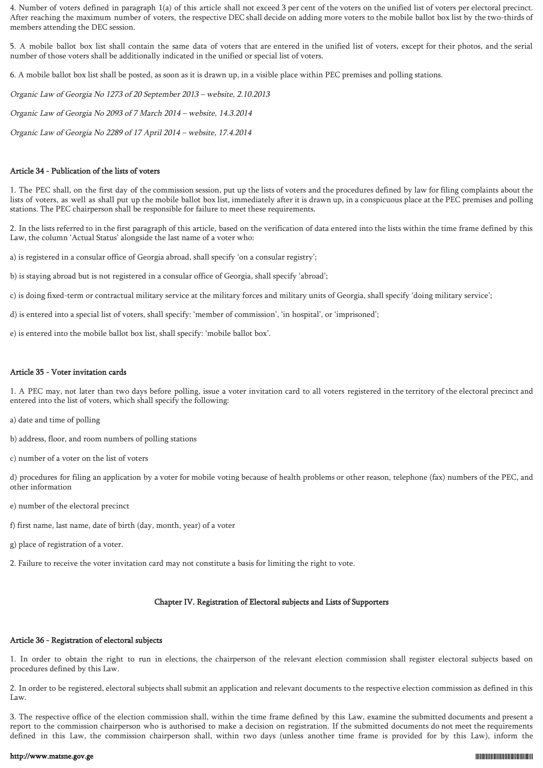4. Number of voters defined in paragraph 1(a) of this article shall not exceed 3 per cent of the voters on the unified list of voters per electoral precinct. After reaching the maximum number of voters, the respective DEC shall decide on adding more voters to the mobile ballot box list by the two-thirds of members attending the DEC session.

5. A mobile ballot box list shall contain the same data of voters that are entered in the unified list of voters, except for their photos, and the serial number of those voters shall be additionally indicated in the unified or special list of voters.

6. A mobile ballot box list shall be posted, as soon as it is drawn up, in a visible place within PEC premises and polling stations.

*Organic Law of Georgia No 1273 of 20 September 2013 – website, 2.10.2013*

*Organic Law of Georgia No 2093 of 7 March 2014 – website, 14.3.2014*

*Organic Law of Georgia No 2289 of 17 April 2014 – website, 17.4.2014*

#### Article 34 - Publication of the lists of voters

1. The PEC shall, on the first day of the commission session, put up the lists of voters and the procedures defined by law for filing complaints about the lists of voters, as well as shall put up the mobile ballot box list, immediately after it is drawn up, in a conspicuous place at the PEC premises and polling stations. The PEC chairperson shall be responsible for failure to meet these requirements.

2. In the lists referred to in the first paragraph of this article, based on the verification of data entered into the lists within the time frame defined by this Law, the column 'Actual Status' alongside the last name of a voter who:

a) is registered in a consular office of Georgia abroad, shall specify 'on a consular registry';

b) is staying abroad but is not registered in a consular office of Georgia, shall specify 'abroad';

c) is doing fixed-term or contractual military service at the military forces and military units of Georgia, shall specify 'doing military service';

d) is entered into a special list of voters, shall specify: 'member of commission', 'in hospital', or 'imprisoned';

e) is entered into the mobile ballot box list, shall specify: 'mobile ballot box'.

#### Article 35 - Voter invitation cards

1. A PEC may, not later than two days before polling, issue a voter invitation card to all voters registered in the territory of the electoral precinct and entered into the list of voters, which shall specify the following:

a) date and time of polling

b) address, floor, and room numbers of polling stations

c) number of a voter on the list of voters

d) procedures for filing an application by a voter for mobile voting because of health problems or other reason, telephone (fax) numbers of the PEC, and other information

e) number of the electoral precinct

f) first name, last name, date of birth (day, month, year) of a voter

g) place of registration of a voter.

2. Failure to receive the voter invitation card may not constitute a basis for limiting the right to vote.

### Chapter IV. Registration of Electoral subjects and Lists of Supporters

#### Article 36 - Registration of electoral subjects

1. In order to obtain the right to run in elections, the chairperson of the relevant election commission shall register electoral subjects based on procedures defined by this Law.

2. In order to be registered, electoral subjects shall submit an application and relevant documents to the respective election commission as defined in this Law.

3. The respective office of the election commission shall, within the time frame defined by this Law, examine the submitted documents and present a report to the commission chairperson who is authorised to make a decision on registration. If the submitted documents do not meet the requirements defined in this Law, the commission chairperson shall, within two days (unless another time frame is provided for by this Law), inform the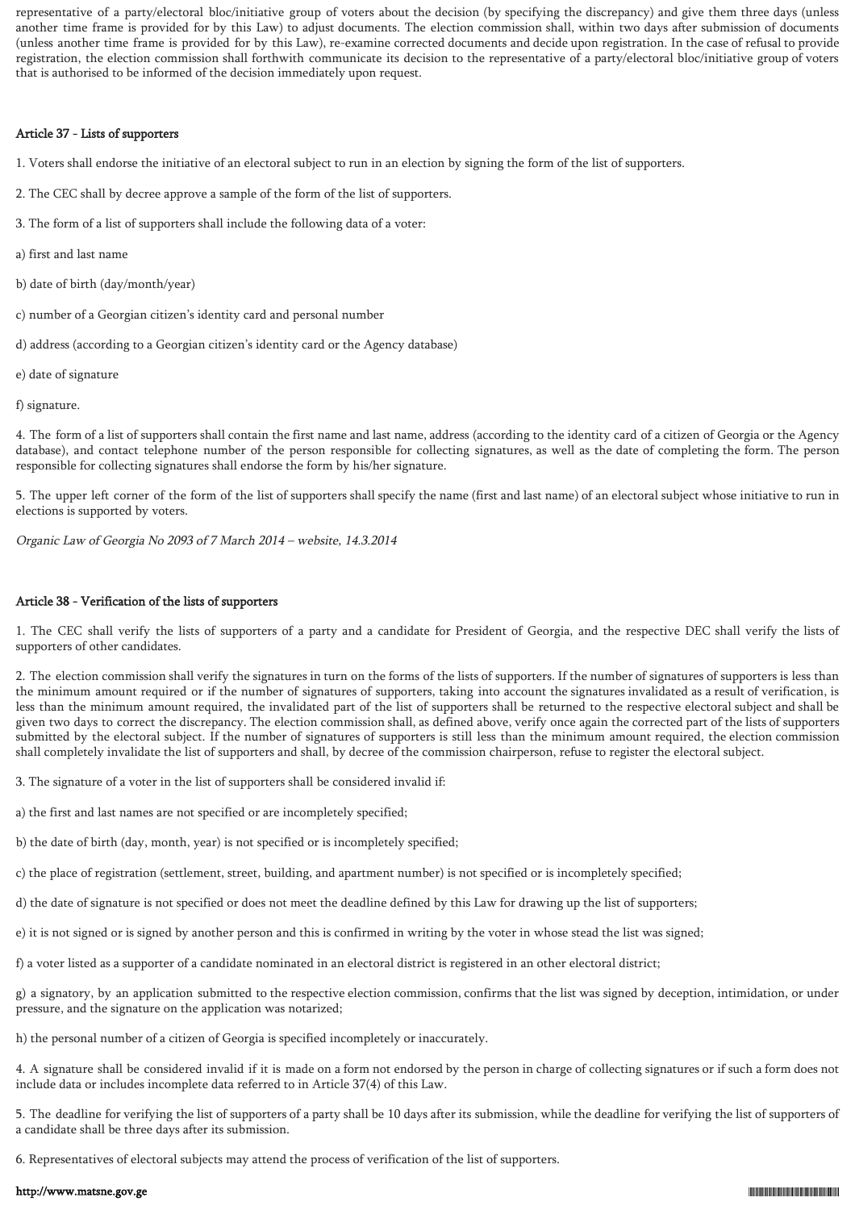representative of a party/electoral bloc/initiative group of voters about the decision (by specifying the discrepancy) and give them three days (unless another time frame is provided for by this Law) to adjust documents. The election commission shall, within two days after submission of documents (unless another time frame is provided for by this Law), re-examine corrected documents and decide upon registration. In the case of refusal to provide registration, the election commission shall forthwith communicate its decision to the representative of a party/electoral bloc/initiative group of voters that is authorised to be informed of the decision immediately upon request.

### Article 37 - Lists of supporters

1. Voters shall endorse the initiative of an electoral subject to run in an election by signing the form of the list of supporters.

2. The CEC shall by decree approve a sample of the form of the list of supporters.

3. The form of a list of supporters shall include the following data of a voter:

a) first and last name

b) date of birth (day/month/year)

c) number of a Georgian citizen's identity card and personal number

d) address (according to a Georgian citizen's identity card or the Agency database)

e) date of signature

f) signature.

4. The form of a list of supporters shall contain the first name and last name, address (according to the identity card of a citizen of Georgia or the Agency database), and contact telephone number of the person responsible for collecting signatures, as well as the date of completing the form. The person responsible for collecting signatures shall endorse the form by his/her signature.

5. The upper left corner of the form of the list of supporters shall specify the name (first and last name) of an electoral subject whose initiative to run in elections is supported by voters.

*Organic Law of Georgia No 2093 of 7 March 2014 – website, 14.3.2014*

### Article 38 - Verification of the lists of supporters

1. The CEC shall verify the lists of supporters of a party and a candidate for President of Georgia, and the respective DEC shall verify the lists of supporters of other candidates.

2. The election commission shall verify the signatures in turn on the forms of the lists of supporters. If the number of signatures of supporters is less than the minimum amount required or if the number of signatures of supporters, taking into account the signatures invalidated as a result of verification, is less than the minimum amount required, the invalidated part of the list of supporters shall be returned to the respective electoral subject and shall be given two days to correct the discrepancy. The election commission shall, as defined above, verify once again the corrected part of the lists of supporters submitted by the electoral subject. If the number of signatures of supporters is still less than the minimum amount required, the election commission shall completely invalidate the list of supporters and shall, by decree of the commission chairperson, refuse to register the electoral subject.

3. The signature of a voter in the list of supporters shall be considered invalid if:

a) the first and last names are not specified or are incompletely specified;

b) the date of birth (day, month, year) is not specified or is incompletely specified;

c) the place of registration (settlement, street, building, and apartment number) is not specified or is incompletely specified;

d) the date of signature is not specified or does not meet the deadline defined by this Law for drawing up the list of supporters;

e) it is not signed or is signed by another person and this is confirmed in writing by the voter in whose stead the list was signed;

f) a voter listed as a supporter of a candidate nominated in an electoral district is registered in an other electoral district;

g) a signatory, by an application submitted to the respective election commission, confirms that the list was signed by deception, intimidation, or under pressure, and the signature on the application was notarized;

h) the personal number of a citizen of Georgia is specified incompletely or inaccurately.

4. A signature shall be considered invalid if it is made on a form not endorsed by the person in charge of collecting signatures or if such a form does not include data or includes incomplete data referred to in Article 37(4) of this Law.

5. The deadline for verifying the list of supporters of a party shall be 10 days after its submission, while the deadline for verifying the list of supporters of a candidate shall be three days after its submission.

6. Representatives of electoral subjects may attend the process of verification of the list of supporters.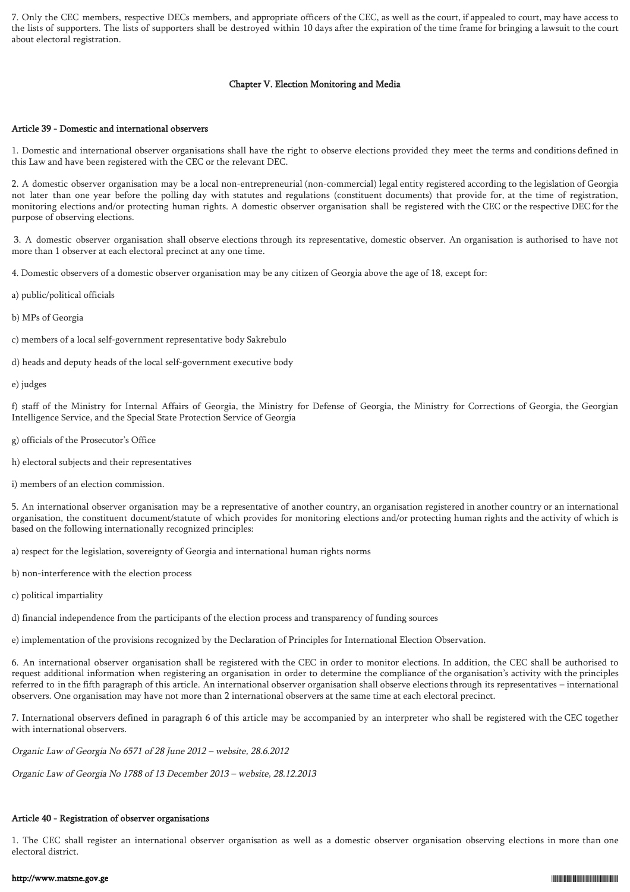7. Only the CEC members, respective DECs members, and appropriate officers of the CEC, as well as the court, if appealed to court, may have access to the lists of supporters. The lists of supporters shall be destroyed within 10 days after the expiration of the time frame for bringing a lawsuit to the court about electoral registration.

## Chapter V. Election Monitoring and Media

### Article 39 - Domestic and international observers

1. Domestic and international observer organisations shall have the right to observe elections provided they meet the terms and conditions defined in this Law and have been registered with the CEC or the relevant DEC.

2. A domestic observer organisation may be a local non-entrepreneurial (non-commercial) legal entity registered according to the legislation of Georgia not later than one year before the polling day with statutes and regulations (constituent documents) that provide for, at the time of registration, monitoring elections and/or protecting human rights. A domestic observer organisation shall be registered with the CEC or the respective DEC for the purpose of observing elections.

3. A domestic observer organisation shall observe elections through its representative, domestic observer. An organisation is authorised to have not more than 1 observer at each electoral precinct at any one time.

4. Domestic observers of a domestic observer organisation may be any citizen of Georgia above the age of 18, except for:

a) public/political officials

b) MPs of Georgia

c) members of a local self-government representative body Sakrebulo

d) heads and deputy heads of the local self-government executive body

e) judges

f) staff of the Ministry for Internal Affairs of Georgia, the Ministry for Defense of Georgia, the Ministry for Corrections of Georgia, the Georgian Intelligence Service, and the Special State Protection Service of Georgia

g) officials of the Prosecutor's Office

h) electoral subjects and their representatives

i) members of an election commission.

5. An international observer organisation may be a representative of another country, an organisation registered in another country or an international organisation, the constituent document/statute of which provides for monitoring elections and/or protecting human rights and the activity of which is based on the following internationally recognized principles:

a) respect for the legislation, sovereignty of Georgia and international human rights norms

b) non-interference with the election process

c) political impartiality

d) financial independence from the participants of the election process and transparency of funding sources

e) implementation of the provisions recognized by the Declaration of Principles for International Election Observation.

6. An international observer organisation shall be registered with the CEC in order to monitor elections. In addition, the CEC shall be authorised to request additional information when registering an organisation in order to determine the compliance of the organisation's activity with the principles referred to in the fifth paragraph of this article. An international observer organisation shall observe elections through its representatives – international observers. One organisation may have not more than 2 international observers at the same time at each electoral precinct.

7. International observers defined in paragraph 6 of this article may be accompanied by an interpreter who shall be registered with the CEC together with international observers.

*Organic Law of Georgia No 6571 of 28 June 2012 – website, 28.6.2012*

*Organic Law of Georgia No 1788 of 13 December 2013 – website, 28.12.2013*

### Article 40 - Registration of observer organisations

1. The CEC shall register an international observer organisation as well as a domestic observer organisation observing elections in more than one electoral district.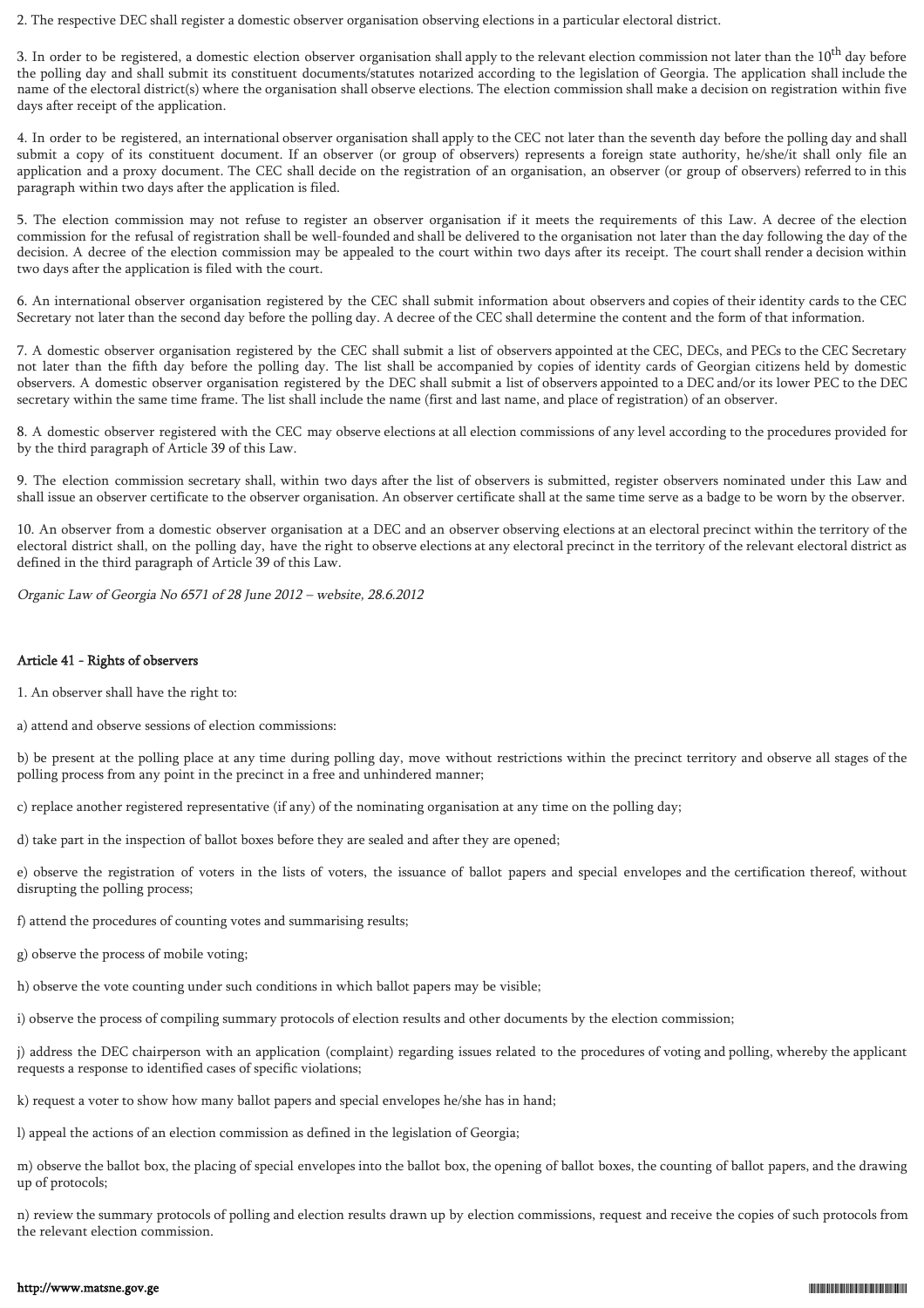2. The respective DEC shall register a domestic observer organisation observing elections in a particular electoral district.

3. In order to be registered, a domestic election observer organisation shall apply to the relevant election commission not later than the 10th day before the polling day and shall submit its constituent documents/statutes notarized according to the legislation of Georgia. The application shall include the name of the electoral district(s) where the organisation shall observe elections. The election commission shall make a decision on registration within five days after receipt of the application.

4. In order to be registered, an international observer organisation shall apply to the CEC not later than the seventh day before the polling day and shall submit a copy of its constituent document. If an observer (or group of observers) represents a foreign state authority, he/she/it shall only file an application and a proxy document. The CEC shall decide on the registration of an organisation, an observer (or group of observers) referred to in this paragraph within two days after the application is filed.

5. The election commission may not refuse to register an observer organisation if it meets the requirements of this Law. A decree of the election commission for the refusal of registration shall be well-founded and shall be delivered to the organisation not later than the day following the day of the decision. A decree of the election commission may be appealed to the court within two days after its receipt. The court shall render a decision within two days after the application is filed with the court.

6. An international observer organisation registered by the CEC shall submit information about observers and copies of their identity cards to the CEC Secretary not later than the second day before the polling day. A decree of the CEC shall determine the content and the form of that information.

7. A domestic observer organisation registered by the CEC shall submit a list of observers appointed at the CEC, DECs, and PECs to the CEC Secretary not later than the fifth day before the polling day. The list shall be accompanied by copies of identity cards of Georgian citizens held by domestic observers. A domestic observer organisation registered by the DEC shall submit a list of observers appointed to a DEC and/or its lower PEC to the DEC secretary within the same time frame. The list shall include the name (first and last name, and place of registration) of an observer.

8. A domestic observer registered with the CEC may observe elections at all election commissions of any level according to the procedures provided for by the third paragraph of Article 39 of this Law.

9. The election commission secretary shall, within two days after the list of observers is submitted, register observers nominated under this Law and shall issue an observer certificate to the observer organisation. An observer certificate shall at the same time serve as a badge to be worn by the observer.

10. An observer from a domestic observer organisation at a DEC and an observer observing elections at an electoral precinct within the territory of the electoral district shall, on the polling day, have the right to observe elections at any electoral precinct in the territory of the relevant electoral district as defined in the third paragraph of Article 39 of this Law.

*Organic Law of Georgia No 6571 of 28 June 2012 – website, 28.6.2012*

## Article 41 - Rights of observers

1. An observer shall have the right to:

a) attend and observe sessions of election commissions:

b) be present at the polling place at any time during polling day, move without restrictions within the precinct territory and observe all stages of the polling process from any point in the precinct in a free and unhindered manner;

c) replace another registered representative (if any) of the nominating organisation at any time on the polling day;

d) take part in the inspection of ballot boxes before they are sealed and after they are opened;

e) observe the registration of voters in the lists of voters, the issuance of ballot papers and special envelopes and the certification thereof, without disrupting the polling process;

f) attend the procedures of counting votes and summarising results;

g) observe the process of mobile voting;

h) observe the vote counting under such conditions in which ballot papers may be visible;

i) observe the process of compiling summary protocols of election results and other documents by the election commission;

j) address the DEC chairperson with an application (complaint) regarding issues related to the procedures of voting and polling, whereby the applicant requests a response to identified cases of specific violations;

k) request a voter to show how many ballot papers and special envelopes he/she has in hand;

l) appeal the actions of an election commission as defined in the legislation of Georgia;

m) observe the ballot box, the placing of special envelopes into the ballot box, the opening of ballot boxes, the counting of ballot papers, and the drawing up of protocols;

n) review the summary protocols of polling and election results drawn up by election commissions, request and receive the copies of such protocols from the relevant election commission.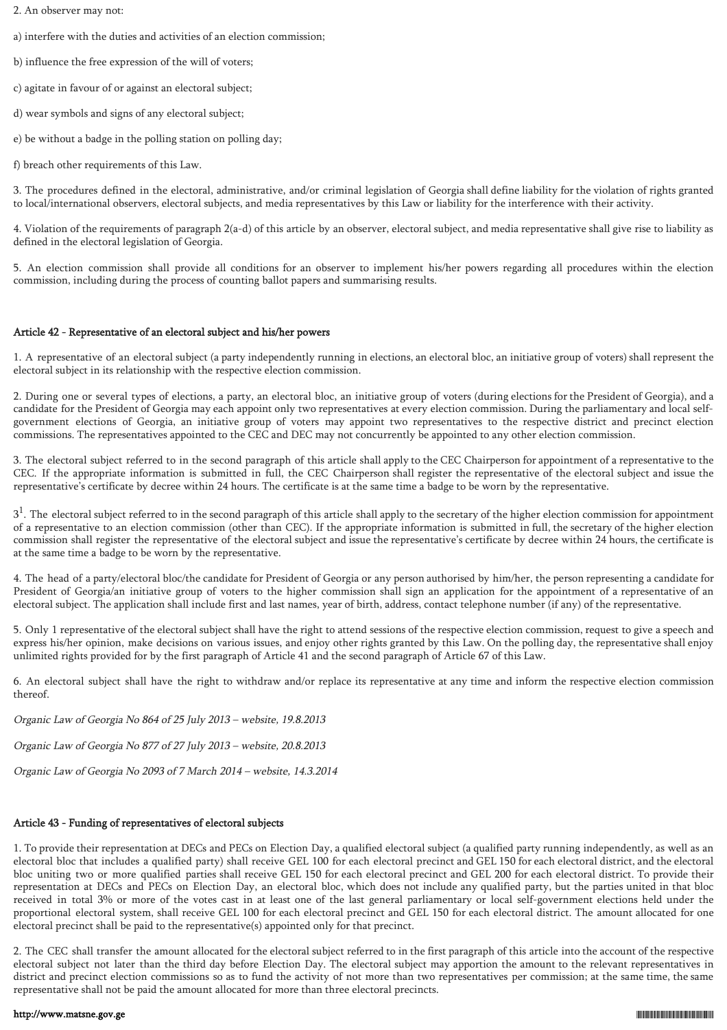2. An observer may not:

a) interfere with the duties and activities of an election commission;

b) influence the free expression of the will of voters;

c) agitate in favour of or against an electoral subject;

d) wear symbols and signs of any electoral subject;

e) be without a badge in the polling station on polling day;

f) breach other requirements of this Law.

3. The procedures defined in the electoral, administrative, and/or criminal legislation of Georgia shall define liability for the violation of rights granted to local/international observers, electoral subjects, and media representatives by this Law or liability for the interference with their activity.

4. Violation of the requirements of paragraph 2(a-d) of this article by an observer, electoral subject, and media representative shall give rise to liability as defined in the electoral legislation of Georgia.

5. An election commission shall provide all conditions for an observer to implement his/her powers regarding all procedures within the election commission, including during the process of counting ballot papers and summarising results.

#### Article 42 - Representative of an electoral subject and his/her powers

1. A representative of an electoral subject (a party independently running in elections, an electoral bloc, an initiative group of voters) shall represent the electoral subject in its relationship with the respective election commission.

2. During one or several types of elections, a party, an electoral bloc, an initiative group of voters (during elections for the President of Georgia), and a candidate for the President of Georgia may each appoint only two representatives at every election commission. During the parliamentary and local self-government elections of Georgia, an initiative group of voters may appoint two representatives to the respective district and precinct election commissions. The representatives appointed to the CEC and DEC may not concurrently be appointed to any other election commission.

3. The electoral subject referred to in the second paragraph of this article shall apply to the CEC Chairperson for appointment of a representative to the CEC. If the appropriate information is submitted in full, the CEC Chairperson shall register the representative of the electoral subject and issue the representative's certificate by decree within 24 hours. The certificate is at the same time a badge to be worn by the representative.

3[1]. The electoral subject referred to in the second paragraph of this article shall apply to the secretary of the higher election commission for appointment of a representative to an election commission (other than CEC). If the appropriate information is submitted in full, the secretary of the higher election commission shall register the representative of the electoral subject and issue the representative's certificate by decree within 24 hours, the certificate is at the same time a badge to be worn by the representative.

4. The head of a party/electoral bloc/the candidate for President of Georgia or any person authorised by him/her, the person representing a candidate for President of Georgia/an initiative group of voters to the higher commission shall sign an application for the appointment of a representative of an electoral subject. The application shall include first and last names, year of birth, address, contact telephone number (if any) of the representative.

5. Only 1 representative of the electoral subject shall have the right to attend sessions of the respective election commission, request to give a speech and express his/her opinion, make decisions on various issues, and enjoy other rights granted by this Law. On the polling day, the representative shall enjoy unlimited rights provided for by the first paragraph of Article 41 and the second paragraph of Article 67 of this Law.

6. An electoral subject shall have the right to withdraw and/or replace its representative at any time and inform the respective election commission thereof.

*Organic Law of Georgia No 864 of 25 July 2013 – website, 19.8.2013*

*Organic Law of Georgia No 877 of 27 July 2013 – website, 20.8.2013*

*Organic Law of Georgia No 2093 of 7 March 2014 – website, 14.3.2014*

#### Article 43 - Funding of representatives of electoral subjects

1. To provide their representation at DECs and PECs on Election Day, a qualified electoral subject (a qualified party running independently, as well as an electoral bloc that includes a qualified party) shall receive GEL 100 for each electoral precinct and GEL 150 for each electoral district, and the electoral bloc uniting two or more qualified parties shall receive GEL 150 for each electoral precinct and GEL 200 for each electoral district. To provide their representation at DECs and PECs on Election Day, an electoral bloc, which does not include any qualified party, but the parties united in that bloc received in total 3% or more of the votes cast in at least one of the last general parliamentary or local self-government elections held under the proportional electoral system, shall receive GEL 100 for each electoral precinct and GEL 150 for each electoral district. The amount allocated for one electoral precinct shall be paid to the representative(s) appointed only for that precinct.

2. The CEC shall transfer the amount allocated for the electoral subject referred to in the first paragraph of this article into the account of the respective electoral subject not later than the third day before Election Day. The electoral subject may apportion the amount to the relevant representatives in district and precinct election commissions so as to fund the activity of not more than two representatives per commission; at the same time, the same representative shall not be paid the amount allocated for more than three electoral precincts.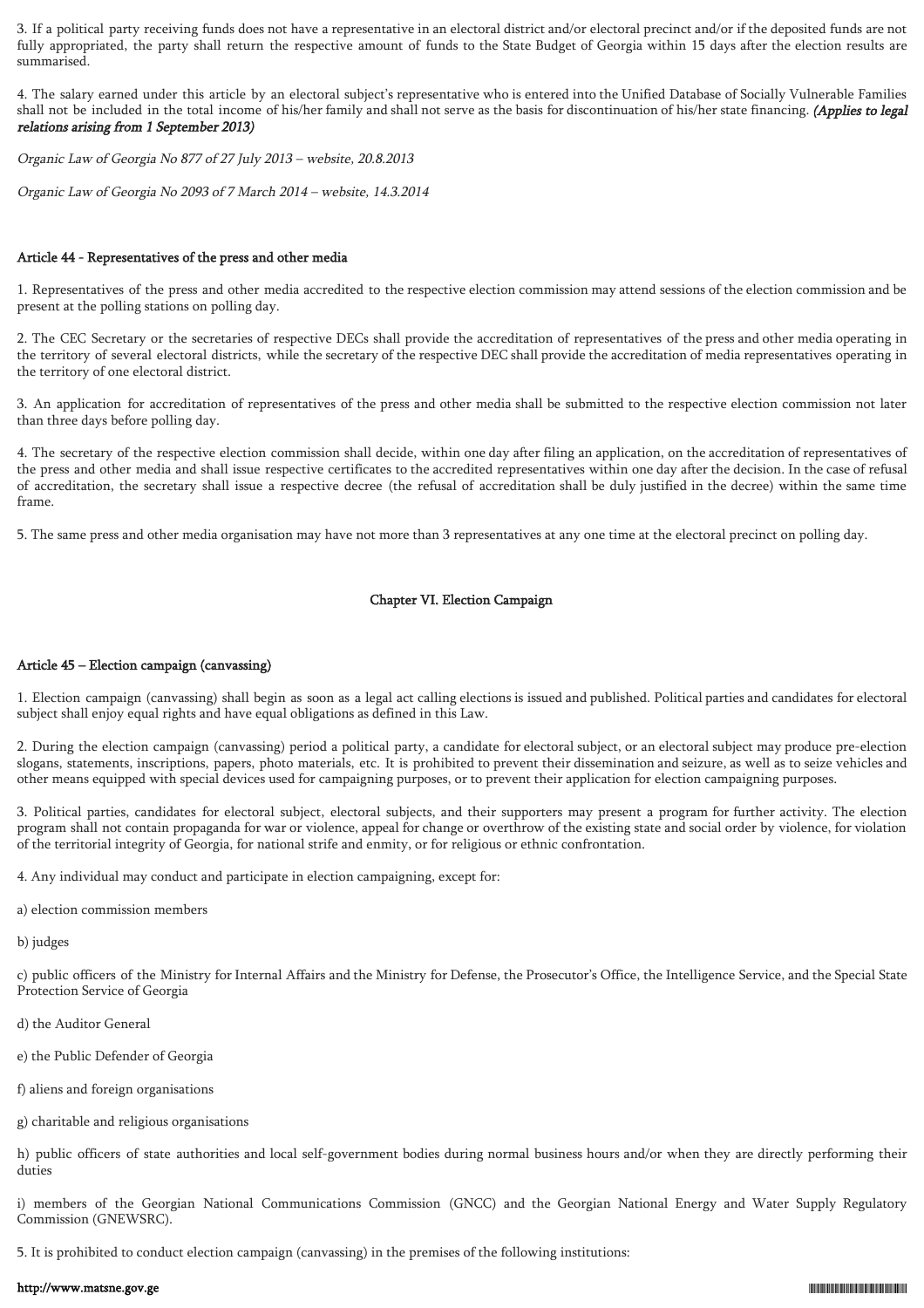3. If a political party receiving funds does not have a representative in an electoral district and/or electoral precinct and/or if the deposited funds are not fully appropriated, the party shall return the respective amount of funds to the State Budget of Georgia within 15 days after the election results are summarised.

4. The salary earned under this article by an electoral subject's representative who is entered into the Unified Database of Socially Vulnerable Families shall not be included in the total income of his/her family and shall not serve as the basis for discontinuation of his/her state financing. ***(Applies to legal relations arising from 1 September 2013)***

*Organic Law of Georgia No 877 of 27 July 2013 – website, 20.8.2013*

*Organic Law of Georgia No 2093 of 7 March 2014 – website, 14.3.2014*

#### Article 44 - Representatives of the press and other media

1. Representatives of the press and other media accredited to the respective election commission may attend sessions of the election commission and be present at the polling stations on polling day.

2. The CEC Secretary or the secretaries of respective DECs shall provide the accreditation of representatives of the press and other media operating in the territory of several electoral districts, while the secretary of the respective DEC shall provide the accreditation of media representatives operating in the territory of one electoral district.

3. An application for accreditation of representatives of the press and other media shall be submitted to the respective election commission not later than three days before polling day.

4. The secretary of the respective election commission shall decide, within one day after filing an application, on the accreditation of representatives of the press and other media and shall issue respective certificates to the accredited representatives within one day after the decision. In the case of refusal of accreditation, the secretary shall issue a respective decree (the refusal of accreditation shall be duly justified in the decree) within the same time frame.

5. The same press and other media organisation may have not more than 3 representatives at any one time at the electoral precinct on polling day.

## Chapter VI. Election Campaign

#### Article 45 – Election campaign (canvassing)

1. Election campaign (canvassing) shall begin as soon as a legal act calling elections is issued and published. Political parties and candidates for electoral subject shall enjoy equal rights and have equal obligations as defined in this Law.

2. During the election campaign (canvassing) period a political party, a candidate for electoral subject, or an electoral subject may produce pre-election slogans, statements, inscriptions, papers, photo materials, etc. It is prohibited to prevent their dissemination and seizure, as well as to seize vehicles and other means equipped with special devices used for campaigning purposes, or to prevent their application for election campaigning purposes.

3. Political parties, candidates for electoral subject, electoral subjects, and their supporters may present a program for further activity. The election program shall not contain propaganda for war or violence, appeal for change or overthrow of the existing state and social order by violence, for violation of the territorial integrity of Georgia, for national strife and enmity, or for religious or ethnic confrontation.

4. Any individual may conduct and participate in election campaigning, except for:

a) election commission members

b) judges

c) public officers of the Ministry for Internal Affairs and the Ministry for Defense, the Prosecutor's Office, the Intelligence Service, and the Special State Protection Service of Georgia

d) the Auditor General

e) the Public Defender of Georgia

f) aliens and foreign organisations

g) charitable and religious organisations

h) public officers of state authorities and local self-government bodies during normal business hours and/or when they are directly performing their duties

i) members of the Georgian National Communications Commission (GNCC) and the Georgian National Energy and Water Supply Regulatory Commission (GNEWSRC).

5. It is prohibited to conduct election campaign (canvassing) in the premises of the following institutions: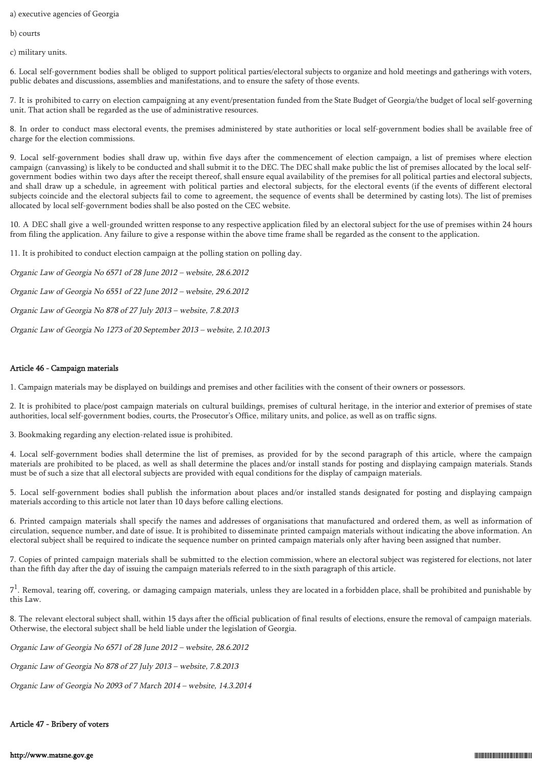a) executive agencies of Georgia

b) courts

c) military units.

6. Local self-government bodies shall be obliged to support political parties/electoral subjects to organize and hold meetings and gatherings with voters, public debates and discussions, assemblies and manifestations, and to ensure the safety of those events.

7. It is prohibited to carry on election campaigning at any event/presentation funded from the State Budget of Georgia/the budget of local self-governing unit. That action shall be regarded as the use of administrative resources.

8. In order to conduct mass electoral events, the premises administered by state authorities or local self-government bodies shall be available free of charge for the election commissions.

9. Local self-government bodies shall draw up, within five days after the commencement of election campaign, a list of premises where election campaign (canvassing) is likely to be conducted and shall submit it to the DEC. The DEC shall make public the list of premises allocated by the local self-government bodies within two days after the receipt thereof, shall ensure equal availability of the premises for all political parties and electoral subjects, and shall draw up a schedule, in agreement with political parties and electoral subjects, for the electoral events (if the events of different electoral subjects coincide and the electoral subjects fail to come to agreement, the sequence of events shall be determined by casting lots). The list of premises allocated by local self-government bodies shall be also posted on the CEC website.

10. A DEC shall give a well-grounded written response to any respective application filed by an electoral subject for the use of premises within 24 hours from filing the application. Any failure to give a response within the above time frame shall be regarded as the consent to the application.

11. It is prohibited to conduct election campaign at the polling station on polling day.

*Organic Law of Georgia No 6571 of 28 June 2012 – website, 28.6.2012*

*Organic Law of Georgia No 6551 of 22 June 2012 – website, 29.6.2012*

*Organic Law of Georgia No 878 of 27 July 2013 – website, 7.8.2013*

*Organic Law of Georgia No 1273 of 20 September 2013 – website, 2.10.2013*

#### Article 46 - Campaign materials

1. Campaign materials may be displayed on buildings and premises and other facilities with the consent of their owners or possessors.

2. It is prohibited to place/post campaign materials on cultural buildings, premises of cultural heritage, in the interior and exterior of premises of state authorities, local self-government bodies, courts, the Prosecutor's Office, military units, and police, as well as on traffic signs.

3. Bookmaking regarding any election-related issue is prohibited.

4. Local self-government bodies shall determine the list of premises, as provided for by the second paragraph of this article, where the campaign materials are prohibited to be placed, as well as shall determine the places and/or install stands for posting and displaying campaign materials. Stands must be of such a size that all electoral subjects are provided with equal conditions for the display of campaign materials.

5. Local self-government bodies shall publish the information about places and/or installed stands designated for posting and displaying campaign materials according to this article not later than 10 days before calling elections.

6. Printed campaign materials shall specify the names and addresses of organisations that manufactured and ordered them, as well as information of circulation, sequence number, and date of issue. It is prohibited to disseminate printed campaign materials without indicating the above information. An electoral subject shall be required to indicate the sequence number on printed campaign materials only after having been assigned that number.

7. Copies of printed campaign materials shall be submitted to the election commission, where an electoral subject was registered for elections, not later than the fifth day after the day of issuing the campaign materials referred to in the sixth paragraph of this article.

7[1]. Removal, tearing off, covering, or damaging campaign materials, unless they are located in a forbidden place, shall be prohibited and punishable by this Law.

8. The relevant electoral subject shall, within 15 days after the official publication of final results of elections, ensure the removal of campaign materials. Otherwise, the electoral subject shall be held liable under the legislation of Georgia.

*Organic Law of Georgia No 6571 of 28 June 2012 – website, 28.6.2012*

*Organic Law of Georgia No 878 of 27 July 2013 – website, 7.8.2013*

*Organic Law of Georgia No 2093 of 7 March 2014 – website, 14.3.2014*

#### Article 47 - Bribery of voters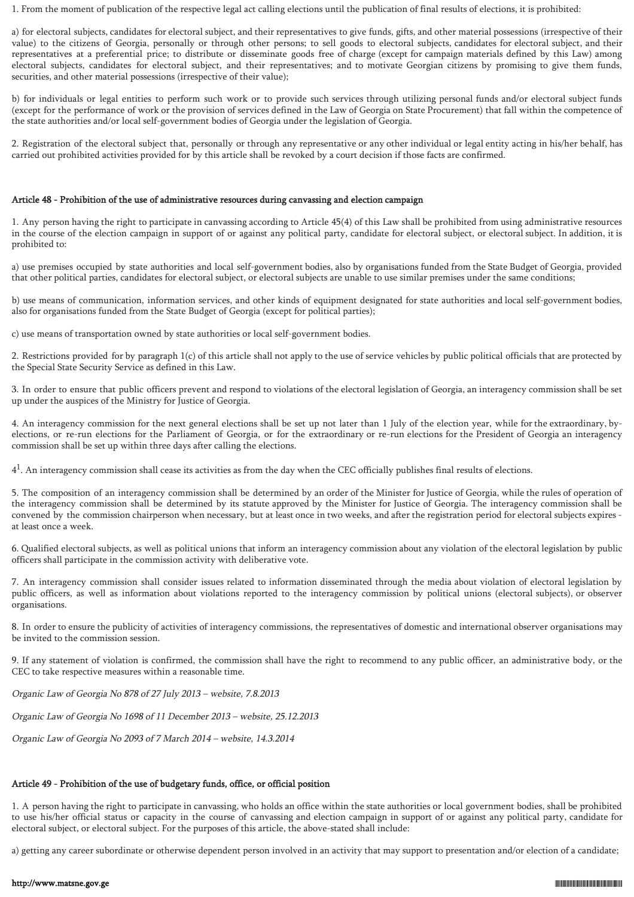1. From the moment of publication of the respective legal act calling elections until the publication of final results of elections, it is prohibited:

a) for electoral subjects, candidates for electoral subject, and their representatives to give funds, gifts, and other material possessions (irrespective of their value) to the citizens of Georgia, personally or through other persons; to sell goods to electoral subjects, candidates for electoral subject, and their representatives at a preferential price; to distribute or disseminate goods free of charge (except for campaign materials defined by this Law) among electoral subjects, candidates for electoral subject, and their representatives; and to motivate Georgian citizens by promising to give them funds, securities, and other material possessions (irrespective of their value);

b) for individuals or legal entities to perform such work or to provide such services through utilizing personal funds and/or electoral subject funds (except for the performance of work or the provision of services defined in the Law of Georgia on State Procurement) that fall within the competence of the state authorities and/or local self-government bodies of Georgia under the legislation of Georgia.

2. Registration of the electoral subject that, personally or through any representative or any other individual or legal entity acting in his/her behalf, has carried out prohibited activities provided for by this article shall be revoked by a court decision if those facts are confirmed.

### Article 48 - Prohibition of the use of administrative resources during canvassing and election campaign

1. Any person having the right to participate in canvassing according to Article 45(4) of this Law shall be prohibited from using administrative resources in the course of the election campaign in support of or against any political party, candidate for electoral subject, or electoral subject. In addition, it is prohibited to:

a) use premises occupied by state authorities and local self-government bodies, also by organisations funded from the State Budget of Georgia, provided that other political parties, candidates for electoral subject, or electoral subjects are unable to use similar premises under the same conditions;

b) use means of communication, information services, and other kinds of equipment designated for state authorities and local self-government bodies, also for organisations funded from the State Budget of Georgia (except for political parties);

c) use means of transportation owned by state authorities or local self-government bodies.

2. Restrictions provided for by paragraph 1(c) of this article shall not apply to the use of service vehicles by public political officials that are protected by the Special State Security Service as defined in this Law.

3. In order to ensure that public officers prevent and respond to violations of the electoral legislation of Georgia, an interagency commission shall be set up under the auspices of the Ministry for Justice of Georgia.

4. An interagency commission for the next general elections shall be set up not later than 1 July of the election year, while for the extraordinary, by-elections, or re-run elections for the Parliament of Georgia, or for the extraordinary or re-run elections for the President of Georgia an interagency commission shall be set up within three days after calling the elections.

4[1]. An interagency commission shall cease its activities as from the day when the CEC officially publishes final results of elections.

5. The composition of an interagency commission shall be determined by an order of the Minister for Justice of Georgia, while the rules of operation of the interagency commission shall be determined by its statute approved by the Minister for Justice of Georgia. The interagency commission shall be convened by the commission chairperson when necessary, but at least once in two weeks, and after the registration period for electoral subjects expires - at least once a week.

6. Qualified electoral subjects, as well as political unions that inform an interagency commission about any violation of the electoral legislation by public officers shall participate in the commission activity with deliberative vote.

7. An interagency commission shall consider issues related to information disseminated through the media about violation of electoral legislation by public officers, as well as information about violations reported to the interagency commission by political unions (electoral subjects), or observer organisations.

8. In order to ensure the publicity of activities of interagency commissions, the representatives of domestic and international observer organisations may be invited to the commission session.

9. If any statement of violation is confirmed, the commission shall have the right to recommend to any public officer, an administrative body, or the CEC to take respective measures within a reasonable time.

*Organic Law of Georgia No 878 of 27 July 2013 – website, 7.8.2013*

*Organic Law of Georgia No 1698 of 11 December 2013 – website, 25.12.2013*

*Organic Law of Georgia No 2093 of 7 March 2014 – website, 14.3.2014*

### Article 49 - Prohibition of the use of budgetary funds, office, or official position

1. A person having the right to participate in canvassing, who holds an office within the state authorities or local government bodies, shall be prohibited to use his/her official status or capacity in the course of canvassing and election campaign in support of or against any political party, candidate for electoral subject, or electoral subject. For the purposes of this article, the above-stated shall include:

a) getting any career subordinate or otherwise dependent person involved in an activity that may support to presentation and/or election of a candidate;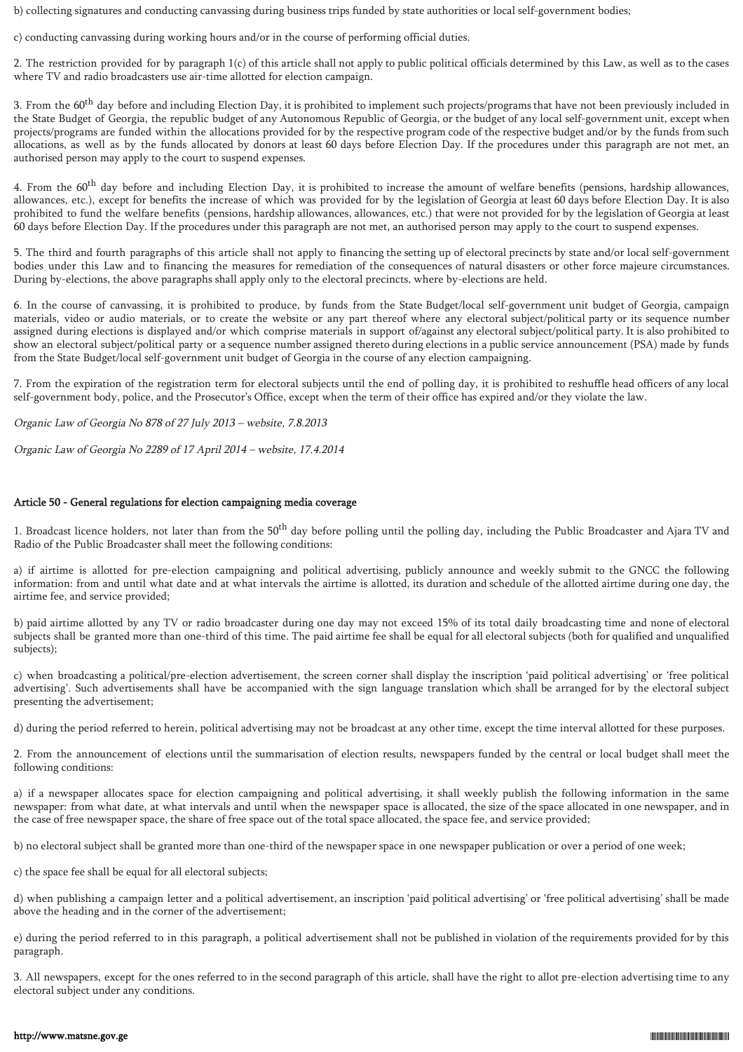b) collecting signatures and conducting canvassing during business trips funded by state authorities or local self-government bodies;

c) conducting canvassing during working hours and/or in the course of performing official duties.

2. The restriction provided for by paragraph 1(c) of this article shall not apply to public political officials determined by this Law, as well as to the cases where TV and radio broadcasters use air-time allotted for election campaign.

3. From the 60th day before and including Election Day, it is prohibited to implement such projects/programs that have not been previously included in the State Budget of Georgia, the republic budget of any Autonomous Republic of Georgia, or the budget of any local self-government unit, except when projects/programs are funded within the allocations provided for by the respective program code of the respective budget and/or by the funds from such allocations, as well as by the funds allocated by donors at least 60 days before Election Day. If the procedures under this paragraph are not met, an authorised person may apply to the court to suspend expenses.

4. From the 60th day before and including Election Day, it is prohibited to increase the amount of welfare benefits (pensions, hardship allowances, allowances, etc.), except for benefits the increase of which was provided for by the legislation of Georgia at least 60 days before Election Day. It is also prohibited to fund the welfare benefits (pensions, hardship allowances, allowances, etc.) that were not provided for by the legislation of Georgia at least 60 days before Election Day. If the procedures under this paragraph are not met, an authorised person may apply to the court to suspend expenses.

5. The third and fourth paragraphs of this article shall not apply to financing the setting up of electoral precincts by state and/or local self-government bodies under this Law and to financing the measures for remediation of the consequences of natural disasters or other force majeure circumstances. During by-elections, the above paragraphs shall apply only to the electoral precincts, where by-elections are held.

6. In the course of canvassing, it is prohibited to produce, by funds from the State Budget/local self-government unit budget of Georgia, campaign materials, video or audio materials, or to create the website or any part thereof where any electoral subject/political party or its sequence number assigned during elections is displayed and/or which comprise materials in support of/against any electoral subject/political party. It is also prohibited to show an electoral subject/political party or a sequence number assigned thereto during elections in a public service announcement (PSA) made by funds from the State Budget/local self-government unit budget of Georgia in the course of any election campaigning.

7. From the expiration of the registration term for electoral subjects until the end of polling day, it is prohibited to reshuffle head officers of any local self-government body, police, and the Prosecutor's Office, except when the term of their office has expired and/or they violate the law.

*Organic Law of Georgia No 878 of 27 July 2013 – website, 7.8.2013*

*Organic Law of Georgia No 2289 of 17 April 2014 – website, 17.4.2014*

#### Article 50 - General regulations for election campaigning media coverage

1. Broadcast licence holders, not later than from the 50th day before polling until the polling day, including the Public Broadcaster and Ajara TV and Radio of the Public Broadcaster shall meet the following conditions:

a) if airtime is allotted for pre-election campaigning and political advertising, publicly announce and weekly submit to the GNCC the following information: from and until what date and at what intervals the airtime is allotted, its duration and schedule of the allotted airtime during one day, the airtime fee, and service provided;

b) paid airtime allotted by any TV or radio broadcaster during one day may not exceed 15% of its total daily broadcasting time and none of electoral subjects shall be granted more than one-third of this time. The paid airtime fee shall be equal for all electoral subjects (both for qualified and unqualified subjects);

c) when broadcasting a political/pre-election advertisement, the screen corner shall display the inscription 'paid political advertising' or 'free political advertising'. Such advertisements shall have be accompanied with the sign language translation which shall be arranged for by the electoral subject presenting the advertisement;

d) during the period referred to herein, political advertising may not be broadcast at any other time, except the time interval allotted for these purposes.

2. From the announcement of elections until the summarisation of election results, newspapers funded by the central or local budget shall meet the following conditions:

a) if a newspaper allocates space for election campaigning and political advertising, it shall weekly publish the following information in the same newspaper: from what date, at what intervals and until when the newspaper space is allocated, the size of the space allocated in one newspaper, and in the case of free newspaper space, the share of free space out of the total space allocated, the space fee, and service provided;

b) no electoral subject shall be granted more than one-third of the newspaper space in one newspaper publication or over a period of one week;

c) the space fee shall be equal for all electoral subjects;

d) when publishing a campaign letter and a political advertisement, an inscription 'paid political advertising' or 'free political advertising' shall be made above the heading and in the corner of the advertisement;

e) during the period referred to in this paragraph, a political advertisement shall not be published in violation of the requirements provided for by this paragraph.

3. All newspapers, except for the ones referred to in the second paragraph of this article, shall have the right to allot pre-election advertising time to any electoral subject under any conditions.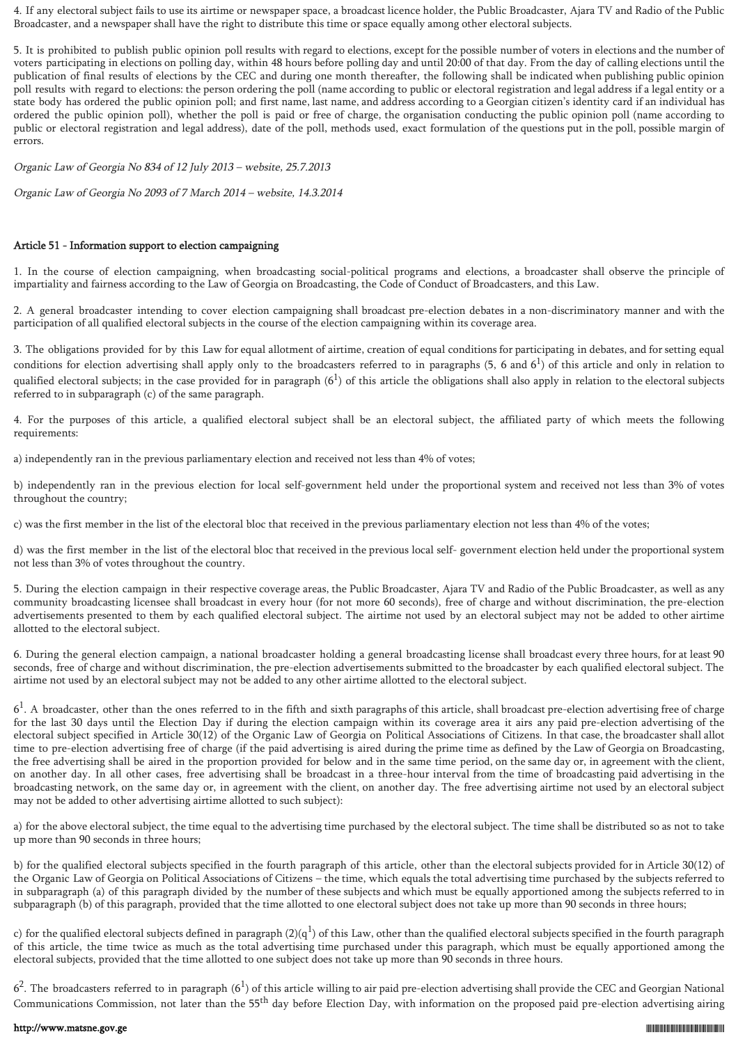4. If any electoral subject fails to use its airtime or newspaper space, a broadcast licence holder, the Public Broadcaster, Ajara TV and Radio of the Public Broadcaster, and a newspaper shall have the right to distribute this time or space equally among other electoral subjects.

5. It is prohibited to publish public opinion poll results with regard to elections, except for the possible number of voters in elections and the number of voters participating in elections on polling day, within 48 hours before polling day and until 20:00 of that day. From the day of calling elections until the publication of final results of elections by the CEC and during one month thereafter, the following shall be indicated when publishing public opinion poll results with regard to elections: the person ordering the poll (name according to public or electoral registration and legal address if a legal entity or a state body has ordered the public opinion poll; and first name, last name, and address according to a Georgian citizen's identity card if an individual has ordered the public opinion poll), whether the poll is paid or free of charge, the organisation conducting the public opinion poll (name according to public or electoral registration and legal address), date of the poll, methods used, exact formulation of the questions put in the poll, possible margin of errors.

*Organic Law of Georgia No 834 of 12 July 2013 – website, 25.7.2013*

*Organic Law of Georgia No 2093 of 7 March 2014 – website, 14.3.2014*

#### Article 51 - Information support to election campaigning

1. In the course of election campaigning, when broadcasting social-political programs and elections, a broadcaster shall observe the principle of impartiality and fairness according to the Law of Georgia on Broadcasting, the Code of Conduct of Broadcasters, and this Law.

2. A general broadcaster intending to cover election campaigning shall broadcast pre-election debates in a non-discriminatory manner and with the participation of all qualified electoral subjects in the course of the election campaigning within its coverage area.

3. The obligations provided for by this Law for equal allotment of airtime, creation of equal conditions for participating in debates, and for setting equal conditions for election advertising shall apply only to the broadcasters referred to in paragraphs (5, 6 and 6[1]) of this article and only in relation to qualified electoral subjects; in the case provided for in paragraph (6[1]) of this article the obligations shall also apply in relation to the electoral subjects referred to in subparagraph (c) of the same paragraph.

4. For the purposes of this article, a qualified electoral subject shall be an electoral subject, the affiliated party of which meets the following requirements:

a) independently ran in the previous parliamentary election and received not less than 4% of votes;

b) independently ran in the previous election for local self-government held under the proportional system and received not less than 3% of votes throughout the country;

c) was the first member in the list of the electoral bloc that received in the previous parliamentary election not less than 4% of the votes;

d) was the first member in the list of the electoral bloc that received in the previous local self- government election held under the proportional system not less than 3% of votes throughout the country.

5. During the election campaign in their respective coverage areas, the Public Broadcaster, Ajara TV and Radio of the Public Broadcaster, as well as any community broadcasting licensee shall broadcast in every hour (for not more 60 seconds), free of charge and without discrimination, the pre-election advertisements presented to them by each qualified electoral subject. The airtime not used by an electoral subject may not be added to other airtime allotted to the electoral subject.

6. During the general election campaign, a national broadcaster holding a general broadcasting license shall broadcast every three hours, for at least 90 seconds, free of charge and without discrimination, the pre-election advertisements submitted to the broadcaster by each qualified electoral subject. The airtime not used by an electoral subject may not be added to any other airtime allotted to the electoral subject.

6[1]. A broadcaster, other than the ones referred to in the fifth and sixth paragraphs of this article, shall broadcast pre-election advertising free of charge for the last 30 days until the Election Day if during the election campaign within its coverage area it airs any paid pre-election advertising of the electoral subject specified in Article 30(12) of the Organic Law of Georgia on Political Associations of Citizens. In that case, the broadcaster shall allot time to pre-election advertising free of charge (if the paid advertising is aired during the prime time as defined by the Law of Georgia on Broadcasting, the free advertising shall be aired in the proportion provided for below and in the same time period, on the same day or, in agreement with the client, on another day. In all other cases, free advertising shall be broadcast in a three-hour interval from the time of broadcasting paid advertising in the broadcasting network, on the same day or, in agreement with the client, on another day. The free advertising airtime not used by an electoral subject may not be added to other advertising airtime allotted to such subject):

a) for the above electoral subject, the time equal to the advertising time purchased by the electoral subject. The time shall be distributed so as not to take up more than 90 seconds in three hours;

b) for the qualified electoral subjects specified in the fourth paragraph of this article, other than the electoral subjects provided for in Article 30(12) of the Organic Law of Georgia on Political Associations of Citizens – the time, which equals the total advertising time purchased by the subjects referred to in subparagraph (a) of this paragraph divided by the number of these subjects and which must be equally apportioned among the subjects referred to in subparagraph (b) of this paragraph, provided that the time allotted to one electoral subject does not take up more than 90 seconds in three hours;

c) for the qualified electoral subjects defined in paragraph (2)(q[1]) of this Law, other than the qualified electoral subjects specified in the fourth paragraph of this article, the time twice as much as the total advertising time purchased under this paragraph, which must be equally apportioned among the electoral subjects, provided that the time allotted to one subject does not take up more than 90 seconds in three hours.

6[2]. The broadcasters referred to in paragraph (6[1]) of this article willing to air paid pre-election advertising shall provide the CEC and Georgian National Communications Commission, not later than the 55[th] day before Election Day, with information on the proposed paid pre-election advertising airing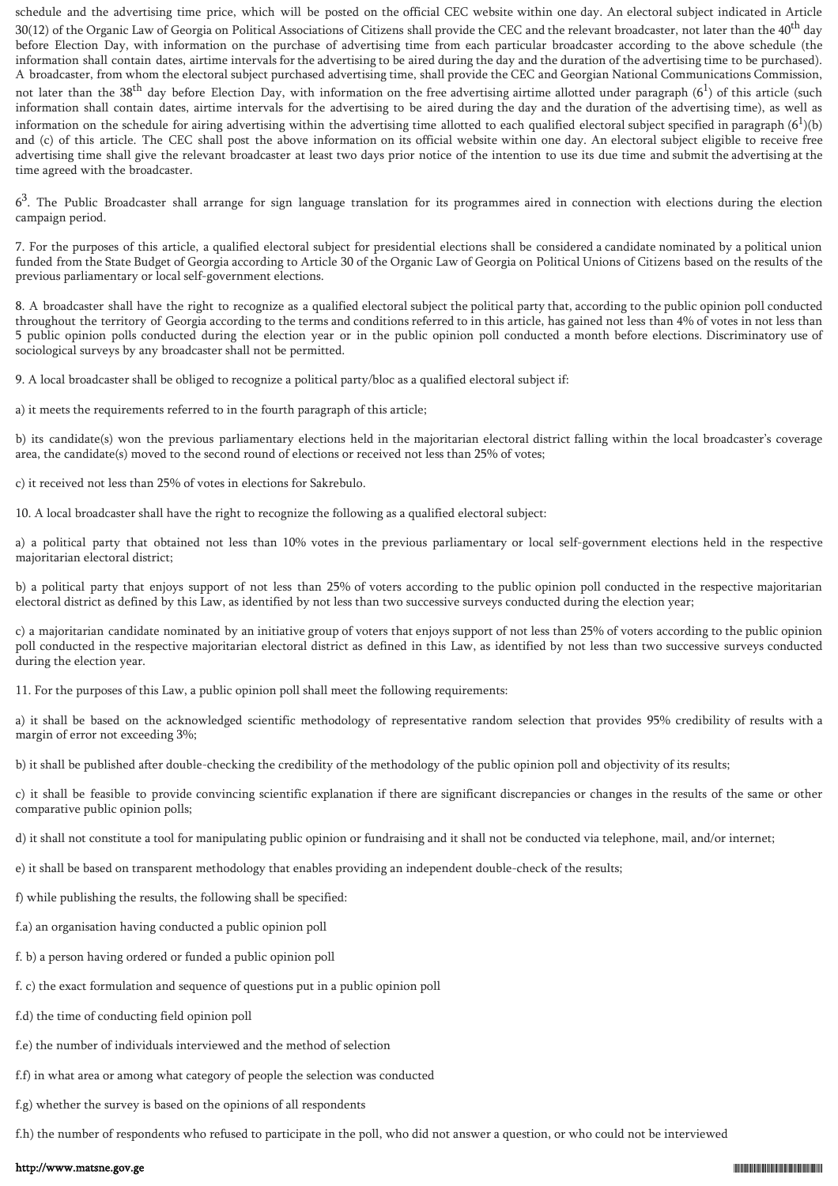schedule and the advertising time price, which will be posted on the official CEC website within one day. An electoral subject indicated in Article 30(12) of the Organic Law of Georgia on Political Associations of Citizens shall provide the CEC and the relevant broadcaster, not later than the 40th day before Election Day, with information on the purchase of advertising time from each particular broadcaster according to the above schedule (the information shall contain dates, airtime intervals for the advertising to be aired during the day and the duration of the advertising time to be purchased). A broadcaster, from whom the electoral subject purchased advertising time, shall provide the CEC and Georgian National Communications Commission, not later than the 38th day before Election Day, with information on the free advertising airtime allotted under paragraph (6[1]) of this article (such information shall contain dates, airtime intervals for the advertising to be aired during the day and the duration of the advertising time), as well as information on the schedule for airing advertising within the advertising time allotted to each qualified electoral subject specified in paragraph (6[1])(b) and (c) of this article. The CEC shall post the above information on its official website within one day. An electoral subject eligible to receive free advertising time shall give the relevant broadcaster at least two days prior notice of the intention to use its due time and submit the advertising at the time agreed with the broadcaster.

6[3]. The Public Broadcaster shall arrange for sign language translation for its programmes aired in connection with elections during the election campaign period.

7. For the purposes of this article, a qualified electoral subject for presidential elections shall be considered a candidate nominated by a political union funded from the State Budget of Georgia according to Article 30 of the Organic Law of Georgia on Political Unions of Citizens based on the results of the previous parliamentary or local self-government elections.

8. A broadcaster shall have the right to recognize as a qualified electoral subject the political party that, according to the public opinion poll conducted throughout the territory of Georgia according to the terms and conditions referred to in this article, has gained not less than 4% of votes in not less than 5 public opinion polls conducted during the election year or in the public opinion poll conducted a month before elections. Discriminatory use of sociological surveys by any broadcaster shall not be permitted.

9. A local broadcaster shall be obliged to recognize a political party/bloc as a qualified electoral subject if:

a) it meets the requirements referred to in the fourth paragraph of this article;

b) its candidate(s) won the previous parliamentary elections held in the majoritarian electoral district falling within the local broadcaster's coverage area, the candidate(s) moved to the second round of elections or received not less than 25% of votes;

c) it received not less than 25% of votes in elections for Sakrebulo.

10. A local broadcaster shall have the right to recognize the following as a qualified electoral subject:

a) a political party that obtained not less than 10% votes in the previous parliamentary or local self-government elections held in the respective majoritarian electoral district;

b) a political party that enjoys support of not less than 25% of voters according to the public opinion poll conducted in the respective majoritarian electoral district as defined by this Law, as identified by not less than two successive surveys conducted during the election year;

c) a majoritarian candidate nominated by an initiative group of voters that enjoys support of not less than 25% of voters according to the public opinion poll conducted in the respective majoritarian electoral district as defined in this Law, as identified by not less than two successive surveys conducted during the election year.

11. For the purposes of this Law, a public opinion poll shall meet the following requirements:

a) it shall be based on the acknowledged scientific methodology of representative random selection that provides 95% credibility of results with a margin of error not exceeding 3%;

b) it shall be published after double-checking the credibility of the methodology of the public opinion poll and objectivity of its results;

c) it shall be feasible to provide convincing scientific explanation if there are significant discrepancies or changes in the results of the same or other comparative public opinion polls;

d) it shall not constitute a tool for manipulating public opinion or fundraising and it shall not be conducted via telephone, mail, and/or internet;

e) it shall be based on transparent methodology that enables providing an independent double-check of the results;

f) while publishing the results, the following shall be specified:

f.a) an organisation having conducted a public opinion poll

f. b) a person having ordered or funded a public opinion poll

f. c) the exact formulation and sequence of questions put in a public opinion poll

f.d) the time of conducting field opinion poll

f.e) the number of individuals interviewed and the method of selection

f.f) in what area or among what category of people the selection was conducted

f.g) whether the survey is based on the opinions of all respondents

f.h) the number of respondents who refused to participate in the poll, who did not answer a question, or who could not be interviewed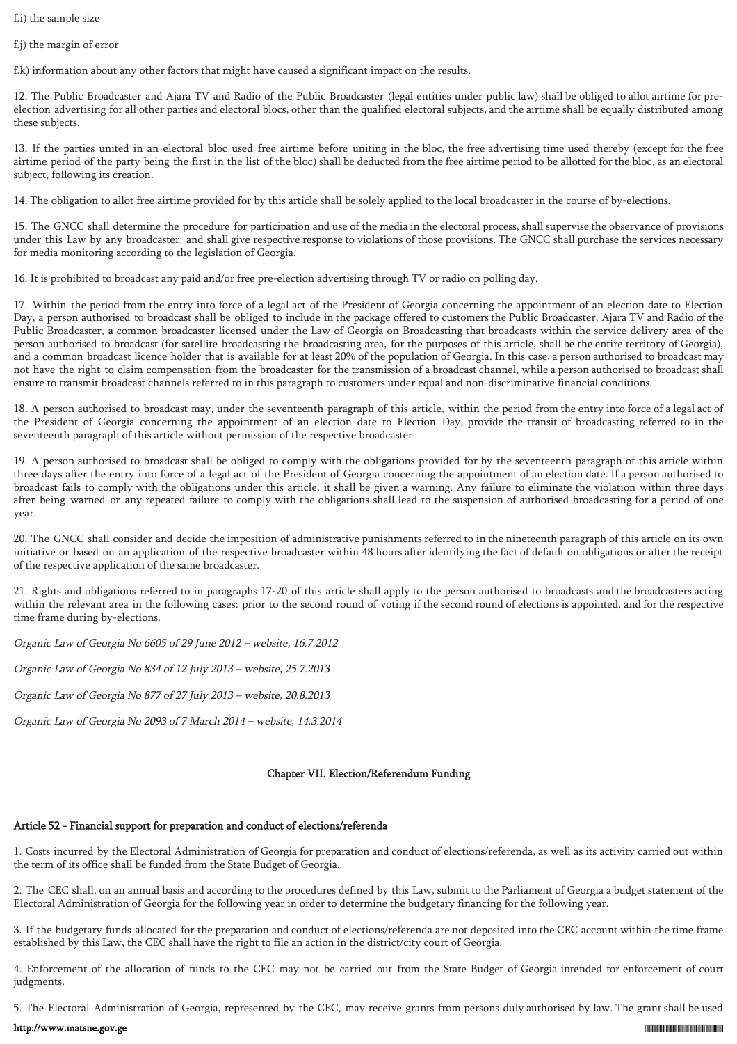f.i) the sample size

f.j) the margin of error

f.k) information about any other factors that might have caused a significant impact on the results.

12. The Public Broadcaster and Ajara TV and Radio of the Public Broadcaster (legal entities under public law) shall be obliged to allot airtime for pre-election advertising for all other parties and electoral blocs, other than the qualified electoral subjects, and the airtime shall be equally distributed among these subjects.

13. If the parties united in an electoral bloc used free airtime before uniting in the bloc, the free advertising time used thereby (except for the free airtime period of the party being the first in the list of the bloc) shall be deducted from the free airtime period to be allotted for the bloc, as an electoral subject, following its creation.

14. The obligation to allot free airtime provided for by this article shall be solely applied to the local broadcaster in the course of by-elections.

15. The GNCC shall determine the procedure for participation and use of the media in the electoral process, shall supervise the observance of provisions under this Law by any broadcaster, and shall give respective response to violations of those provisions. The GNCC shall purchase the services necessary for media monitoring according to the legislation of Georgia.

16. It is prohibited to broadcast any paid and/or free pre-election advertising through TV or radio on polling day.

17. Within the period from the entry into force of a legal act of the President of Georgia concerning the appointment of an election date to Election Day, a person authorised to broadcast shall be obliged to include in the package offered to customers the Public Broadcaster, Ajara TV and Radio of the Public Broadcaster, a common broadcaster licensed under the Law of Georgia on Broadcasting that broadcasts within the service delivery area of the person authorised to broadcast (for satellite broadcasting the broadcasting area, for the purposes of this article, shall be the entire territory of Georgia), and a common broadcast licence holder that is available for at least 20% of the population of Georgia. In this case, a person authorised to broadcast may not have the right to claim compensation from the broadcaster for the transmission of a broadcast channel, while a person authorised to broadcast shall ensure to transmit broadcast channels referred to in this paragraph to customers under equal and non-discriminative financial conditions.

18. A person authorised to broadcast may, under the seventeenth paragraph of this article, within the period from the entry into force of a legal act of the President of Georgia concerning the appointment of an election date to Election Day, provide the transit of broadcasting referred to in the seventeenth paragraph of this article without permission of the respective broadcaster.

19. A person authorised to broadcast shall be obliged to comply with the obligations provided for by the seventeenth paragraph of this article within three days after the entry into force of a legal act of the President of Georgia concerning the appointment of an election date. If a person authorised to broadcast fails to comply with the obligations under this article, it shall be given a warning. Any failure to eliminate the violation within three days after being warned or any repeated failure to comply with the obligations shall lead to the suspension of authorised broadcasting for a period of one year.

20. The GNCC shall consider and decide the imposition of administrative punishments referred to in the nineteenth paragraph of this article on its own initiative or based on an application of the respective broadcaster within 48 hours after identifying the fact of default on obligations or after the receipt of the respective application of the same broadcaster.

21. Rights and obligations referred to in paragraphs 17-20 of this article shall apply to the person authorised to broadcasts and the broadcasters acting within the relevant area in the following cases: prior to the second round of voting if the second round of elections is appointed, and for the respective time frame during by-elections.

*Organic Law of Georgia No 6605 of 29 June 2012 – website, 16.7.2012*

*Organic Law of Georgia No 834 of 12 July 2013 – website, 25.7.2013*

*Organic Law of Georgia No 877 of 27 July 2013 – website, 20.8.2013*

*Organic Law of Georgia No 2093 of 7 March 2014 – website, 14.3.2014*

## Chapter VII. Election/Referendum Funding

### Article 52 - Financial support for preparation and conduct of elections/referenda

1. Costs incurred by the Electoral Administration of Georgia for preparation and conduct of elections/referenda, as well as its activity carried out within the term of its office shall be funded from the State Budget of Georgia.

2. The CEC shall, on an annual basis and according to the procedures defined by this Law, submit to the Parliament of Georgia a budget statement of the Electoral Administration of Georgia for the following year in order to determine the budgetary financing for the following year.

3. If the budgetary funds allocated for the preparation and conduct of elections/referenda are not deposited into the CEC account within the time frame established by this Law, the CEC shall have the right to file an action in the district/city court of Georgia.

4. Enforcement of the allocation of funds to the CEC may not be carried out from the State Budget of Georgia intended for enforcement of court judgments.

5. The Electoral Administration of Georgia, represented by the CEC, may receive grants from persons duly authorised by law. The grant shall be used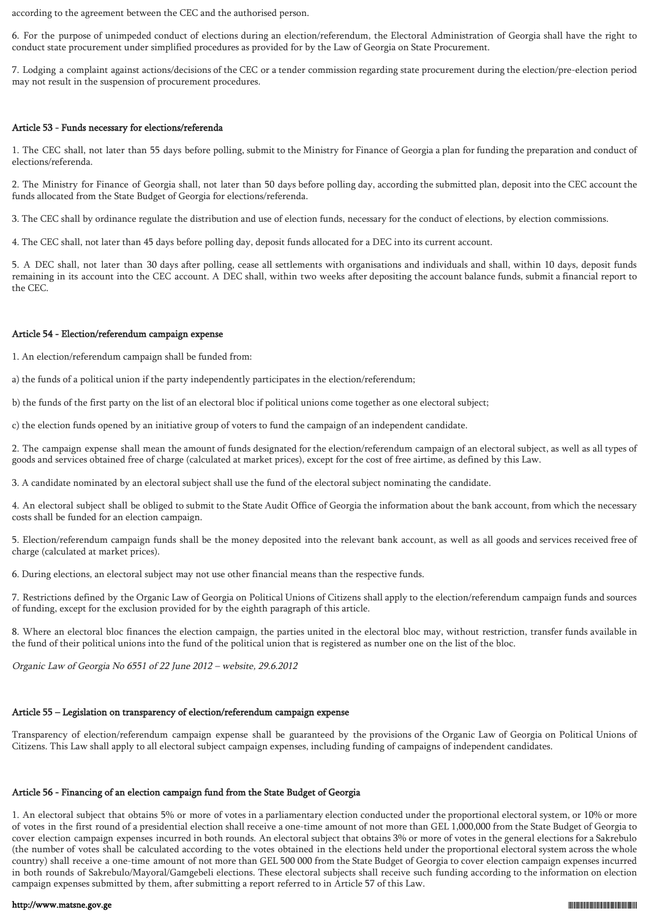according to the agreement between the CEC and the authorised person.

6. For the purpose of unimpeded conduct of elections during an election/referendum, the Electoral Administration of Georgia shall have the right to conduct state procurement under simplified procedures as provided for by the Law of Georgia on State Procurement.

7. Lodging a complaint against actions/decisions of the CEC or a tender commission regarding state procurement during the election/pre-election period may not result in the suspension of procurement procedures.

#### Article 53 - Funds necessary for elections/referenda

1. The CEC shall, not later than 55 days before polling, submit to the Ministry for Finance of Georgia a plan for funding the preparation and conduct of elections/referenda.

2. The Ministry for Finance of Georgia shall, not later than 50 days before polling day, according the submitted plan, deposit into the CEC account the funds allocated from the State Budget of Georgia for elections/referenda.

3. The CEC shall by ordinance regulate the distribution and use of election funds, necessary for the conduct of elections, by election commissions.

4. The CEC shall, not later than 45 days before polling day, deposit funds allocated for a DEC into its current account.

5. A DEC shall, not later than 30 days after polling, cease all settlements with organisations and individuals and shall, within 10 days, deposit funds remaining in its account into the CEC account. A DEC shall, within two weeks after depositing the account balance funds, submit a financial report to the CEC.

#### Article 54 - Election/referendum campaign expense

1. An election/referendum campaign shall be funded from:

a) the funds of a political union if the party independently participates in the election/referendum;

b) the funds of the first party on the list of an electoral bloc if political unions come together as one electoral subject;

c) the election funds opened by an initiative group of voters to fund the campaign of an independent candidate.

2. The campaign expense shall mean the amount of funds designated for the election/referendum campaign of an electoral subject, as well as all types of goods and services obtained free of charge (calculated at market prices), except for the cost of free airtime, as defined by this Law.

3. A candidate nominated by an electoral subject shall use the fund of the electoral subject nominating the candidate.

4. An electoral subject shall be obliged to submit to the State Audit Office of Georgia the information about the bank account, from which the necessary costs shall be funded for an election campaign.

5. Election/referendum campaign funds shall be the money deposited into the relevant bank account, as well as all goods and services received free of charge (calculated at market prices).

6. During elections, an electoral subject may not use other financial means than the respective funds.

7. Restrictions defined by the Organic Law of Georgia on Political Unions of Citizens shall apply to the election/referendum campaign funds and sources of funding, except for the exclusion provided for by the eighth paragraph of this article.

8. Where an electoral bloc finances the election campaign, the parties united in the electoral bloc may, without restriction, transfer funds available in the fund of their political unions into the fund of the political union that is registered as number one on the list of the bloc.

*Organic Law of Georgia No 6551 of 22 June 2012 – website, 29.6.2012*

#### Article 55 – Legislation on transparency of election/referendum campaign expense

Transparency of election/referendum campaign expense shall be guaranteed by the provisions of the Organic Law of Georgia on Political Unions of Citizens. This Law shall apply to all electoral subject campaign expenses, including funding of campaigns of independent candidates.

#### Article 56 - Financing of an election campaign fund from the State Budget of Georgia

1. An electoral subject that obtains 5% or more of votes in a parliamentary election conducted under the proportional electoral system, or 10% or more of votes in the first round of a presidential election shall receive a one-time amount of not more than GEL 1,000,000 from the State Budget of Georgia to cover election campaign expenses incurred in both rounds. An electoral subject that obtains 3% or more of votes in the general elections for a Sakrebulo (the number of votes shall be calculated according to the votes obtained in the elections held under the proportional electoral system across the whole country) shall receive a one-time amount of not more than GEL 500 000 from the State Budget of Georgia to cover election campaign expenses incurred in both rounds of Sakrebulo/Mayoral/Gamgebeli elections. These electoral subjects shall receive such funding according to the information on election campaign expenses submitted by them, after submitting a report referred to in Article 57 of this Law.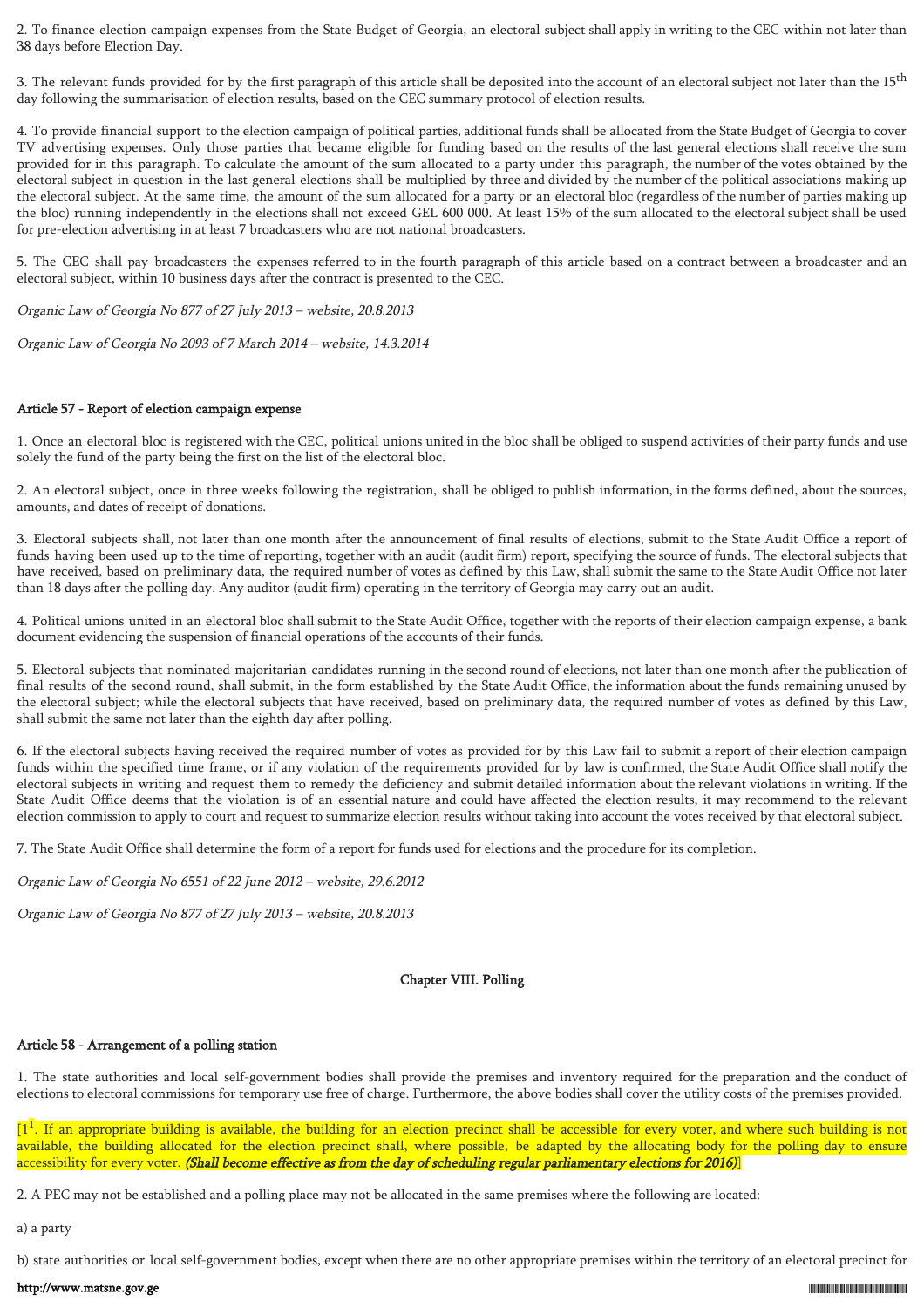2. To finance election campaign expenses from the State Budget of Georgia, an electoral subject shall apply in writing to the CEC within not later than 38 days before Election Day.

3. The relevant funds provided for by the first paragraph of this article shall be deposited into the account of an electoral subject not later than the 15th day following the summarisation of election results, based on the CEC summary protocol of election results.

4. To provide financial support to the election campaign of political parties, additional funds shall be allocated from the State Budget of Georgia to cover TV advertising expenses. Only those parties that became eligible for funding based on the results of the last general elections shall receive the sum provided for in this paragraph. To calculate the amount of the sum allocated to a party under this paragraph, the number of the votes obtained by the electoral subject in question in the last general elections shall be multiplied by three and divided by the number of the political associations making up the electoral subject. At the same time, the amount of the sum allocated for a party or an electoral bloc (regardless of the number of parties making up the bloc) running independently in the elections shall not exceed GEL 600 000. At least 15% of the sum allocated to the electoral subject shall be used for pre-election advertising in at least 7 broadcasters who are not national broadcasters.

5. The CEC shall pay broadcasters the expenses referred to in the fourth paragraph of this article based on a contract between a broadcaster and an electoral subject, within 10 business days after the contract is presented to the CEC.

*Organic Law of Georgia No 877 of 27 July 2013 – website, 20.8.2013*

*Organic Law of Georgia No 2093 of 7 March 2014 – website, 14.3.2014*

#### Article 57 - Report of election campaign expense

1. Once an electoral bloc is registered with the CEC, political unions united in the bloc shall be obliged to suspend activities of their party funds and use solely the fund of the party being the first on the list of the electoral bloc.

2. An electoral subject, once in three weeks following the registration, shall be obliged to publish information, in the forms defined, about the sources, amounts, and dates of receipt of donations.

3. Electoral subjects shall, not later than one month after the announcement of final results of elections, submit to the State Audit Office a report of funds having been used up to the time of reporting, together with an audit (audit firm) report, specifying the source of funds. The electoral subjects that have received, based on preliminary data, the required number of votes as defined by this Law, shall submit the same to the State Audit Office not later than 18 days after the polling day. Any auditor (audit firm) operating in the territory of Georgia may carry out an audit.

4. Political unions united in an electoral bloc shall submit to the State Audit Office, together with the reports of their election campaign expense, a bank document evidencing the suspension of financial operations of the accounts of their funds.

5. Electoral subjects that nominated majoritarian candidates running in the second round of elections, not later than one month after the publication of final results of the second round, shall submit, in the form established by the State Audit Office, the information about the funds remaining unused by the electoral subject; while the electoral subjects that have received, based on preliminary data, the required number of votes as defined by this Law, shall submit the same not later than the eighth day after polling.

6. If the electoral subjects having received the required number of votes as provided for by this Law fail to submit a report of their election campaign funds within the specified time frame, or if any violation of the requirements provided for by law is confirmed, the State Audit Office shall notify the electoral subjects in writing and request them to remedy the deficiency and submit detailed information about the relevant violations in writing. If the State Audit Office deems that the violation is of an essential nature and could have affected the election results, it may recommend to the relevant election commission to apply to court and request to summarize election results without taking into account the votes received by that electoral subject.

7. The State Audit Office shall determine the form of a report for funds used for elections and the procedure for its completion.

*Organic Law of Georgia No 6551 of 22 June 2012 – website, 29.6.2012*

*Organic Law of Georgia No 877 of 27 July 2013 – website, 20.8.2013*

## Chapter VIII. Polling

#### Article 58 - Arrangement of a polling station

1. The state authorities and local self-government bodies shall provide the premises and inventory required for the preparation and the conduct of elections to electoral commissions for temporary use free of charge. Furthermore, the above bodies shall cover the utility costs of the premises provided.

[1[1]. If an appropriate building is available, the building for an election precinct shall be accessible for every voter, and where such building is not available, the building allocated for the election precinct shall, where possible, be adapted by the allocating body for the polling day to ensure accessibility for every voter. ***(Shall become effective as from the day of scheduling regular parliamentary elections for 2016)***]

2. A PEC may not be established and a polling place may not be allocated in the same premises where the following are located:

a) a party

b) state authorities or local self-government bodies, except when there are no other appropriate premises within the territory of an electoral precinct for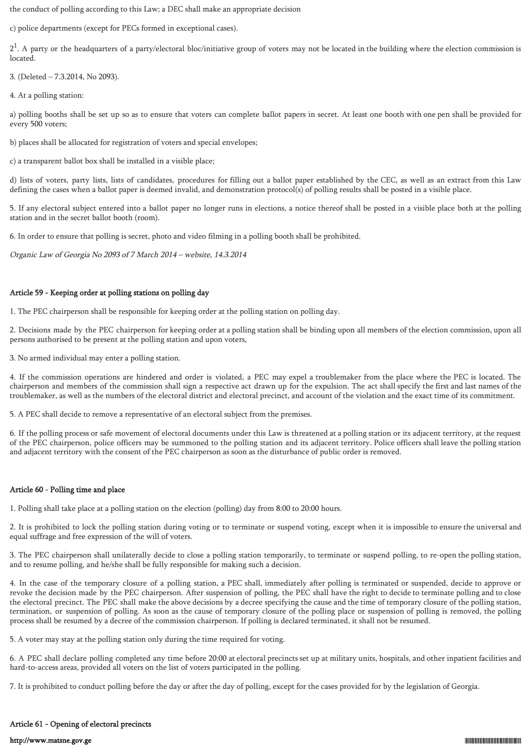the conduct of polling according to this Law; a DEC shall make an appropriate decision

c) police departments (except for PECs formed in exceptional cases).

2[1]. A party or the headquarters of a party/electoral bloc/initiative group of voters may not be located in the building where the election commission is located.

3. (Deleted – 7.3.2014, No 2093).

4. At a polling station:

a) polling booths shall be set up so as to ensure that voters can complete ballot papers in secret. At least one booth with one pen shall be provided for every 500 voters;

b) places shall be allocated for registration of voters and special envelopes;

c) a transparent ballot box shall be installed in a visible place;

d) lists of voters, party lists, lists of candidates, procedures for filling out a ballot paper established by the CEC, as well as an extract from this Law defining the cases when a ballot paper is deemed invalid, and demonstration protocol(s) of polling results shall be posted in a visible place.

5. If any electoral subject entered into a ballot paper no longer runs in elections, a notice thereof shall be posted in a visible place both at the polling station and in the secret ballot booth (room).

6. In order to ensure that polling is secret, photo and video filming in a polling booth shall be prohibited.

*Organic Law of Georgia No 2093 of 7 March 2014 – website, 14.3.2014*

### Article 59 - Keeping order at polling stations on polling day

1. The PEC chairperson shall be responsible for keeping order at the polling station on polling day.

2. Decisions made by the PEC chairperson for keeping order at a polling station shall be binding upon all members of the election commission, upon all persons authorised to be present at the polling station and upon voters.

3. No armed individual may enter a polling station.

4. If the commission operations are hindered and order is violated, a PEC may expel a troublemaker from the place where the PEC is located. The chairperson and members of the commission shall sign a respective act drawn up for the expulsion. The act shall specify the first and last names of the troublemaker, as well as the numbers of the electoral district and electoral precinct, and account of the violation and the exact time of its commitment.

5. A PEC shall decide to remove a representative of an electoral subject from the premises.

6. If the polling process or safe movement of electoral documents under this Law is threatened at a polling station or its adjacent territory, at the request of the PEC chairperson, police officers may be summoned to the polling station and its adjacent territory. Police officers shall leave the polling station and adjacent territory with the consent of the PEC chairperson as soon as the disturbance of public order is removed.

### Article 60 - Polling time and place

1. Polling shall take place at a polling station on the election (polling) day from 8:00 to 20:00 hours.

2. It is prohibited to lock the polling station during voting or to terminate or suspend voting, except when it is impossible to ensure the universal and equal suffrage and free expression of the will of voters.

3. The PEC chairperson shall unilaterally decide to close a polling station temporarily, to terminate or suspend polling, to re-open the polling station, and to resume polling, and he/she shall be fully responsible for making such a decision.

4. In the case of the temporary closure of a polling station, a PEC shall, immediately after polling is terminated or suspended, decide to approve or revoke the decision made by the PEC chairperson. After suspension of polling, the PEC shall have the right to decide to terminate polling and to close the electoral precinct. The PEC shall make the above decisions by a decree specifying the cause and the time of temporary closure of the polling station, termination, or suspension of polling. As soon as the cause of temporary closure of the polling place or suspension of polling is removed, the polling process shall be resumed by a decree of the commission chairperson. If polling is declared terminated, it shall not be resumed.

5. A voter may stay at the polling station only during the time required for voting.

6. A PEC shall declare polling completed any time before 20:00 at electoral precincts set up at military units, hospitals, and other inpatient facilities and hard-to-access areas, provided all voters on the list of voters participated in the polling.

7. It is prohibited to conduct polling before the day or after the day of polling, except for the cases provided for by the legislation of Georgia.

### Article 61 - Opening of electoral precincts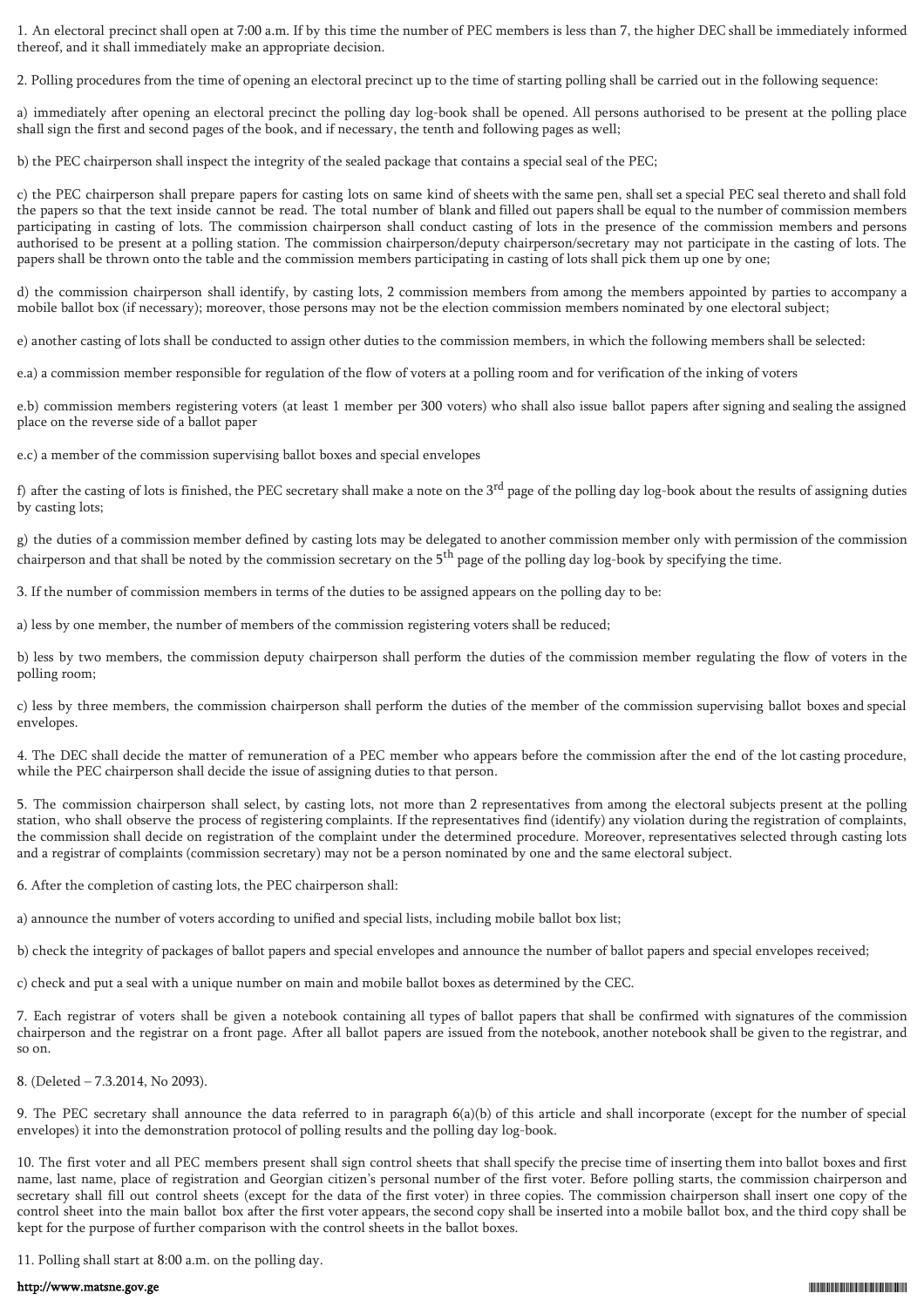1. An electoral precinct shall open at 7:00 a.m. If by this time the number of PEC members is less than 7, the higher DEC shall be immediately informed thereof, and it shall immediately make an appropriate decision.

2. Polling procedures from the time of opening an electoral precinct up to the time of starting polling shall be carried out in the following sequence:

a) immediately after opening an electoral precinct the polling day log-book shall be opened. All persons authorised to be present at the polling place shall sign the first and second pages of the book, and if necessary, the tenth and following pages as well;

b) the PEC chairperson shall inspect the integrity of the sealed package that contains a special seal of the PEC;

c) the PEC chairperson shall prepare papers for casting lots on same kind of sheets with the same pen, shall set a special PEC seal thereto and shall fold the papers so that the text inside cannot be read. The total number of blank and filled out papers shall be equal to the number of commission members participating in casting of lots. The commission chairperson shall conduct casting of lots in the presence of the commission members and persons authorised to be present at a polling station. The commission chairperson/deputy chairperson/secretary may not participate in the casting of lots. The papers shall be thrown onto the table and the commission members participating in casting of lots shall pick them up one by one;

d) the commission chairperson shall identify, by casting lots, 2 commission members from among the members appointed by parties to accompany a mobile ballot box (if necessary); moreover, those persons may not be the election commission members nominated by one electoral subject;

e) another casting of lots shall be conducted to assign other duties to the commission members, in which the following members shall be selected:

e.a) a commission member responsible for regulation of the flow of voters at a polling room and for verification of the inking of voters

e.b) commission members registering voters (at least 1 member per 300 voters) who shall also issue ballot papers after signing and sealing the assigned place on the reverse side of a ballot paper

e.c) a member of the commission supervising ballot boxes and special envelopes

f) after the casting of lots is finished, the PEC secretary shall make a note on the 3rd page of the polling day log-book about the results of assigning duties by casting lots;

g) the duties of a commission member defined by casting lots may be delegated to another commission member only with permission of the commission chairperson and that shall be noted by the commission secretary on the 5th page of the polling day log-book by specifying the time.

3. If the number of commission members in terms of the duties to be assigned appears on the polling day to be:

a) less by one member, the number of members of the commission registering voters shall be reduced;

b) less by two members, the commission deputy chairperson shall perform the duties of the commission member regulating the flow of voters in the polling room;

c) less by three members, the commission chairperson shall perform the duties of the member of the commission supervising ballot boxes and special envelopes.

4. The DEC shall decide the matter of remuneration of a PEC member who appears before the commission after the end of the lot casting procedure, while the PEC chairperson shall decide the issue of assigning duties to that person.

5. The commission chairperson shall select, by casting lots, not more than 2 representatives from among the electoral subjects present at the polling station, who shall observe the process of registering complaints. If the representatives find (identify) any violation during the registration of complaints, the commission shall decide on registration of the complaint under the determined procedure. Moreover, representatives selected through casting lots and a registrar of complaints (commission secretary) may not be a person nominated by one and the same electoral subject.

6. After the completion of casting lots, the PEC chairperson shall:

a) announce the number of voters according to unified and special lists, including mobile ballot box list;

b) check the integrity of packages of ballot papers and special envelopes and announce the number of ballot papers and special envelopes received;

c) check and put a seal with a unique number on main and mobile ballot boxes as determined by the CEC.

7. Each registrar of voters shall be given a notebook containing all types of ballot papers that shall be confirmed with signatures of the commission chairperson and the registrar on a front page. After all ballot papers are issued from the notebook, another notebook shall be given to the registrar, and so on.

8. (Deleted – 7.3.2014, No 2093).

9. The PEC secretary shall announce the data referred to in paragraph 6(a)(b) of this article and shall incorporate (except for the number of special envelopes) it into the demonstration protocol of polling results and the polling day log-book.

10. The first voter and all PEC members present shall sign control sheets that shall specify the precise time of inserting them into ballot boxes and first name, last name, place of registration and Georgian citizen's personal number of the first voter. Before polling starts, the commission chairperson and secretary shall fill out control sheets (except for the data of the first voter) in three copies. The commission chairperson shall insert one copy of the control sheet into the main ballot box after the first voter appears, the second copy shall be inserted into a mobile ballot box, and the third copy shall be kept for the purpose of further comparison with the control sheets in the ballot boxes.

11. Polling shall start at 8:00 a.m. on the polling day.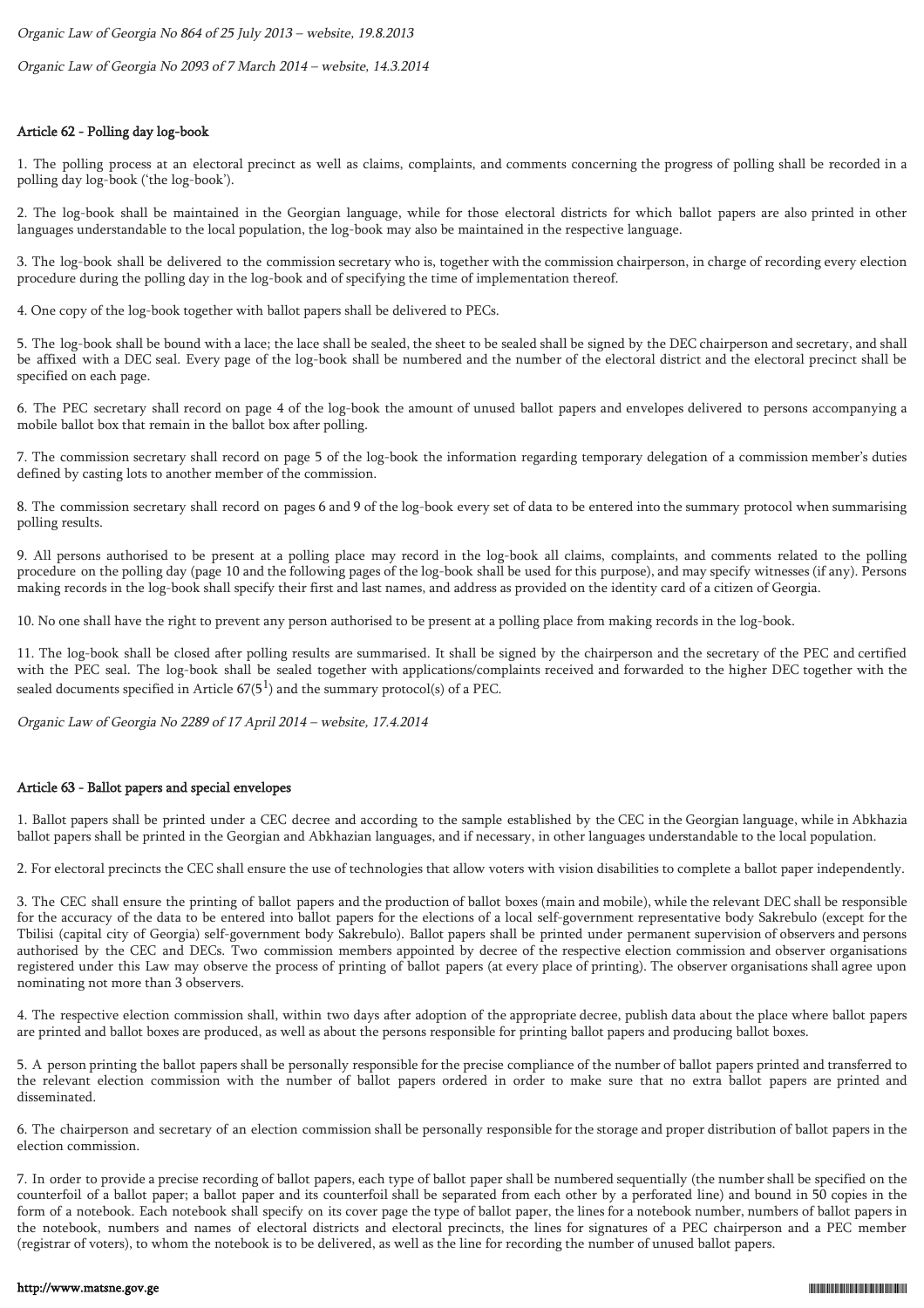*Organic Law of Georgia No 864 of 25 July 2013 – website, 19.8.2013*

*Organic Law of Georgia No 2093 of 7 March 2014 – website, 14.3.2014*

**Article 62 - Polling day log-book**

1. The polling process at an electoral precinct as well as claims, complaints, and comments concerning the progress of polling shall be recorded in a polling day log-book ('the log-book').

2. The log-book shall be maintained in the Georgian language, while for those electoral districts for which ballot papers are also printed in other languages understandable to the local population, the log-book may also be maintained in the respective language.

3. The log-book shall be delivered to the commission secretary who is, together with the commission chairperson, in charge of recording every election procedure during the polling day in the log-book and of specifying the time of implementation thereof.

4. One copy of the log-book together with ballot papers shall be delivered to PECs.

5. The log-book shall be bound with a lace; the lace shall be sealed, the sheet to be sealed shall be signed by the DEC chairperson and secretary, and shall be affixed with a DEC seal. Every page of the log-book shall be numbered and the number of the electoral district and the electoral precinct shall be specified on each page.

6. The PEC secretary shall record on page 4 of the log-book the amount of unused ballot papers and envelopes delivered to persons accompanying a mobile ballot box that remain in the ballot box after polling.

7. The commission secretary shall record on page 5 of the log-book the information regarding temporary delegation of a commission member's duties defined by casting lots to another member of the commission.

8. The commission secretary shall record on pages 6 and 9 of the log-book every set of data to be entered into the summary protocol when summarising polling results.

9. All persons authorised to be present at a polling place may record in the log-book all claims, complaints, and comments related to the polling procedure on the polling day (page 10 and the following pages of the log-book shall be used for this purpose), and may specify witnesses (if any). Persons making records in the log-book shall specify their first and last names, and address as provided on the identity card of a citizen of Georgia.

10. No one shall have the right to prevent any person authorised to be present at a polling place from making records in the log-book.

11. The log-book shall be closed after polling results are summarised. It shall be signed by the chairperson and the secretary of the PEC and certified with the PEC seal. The log-book shall be sealed together with applications/complaints received and forwarded to the higher DEC together with the sealed documents specified in Article 67(5[1]) and the summary protocol(s) of a PEC.

*Organic Law of Georgia No 2289 of 17 April 2014 – website, 17.4.2014*

**Article 63 - Ballot papers and special envelopes**

1. Ballot papers shall be printed under a CEC decree and according to the sample established by the CEC in the Georgian language, while in Abkhazia ballot papers shall be printed in the Georgian and Abkhazian languages, and if necessary, in other languages understandable to the local population.

2. For electoral precincts the CEC shall ensure the use of technologies that allow voters with vision disabilities to complete a ballot paper independently.

3. The CEC shall ensure the printing of ballot papers and the production of ballot boxes (main and mobile), while the relevant DEC shall be responsible for the accuracy of the data to be entered into ballot papers for the elections of a local self-government representative body Sakrebulo (except for the Tbilisi (capital city of Georgia) self-government body Sakrebulo). Ballot papers shall be printed under permanent supervision of observers and persons authorised by the CEC and DECs. Two commission members appointed by decree of the respective election commission and observer organisations registered under this Law may observe the process of printing of ballot papers (at every place of printing). The observer organisations shall agree upon nominating not more than 3 observers.

4. The respective election commission shall, within two days after adoption of the appropriate decree, publish data about the place where ballot papers are printed and ballot boxes are produced, as well as about the persons responsible for printing ballot papers and producing ballot boxes.

5. A person printing the ballot papers shall be personally responsible for the precise compliance of the number of ballot papers printed and transferred to the relevant election commission with the number of ballot papers ordered in order to make sure that no extra ballot papers are printed and disseminated.

6. The chairperson and secretary of an election commission shall be personally responsible for the storage and proper distribution of ballot papers in the election commission.

7. In order to provide a precise recording of ballot papers, each type of ballot paper shall be numbered sequentially (the number shall be specified on the counterfoil of a ballot paper; a ballot paper and its counterfoil shall be separated from each other by a perforated line) and bound in 50 copies in the form of a notebook. Each notebook shall specify on its cover page the type of ballot paper, the lines for a notebook number, numbers of ballot papers in the notebook, numbers and names of electoral districts and electoral precincts, the lines for signatures of a PEC chairperson and a PEC member (registrar of voters), to whom the notebook is to be delivered, as well as the line for recording the number of unused ballot papers.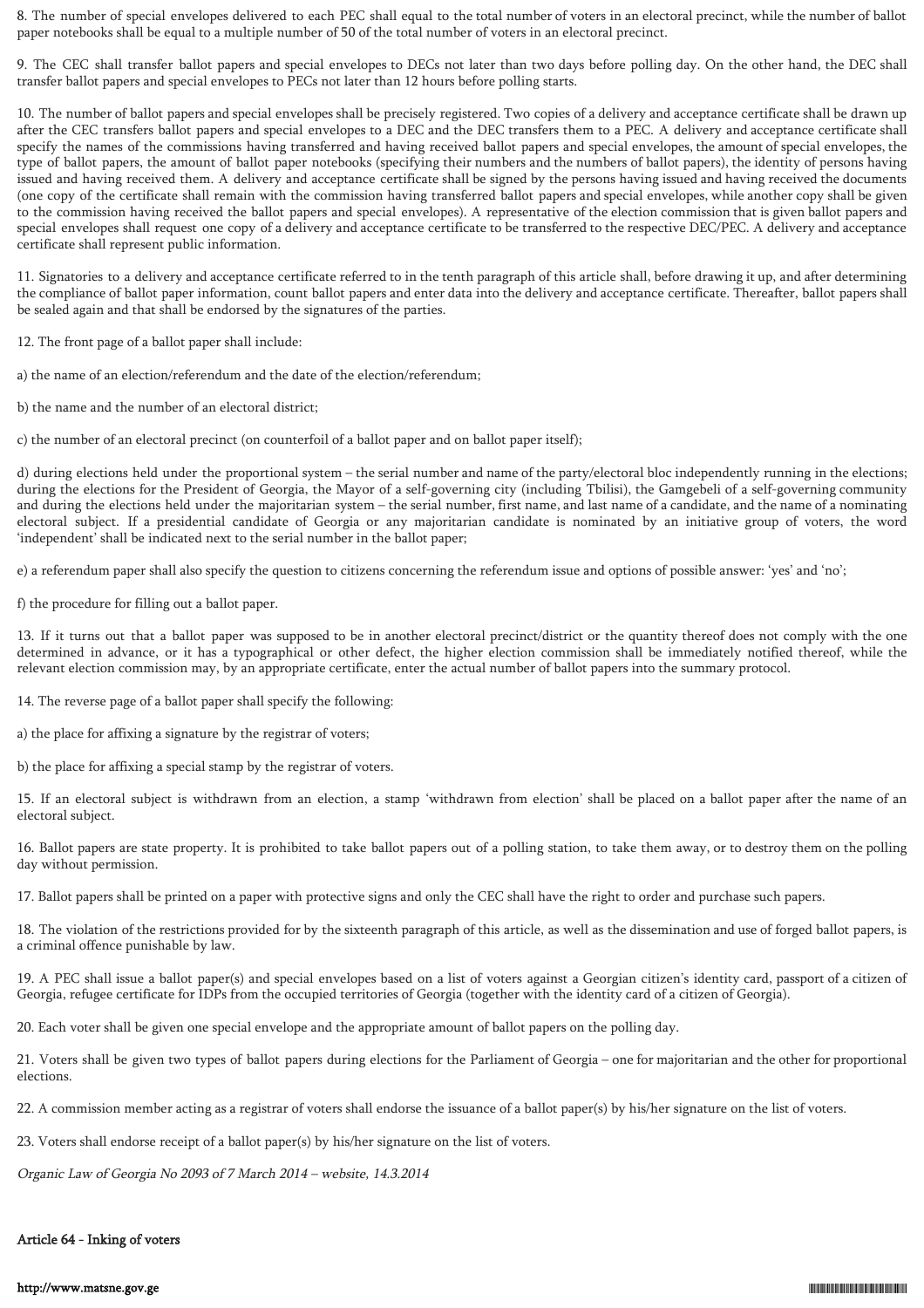8. The number of special envelopes delivered to each PEC shall equal to the total number of voters in an electoral precinct, while the number of ballot paper notebooks shall be equal to a multiple number of 50 of the total number of voters in an electoral precinct.

9. The CEC shall transfer ballot papers and special envelopes to DECs not later than two days before polling day. On the other hand, the DEC shall transfer ballot papers and special envelopes to PECs not later than 12 hours before polling starts.

10. The number of ballot papers and special envelopes shall be precisely registered. Two copies of a delivery and acceptance certificate shall be drawn up after the CEC transfers ballot papers and special envelopes to a DEC and the DEC transfers them to a PEC. A delivery and acceptance certificate shall specify the names of the commissions having transferred and having received ballot papers and special envelopes, the amount of special envelopes, the type of ballot papers, the amount of ballot paper notebooks (specifying their numbers and the numbers of ballot papers), the identity of persons having issued and having received them. A delivery and acceptance certificate shall be signed by the persons having issued and having received the documents (one copy of the certificate shall remain with the commission having transferred ballot papers and special envelopes, while another copy shall be given to the commission having received the ballot papers and special envelopes). A representative of the election commission that is given ballot papers and special envelopes shall request one copy of a delivery and acceptance certificate to be transferred to the respective DEC/PEC. A delivery and acceptance certificate shall represent public information.

11. Signatories to a delivery and acceptance certificate referred to in the tenth paragraph of this article shall, before drawing it up, and after determining the compliance of ballot paper information, count ballot papers and enter data into the delivery and acceptance certificate. Thereafter, ballot papers shall be sealed again and that shall be endorsed by the signatures of the parties.

12. The front page of a ballot paper shall include:

a) the name of an election/referendum and the date of the election/referendum;

b) the name and the number of an electoral district;

c) the number of an electoral precinct (on counterfoil of a ballot paper and on ballot paper itself);

d) during elections held under the proportional system – the serial number and name of the party/electoral bloc independently running in the elections; during the elections for the President of Georgia, the Mayor of a self-governing city (including Tbilisi), the Gamgebeli of a self-governing community and during the elections held under the majoritarian system – the serial number, first name, and last name of a candidate, and the name of a nominating electoral subject. If a presidential candidate of Georgia or any majoritarian candidate is nominated by an initiative group of voters, the word 'independent' shall be indicated next to the serial number in the ballot paper;

e) a referendum paper shall also specify the question to citizens concerning the referendum issue and options of possible answer: 'yes' and 'no';

f) the procedure for filling out a ballot paper.

13. If it turns out that a ballot paper was supposed to be in another electoral precinct/district or the quantity thereof does not comply with the one determined in advance, or it has a typographical or other defect, the higher election commission shall be immediately notified thereof, while the relevant election commission may, by an appropriate certificate, enter the actual number of ballot papers into the summary protocol.

14. The reverse page of a ballot paper shall specify the following:

a) the place for affixing a signature by the registrar of voters;

b) the place for affixing a special stamp by the registrar of voters.

15. If an electoral subject is withdrawn from an election, a stamp 'withdrawn from election' shall be placed on a ballot paper after the name of an electoral subject.

16. Ballot papers are state property. It is prohibited to take ballot papers out of a polling station, to take them away, or to destroy them on the polling day without permission.

17. Ballot papers shall be printed on a paper with protective signs and only the CEC shall have the right to order and purchase such papers.

18. The violation of the restrictions provided for by the sixteenth paragraph of this article, as well as the dissemination and use of forged ballot papers, is a criminal offence punishable by law.

19. A PEC shall issue a ballot paper(s) and special envelopes based on a list of voters against a Georgian citizen's identity card, passport of a citizen of Georgia, refugee certificate for IDPs from the occupied territories of Georgia (together with the identity card of a citizen of Georgia).

20. Each voter shall be given one special envelope and the appropriate amount of ballot papers on the polling day.

21. Voters shall be given two types of ballot papers during elections for the Parliament of Georgia – one for majoritarian and the other for proportional elections.

22. A commission member acting as a registrar of voters shall endorse the issuance of a ballot paper(s) by his/her signature on the list of voters.

23. Voters shall endorse receipt of a ballot paper(s) by his/her signature on the list of voters.

*Organic Law of Georgia No 2093 of 7 March 2014 – website, 14.3.2014*

**Article 64 - Inking of voters**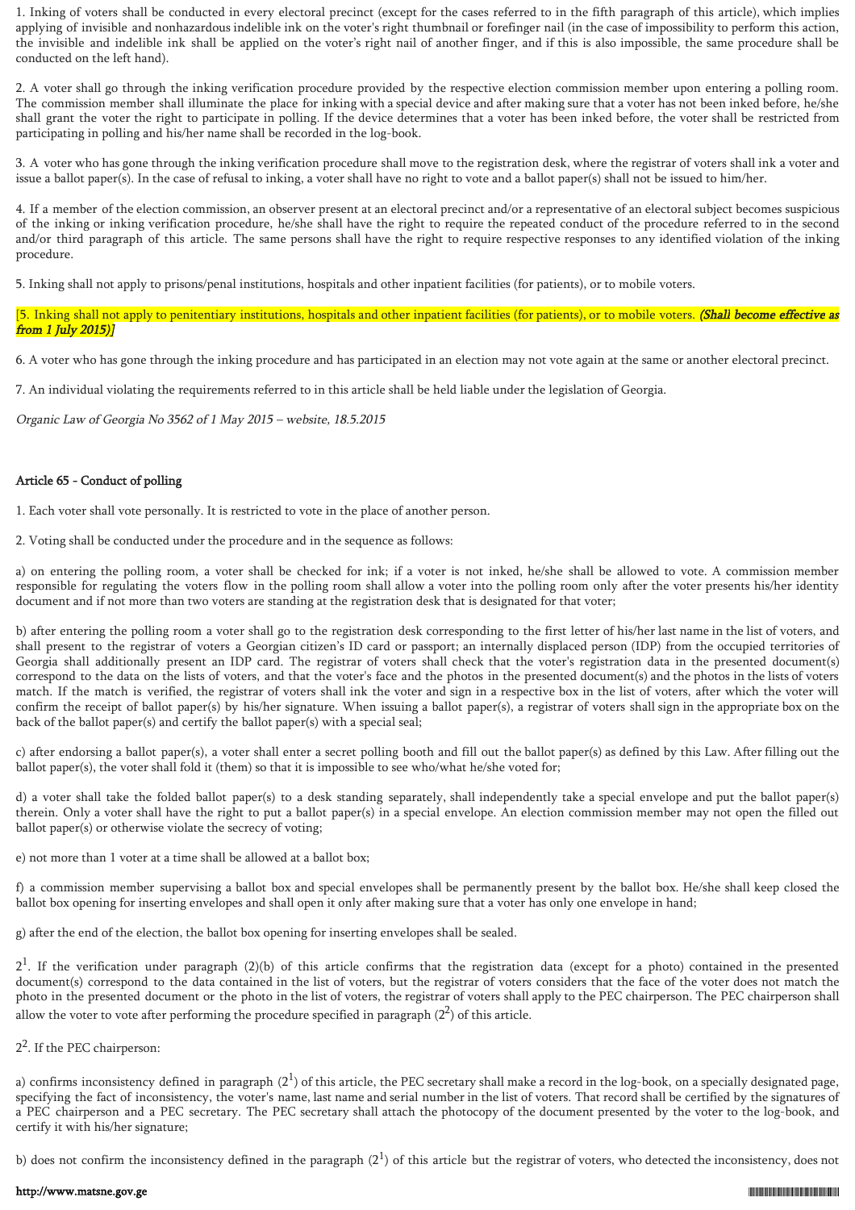1. Inking of voters shall be conducted in every electoral precinct (except for the cases referred to in the fifth paragraph of this article), which implies applying of invisible and nonhazardous indelible ink on the voter's right thumbnail or forefinger nail (in the case of impossibility to perform this action, the invisible and indelible ink shall be applied on the voter's right nail of another finger, and if this is also impossible, the same procedure shall be conducted on the left hand).

2. A voter shall go through the inking verification procedure provided by the respective election commission member upon entering a polling room. The commission member shall illuminate the place for inking with a special device and after making sure that a voter has not been inked before, he/she shall grant the voter the right to participate in polling. If the device determines that a voter has been inked before, the voter shall be restricted from participating in polling and his/her name shall be recorded in the log-book.

3. A voter who has gone through the inking verification procedure shall move to the registration desk, where the registrar of voters shall ink a voter and issue a ballot paper(s). In the case of refusal to inking, a voter shall have no right to vote and a ballot paper(s) shall not be issued to him/her.

4. If a member of the election commission, an observer present at an electoral precinct and/or a representative of an electoral subject becomes suspicious of the inking or inking verification procedure, he/she shall have the right to require the repeated conduct of the procedure referred to in the second and/or third paragraph of this article. The same persons shall have the right to require respective responses to any identified violation of the inking procedure.

5. Inking shall not apply to prisons/penal institutions, hospitals and other inpatient facilities (for patients), or to mobile voters.

[5. Inking shall not apply to penitentiary institutions, hospitals and other inpatient facilities (for patients), or to mobile voters. ***(Shall become effective as from 1 July 2015)***]

6. A voter who has gone through the inking procedure and has participated in an election may not vote again at the same or another electoral precinct.

7. An individual violating the requirements referred to in this article shall be held liable under the legislation of Georgia.

*Organic Law of Georgia No 3562 of 1 May 2015 – website, 18.5.2015*

**Article 65 - Conduct of polling**

1. Each voter shall vote personally. It is restricted to vote in the place of another person.

2. Voting shall be conducted under the procedure and in the sequence as follows:

a) on entering the polling room, a voter shall be checked for ink; if a voter is not inked, he/she shall be allowed to vote. A commission member responsible for regulating the voters flow in the polling room shall allow a voter into the polling room only after the voter presents his/her identity document and if not more than two voters are standing at the registration desk that is designated for that voter;

b) after entering the polling room a voter shall go to the registration desk corresponding to the first letter of his/her last name in the list of voters, and shall present to the registrar of voters a Georgian citizen's ID card or passport; an internally displaced person (IDP) from the occupied territories of Georgia shall additionally present an IDP card. The registrar of voters shall check that the voter's registration data in the presented document(s) correspond to the data on the lists of voters, and that the voter's face and the photos in the presented document(s) and the photos in the lists of voters match. If the match is verified, the registrar of voters shall ink the voter and sign in a respective box in the list of voters, after which the voter will confirm the receipt of ballot paper(s) by his/her signature. When issuing a ballot paper(s), a registrar of voters shall sign in the appropriate box on the back of the ballot paper(s) and certify the ballot paper(s) with a special seal;

c) after endorsing a ballot paper(s), a voter shall enter a secret polling booth and fill out the ballot paper(s) as defined by this Law. After filling out the ballot paper(s), the voter shall fold it (them) so that it is impossible to see who/what he/she voted for;

d) a voter shall take the folded ballot paper(s) to a desk standing separately, shall independently take a special envelope and put the ballot paper(s) therein. Only a voter shall have the right to put a ballot paper(s) in a special envelope. An election commission member may not open the filled out ballot paper(s) or otherwise violate the secrecy of voting;

e) not more than 1 voter at a time shall be allowed at a ballot box;

f) a commission member supervising a ballot box and special envelopes shall be permanently present by the ballot box. He/she shall keep closed the ballot box opening for inserting envelopes and shall open it only after making sure that a voter has only one envelope in hand;

g) after the end of the election, the ballot box opening for inserting envelopes shall be sealed.

$2^1$. If the verification under paragraph (2)(b) of this article confirms that the registration data (except for a photo) contained in the presented document(s) correspond to the data contained in the list of voters, but the registrar of voters considers that the face of the voter does not match the photo in the presented document or the photo in the list of voters, the registrar of voters shall apply to the PEC chairperson. The PEC chairperson shall allow the voter to vote after performing the procedure specified in paragraph ($2^2$) of this article.

$2^2$. If the PEC chairperson:

a) confirms inconsistency defined in paragraph ($2^1$) of this article, the PEC secretary shall make a record in the log-book, on a specially designated page, specifying the fact of inconsistency, the voter's name, last name and serial number in the list of voters. That record shall be certified by the signatures of a PEC chairperson and a PEC secretary. The PEC secretary shall attach the photocopy of the document presented by the voter to the log-book, and certify it with his/her signature;

b) does not confirm the inconsistency defined in the paragraph ($2^1$) of this article but the registrar of voters, who detected the inconsistency, does not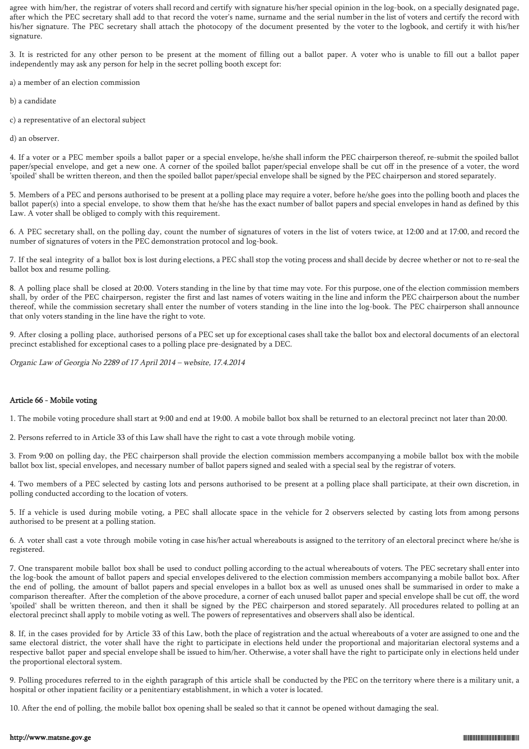agree with him/her, the registrar of voters shall record and certify with signature his/her special opinion in the log-book, on a specially designated page, after which the PEC secretary shall add to that record the voter's name, surname and the serial number in the list of voters and certify the record with his/her signature. The PEC secretary shall attach the photocopy of the document presented by the voter to the logbook, and certify it with his/her signature.

3. It is restricted for any other person to be present at the moment of filling out a ballot paper. A voter who is unable to fill out a ballot paper independently may ask any person for help in the secret polling booth except for:

a) a member of an election commission

b) a candidate

c) a representative of an electoral subject

d) an observer.

4. If a voter or a PEC member spoils a ballot paper or a special envelope, he/she shall inform the PEC chairperson thereof, re-submit the spoiled ballot paper/special envelope, and get a new one. A corner of the spoiled ballot paper/special envelope shall be cut off in the presence of a voter, the word 'spoiled' shall be written thereon, and then the spoiled ballot paper/special envelope shall be signed by the PEC chairperson and stored separately.

5. Members of a PEC and persons authorised to be present at a polling place may require a voter, before he/she goes into the polling booth and places the ballot paper(s) into a special envelope, to show them that he/she has the exact number of ballot papers and special envelopes in hand as defined by this Law. A voter shall be obliged to comply with this requirement.

6. A PEC secretary shall, on the polling day, count the number of signatures of voters in the list of voters twice, at 12:00 and at 17:00, and record the number of signatures of voters in the PEC demonstration protocol and log-book.

7. If the seal integrity of a ballot box is lost during elections, a PEC shall stop the voting process and shall decide by decree whether or not to re-seal the ballot box and resume polling.

8. A polling place shall be closed at 20:00. Voters standing in the line by that time may vote. For this purpose, one of the election commission members shall, by order of the PEC chairperson, register the first and last names of voters waiting in the line and inform the PEC chairperson about the number thereof, while the commission secretary shall enter the number of voters standing in the line into the log-book. The PEC chairperson shall announce that only voters standing in the line have the right to vote.

9. After closing a polling place, authorised persons of a PEC set up for exceptional cases shall take the ballot box and electoral documents of an electoral precinct established for exceptional cases to a polling place pre-designated by a DEC.

*Organic Law of Georgia No 2289 of 17 April 2014 – website, 17.4.2014*

### Article 66 - Mobile voting

1. The mobile voting procedure shall start at 9:00 and end at 19:00. A mobile ballot box shall be returned to an electoral precinct not later than 20:00.

2. Persons referred to in Article 33 of this Law shall have the right to cast a vote through mobile voting.

3. From 9:00 on polling day, the PEC chairperson shall provide the election commission members accompanying a mobile ballot box with the mobile ballot box list, special envelopes, and necessary number of ballot papers signed and sealed with a special seal by the registrar of voters.

4. Two members of a PEC selected by casting lots and persons authorised to be present at a polling place shall participate, at their own discretion, in polling conducted according to the location of voters.

5. If a vehicle is used during mobile voting, a PEC shall allocate space in the vehicle for 2 observers selected by casting lots from among persons authorised to be present at a polling station.

6. A voter shall cast a vote through mobile voting in case his/her actual whereabouts is assigned to the territory of an electoral precinct where he/she is registered.

7. One transparent mobile ballot box shall be used to conduct polling according to the actual whereabouts of voters. The PEC secretary shall enter into the log-book the amount of ballot papers and special envelopes delivered to the election commission members accompanying a mobile ballot box. After the end of polling, the amount of ballot papers and special envelopes in a ballot box as well as unused ones shall be summarised in order to make a comparison thereafter. After the completion of the above procedure, a corner of each unused ballot paper and special envelope shall be cut off, the word 'spoiled' shall be written thereon, and then it shall be signed by the PEC chairperson and stored separately. All procedures related to polling at an electoral precinct shall apply to mobile voting as well. The powers of representatives and observers shall also be identical.

8. If, in the cases provided for by Article 33 of this Law, both the place of registration and the actual whereabouts of a voter are assigned to one and the same electoral district, the voter shall have the right to participate in elections held under the proportional and majoritarian electoral systems and a respective ballot paper and special envelope shall be issued to him/her. Otherwise, a voter shall have the right to participate only in elections held under the proportional electoral system.

9. Polling procedures referred to in the eighth paragraph of this article shall be conducted by the PEC on the territory where there is a military unit, a hospital or other inpatient facility or a penitentiary establishment, in which a voter is located.

10. After the end of polling, the mobile ballot box opening shall be sealed so that it cannot be opened without damaging the seal.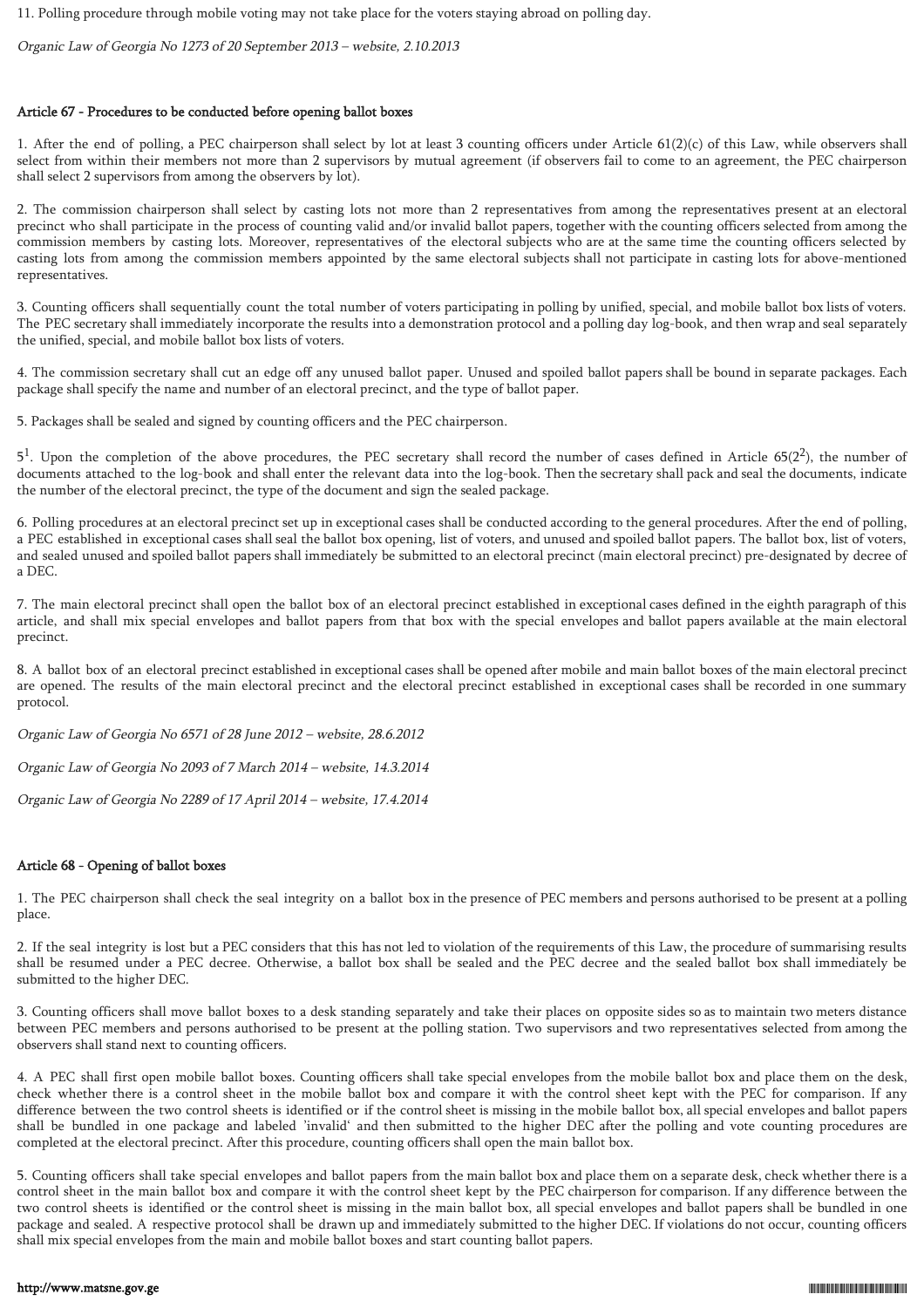11. Polling procedure through mobile voting may not take place for the voters staying abroad on polling day.

*Organic Law of Georgia No 1273 of 20 September 2013 – website, 2.10.2013*

#### Article 67 - Procedures to be conducted before opening ballot boxes

1. After the end of polling, a PEC chairperson shall select by lot at least 3 counting officers under Article 61(2)(c) of this Law, while observers shall select from within their members not more than 2 supervisors by mutual agreement (if observers fail to come to an agreement, the PEC chairperson shall select 2 supervisors from among the observers by lot).

2. The commission chairperson shall select by casting lots not more than 2 representatives from among the representatives present at an electoral precinct who shall participate in the process of counting valid and/or invalid ballot papers, together with the counting officers selected from among the commission members by casting lots. Moreover, representatives of the electoral subjects who are at the same time the counting officers selected by casting lots from among the commission members appointed by the same electoral subjects shall not participate in casting lots for above-mentioned representatives.

3. Counting officers shall sequentially count the total number of voters participating in polling by unified, special, and mobile ballot box lists of voters. The PEC secretary shall immediately incorporate the results into a demonstration protocol and a polling day log-book, and then wrap and seal separately the unified, special, and mobile ballot box lists of voters.

4. The commission secretary shall cut an edge off any unused ballot paper. Unused and spoiled ballot papers shall be bound in separate packages. Each package shall specify the name and number of an electoral precinct, and the type of ballot paper.

5. Packages shall be sealed and signed by counting officers and the PEC chairperson.

5[1]. Upon the completion of the above procedures, the PEC secretary shall record the number of cases defined in Article 65(2[2]), the number of documents attached to the log-book and shall enter the relevant data into the log-book. Then the secretary shall pack and seal the documents, indicate the number of the electoral precinct, the type of the document and sign the sealed package.

6. Polling procedures at an electoral precinct set up in exceptional cases shall be conducted according to the general procedures. After the end of polling, a PEC established in exceptional cases shall seal the ballot box opening, list of voters, and unused and spoiled ballot papers. The ballot box, list of voters, and sealed unused and spoiled ballot papers shall immediately be submitted to an electoral precinct (main electoral precinct) pre-designated by decree of a DEC.

7. The main electoral precinct shall open the ballot box of an electoral precinct established in exceptional cases defined in the eighth paragraph of this article, and shall mix special envelopes and ballot papers from that box with the special envelopes and ballot papers available at the main electoral precinct.

8. A ballot box of an electoral precinct established in exceptional cases shall be opened after mobile and main ballot boxes of the main electoral precinct are opened. The results of the main electoral precinct and the electoral precinct established in exceptional cases shall be recorded in one summary protocol.

*Organic Law of Georgia No 6571 of 28 June 2012 – website, 28.6.2012*

*Organic Law of Georgia No 2093 of 7 March 2014 – website, 14.3.2014*

*Organic Law of Georgia No 2289 of 17 April 2014 – website, 17.4.2014*

#### Article 68 - Opening of ballot boxes

1. The PEC chairperson shall check the seal integrity on a ballot box in the presence of PEC members and persons authorised to be present at a polling place.

2. If the seal integrity is lost but a PEC considers that this has not led to violation of the requirements of this Law, the procedure of summarising results shall be resumed under a PEC decree. Otherwise, a ballot box shall be sealed and the PEC decree and the sealed ballot box shall immediately be submitted to the higher DEC.

3. Counting officers shall move ballot boxes to a desk standing separately and take their places on opposite sides so as to maintain two meters distance between PEC members and persons authorised to be present at the polling station. Two supervisors and two representatives selected from among the observers shall stand next to counting officers.

4. A PEC shall first open mobile ballot boxes. Counting officers shall take special envelopes from the mobile ballot box and place them on the desk, check whether there is a control sheet in the mobile ballot box and compare it with the control sheet kept with the PEC for comparison. If any difference between the two control sheets is identified or if the control sheet is missing in the mobile ballot box, all special envelopes and ballot papers shall be bundled in one package and labeled 'invalid' and then submitted to the higher DEC after the polling and vote counting procedures are completed at the electoral precinct. After this procedure, counting officers shall open the main ballot box.

5. Counting officers shall take special envelopes and ballot papers from the main ballot box and place them on a separate desk, check whether there is a control sheet in the main ballot box and compare it with the control sheet kept by the PEC chairperson for comparison. If any difference between the two control sheets is identified or the control sheet is missing in the main ballot box, all special envelopes and ballot papers shall be bundled in one package and sealed. A respective protocol shall be drawn up and immediately submitted to the higher DEC. If violations do not occur, counting officers shall mix special envelopes from the main and mobile ballot boxes and start counting ballot papers.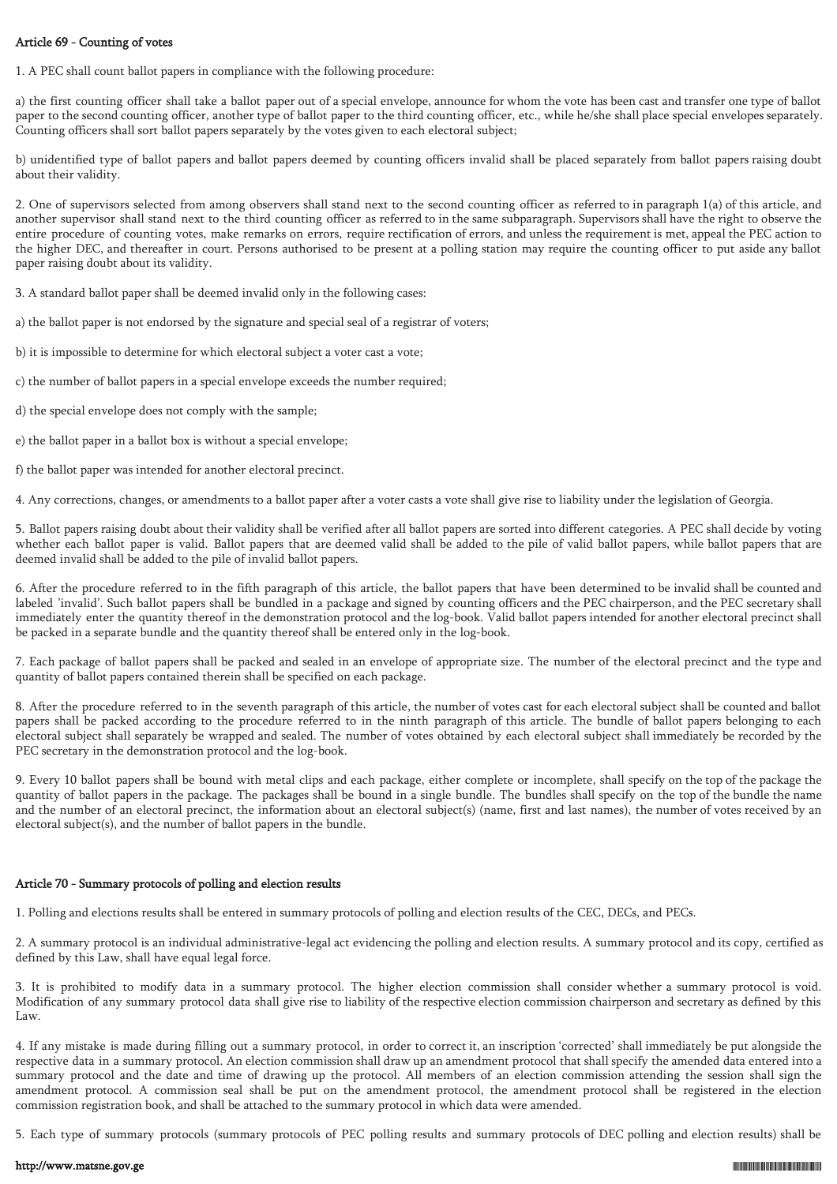#### Article 69 - Counting of votes

1. A PEC shall count ballot papers in compliance with the following procedure:

a) the first counting officer shall take a ballot paper out of a special envelope, announce for whom the vote has been cast and transfer one type of ballot paper to the second counting officer, another type of ballot paper to the third counting officer, etc., while he/she shall place special envelopes separately. Counting officers shall sort ballot papers separately by the votes given to each electoral subject;

b) unidentified type of ballot papers and ballot papers deemed by counting officers invalid shall be placed separately from ballot papers raising doubt about their validity.

2. One of supervisors selected from among observers shall stand next to the second counting officer as referred to in paragraph 1(a) of this article, and another supervisor shall stand next to the third counting officer as referred to in the same subparagraph. Supervisors shall have the right to observe the entire procedure of counting votes, make remarks on errors, require rectification of errors, and unless the requirement is met, appeal the PEC action to the higher DEC, and thereafter in court. Persons authorised to be present at a polling station may require the counting officer to put aside any ballot paper raising doubt about its validity.

3. A standard ballot paper shall be deemed invalid only in the following cases:

a) the ballot paper is not endorsed by the signature and special seal of a registrar of voters;

b) it is impossible to determine for which electoral subject a voter cast a vote;

c) the number of ballot papers in a special envelope exceeds the number required;

d) the special envelope does not comply with the sample;

e) the ballot paper in a ballot box is without a special envelope;

f) the ballot paper was intended for another electoral precinct.

4. Any corrections, changes, or amendments to a ballot paper after a voter casts a vote shall give rise to liability under the legislation of Georgia.

5. Ballot papers raising doubt about their validity shall be verified after all ballot papers are sorted into different categories. A PEC shall decide by voting whether each ballot paper is valid. Ballot papers that are deemed valid shall be added to the pile of valid ballot papers, while ballot papers that are deemed invalid shall be added to the pile of invalid ballot papers.

6. After the procedure referred to in the fifth paragraph of this article, the ballot papers that have been determined to be invalid shall be counted and labeled 'invalid'. Such ballot papers shall be bundled in a package and signed by counting officers and the PEC chairperson, and the PEC secretary shall immediately enter the quantity thereof in the demonstration protocol and the log-book. Valid ballot papers intended for another electoral precinct shall be packed in a separate bundle and the quantity thereof shall be entered only in the log-book.

7. Each package of ballot papers shall be packed and sealed in an envelope of appropriate size. The number of the electoral precinct and the type and quantity of ballot papers contained therein shall be specified on each package.

8. After the procedure referred to in the seventh paragraph of this article, the number of votes cast for each electoral subject shall be counted and ballot papers shall be packed according to the procedure referred to in the ninth paragraph of this article. The bundle of ballot papers belonging to each electoral subject shall separately be wrapped and sealed. The number of votes obtained by each electoral subject shall immediately be recorded by the PEC secretary in the demonstration protocol and the log-book.

9. Every 10 ballot papers shall be bound with metal clips and each package, either complete or incomplete, shall specify on the top of the package the quantity of ballot papers in the package. The packages shall be bound in a single bundle. The bundles shall specify on the top of the bundle the name and the number of an electoral precinct, the information about an electoral subject(s) (name, first and last names), the number of votes received by an electoral subject(s), and the number of ballot papers in the bundle.

#### Article 70 - Summary protocols of polling and election results

1. Polling and elections results shall be entered in summary protocols of polling and election results of the CEC, DECs, and PECs.

2. A summary protocol is an individual administrative-legal act evidencing the polling and election results. A summary protocol and its copy, certified as defined by this Law, shall have equal legal force.

3. It is prohibited to modify data in a summary protocol. The higher election commission shall consider whether a summary protocol is void. Modification of any summary protocol data shall give rise to liability of the respective election commission chairperson and secretary as defined by this Law.

4. If any mistake is made during filling out a summary protocol, in order to correct it, an inscription 'corrected' shall immediately be put alongside the respective data in a summary protocol. An election commission shall draw up an amendment protocol that shall specify the amended data entered into a summary protocol and the date and time of drawing up the protocol. All members of an election commission attending the session shall sign the amendment protocol. A commission seal shall be put on the amendment protocol, the amendment protocol shall be registered in the election commission registration book, and shall be attached to the summary protocol in which data were amended.

5. Each type of summary protocols (summary protocols of PEC polling results and summary protocols of DEC polling and election results) shall be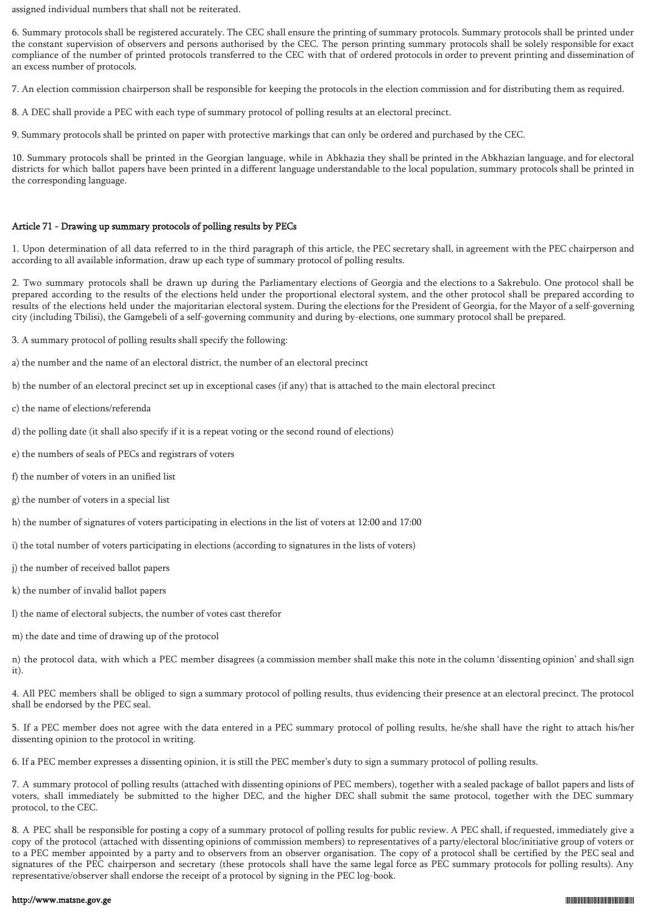assigned individual numbers that shall not be reiterated.

6. Summary protocols shall be registered accurately. The CEC shall ensure the printing of summary protocols. Summary protocols shall be printed under the constant supervision of observers and persons authorised by the CEC. The person printing summary protocols shall be solely responsible for exact compliance of the number of printed protocols transferred to the CEC with that of ordered protocols in order to prevent printing and dissemination of an excess number of protocols.

7. An election commission chairperson shall be responsible for keeping the protocols in the election commission and for distributing them as required.

8. A DEC shall provide a PEC with each type of summary protocol of polling results at an electoral precinct.

9. Summary protocols shall be printed on paper with protective markings that can only be ordered and purchased by the CEC.

10. Summary protocols shall be printed in the Georgian language, while in Abkhazia they shall be printed in the Abkhazian language, and for electoral districts for which ballot papers have been printed in a different language understandable to the local population, summary protocols shall be printed in the corresponding language.

### Article 71 - Drawing up summary protocols of polling results by PECs

1. Upon determination of all data referred to in the third paragraph of this article, the PEC secretary shall, in agreement with the PEC chairperson and according to all available information, draw up each type of summary protocol of polling results.

2. Two summary protocols shall be drawn up during the Parliamentary elections of Georgia and the elections to a Sakrebulo. One protocol shall be prepared according to the results of the elections held under the proportional electoral system, and the other protocol shall be prepared according to results of the elections held under the majoritarian electoral system. During the elections for the President of Georgia, for the Mayor of a self-governing city (including Tbilisi), the Gamgebeli of a self-governing community and during by-elections, one summary protocol shall be prepared.

3. A summary protocol of polling results shall specify the following:

a) the number and the name of an electoral district, the number of an electoral precinct

b) the number of an electoral precinct set up in exceptional cases (if any) that is attached to the main electoral precinct

c) the name of elections/referenda

d) the polling date (it shall also specify if it is a repeat voting or the second round of elections)

e) the numbers of seals of PECs and registrars of voters

f) the number of voters in an unified list

g) the number of voters in a special list

h) the number of signatures of voters participating in elections in the list of voters at 12:00 and 17:00

i) the total number of voters participating in elections (according to signatures in the lists of voters)

j) the number of received ballot papers

k) the number of invalid ballot papers

l) the name of electoral subjects, the number of votes cast therefor

m) the date and time of drawing up of the protocol

n) the protocol data, with which a PEC member disagrees (a commission member shall make this note in the column 'dissenting opinion' and shall sign it).

4. All PEC members shall be obliged to sign a summary protocol of polling results, thus evidencing their presence at an electoral precinct. The protocol shall be endorsed by the PEC seal.

5. If a PEC member does not agree with the data entered in a PEC summary protocol of polling results, he/she shall have the right to attach his/her dissenting opinion to the protocol in writing.

6. If a PEC member expresses a dissenting opinion, it is still the PEC member's duty to sign a summary protocol of polling results.

7. A summary protocol of polling results (attached with dissenting opinions of PEC members), together with a sealed package of ballot papers and lists of voters, shall immediately be submitted to the higher DEC, and the higher DEC shall submit the same protocol, together with the DEC summary protocol, to the CEC.

8. A PEC shall be responsible for posting a copy of a summary protocol of polling results for public review. A PEC shall, if requested, immediately give a copy of the protocol (attached with dissenting opinions of commission members) to representatives of a party/electoral bloc/initiative group of voters or to a PEC member appointed by a party and to observers from an observer organisation. The copy of a protocol shall be certified by the PEC seal and signatures of the PEC chairperson and secretary (these protocols shall have the same legal force as PEC summary protocols for polling results). Any representative/observer shall endorse the receipt of a protocol by signing in the PEC log-book.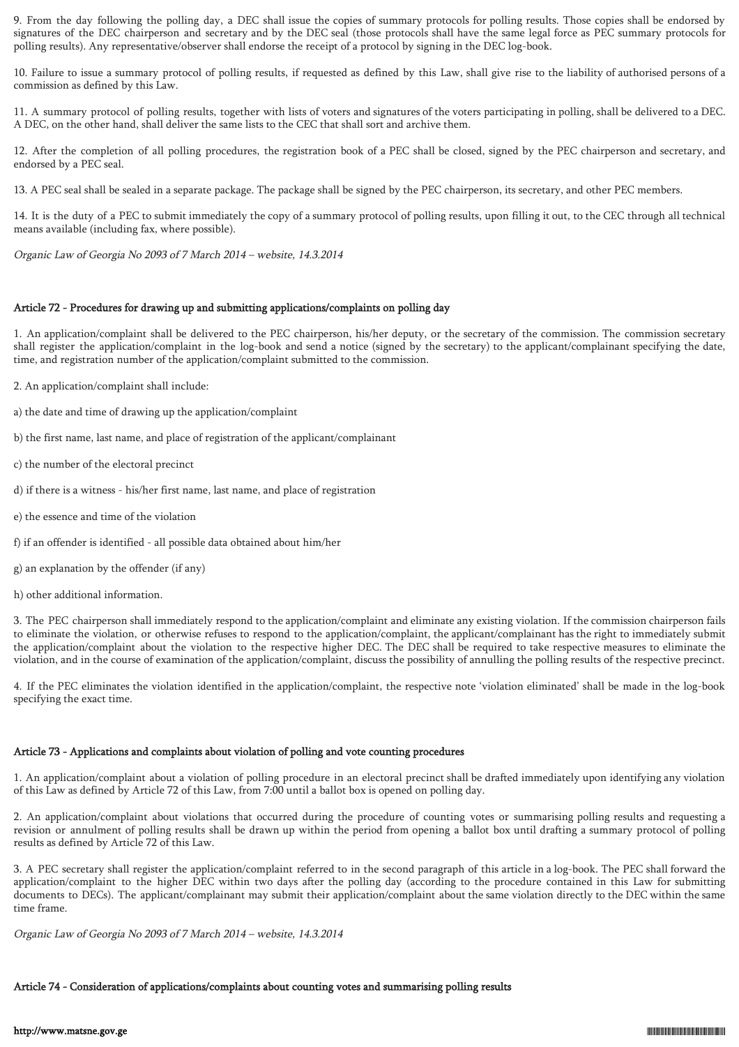9. From the day following the polling day, a DEC shall issue the copies of summary protocols for polling results. Those copies shall be endorsed by signatures of the DEC chairperson and secretary and by the DEC seal (those protocols shall have the same legal force as PEC summary protocols for polling results). Any representative/observer shall endorse the receipt of a protocol by signing in the DEC log-book.

10. Failure to issue a summary protocol of polling results, if requested as defined by this Law, shall give rise to the liability of authorised persons of a commission as defined by this Law.

11. A summary protocol of polling results, together with lists of voters and signatures of the voters participating in polling, shall be delivered to a DEC. A DEC, on the other hand, shall deliver the same lists to the CEC that shall sort and archive them.

12. After the completion of all polling procedures, the registration book of a PEC shall be closed, signed by the PEC chairperson and secretary, and endorsed by a PEC seal.

13. A PEC seal shall be sealed in a separate package. The package shall be signed by the PEC chairperson, its secretary, and other PEC members.

14. It is the duty of a PEC to submit immediately the copy of a summary protocol of polling results, upon filling it out, to the CEC through all technical means available (including fax, where possible).

*Organic Law of Georgia No 2093 of 7 March 2014 – website, 14.3.2014*

#### Article 72 - Procedures for drawing up and submitting applications/complaints on polling day

1. An application/complaint shall be delivered to the PEC chairperson, his/her deputy, or the secretary of the commission. The commission secretary shall register the application/complaint in the log-book and send a notice (signed by the secretary) to the applicant/complainant specifying the date, time, and registration number of the application/complaint submitted to the commission.

2. An application/complaint shall include:

a) the date and time of drawing up the application/complaint

b) the first name, last name, and place of registration of the applicant/complainant

c) the number of the electoral precinct

d) if there is a witness - his/her first name, last name, and place of registration

e) the essence and time of the violation

f) if an offender is identified - all possible data obtained about him/her

g) an explanation by the offender (if any)

h) other additional information.

3. The PEC chairperson shall immediately respond to the application/complaint and eliminate any existing violation. If the commission chairperson fails to eliminate the violation, or otherwise refuses to respond to the application/complaint, the applicant/complainant has the right to immediately submit the application/complaint about the violation to the respective higher DEC. The DEC shall be required to take respective measures to eliminate the violation, and in the course of examination of the application/complaint, discuss the possibility of annulling the polling results of the respective precinct.

4. If the PEC eliminates the violation identified in the application/complaint, the respective note 'violation eliminated' shall be made in the log-book specifying the exact time.

#### Article 73 - Applications and complaints about violation of polling and vote counting procedures

1. An application/complaint about a violation of polling procedure in an electoral precinct shall be drafted immediately upon identifying any violation of this Law as defined by Article 72 of this Law, from 7:00 until a ballot box is opened on polling day.

2. An application/complaint about violations that occurred during the procedure of counting votes or summarising polling results and requesting a revision or annulment of polling results shall be drawn up within the period from opening a ballot box until drafting a summary protocol of polling results as defined by Article 72 of this Law.

3. A PEC secretary shall register the application/complaint referred to in the second paragraph of this article in a log-book. The PEC shall forward the application/complaint to the higher DEC within two days after the polling day (according to the procedure contained in this Law for submitting documents to DECs). The applicant/complainant may submit their application/complaint about the same violation directly to the DEC within the same time frame.

*Organic Law of Georgia No 2093 of 7 March 2014 – website, 14.3.2014*

#### Article 74 - Consideration of applications/complaints about counting votes and summarising polling results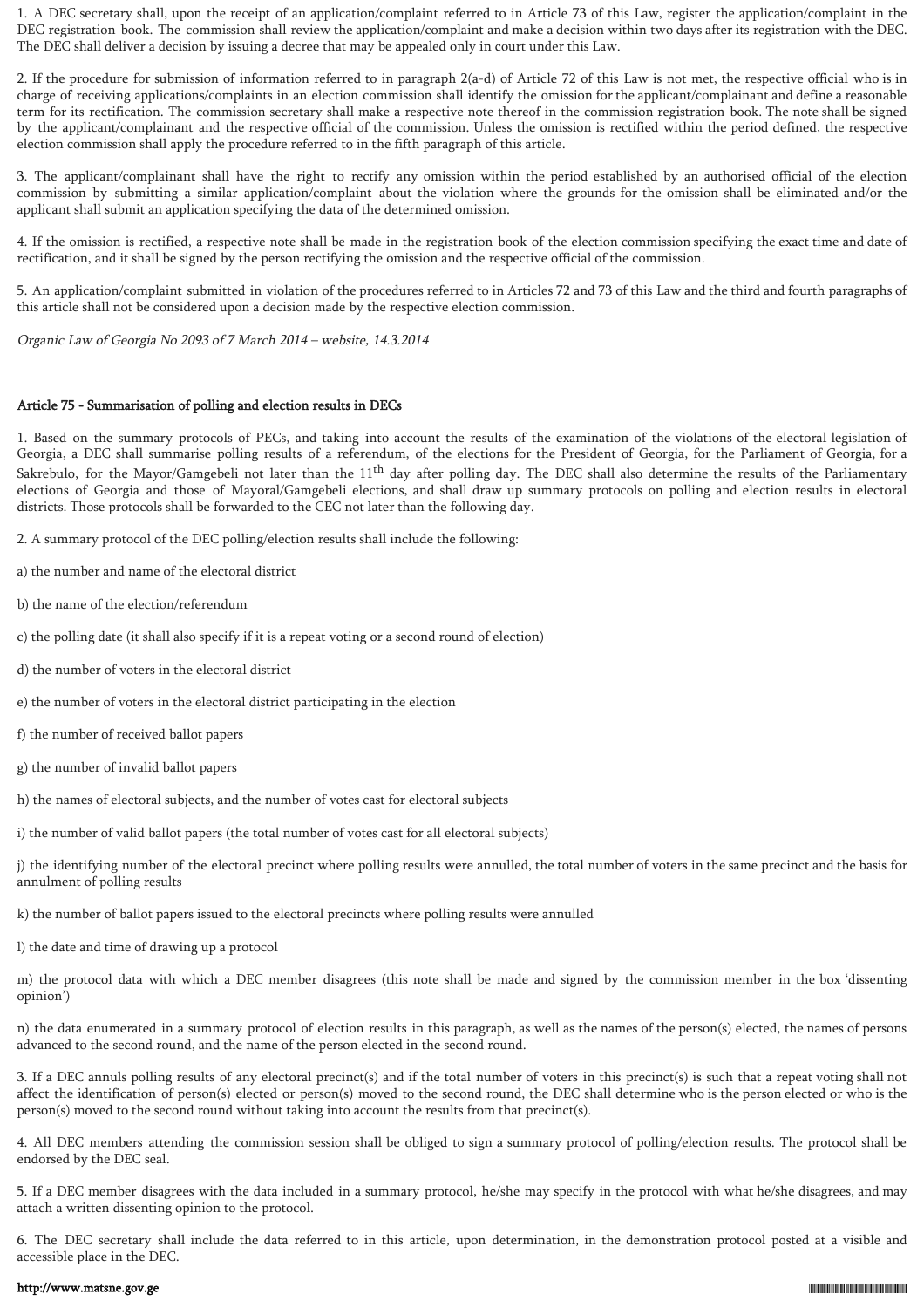1. A DEC secretary shall, upon the receipt of an application/complaint referred to in Article 73 of this Law, register the application/complaint in the DEC registration book. The commission shall review the application/complaint and make a decision within two days after its registration with the DEC. The DEC shall deliver a decision by issuing a decree that may be appealed only in court under this Law.

2. If the procedure for submission of information referred to in paragraph 2(a-d) of Article 72 of this Law is not met, the respective official who is in charge of receiving applications/complaints in an election commission shall identify the omission for the applicant/complainant and define a reasonable term for its rectification. The commission secretary shall make a respective note thereof in the commission registration book. The note shall be signed by the applicant/complainant and the respective official of the commission. Unless the omission is rectified within the period defined, the respective election commission shall apply the procedure referred to in the fifth paragraph of this article.

3. The applicant/complainant shall have the right to rectify any omission within the period established by an authorised official of the election commission by submitting a similar application/complaint about the violation where the grounds for the omission shall be eliminated and/or the applicant shall submit an application specifying the data of the determined omission.

4. If the omission is rectified, a respective note shall be made in the registration book of the election commission specifying the exact time and date of rectification, and it shall be signed by the person rectifying the omission and the respective official of the commission.

5. An application/complaint submitted in violation of the procedures referred to in Articles 72 and 73 of this Law and the third and fourth paragraphs of this article shall not be considered upon a decision made by the respective election commission.

*Organic Law of Georgia No 2093 of 7 March 2014 – website, 14.3.2014*

#### Article 75 - Summarisation of polling and election results in DECs

1. Based on the summary protocols of PECs, and taking into account the results of the examination of the violations of the electoral legislation of Georgia, a DEC shall summarise polling results of a referendum, of the elections for the President of Georgia, for the Parliament of Georgia, for a Sakrebulo, for the Mayor/Gamgebeli not later than the 11$^{th}$ day after polling day. The DEC shall also determine the results of the Parliamentary elections of Georgia and those of Mayoral/Gamgebeli elections, and shall draw up summary protocols on polling and election results in electoral districts. Those protocols shall be forwarded to the CEC not later than the following day.

2. A summary protocol of the DEC polling/election results shall include the following:

a) the number and name of the electoral district

b) the name of the election/referendum

c) the polling date (it shall also specify if it is a repeat voting or a second round of election)

d) the number of voters in the electoral district

e) the number of voters in the electoral district participating in the election

f) the number of received ballot papers

g) the number of invalid ballot papers

h) the names of electoral subjects, and the number of votes cast for electoral subjects

i) the number of valid ballot papers (the total number of votes cast for all electoral subjects)

j) the identifying number of the electoral precinct where polling results were annulled, the total number of voters in the same precinct and the basis for annulment of polling results

k) the number of ballot papers issued to the electoral precincts where polling results were annulled

l) the date and time of drawing up a protocol

m) the protocol data with which a DEC member disagrees (this note shall be made and signed by the commission member in the box 'dissenting opinion')

n) the data enumerated in a summary protocol of election results in this paragraph, as well as the names of the person(s) elected, the names of persons advanced to the second round, and the name of the person elected in the second round.

3. If a DEC annuls polling results of any electoral precinct(s) and if the total number of voters in this precinct(s) is such that a repeat voting shall not affect the identification of person(s) elected or person(s) moved to the second round, the DEC shall determine who is the person elected or who is the person(s) moved to the second round without taking into account the results from that precinct(s).

4. All DEC members attending the commission session shall be obliged to sign a summary protocol of polling/election results. The protocol shall be endorsed by the DEC seal.

5. If a DEC member disagrees with the data included in a summary protocol, he/she may specify in the protocol with what he/she disagrees, and may attach a written dissenting opinion to the protocol.

6. The DEC secretary shall include the data referred to in this article, upon determination, in the demonstration protocol posted at a visible and accessible place in the DEC.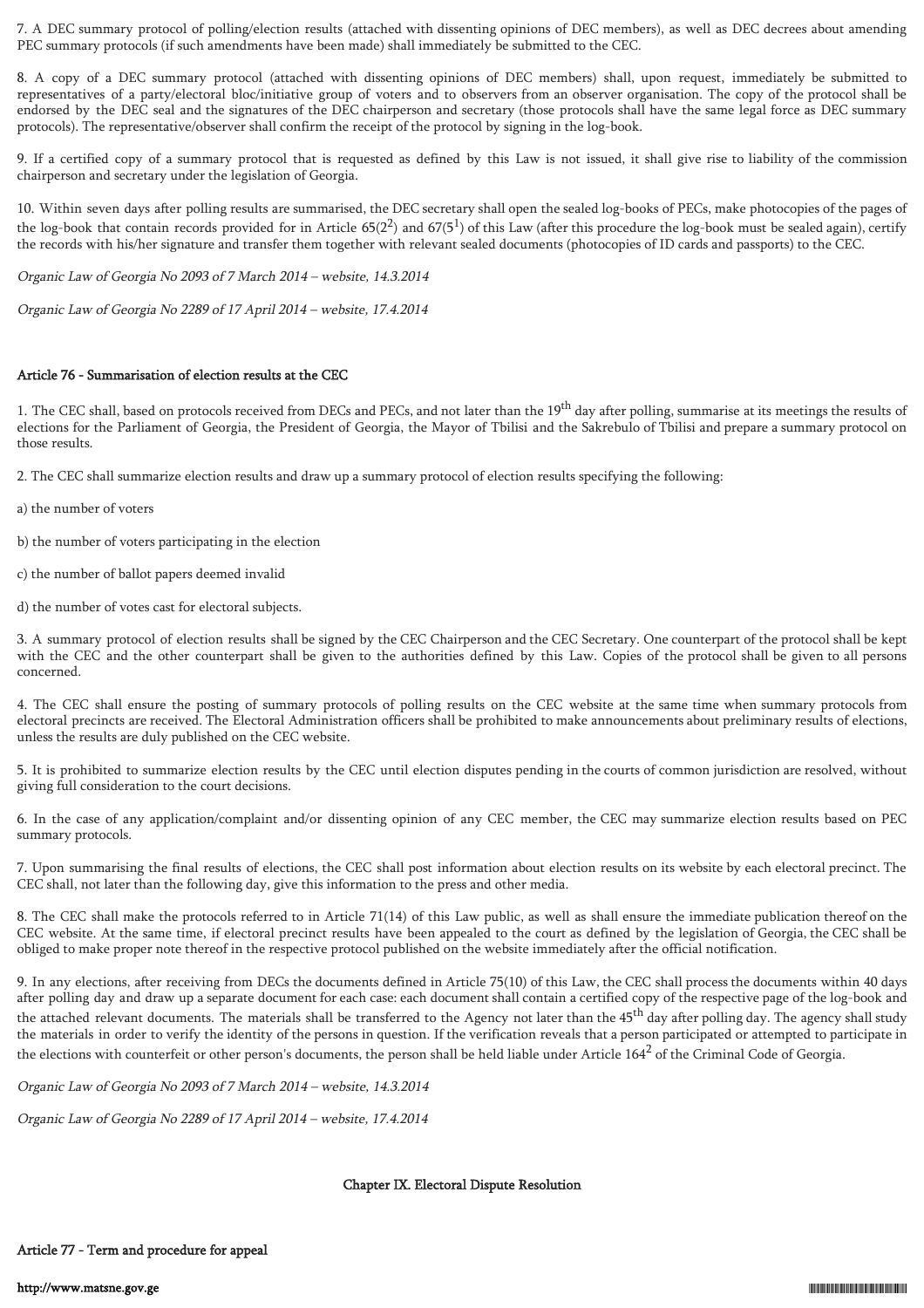7. A DEC summary protocol of polling/election results (attached with dissenting opinions of DEC members), as well as DEC decrees about amending PEC summary protocols (if such amendments have been made) shall immediately be submitted to the CEC.

8. A copy of a DEC summary protocol (attached with dissenting opinions of DEC members) shall, upon request, immediately be submitted to representatives of a party/electoral bloc/initiative group of voters and to observers from an observer organisation. The copy of the protocol shall be endorsed by the DEC seal and the signatures of the DEC chairperson and secretary (those protocols shall have the same legal force as DEC summary protocols). The representative/observer shall confirm the receipt of the protocol by signing in the log-book.

9. If a certified copy of a summary protocol that is requested as defined by this Law is not issued, it shall give rise to liability of the commission chairperson and secretary under the legislation of Georgia.

10. Within seven days after polling results are summarised, the DEC secretary shall open the sealed log-books of PECs, make photocopies of the pages of the log-book that contain records provided for in Article $65(2^2)$ and $67(5^1)$ of this Law (after this procedure the log-book must be sealed again), certify the records with his/her signature and transfer them together with relevant sealed documents (photocopies of ID cards and passports) to the CEC.

*Organic Law of Georgia No 2093 of 7 March 2014 – website, 14.3.2014*

*Organic Law of Georgia No 2289 of 17 April 2014 – website, 17.4.2014*

### Article 76 - Summarisation of election results at the CEC

1. The CEC shall, based on protocols received from DECs and PECs, and not later than the 19th day after polling, summarise at its meetings the results of elections for the Parliament of Georgia, the President of Georgia, the Mayor of Tbilisi and the Sakrebulo of Tbilisi and prepare a summary protocol on those results.

2. The CEC shall summarize election results and draw up a summary protocol of election results specifying the following:

a) the number of voters

b) the number of voters participating in the election

c) the number of ballot papers deemed invalid

d) the number of votes cast for electoral subjects.

3. A summary protocol of election results shall be signed by the CEC Chairperson and the CEC Secretary. One counterpart of the protocol shall be kept with the CEC and the other counterpart shall be given to the authorities defined by this Law. Copies of the protocol shall be given to all persons concerned.

4. The CEC shall ensure the posting of summary protocols of polling results on the CEC website at the same time when summary protocols from electoral precincts are received. The Electoral Administration officers shall be prohibited to make announcements about preliminary results of elections, unless the results are duly published on the CEC website.

5. It is prohibited to summarize election results by the CEC until election disputes pending in the courts of common jurisdiction are resolved, without giving full consideration to the court decisions.

6. In the case of any application/complaint and/or dissenting opinion of any CEC member, the CEC may summarize election results based on PEC summary protocols.

7. Upon summarising the final results of elections, the CEC shall post information about election results on its website by each electoral precinct. The CEC shall, not later than the following day, give this information to the press and other media.

8. The CEC shall make the protocols referred to in Article 71(14) of this Law public, as well as shall ensure the immediate publication thereof on the CEC website. At the same time, if electoral precinct results have been appealed to the court as defined by the legislation of Georgia, the CEC shall be obliged to make proper note thereof in the respective protocol published on the website immediately after the official notification.

9. In any elections, after receiving from DECs the documents defined in Article 75(10) of this Law, the CEC shall process the documents within 40 days after polling day and draw up a separate document for each case: each document shall contain a certified copy of the respective page of the log-book and the attached relevant documents. The materials shall be transferred to the Agency not later than the 45th day after polling day. The agency shall study the materials in order to verify the identity of the persons in question. If the verification reveals that a person participated or attempted to participate in the elections with counterfeit or other person's documents, the person shall be held liable under Article $164^2$ of the Criminal Code of Georgia.

*Organic Law of Georgia No 2093 of 7 March 2014 – website, 14.3.2014*

*Organic Law of Georgia No 2289 of 17 April 2014 – website, 17.4.2014*

## Chapter IX. Electoral Dispute Resolution

### Article 77 - Term and procedure for appeal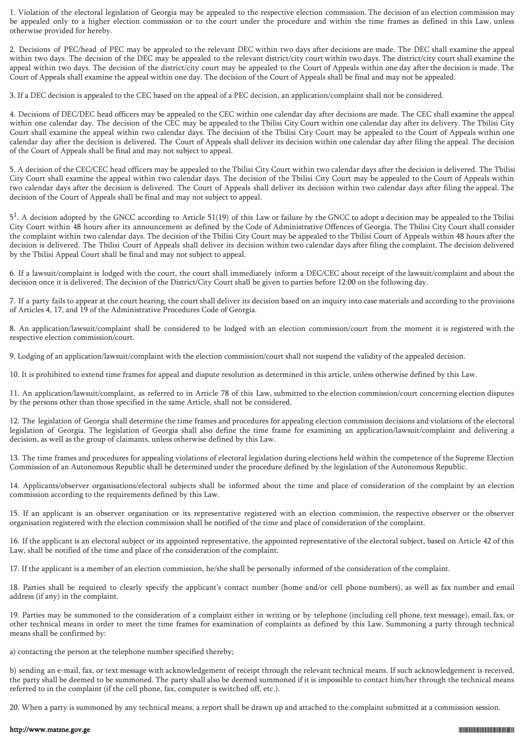1. Violation of the electoral legislation of Georgia may be appealed to the respective election commission. The decision of an election commission may be appealed only to a higher election commission or to the court under the procedure and within the time frames as defined in this Law, unless otherwise provided for hereby.

2. Decisions of PEC/head of PEC may be appealed to the relevant DEC within two days after decisions are made. The DEC shall examine the appeal within two days. The decision of the DEC may be appealed to the relevant district/city court within two days. The district/city court shall examine the appeal within two days. The decision of the district/city court may be appealed to the Court of Appeals within one day after the decision is made. The Court of Appeals shall examine the appeal within one day. The decision of the Court of Appeals shall be final and may not be appealed.

3. If a DEC decision is appealed to the CEC based on the appeal of a PEC decision, an application/complaint shall not be considered.

4. Decisions of DEC/DEC head officers may be appealed to the CEC within one calendar day after decisions are made. The CEC shall examine the appeal within one calendar day. The decision of the CEC may be appealed to the Tbilisi City Court within one calendar day after its delivery. The Tbilisi City Court shall examine the appeal within two calendar days. The decision of the Tbilisi City Court may be appealed to the Court of Appeals within one calendar day after the decision is delivered. The Court of Appeals shall deliver its decision within one calendar day after filing the appeal. The decision of the Court of Appeals shall be final and may not subject to appeal.

5. A decision of the CEC/CEC head officers may be appealed to the Tbilisi City Court within two calendar days after the decision is delivered. The Tbilisi City Court shall examine the appeal within two calendar days. The decision of the Tbilisi City Court may be appealed to the Court of Appeals within two calendar days after the decision is delivered. The Court of Appeals shall deliver its decision within two calendar days after filing the appeal. The decision of the Court of Appeals shall be final and may not subject to appeal.

5[1]. A decision adopted by the GNCC according to Article 51(19) of this Law or failure by the GNCC to adopt a decision may be appealed to the Tbilisi City Court within 48 hours after its announcement as defined by the Code of Administrative Offences of Georgia. The Tbilisi City Court shall consider the complaint within two calendar days. The decision of the Tbilisi City Court may be appealed to the Tbilisi Court of Appeals within 48 hours after the decision is delivered. The Tbilisi Court of Appeals shall deliver its decision within two calendar days after filing the complaint. The decision delivered by the Tbilisi Appeal Court shall be final and may not subject to appeal.

6. If a lawsuit/complaint is lodged with the court, the court shall immediately inform a DEC/CEC about receipt of the lawsuit/complaint and about the decision once it is delivered. The decision of the District/City Court shall be given to parties before 12:00 on the following day.

7. If a party fails to appear at the court hearing, the court shall deliver its decision based on an inquiry into case materials and according to the provisions of Articles 4, 17, and 19 of the Administrative Procedures Code of Georgia.

8. An application/lawsuit/complaint shall be considered to be lodged with an election commission/court from the moment it is registered with the respective election commission/court.

9. Lodging of an application/lawsuit/complaint with the election commission/court shall not suspend the validity of the appealed decision.

10. It is prohibited to extend time frames for appeal and dispute resolution as determined in this article, unless otherwise defined by this Law.

11. An application/lawsuit/complaint, as referred to in Article 78 of this Law, submitted to the election commission/court concerning election disputes by the persons other than those specified in the same Article, shall not be considered.

12. The legislation of Georgia shall determine the time frames and procedures for appealing election commission decisions and violations of the electoral legislation of Georgia. The legislation of Georgia shall also define the time frame for examining an application/lawsuit/complaint and delivering a decision, as well as the group of claimants, unless otherwise defined by this Law.

13. The time frames and procedures for appealing violations of electoral legislation during elections held within the competence of the Supreme Election Commission of an Autonomous Republic shall be determined under the procedure defined by the legislation of the Autonomous Republic.

14. Applicants/observer organisations/electoral subjects shall be informed about the time and place of consideration of the complaint by an election commission according to the requirements defined by this Law.

15. If an applicant is an observer organisation or its representative registered with an election commission, the respective observer or the observer organisation registered with the election commission shall be notified of the time and place of consideration of the complaint.

16. If the applicant is an electoral subject or its appointed representative, the appointed representative of the electoral subject, based on Article 42 of this Law, shall be notified of the time and place of the consideration of the complaint.

17. If the applicant is a member of an election commission, he/she shall be personally informed of the consideration of the complaint.

18. Parties shall be required to clearly specify the applicant's contact number (home and/or cell phone numbers), as well as fax number and email address (if any) in the complaint.

19. Parties may be summoned to the consideration of a complaint either in writing or by telephone (including cell phone, text message), email, fax, or other technical means in order to meet the time frames for examination of complaints as defined by this Law. Summoning a party through technical means shall be confirmed by:

a) contacting the person at the telephone number specified thereby;

b) sending an e-mail, fax, or text message with acknowledgement of receipt through the relevant technical means. If such acknowledgement is received, the party shall be deemed to be summoned. The party shall also be deemed summoned if it is impossible to contact him/her through the technical means referred to in the complaint (if the cell phone, fax, computer is switched off, etc.).

20. When a party is summoned by any technical means, a report shall be drawn up and attached to the complaint submitted at a commission session.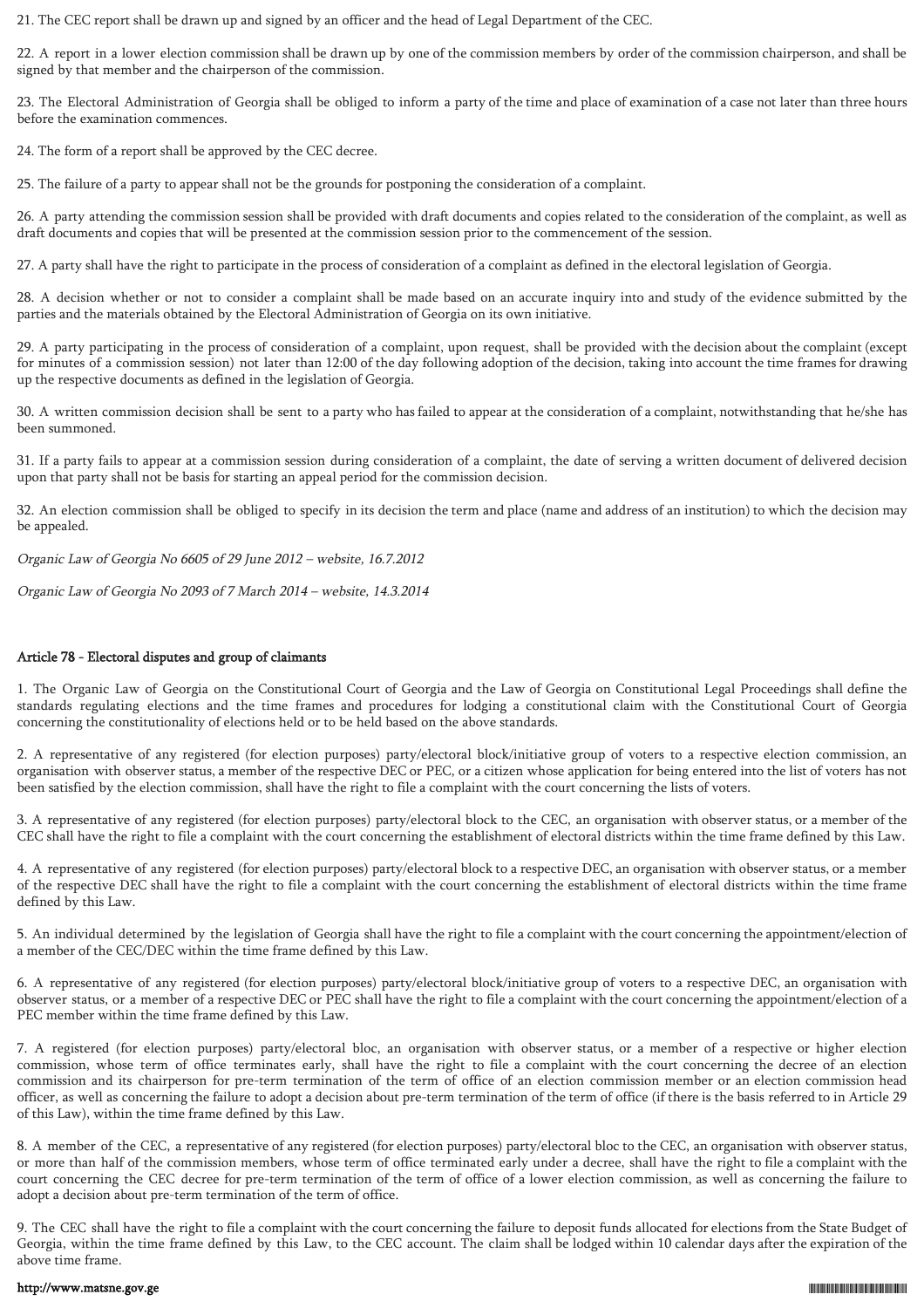21. The CEC report shall be drawn up and signed by an officer and the head of Legal Department of the CEC.

22. A report in a lower election commission shall be drawn up by one of the commission members by order of the commission chairperson, and shall be signed by that member and the chairperson of the commission.

23. The Electoral Administration of Georgia shall be obliged to inform a party of the time and place of examination of a case not later than three hours before the examination commences.

24. The form of a report shall be approved by the CEC decree.

25. The failure of a party to appear shall not be the grounds for postponing the consideration of a complaint.

26. A party attending the commission session shall be provided with draft documents and copies related to the consideration of the complaint, as well as draft documents and copies that will be presented at the commission session prior to the commencement of the session.

27. A party shall have the right to participate in the process of consideration of a complaint as defined in the electoral legislation of Georgia.

28. A decision whether or not to consider a complaint shall be made based on an accurate inquiry into and study of the evidence submitted by the parties and the materials obtained by the Electoral Administration of Georgia on its own initiative.

29. A party participating in the process of consideration of a complaint, upon request, shall be provided with the decision about the complaint (except for minutes of a commission session) not later than 12:00 of the day following adoption of the decision, taking into account the time frames for drawing up the respective documents as defined in the legislation of Georgia.

30. A written commission decision shall be sent to a party who has failed to appear at the consideration of a complaint, notwithstanding that he/she has been summoned.

31. If a party fails to appear at a commission session during consideration of a complaint, the date of serving a written document of delivered decision upon that party shall not be basis for starting an appeal period for the commission decision.

32. An election commission shall be obliged to specify in its decision the term and place (name and address of an institution) to which the decision may be appealed.

*Organic Law of Georgia No 6605 of 29 June 2012 – website, 16.7.2012*

*Organic Law of Georgia No 2093 of 7 March 2014 – website, 14.3.2014*

### Article 78 - Electoral disputes and group of claimants

1. The Organic Law of Georgia on the Constitutional Court of Georgia and the Law of Georgia on Constitutional Legal Proceedings shall define the standards regulating elections and the time frames and procedures for lodging a constitutional claim with the Constitutional Court of Georgia concerning the constitutionality of elections held or to be held based on the above standards.

2. A representative of any registered (for election purposes) party/electoral block/initiative group of voters to a respective election commission, an organisation with observer status, a member of the respective DEC or PEC, or a citizen whose application for being entered into the list of voters has not been satisfied by the election commission, shall have the right to file a complaint with the court concerning the lists of voters.

3. A representative of any registered (for election purposes) party/electoral block to the CEC, an organisation with observer status, or a member of the CEC shall have the right to file a complaint with the court concerning the establishment of electoral districts within the time frame defined by this Law.

4. A representative of any registered (for election purposes) party/electoral block to a respective DEC, an organisation with observer status, or a member of the respective DEC shall have the right to file a complaint with the court concerning the establishment of electoral districts within the time frame defined by this Law.

5. An individual determined by the legislation of Georgia shall have the right to file a complaint with the court concerning the appointment/election of a member of the CEC/DEC within the time frame defined by this Law.

6. A representative of any registered (for election purposes) party/electoral block/initiative group of voters to a respective DEC, an organisation with observer status, or a member of a respective DEC or PEC shall have the right to file a complaint with the court concerning the appointment/election of a PEC member within the time frame defined by this Law.

7. A registered (for election purposes) party/electoral bloc, an organisation with observer status, or a member of a respective or higher election commission, whose term of office terminates early, shall have the right to file a complaint with the court concerning the decree of an election commission and its chairperson for pre-term termination of the term of office of an election commission member or an election commission head officer, as well as concerning the failure to adopt a decision about pre-term termination of the term of office (if there is the basis referred to in Article 29 of this Law), within the time frame defined by this Law.

8. A member of the CEC, a representative of any registered (for election purposes) party/electoral bloc to the CEC, an organisation with observer status, or more than half of the commission members, whose term of office terminated early under a decree, shall have the right to file a complaint with the court concerning the CEC decree for pre-term termination of the term of office of a lower election commission, as well as concerning the failure to adopt a decision about pre-term termination of the term of office.

9. The CEC shall have the right to file a complaint with the court concerning the failure to deposit funds allocated for elections from the State Budget of Georgia, within the time frame defined by this Law, to the CEC account. The claim shall be lodged within 10 calendar days after the expiration of the above time frame.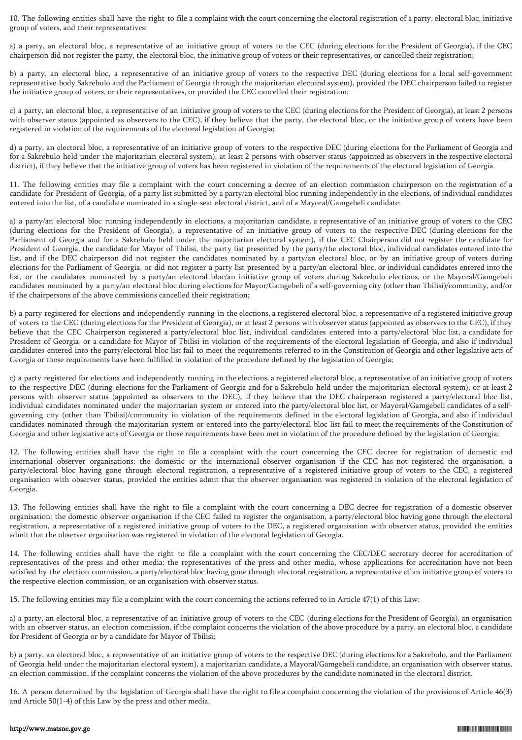10. The following entities shall have the right to file a complaint with the court concerning the electoral registration of a party, electoral bloc, initiative group of voters, and their representatives:

a) a party, an electoral bloc, a representative of an initiative group of voters to the CEC (during elections for the President of Georgia), if the CEC chairperson did not register the party, the electoral bloc, the initiative group of voters or their representatives, or cancelled their registration;

b) a party, an electoral bloc, a representative of an initiative group of voters to the respective DEC (during elections for a local self-government representative body Sakrebulo and the Parliament of Georgia through the majoritarian electoral system), provided the DEC chairperson failed to register the initiative group of voters, or their representatives, or provided the CEC cancelled their registration;

c) a party, an electoral bloc, a representative of an initiative group of voters to the CEC (during elections for the President of Georgia), at least 2 persons with observer status (appointed as observers to the CEC), if they believe that the party, the electoral bloc, or the initiative group of voters have been registered in violation of the requirements of the electoral legislation of Georgia;

d) a party, an electoral bloc, a representative of an initiative group of voters to the respective DEC (during elections for the Parliament of Georgia and for a Sakrebulo held under the majoritarian electoral system), at least 2 persons with observer status (appointed as observers in the respective electoral district), if they believe that the initiative group of voters has been registered in violation of the requirements of the electoral legislation of Georgia.

11. The following entities may file a complaint with the court concerning a decree of an election commission chairperson on the registration of a candidate for President of Georgia, of a party list submitted by a party/an electoral bloc running independently in the elections, of individual candidates entered into the list, of a candidate nominated in a single-seat electoral district, and of a Mayoral/Gamgebeli candidate:

a) a party/an electoral bloc running independently in elections, a majoritarian candidate, a representative of an initiative group of voters to the CEC (during elections for the President of Georgia), a representative of an initiative group of voters to the respective DEC (during elections for the Parliament of Georgia and for a Sakrebulo held under the majoritarian electoral system), if the CEC Chairperson did not register the candidate for President of Georgia, the candidate for Mayor of Tbilisi, the party list presented by the party/the electoral bloc, individual candidates entered into the list, and if the DEC chairperson did not register the candidates nominated by a party/an electoral bloc, or by an initiative group of voters during elections for the Parliament of Georgia, or did not register a party list presented by a party/an electoral bloc, or individual candidates entered into the list, or the candidates nominated by a party/an electoral bloc/an initiative group of voters during Sakrebulo elections, or the Mayoral/Gamgebeli candidates nominated by a party/an electoral bloc during elections for Mayor/Gamgebeli of a self-governing city (other than Tbilisi)/community, and/or if the chairpersons of the above commissions cancelled their registration;

b) a party registered for elections and independently running in the elections, a registered electoral bloc, a representative of a registered initiative group of voters to the CEC (during elections for the President of Georgia), or at least 2 persons with observer status (appointed as observers to the CEC), if they believe that the CEC Chairperson registered a party/electoral bloc list, individual candidates entered into a party/electoral bloc list, a candidate for President of Georgia, or a candidate for Mayor of Tbilisi in violation of the requirements of the electoral legislation of Georgia, and also if individual candidates entered into the party/electoral bloc list fail to meet the requirements referred to in the Constitution of Georgia and other legislative acts of Georgia or those requirements have been fulfilled in violation of the procedure defined by the legislation of Georgia;

c) a party registered for elections and independently running in the elections, a registered electoral bloc, a representative of an initiative group of voters to the respective DEC (during elections for the Parliament of Georgia and for a Sakrebulo held under the majoritarian electoral system), or at least 2 persons with observer status (appointed as observers to the DEC), if they believe that the DEC chairperson registered a party/electoral bloc list, individual candidates nominated under the majoritarian system or entered into the party/electoral bloc list, or Mayoral/Gamgebeli candidates of a self-governing city (other than Tbilisi)/community in violation of the requirements defined in the electoral legislation of Georgia, and also if individual candidates nominated through the majoritarian system or entered into the party/electoral bloc list fail to meet the requirements of the Constitution of Georgia and other legislative acts of Georgia or those requirements have been met in violation of the procedure defined by the legislation of Georgia;

12. The following entities shall have the right to file a complaint with the court concerning the CEC decree for registration of domestic and international observer organisations: the domestic or the international observer organisation if the CEC has not registered the organisation, a party/electoral bloc having gone through electoral registration, a representative of a registered initiative group of voters to the CEC, a registered organisation with observer status, provided the entities admit that the observer organisation was registered in violation of the electoral legislation of Georgia.

13. The following entities shall have the right to file a complaint with the court concerning a DEC decree for registration of a domestic observer organisation: the domestic observer organisation if the CEC failed to register the organisation, a party/electoral bloc having gone through the electoral registration, a representative of a registered initiative group of voters to the DEC, a registered organisation with observer status, provided the entities admit that the observer organisation was registered in violation of the electoral legislation of Georgia.

14. The following entities shall have the right to file a complaint with the court concerning the CEC/DEC secretary decree for accreditation of representatives of the press and other media: the representatives of the press and other media, whose applications for accreditation have not been satisfied by the election commission, a party/electoral bloc having gone through electoral registration, a representative of an initiative group of voters to the respective election commission, or an organisation with observer status.

15. The following entities may file a complaint with the court concerning the actions referred to in Article 47(1) of this Law:

a) a party, an electoral bloc, a representative of an initiative group of voters to the CEC (during elections for the President of Georgia), an organisation with an observer status, an election commission, if the complaint concerns the violation of the above procedure by a party, an electoral bloc, a candidate for President of Georgia or by a candidate for Mayor of Tbilisi;

b) a party, an electoral bloc, a representative of an initiative group of voters to the respective DEC (during elections for a Sakrebulo, and the Parliament of Georgia held under the majoritarian electoral system), a majoritarian candidate, a Mayoral/Gamgebeli candidate, an organisation with observer status, an election commission, if the complaint concerns the violation of the above procedures by the candidate nominated in the electoral district.

16. A person determined by the legislation of Georgia shall have the right to file a complaint concerning the violation of the provisions of Article 46(3) and Article 50(1-4) of this Law by the press and other media.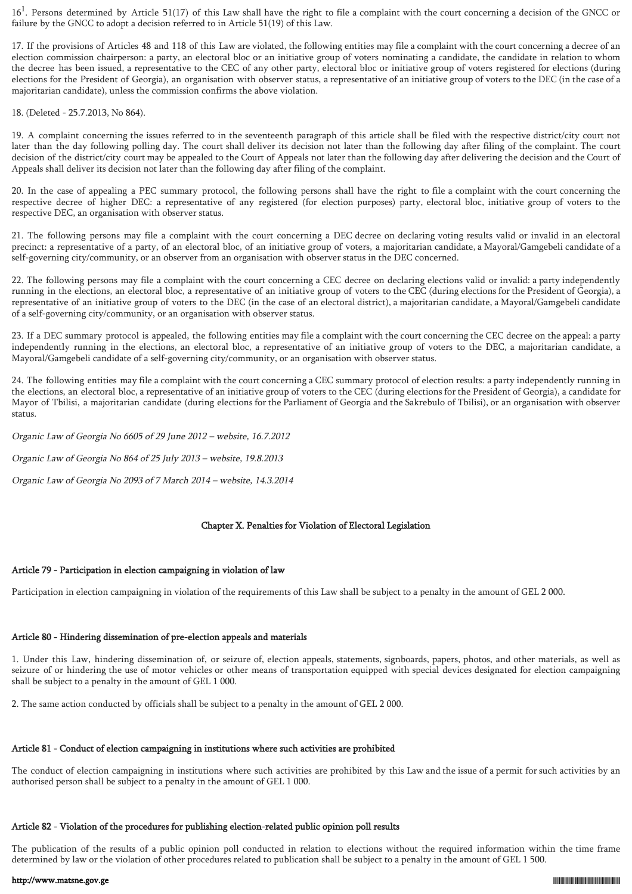16[1]. Persons determined by Article 51(17) of this Law shall have the right to file a complaint with the court concerning a decision of the GNCC or failure by the GNCC to adopt a decision referred to in Article 51(19) of this Law.

17. If the provisions of Articles 48 and 118 of this Law are violated, the following entities may file a complaint with the court concerning a decree of an election commission chairperson: a party, an electoral bloc or an initiative group of voters nominating a candidate, the candidate in relation to whom the decree has been issued, a representative to the CEC of any other party, electoral bloc or initiative group of voters registered for elections (during elections for the President of Georgia), an organisation with observer status, a representative of an initiative group of voters to the DEC (in the case of a majoritarian candidate), unless the commission confirms the above violation.

18. (Deleted - 25.7.2013, No 864).

19. A complaint concerning the issues referred to in the seventeenth paragraph of this article shall be filed with the respective district/city court not later than the day following polling day. The court shall deliver its decision not later than the following day after filing of the complaint. The court decision of the district/city court may be appealed to the Court of Appeals not later than the following day after delivering the decision and the Court of Appeals shall deliver its decision not later than the following day after filing of the complaint.

20. In the case of appealing a PEC summary protocol, the following persons shall have the right to file a complaint with the court concerning the respective decree of higher DEC: a representative of any registered (for election purposes) party, electoral bloc, initiative group of voters to the respective DEC, an organisation with observer status.

21. The following persons may file a complaint with the court concerning a DEC decree on declaring voting results valid or invalid in an electoral precinct: a representative of a party, of an electoral bloc, of an initiative group of voters, a majoritarian candidate, a Mayoral/Gamgebeli candidate of a self-governing city/community, or an observer from an organisation with observer status in the DEC concerned.

22. The following persons may file a complaint with the court concerning a CEC decree on declaring elections valid or invalid: a party independently running in the elections, an electoral bloc, a representative of an initiative group of voters to the CEC (during elections for the President of Georgia), a representative of an initiative group of voters to the DEC (in the case of an electoral district), a majoritarian candidate, a Mayoral/Gamgebeli candidate of a self-governing city/community, or an organisation with observer status.

23. If a DEC summary protocol is appealed, the following entities may file a complaint with the court concerning the CEC decree on the appeal: a party independently running in the elections, an electoral bloc, a representative of an initiative group of voters to the DEC, a majoritarian candidate, a Mayoral/Gamgebeli candidate of a self-governing city/community, or an organisation with observer status.

24. The following entities may file a complaint with the court concerning a CEC summary protocol of election results: a party independently running in the elections, an electoral bloc, a representative of an initiative group of voters to the CEC (during elections for the President of Georgia), a candidate for Mayor of Tbilisi, a majoritarian candidate (during elections for the Parliament of Georgia and the Sakrebulo of Tbilisi), or an organisation with observer status.

*Organic Law of Georgia No 6605 of 29 June 2012 – website, 16.7.2012*

*Organic Law of Georgia No 864 of 25 July 2013 – website, 19.8.2013*

*Organic Law of Georgia No 2093 of 7 March 2014 – website, 14.3.2014*

## Chapter X. Penalties for Violation of Electoral Legislation

### Article 79 - Participation in election campaigning in violation of law

Participation in election campaigning in violation of the requirements of this Law shall be subject to a penalty in the amount of GEL 2 000.

### Article 80 - Hindering dissemination of pre-election appeals and materials

1. Under this Law, hindering dissemination of, or seizure of, election appeals, statements, signboards, papers, photos, and other materials, as well as seizure of or hindering the use of motor vehicles or other means of transportation equipped with special devices designated for election campaigning shall be subject to a penalty in the amount of GEL 1 000.

2. The same action conducted by officials shall be subject to a penalty in the amount of GEL 2 000.

### Article 81 - Conduct of election campaigning in institutions where such activities are prohibited

The conduct of election campaigning in institutions where such activities are prohibited by this Law and the issue of a permit for such activities by an authorised person shall be subject to a penalty in the amount of GEL 1 000.

### Article 82 - Violation of the procedures for publishing election-related public opinion poll results

The publication of the results of a public opinion poll conducted in relation to elections without the required information within the time frame determined by law or the violation of other procedures related to publication shall be subject to a penalty in the amount of GEL 1 500.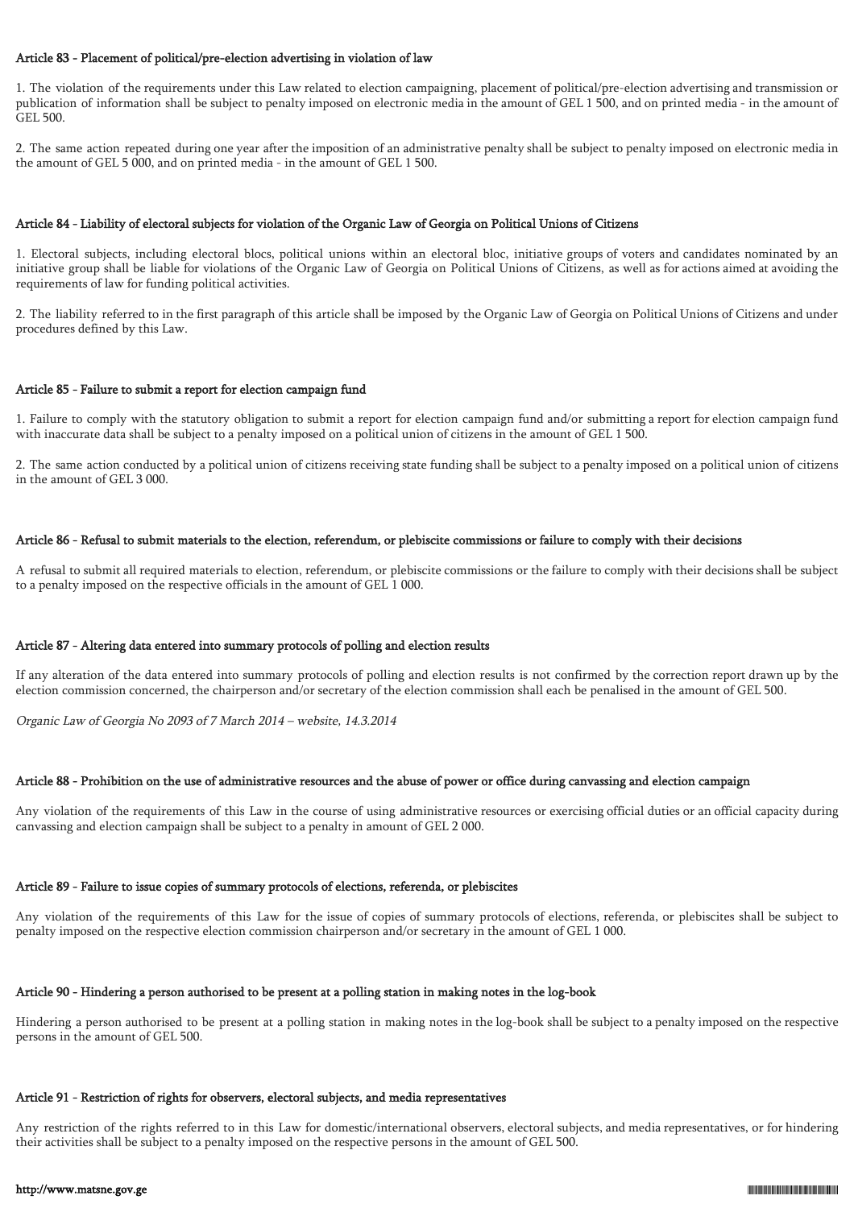#### Article 83 - Placement of political/pre-election advertising in violation of law

1. The violation of the requirements under this Law related to election campaigning, placement of political/pre-election advertising and transmission or publication of information shall be subject to penalty imposed on electronic media in the amount of GEL 1 500, and on printed media - in the amount of GEL 500.

2. The same action repeated during one year after the imposition of an administrative penalty shall be subject to penalty imposed on electronic media in the amount of GEL 5 000, and on printed media - in the amount of GEL 1 500.

#### Article 84 - Liability of electoral subjects for violation of the Organic Law of Georgia on Political Unions of Citizens

1. Electoral subjects, including electoral blocs, political unions within an electoral bloc, initiative groups of voters and candidates nominated by an initiative group shall be liable for violations of the Organic Law of Georgia on Political Unions of Citizens, as well as for actions aimed at avoiding the requirements of law for funding political activities.

2. The liability referred to in the first paragraph of this article shall be imposed by the Organic Law of Georgia on Political Unions of Citizens and under procedures defined by this Law.

#### Article 85 - Failure to submit a report for election campaign fund

1. Failure to comply with the statutory obligation to submit a report for election campaign fund and/or submitting a report for election campaign fund with inaccurate data shall be subject to a penalty imposed on a political union of citizens in the amount of GEL 1 500.

2. The same action conducted by a political union of citizens receiving state funding shall be subject to a penalty imposed on a political union of citizens in the amount of GEL 3 000.

#### Article 86 - Refusal to submit materials to the election, referendum, or plebiscite commissions or failure to comply with their decisions

A refusal to submit all required materials to election, referendum, or plebiscite commissions or the failure to comply with their decisions shall be subject to a penalty imposed on the respective officials in the amount of GEL 1 000.

#### Article 87 - Altering data entered into summary protocols of polling and election results

If any alteration of the data entered into summary protocols of polling and election results is not confirmed by the correction report drawn up by the election commission concerned, the chairperson and/or secretary of the election commission shall each be penalised in the amount of GEL 500.

*Organic Law of Georgia No 2093 of 7 March 2014 – website, 14.3.2014*

#### Article 88 - Prohibition on the use of administrative resources and the abuse of power or office during canvassing and election campaign

Any violation of the requirements of this Law in the course of using administrative resources or exercising official duties or an official capacity during canvassing and election campaign shall be subject to a penalty in amount of GEL 2 000.

#### Article 89 - Failure to issue copies of summary protocols of elections, referenda, or plebiscites

Any violation of the requirements of this Law for the issue of copies of summary protocols of elections, referenda, or plebiscites shall be subject to penalty imposed on the respective election commission chairperson and/or secretary in the amount of GEL 1 000.

#### Article 90 - Hindering a person authorised to be present at a polling station in making notes in the log-book

Hindering a person authorised to be present at a polling station in making notes in the log-book shall be subject to a penalty imposed on the respective persons in the amount of GEL 500.

#### Article 91 - Restriction of rights for observers, electoral subjects, and media representatives

Any restriction of the rights referred to in this Law for domestic/international observers, electoral subjects, and media representatives, or for hindering their activities shall be subject to a penalty imposed on the respective persons in the amount of GEL 500.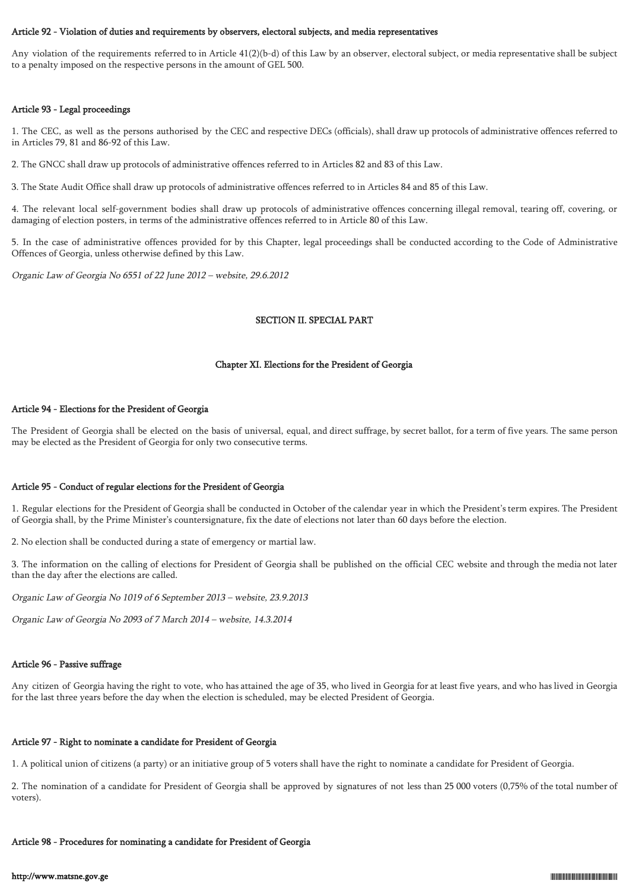### Article 92 - Violation of duties and requirements by observers, electoral subjects, and media representatives

Any violation of the requirements referred to in Article 41(2)(b-d) of this Law by an observer, electoral subject, or media representative shall be subject to a penalty imposed on the respective persons in the amount of GEL 500.

### Article 93 - Legal proceedings

1. The CEC, as well as the persons authorised by the CEC and respective DECs (officials), shall draw up protocols of administrative offences referred to in Articles 79, 81 and 86-92 of this Law.

2. The GNCC shall draw up protocols of administrative offences referred to in Articles 82 and 83 of this Law.

3. The State Audit Office shall draw up protocols of administrative offences referred to in Articles 84 and 85 of this Law.

4. The relevant local self-government bodies shall draw up protocols of administrative offences concerning illegal removal, tearing off, covering, or damaging of election posters, in terms of the administrative offences referred to in Article 80 of this Law.

5. In the case of administrative offences provided for by this Chapter, legal proceedings shall be conducted according to the Code of Administrative Offences of Georgia, unless otherwise defined by this Law.

*Organic Law of Georgia No 6551 of 22 June 2012 – website, 29.6.2012*

## SECTION II. SPECIAL PART

## Chapter XI. Elections for the President of Georgia

### Article 94 - Elections for the President of Georgia

The President of Georgia shall be elected on the basis of universal, equal, and direct suffrage, by secret ballot, for a term of five years. The same person may be elected as the President of Georgia for only two consecutive terms.

### Article 95 - Conduct of regular elections for the President of Georgia

1. Regular elections for the President of Georgia shall be conducted in October of the calendar year in which the President's term expires. The President of Georgia shall, by the Prime Minister's countersignature, fix the date of elections not later than 60 days before the election.

2. No election shall be conducted during a state of emergency or martial law.

3. The information on the calling of elections for President of Georgia shall be published on the official CEC website and through the media not later than the day after the elections are called.

*Organic Law of Georgia No 1019 of 6 September 2013 – website, 23.9.2013*

*Organic Law of Georgia No 2093 of 7 March 2014 – website, 14.3.2014*

### Article 96 - Passive suffrage

Any citizen of Georgia having the right to vote, who has attained the age of 35, who lived in Georgia for at least five years, and who has lived in Georgia for the last three years before the day when the election is scheduled, may be elected President of Georgia.

### Article 97 - Right to nominate a candidate for President of Georgia

1. A political union of citizens (a party) or an initiative group of 5 voters shall have the right to nominate a candidate for President of Georgia.

2. The nomination of a candidate for President of Georgia shall be approved by signatures of not less than 25 000 voters (0,75% of the total number of voters).

### Article 98 - Procedures for nominating a candidate for President of Georgia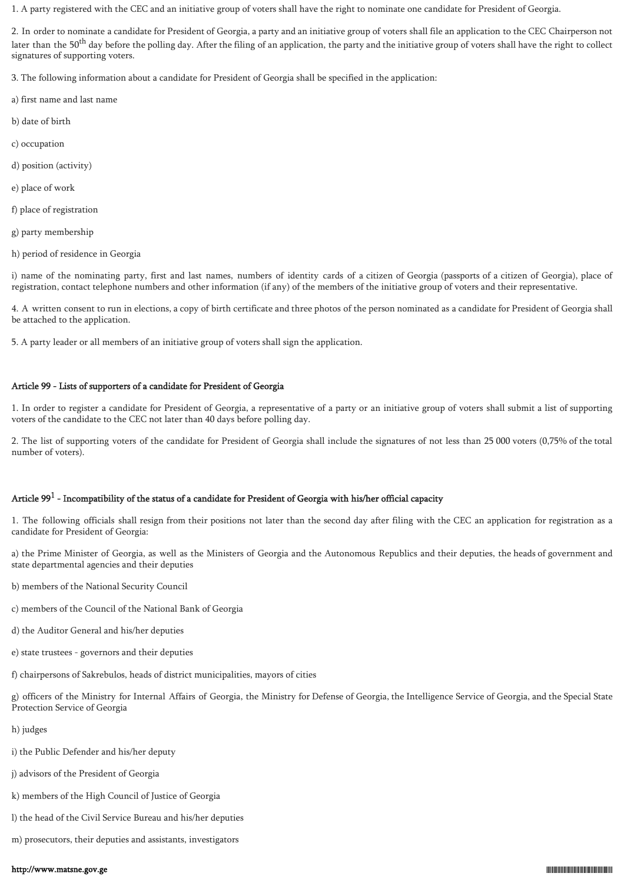1. A party registered with the CEC and an initiative group of voters shall have the right to nominate one candidate for President of Georgia.

2. In order to nominate a candidate for President of Georgia, a party and an initiative group of voters shall file an application to the CEC Chairperson not later than the 50th day before the polling day. After the filing of an application, the party and the initiative group of voters shall have the right to collect signatures of supporting voters.

3. The following information about a candidate for President of Georgia shall be specified in the application:

a) first name and last name

b) date of birth

c) occupation

d) position (activity)

e) place of work

f) place of registration

g) party membership

h) period of residence in Georgia

i) name of the nominating party, first and last names, numbers of identity cards of a citizen of Georgia (passports of a citizen of Georgia), place of registration, contact telephone numbers and other information (if any) of the members of the initiative group of voters and their representative.

4. A written consent to run in elections, a copy of birth certificate and three photos of the person nominated as a candidate for President of Georgia shall be attached to the application.

5. A party leader or all members of an initiative group of voters shall sign the application.

### Article 99 - Lists of supporters of a candidate for President of Georgia

1. In order to register a candidate for President of Georgia, a representative of a party or an initiative group of voters shall submit a list of supporting voters of the candidate to the CEC not later than 40 days before polling day.

2. The list of supporting voters of the candidate for President of Georgia shall include the signatures of not less than 25 000 voters (0,75% of the total number of voters).

### Article 99[1] - Incompatibility of the status of a candidate for President of Georgia with his/her official capacity

1. The following officials shall resign from their positions not later than the second day after filing with the CEC an application for registration as a candidate for President of Georgia:

a) the Prime Minister of Georgia, as well as the Ministers of Georgia and the Autonomous Republics and their deputies, the heads of government and state departmental agencies and their deputies

b) members of the National Security Council

c) members of the Council of the National Bank of Georgia

d) the Auditor General and his/her deputies

e) state trustees - governors and their deputies

f) chairpersons of Sakrebulos, heads of district municipalities, mayors of cities

g) officers of the Ministry for Internal Affairs of Georgia, the Ministry for Defense of Georgia, the Intelligence Service of Georgia, and the Special State Protection Service of Georgia

h) judges

i) the Public Defender and his/her deputy

j) advisors of the President of Georgia

k) members of the High Council of Justice of Georgia

l) the head of the Civil Service Bureau and his/her deputies

m) prosecutors, their deputies and assistants, investigators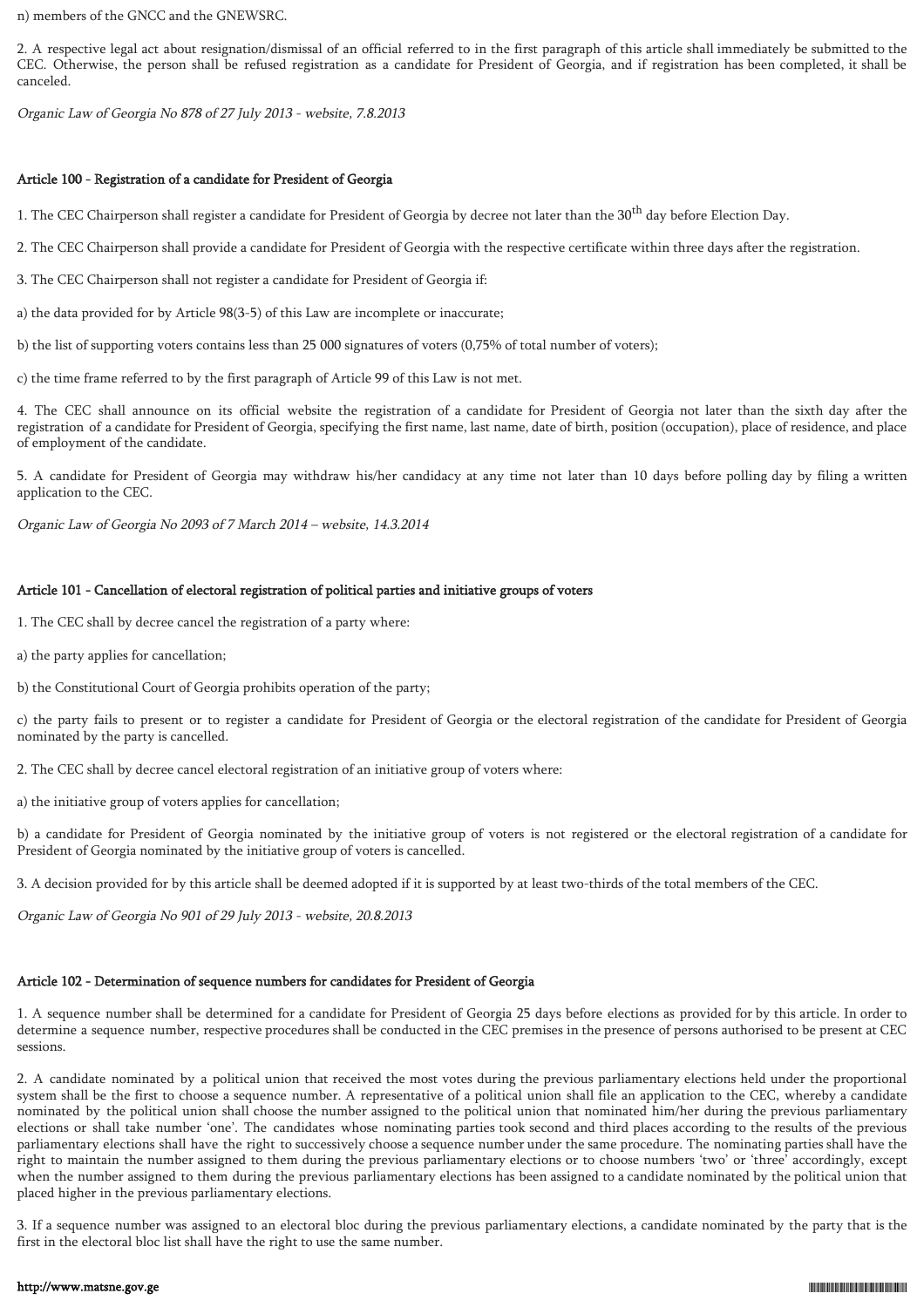n) members of the GNCC and the GNEWSRC.

2. A respective legal act about resignation/dismissal of an official referred to in the first paragraph of this article shall immediately be submitted to the CEC. Otherwise, the person shall be refused registration as a candidate for President of Georgia, and if registration has been completed, it shall be canceled.

*Organic Law of Georgia No 878 of 27 July 2013 - website, 7.8.2013*

### Article 100 - Registration of a candidate for President of Georgia

1. The CEC Chairperson shall register a candidate for President of Georgia by decree not later than the 30th day before Election Day.

2. The CEC Chairperson shall provide a candidate for President of Georgia with the respective certificate within three days after the registration.

3. The CEC Chairperson shall not register a candidate for President of Georgia if:

a) the data provided for by Article 98(3-5) of this Law are incomplete or inaccurate;

b) the list of supporting voters contains less than 25 000 signatures of voters (0,75% of total number of voters);

c) the time frame referred to by the first paragraph of Article 99 of this Law is not met.

4. The CEC shall announce on its official website the registration of a candidate for President of Georgia not later than the sixth day after the registration of a candidate for President of Georgia, specifying the first name, last name, date of birth, position (occupation), place of residence, and place of employment of the candidate.

5. A candidate for President of Georgia may withdraw his/her candidacy at any time not later than 10 days before polling day by filing a written application to the CEC.

*Organic Law of Georgia No 2093 of 7 March 2014 – website, 14.3.2014*

### Article 101 - Cancellation of electoral registration of political parties and initiative groups of voters

1. The CEC shall by decree cancel the registration of a party where:

a) the party applies for cancellation;

b) the Constitutional Court of Georgia prohibits operation of the party;

c) the party fails to present or to register a candidate for President of Georgia or the electoral registration of the candidate for President of Georgia nominated by the party is cancelled.

2. The CEC shall by decree cancel electoral registration of an initiative group of voters where:

a) the initiative group of voters applies for cancellation;

b) a candidate for President of Georgia nominated by the initiative group of voters is not registered or the electoral registration of a candidate for President of Georgia nominated by the initiative group of voters is cancelled.

3. A decision provided for by this article shall be deemed adopted if it is supported by at least two-thirds of the total members of the CEC.

*Organic Law of Georgia No 901 of 29 July 2013 - website, 20.8.2013*

### Article 102 - Determination of sequence numbers for candidates for President of Georgia

1. A sequence number shall be determined for a candidate for President of Georgia 25 days before elections as provided for by this article. In order to determine a sequence number, respective procedures shall be conducted in the CEC premises in the presence of persons authorised to be present at CEC sessions.

2. A candidate nominated by a political union that received the most votes during the previous parliamentary elections held under the proportional system shall be the first to choose a sequence number. A representative of a political union shall file an application to the CEC, whereby a candidate nominated by the political union shall choose the number assigned to the political union that nominated him/her during the previous parliamentary elections or shall take number 'one'. The candidates whose nominating parties took second and third places according to the results of the previous parliamentary elections shall have the right to successively choose a sequence number under the same procedure. The nominating parties shall have the right to maintain the number assigned to them during the previous parliamentary elections or to choose numbers 'two' or 'three' accordingly, except when the number assigned to them during the previous parliamentary elections has been assigned to a candidate nominated by the political union that placed higher in the previous parliamentary elections.

3. If a sequence number was assigned to an electoral bloc during the previous parliamentary elections, a candidate nominated by the party that is the first in the electoral bloc list shall have the right to use the same number.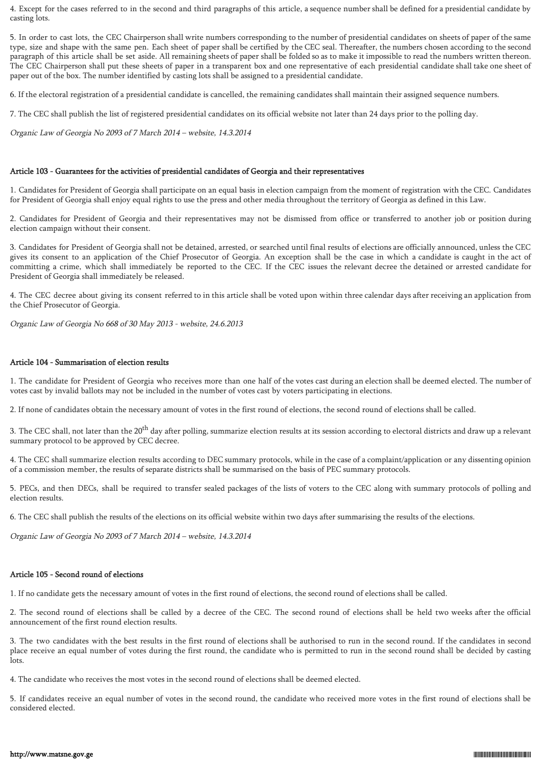4. Except for the cases referred to in the second and third paragraphs of this article, a sequence number shall be defined for a presidential candidate by casting lots.

5. In order to cast lots, the CEC Chairperson shall write numbers corresponding to the number of presidential candidates on sheets of paper of the same type, size and shape with the same pen. Each sheet of paper shall be certified by the CEC seal. Thereafter, the numbers chosen according to the second paragraph of this article shall be set aside. All remaining sheets of paper shall be folded so as to make it impossible to read the numbers written thereon. The CEC Chairperson shall put these sheets of paper in a transparent box and one representative of each presidential candidate shall take one sheet of paper out of the box. The number identified by casting lots shall be assigned to a presidential candidate.

6. If the electoral registration of a presidential candidate is cancelled, the remaining candidates shall maintain their assigned sequence numbers.

7. The CEC shall publish the list of registered presidential candidates on its official website not later than 24 days prior to the polling day.

*Organic Law of Georgia No 2093 of 7 March 2014 – website, 14.3.2014*

#### Article 103 - Guarantees for the activities of presidential candidates of Georgia and their representatives

1. Candidates for President of Georgia shall participate on an equal basis in election campaign from the moment of registration with the CEC. Candidates for President of Georgia shall enjoy equal rights to use the press and other media throughout the territory of Georgia as defined in this Law.

2. Candidates for President of Georgia and their representatives may not be dismissed from office or transferred to another job or position during election campaign without their consent.

3. Candidates for President of Georgia shall not be detained, arrested, or searched until final results of elections are officially announced, unless the CEC gives its consent to an application of the Chief Prosecutor of Georgia. An exception shall be the case in which a candidate is caught in the act of committing a crime, which shall immediately be reported to the CEC. If the CEC issues the relevant decree the detained or arrested candidate for President of Georgia shall immediately be released.

4. The CEC decree about giving its consent referred to in this article shall be voted upon within three calendar days after receiving an application from the Chief Prosecutor of Georgia.

*Organic Law of Georgia No 668 of 30 May 2013 - website, 24.6.2013*

#### Article 104 - Summarisation of election results

1. The candidate for President of Georgia who receives more than one half of the votes cast during an election shall be deemed elected. The number of votes cast by invalid ballots may not be included in the number of votes cast by voters participating in elections.

2. If none of candidates obtain the necessary amount of votes in the first round of elections, the second round of elections shall be called.

3. The CEC shall, not later than the 20th day after polling, summarize election results at its session according to electoral districts and draw up a relevant summary protocol to be approved by CEC decree.

4. The CEC shall summarize election results according to DEC summary protocols, while in the case of a complaint/application or any dissenting opinion of a commission member, the results of separate districts shall be summarised on the basis of PEC summary protocols.

5. PECs, and then DECs, shall be required to transfer sealed packages of the lists of voters to the CEC along with summary protocols of polling and election results.

6. The CEC shall publish the results of the elections on its official website within two days after summarising the results of the elections.

*Organic Law of Georgia No 2093 of 7 March 2014 – website, 14.3.2014*

#### Article 105 - Second round of elections

1. If no candidate gets the necessary amount of votes in the first round of elections, the second round of elections shall be called.

2. The second round of elections shall be called by a decree of the CEC. The second round of elections shall be held two weeks after the official announcement of the first round election results.

3. The two candidates with the best results in the first round of elections shall be authorised to run in the second round. If the candidates in second place receive an equal number of votes during the first round, the candidate who is permitted to run in the second round shall be decided by casting lots.

4. The candidate who receives the most votes in the second round of elections shall be deemed elected.

5. If candidates receive an equal number of votes in the second round, the candidate who received more votes in the first round of elections shall be considered elected.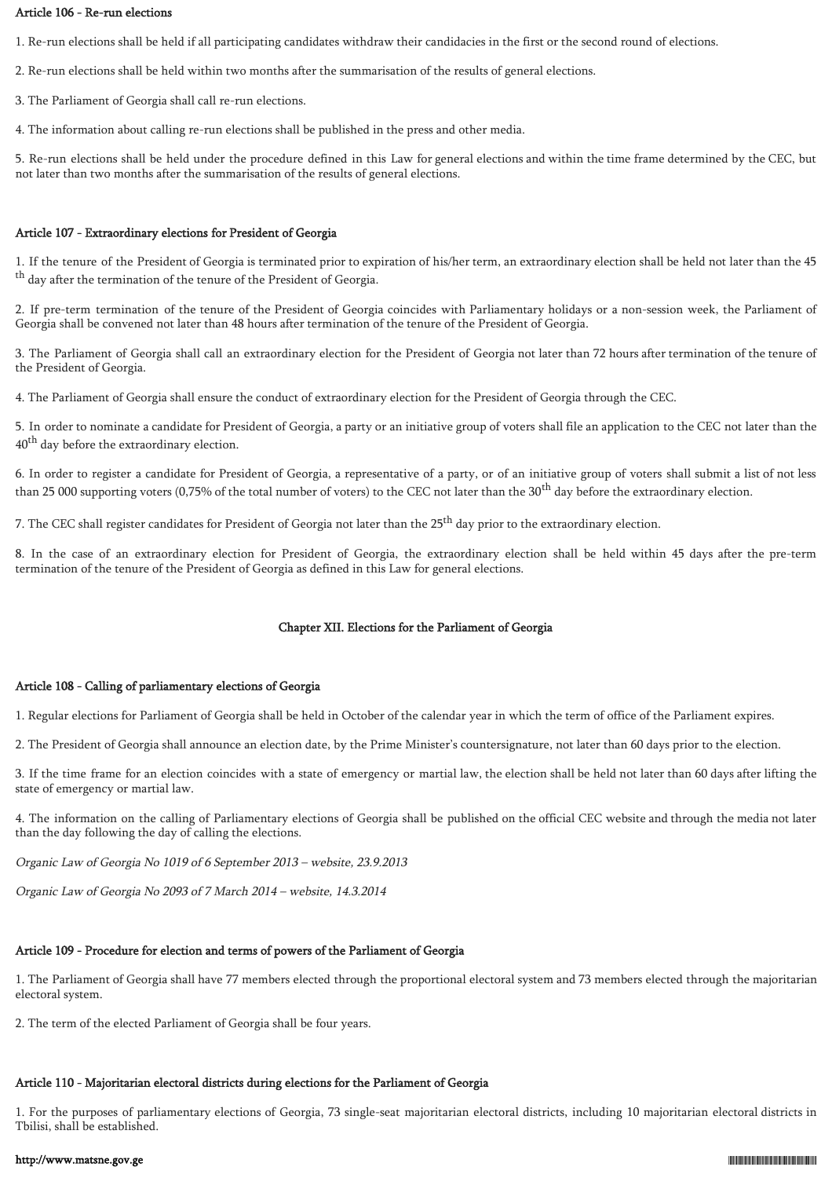### Article 106 - Re-run elections

1. Re-run elections shall be held if all participating candidates withdraw their candidacies in the first or the second round of elections.

2. Re-run elections shall be held within two months after the summarisation of the results of general elections.

3. The Parliament of Georgia shall call re-run elections.

4. The information about calling re-run elections shall be published in the press and other media.

5. Re-run elections shall be held under the procedure defined in this Law for general elections and within the time frame determined by the CEC, but not later than two months after the summarisation of the results of general elections.

### Article 107 - Extraordinary elections for President of Georgia

1. If the tenure of the President of Georgia is terminated prior to expiration of his/her term, an extraordinary election shall be held not later than the 45th day after the termination of the tenure of the President of Georgia.

2. If pre-term termination of the tenure of the President of Georgia coincides with Parliamentary holidays or a non-session week, the Parliament of Georgia shall be convened not later than 48 hours after termination of the tenure of the President of Georgia.

3. The Parliament of Georgia shall call an extraordinary election for the President of Georgia not later than 72 hours after termination of the tenure of the President of Georgia.

4. The Parliament of Georgia shall ensure the conduct of extraordinary election for the President of Georgia through the CEC.

5. In order to nominate a candidate for President of Georgia, a party or an initiative group of voters shall file an application to the CEC not later than the 40th day before the extraordinary election.

6. In order to register a candidate for President of Georgia, a representative of a party, or of an initiative group of voters shall submit a list of not less than 25 000 supporting voters (0,75% of the total number of voters) to the CEC not later than the 30th day before the extraordinary election.

7. The CEC shall register candidates for President of Georgia not later than the 25th day prior to the extraordinary election.

8. In the case of an extraordinary election for President of Georgia, the extraordinary election shall be held within 45 days after the pre-term termination of the tenure of the President of Georgia as defined in this Law for general elections.

## Chapter XII. Elections for the Parliament of Georgia

### Article 108 - Calling of parliamentary elections of Georgia

1. Regular elections for Parliament of Georgia shall be held in October of the calendar year in which the term of office of the Parliament expires.

2. The President of Georgia shall announce an election date, by the Prime Minister's countersignature, not later than 60 days prior to the election.

3. If the time frame for an election coincides with a state of emergency or martial law, the election shall be held not later than 60 days after lifting the state of emergency or martial law.

4. The information on the calling of Parliamentary elections of Georgia shall be published on the official CEC website and through the media not later than the day following the day of calling the elections.

*Organic Law of Georgia No 1019 of 6 September 2013 – website, 23.9.2013*

*Organic Law of Georgia No 2093 of 7 March 2014 – website, 14.3.2014*

### Article 109 - Procedure for election and terms of powers of the Parliament of Georgia

1. The Parliament of Georgia shall have 77 members elected through the proportional electoral system and 73 members elected through the majoritarian electoral system.

2. The term of the elected Parliament of Georgia shall be four years.

### Article 110 - Majoritarian electoral districts during elections for the Parliament of Georgia

1. For the purposes of parliamentary elections of Georgia, 73 single-seat majoritarian electoral districts, including 10 majoritarian electoral districts in Tbilisi, shall be established.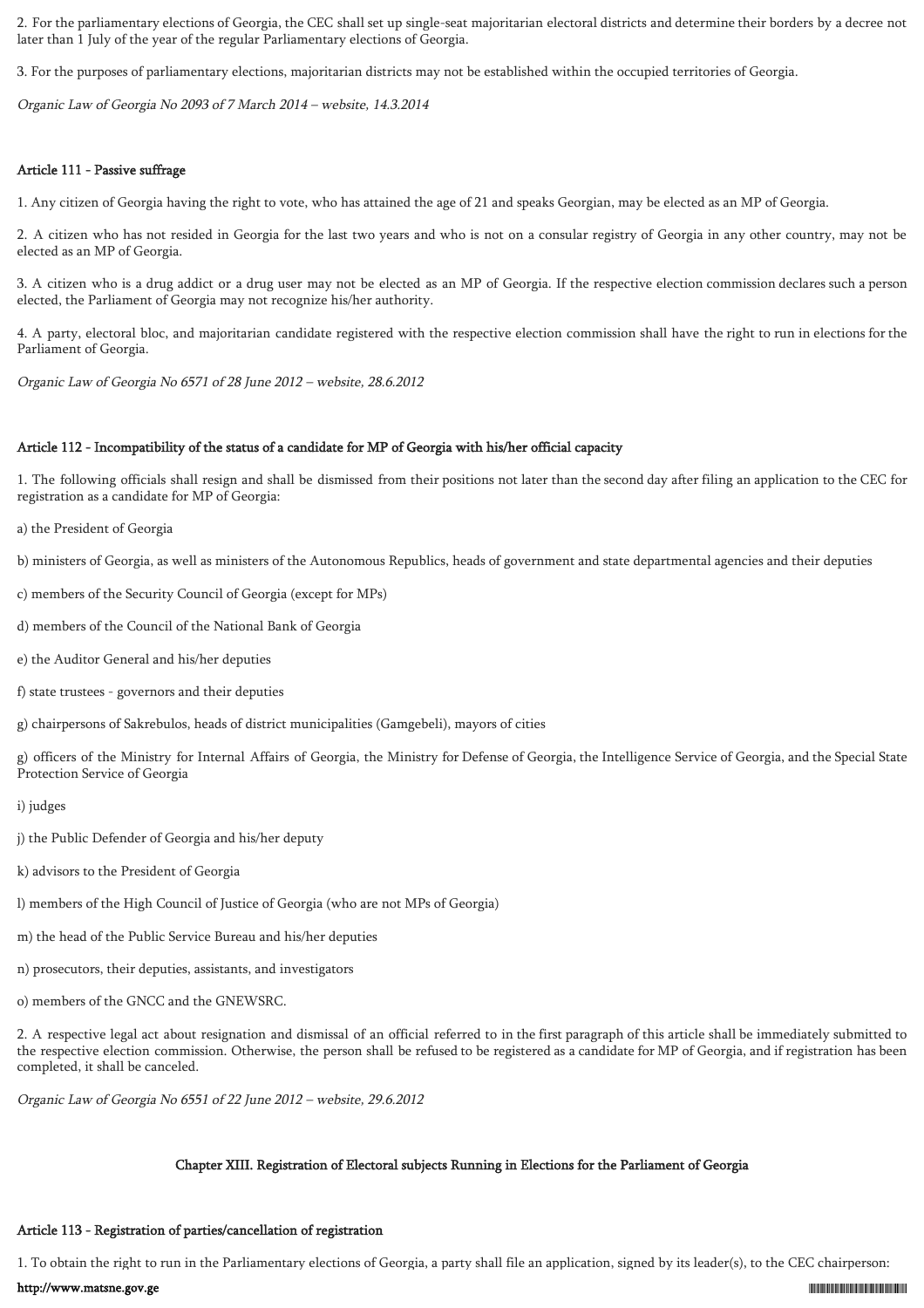2. For the parliamentary elections of Georgia, the CEC shall set up single-seat majoritarian electoral districts and determine their borders by a decree not later than 1 July of the year of the regular Parliamentary elections of Georgia.

3. For the purposes of parliamentary elections, majoritarian districts may not be established within the occupied territories of Georgia.

*Organic Law of Georgia No 2093 of 7 March 2014 – website, 14.3.2014*

### Article 111 - Passive suffrage

1. Any citizen of Georgia having the right to vote, who has attained the age of 21 and speaks Georgian, may be elected as an MP of Georgia.

2. A citizen who has not resided in Georgia for the last two years and who is not on a consular registry of Georgia in any other country, may not be elected as an MP of Georgia.

3. A citizen who is a drug addict or a drug user may not be elected as an MP of Georgia. If the respective election commission declares such a person elected, the Parliament of Georgia may not recognize his/her authority.

4. A party, electoral bloc, and majoritarian candidate registered with the respective election commission shall have the right to run in elections for the Parliament of Georgia.

*Organic Law of Georgia No 6571 of 28 June 2012 – website, 28.6.2012*

### Article 112 - Incompatibility of the status of a candidate for MP of Georgia with his/her official capacity

1. The following officials shall resign and shall be dismissed from their positions not later than the second day after filing an application to the CEC for registration as a candidate for MP of Georgia:

a) the President of Georgia

b) ministers of Georgia, as well as ministers of the Autonomous Republics, heads of government and state departmental agencies and their deputies

c) members of the Security Council of Georgia (except for MPs)

d) members of the Council of the National Bank of Georgia

e) the Auditor General and his/her deputies

f) state trustees - governors and their deputies

g) chairpersons of Sakrebulos, heads of district municipalities (Gamgebeli), mayors of cities

g) officers of the Ministry for Internal Affairs of Georgia, the Ministry for Defense of Georgia, the Intelligence Service of Georgia, and the Special State Protection Service of Georgia

i) judges

j) the Public Defender of Georgia and his/her deputy

k) advisors to the President of Georgia

l) members of the High Council of Justice of Georgia (who are not MPs of Georgia)

m) the head of the Public Service Bureau and his/her deputies

n) prosecutors, their deputies, assistants, and investigators

o) members of the GNCC and the GNEWSRC.

2. A respective legal act about resignation and dismissal of an official referred to in the first paragraph of this article shall be immediately submitted to the respective election commission. Otherwise, the person shall be refused to be registered as a candidate for MP of Georgia, and if registration has been completed, it shall be canceled.

*Organic Law of Georgia No 6551 of 22 June 2012 – website, 29.6.2012*

## Chapter XIII. Registration of Electoral subjects Running in Elections for the Parliament of Georgia

### Article 113 - Registration of parties/cancellation of registration

1. To obtain the right to run in the Parliamentary elections of Georgia, a party shall file an application, signed by its leader(s), to the CEC chairperson: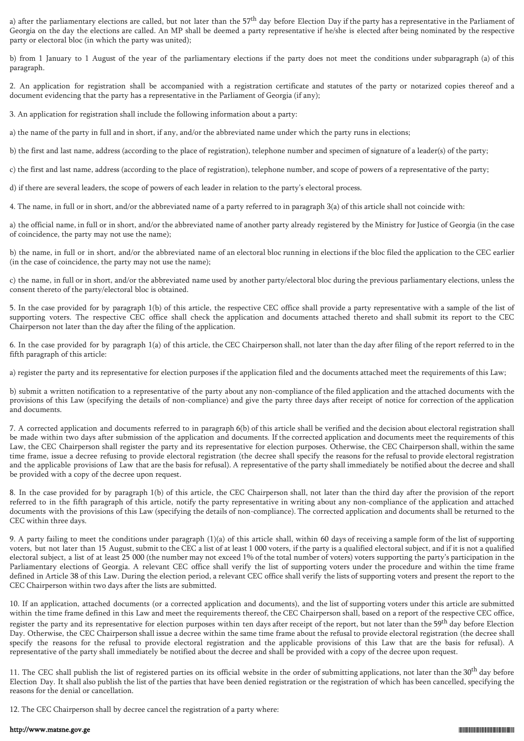a) after the parliamentary elections are called, but not later than the 57th day before Election Day if the party has a representative in the Parliament of Georgia on the day the elections are called. An MP shall be deemed a party representative if he/she is elected after being nominated by the respective party or electoral bloc (in which the party was united);

b) from 1 January to 1 August of the year of the parliamentary elections if the party does not meet the conditions under subparagraph (a) of this paragraph.

2. An application for registration shall be accompanied with a registration certificate and statutes of the party or notarized copies thereof and a document evidencing that the party has a representative in the Parliament of Georgia (if any);

3. An application for registration shall include the following information about a party:

a) the name of the party in full and in short, if any, and/or the abbreviated name under which the party runs in elections;

b) the first and last name, address (according to the place of registration), telephone number and specimen of signature of a leader(s) of the party;

c) the first and last name, address (according to the place of registration), telephone number, and scope of powers of a representative of the party;

d) if there are several leaders, the scope of powers of each leader in relation to the party's electoral process.

4. The name, in full or in short, and/or the abbreviated name of a party referred to in paragraph 3(a) of this article shall not coincide with:

a) the official name, in full or in short, and/or the abbreviated name of another party already registered by the Ministry for Justice of Georgia (in the case of coincidence, the party may not use the name);

b) the name, in full or in short, and/or the abbreviated name of an electoral bloc running in elections if the bloc filed the application to the CEC earlier (in the case of coincidence, the party may not use the name);

c) the name, in full or in short, and/or the abbreviated name used by another party/electoral bloc during the previous parliamentary elections, unless the consent thereto of the party/electoral bloc is obtained.

5. In the case provided for by paragraph 1(b) of this article, the respective CEC office shall provide a party representative with a sample of the list of supporting voters. The respective CEC office shall check the application and documents attached thereto and shall submit its report to the CEC Chairperson not later than the day after the filing of the application.

6. In the case provided for by paragraph 1(a) of this article, the CEC Chairperson shall, not later than the day after filing of the report referred to in the fifth paragraph of this article:

a) register the party and its representative for election purposes if the application filed and the documents attached meet the requirements of this Law;

b) submit a written notification to a representative of the party about any non-compliance of the filed application and the attached documents with the provisions of this Law (specifying the details of non-compliance) and give the party three days after receipt of notice for correction of the application and documents.

7. A corrected application and documents referred to in paragraph 6(b) of this article shall be verified and the decision about electoral registration shall be made within two days after submission of the application and documents. If the corrected application and documents meet the requirements of this Law, the CEC Chairperson shall register the party and its representative for election purposes. Otherwise, the CEC Chairperson shall, within the same time frame, issue a decree refusing to provide electoral registration (the decree shall specify the reasons for the refusal to provide electoral registration and the applicable provisions of Law that are the basis for refusal). A representative of the party shall immediately be notified about the decree and shall be provided with a copy of the decree upon request.

8. In the case provided for by paragraph 1(b) of this article, the CEC Chairperson shall, not later than the third day after the provision of the report referred to in the fifth paragraph of this article, notify the party representative in writing about any non-compliance of the application and attached documents with the provisions of this Law (specifying the details of non-compliance). The corrected application and documents shall be returned to the CEC within three days.

9. A party failing to meet the conditions under paragraph (1)(a) of this article shall, within 60 days of receiving a sample form of the list of supporting voters, but not later than 15 August, submit to the CEC a list of at least 1 000 voters, if the party is a qualified electoral subject, and if it is not a qualified electoral subject, a list of at least 25 000 (the number may not exceed 1% of the total number of voters) voters supporting the party's participation in the Parliamentary elections of Georgia. A relevant CEC office shall verify the list of supporting voters under the procedure and within the time frame defined in Article 38 of this Law. During the election period, a relevant CEC office shall verify the lists of supporting voters and present the report to the CEC Chairperson within two days after the lists are submitted.

10. If an application, attached documents (or a corrected application and documents), and the list of supporting voters under this article are submitted within the time frame defined in this Law and meet the requirements thereof, the CEC Chairperson shall, based on a report of the respective CEC office, register the party and its representative for election purposes within ten days after receipt of the report, but not later than the 59th day before Election Day. Otherwise, the CEC Chairperson shall issue a decree within the same time frame about the refusal to provide electoral registration (the decree shall specify the reasons for the refusal to provide electoral registration and the applicable provisions of this Law that are the basis for refusal). A representative of the party shall immediately be notified about the decree and shall be provided with a copy of the decree upon request.

11. The CEC shall publish the list of registered parties on its official website in the order of submitting applications, not later than the 30th day before Election Day. It shall also publish the list of the parties that have been denied registration or the registration of which has been cancelled, specifying the reasons for the denial or cancellation.

12. The CEC Chairperson shall by decree cancel the registration of a party where: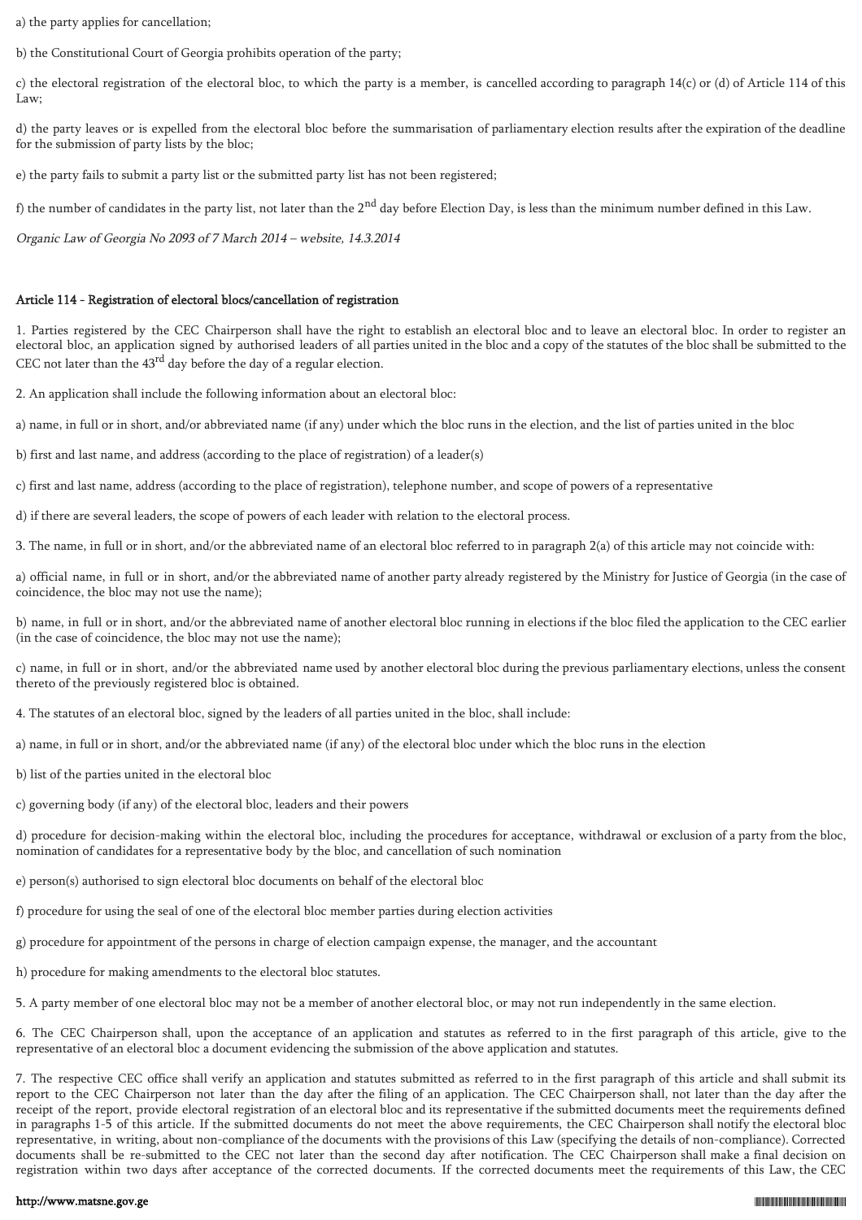a) the party applies for cancellation;

b) the Constitutional Court of Georgia prohibits operation of the party;

c) the electoral registration of the electoral bloc, to which the party is a member, is cancelled according to paragraph 14(c) or (d) of Article 114 of this Law;

d) the party leaves or is expelled from the electoral bloc before the summarisation of parliamentary election results after the expiration of the deadline for the submission of party lists by the bloc;

e) the party fails to submit a party list or the submitted party list has not been registered;

f) the number of candidates in the party list, not later than the 2nd day before Election Day, is less than the minimum number defined in this Law.

*Organic Law of Georgia No 2093 of 7 March 2014 – website, 14.3.2014*

### Article 114 - Registration of electoral blocs/cancellation of registration

1. Parties registered by the CEC Chairperson shall have the right to establish an electoral bloc and to leave an electoral bloc. In order to register an electoral bloc, an application signed by authorised leaders of all parties united in the bloc and a copy of the statutes of the bloc shall be submitted to the CEC not later than the 43rd day before the day of a regular election.

2. An application shall include the following information about an electoral bloc:

a) name, in full or in short, and/or abbreviated name (if any) under which the bloc runs in the election, and the list of parties united in the bloc

b) first and last name, and address (according to the place of registration) of a leader(s)

c) first and last name, address (according to the place of registration), telephone number, and scope of powers of a representative

d) if there are several leaders, the scope of powers of each leader with relation to the electoral process.

3. The name, in full or in short, and/or the abbreviated name of an electoral bloc referred to in paragraph 2(a) of this article may not coincide with:

a) official name, in full or in short, and/or the abbreviated name of another party already registered by the Ministry for Justice of Georgia (in the case of coincidence, the bloc may not use the name);

b) name, in full or in short, and/or the abbreviated name of another electoral bloc running in elections if the bloc filed the application to the CEC earlier (in the case of coincidence, the bloc may not use the name);

c) name, in full or in short, and/or the abbreviated name used by another electoral bloc during the previous parliamentary elections, unless the consent thereto of the previously registered bloc is obtained.

4. The statutes of an electoral bloc, signed by the leaders of all parties united in the bloc, shall include:

a) name, in full or in short, and/or the abbreviated name (if any) of the electoral bloc under which the bloc runs in the election

b) list of the parties united in the electoral bloc

c) governing body (if any) of the electoral bloc, leaders and their powers

d) procedure for decision-making within the electoral bloc, including the procedures for acceptance, withdrawal or exclusion of a party from the bloc, nomination of candidates for a representative body by the bloc, and cancellation of such nomination

e) person(s) authorised to sign electoral bloc documents on behalf of the electoral bloc

f) procedure for using the seal of one of the electoral bloc member parties during election activities

g) procedure for appointment of the persons in charge of election campaign expense, the manager, and the accountant

h) procedure for making amendments to the electoral bloc statutes.

5. A party member of one electoral bloc may not be a member of another electoral bloc, or may not run independently in the same election.

6. The CEC Chairperson shall, upon the acceptance of an application and statutes as referred to in the first paragraph of this article, give to the representative of an electoral bloc a document evidencing the submission of the above application and statutes.

7. The respective CEC office shall verify an application and statutes submitted as referred to in the first paragraph of this article and shall submit its report to the CEC Chairperson not later than the day after the filing of an application. The CEC Chairperson shall, not later than the day after the receipt of the report, provide electoral registration of an electoral bloc and its representative if the submitted documents meet the requirements defined in paragraphs 1-5 of this article. If the submitted documents do not meet the above requirements, the CEC Chairperson shall notify the electoral bloc representative, in writing, about non-compliance of the documents with the provisions of this Law (specifying the details of non-compliance). Corrected documents shall be re-submitted to the CEC not later than the second day after notification. The CEC Chairperson shall make a final decision on registration within two days after acceptance of the corrected documents. If the corrected documents meet the requirements of this Law, the CEC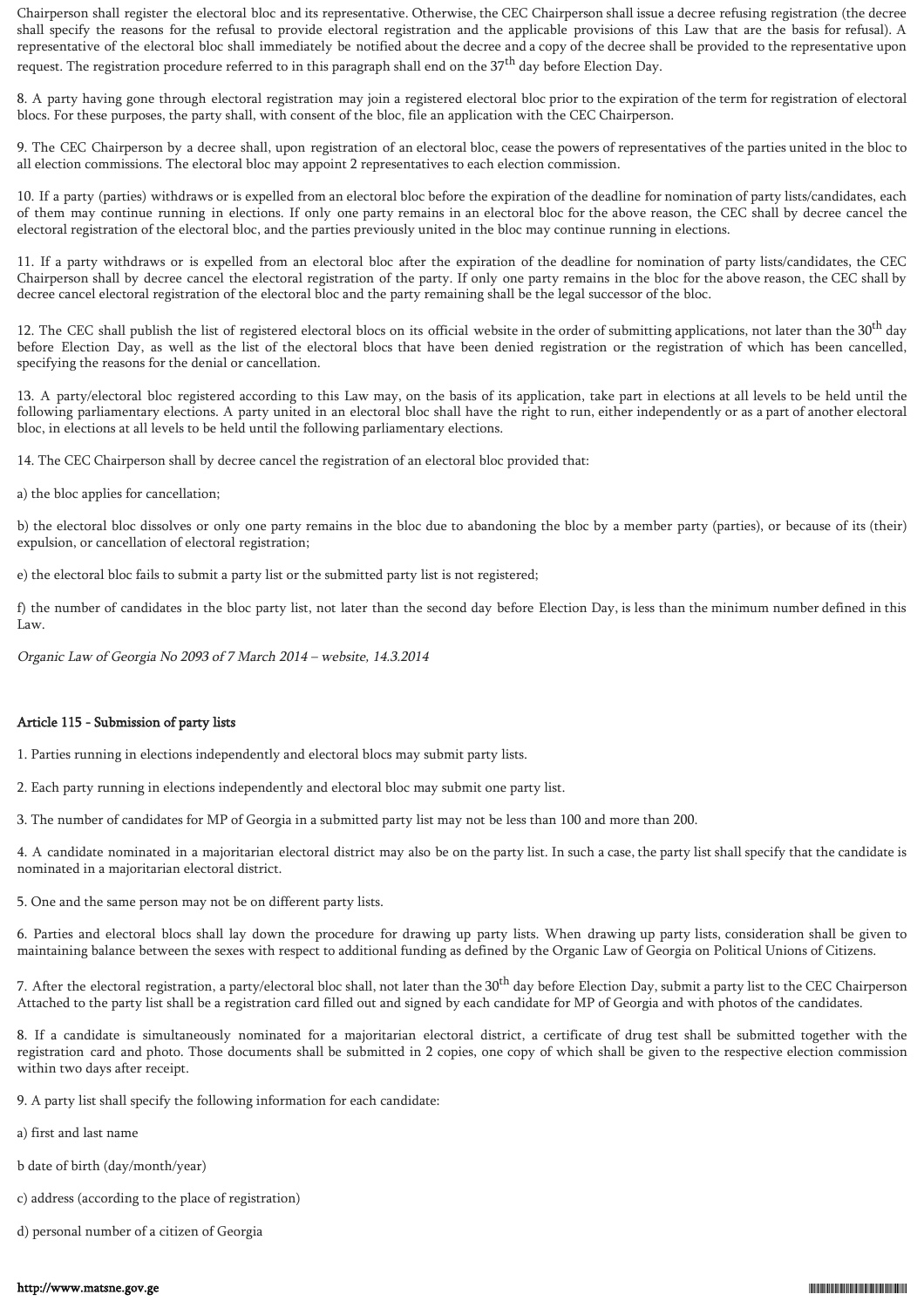Chairperson shall register the electoral bloc and its representative. Otherwise, the CEC Chairperson shall issue a decree refusing registration (the decree shall specify the reasons for the refusal to provide electoral registration and the applicable provisions of this Law that are the basis for refusal). A representative of the electoral bloc shall immediately be notified about the decree and a copy of the decree shall be provided to the representative upon request. The registration procedure referred to in this paragraph shall end on the 37th day before Election Day.

8. A party having gone through electoral registration may join a registered electoral bloc prior to the expiration of the term for registration of electoral blocs. For these purposes, the party shall, with consent of the bloc, file an application with the CEC Chairperson.

9. The CEC Chairperson by a decree shall, upon registration of an electoral bloc, cease the powers of representatives of the parties united in the bloc to all election commissions. The electoral bloc may appoint 2 representatives to each election commission.

10. If a party (parties) withdraws or is expelled from an electoral bloc before the expiration of the deadline for nomination of party lists/candidates, each of them may continue running in elections. If only one party remains in an electoral bloc for the above reason, the CEC shall by decree cancel the electoral registration of the electoral bloc, and the parties previously united in the bloc may continue running in elections.

11. If a party withdraws or is expelled from an electoral bloc after the expiration of the deadline for nomination of party lists/candidates, the CEC Chairperson shall by decree cancel the electoral registration of the party. If only one party remains in the bloc for the above reason, the CEC shall by decree cancel electoral registration of the electoral bloc and the party remaining shall be the legal successor of the bloc.

12. The CEC shall publish the list of registered electoral blocs on its official website in the order of submitting applications, not later than the 30th day before Election Day, as well as the list of the electoral blocs that have been denied registration or the registration of which has been cancelled, specifying the reasons for the denial or cancellation.

13. A party/electoral bloc registered according to this Law may, on the basis of its application, take part in elections at all levels to be held until the following parliamentary elections. A party united in an electoral bloc shall have the right to run, either independently or as a part of another electoral bloc, in elections at all levels to be held until the following parliamentary elections.

14. The CEC Chairperson shall by decree cancel the registration of an electoral bloc provided that:

a) the bloc applies for cancellation;

b) the electoral bloc dissolves or only one party remains in the bloc due to abandoning the bloc by a member party (parties), or because of its (their) expulsion, or cancellation of electoral registration;

e) the electoral bloc fails to submit a party list or the submitted party list is not registered;

f) the number of candidates in the bloc party list, not later than the second day before Election Day, is less than the minimum number defined in this Law.

*Organic Law of Georgia No 2093 of 7 March 2014 – website, 14.3.2014*

#### Article 115 - Submission of party lists

1. Parties running in elections independently and electoral blocs may submit party lists.

2. Each party running in elections independently and electoral bloc may submit one party list.

3. The number of candidates for MP of Georgia in a submitted party list may not be less than 100 and more than 200.

4. A candidate nominated in a majoritarian electoral district may also be on the party list. In such a case, the party list shall specify that the candidate is nominated in a majoritarian electoral district.

5. One and the same person may not be on different party lists.

6. Parties and electoral blocs shall lay down the procedure for drawing up party lists. When drawing up party lists, consideration shall be given to maintaining balance between the sexes with respect to additional funding as defined by the Organic Law of Georgia on Political Unions of Citizens.

7. After the electoral registration, a party/electoral bloc shall, not later than the 30th day before Election Day, submit a party list to the CEC Chairperson Attached to the party list shall be a registration card filled out and signed by each candidate for MP of Georgia and with photos of the candidates.

8. If a candidate is simultaneously nominated for a majoritarian electoral district, a certificate of drug test shall be submitted together with the registration card and photo. Those documents shall be submitted in 2 copies, one copy of which shall be given to the respective election commission within two days after receipt.

9. A party list shall specify the following information for each candidate:

a) first and last name

b date of birth (day/month/year)

c) address (according to the place of registration)

d) personal number of a citizen of Georgia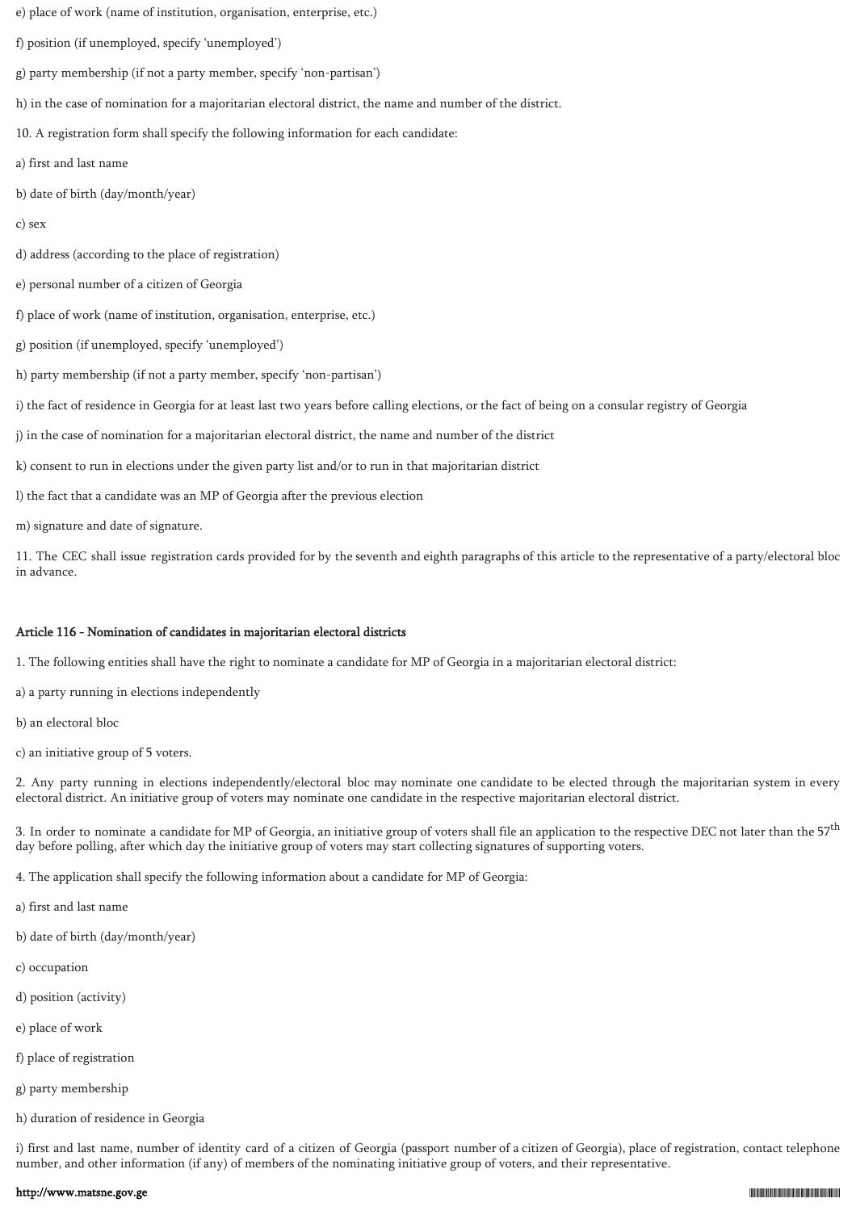e) place of work (name of institution, organisation, enterprise, etc.)

f) position (if unemployed, specify 'unemployed')

g) party membership (if not a party member, specify 'non-partisan')

h) in the case of nomination for a majoritarian electoral district, the name and number of the district.

10. A registration form shall specify the following information for each candidate:

a) first and last name

b) date of birth (day/month/year)

c) sex

d) address (according to the place of registration)

e) personal number of a citizen of Georgia

f) place of work (name of institution, organisation, enterprise, etc.)

g) position (if unemployed, specify 'unemployed')

h) party membership (if not a party member, specify 'non-partisan')

i) the fact of residence in Georgia for at least last two years before calling elections, or the fact of being on a consular registry of Georgia

j) in the case of nomination for a majoritarian electoral district, the name and number of the district

k) consent to run in elections under the given party list and/or to run in that majoritarian district

l) the fact that a candidate was an MP of Georgia after the previous election

m) signature and date of signature.

11. The CEC shall issue registration cards provided for by the seventh and eighth paragraphs of this article to the representative of a party/electoral bloc in advance.

#### Article 116 - Nomination of candidates in majoritarian electoral districts

1. The following entities shall have the right to nominate a candidate for MP of Georgia in a majoritarian electoral district:

a) a party running in elections independently

b) an electoral bloc

c) an initiative group of 5 voters.

2. Any party running in elections independently/electoral bloc may nominate one candidate to be elected through the majoritarian system in every electoral district. An initiative group of voters may nominate one candidate in the respective majoritarian electoral district.

3. In order to nominate a candidate for MP of Georgia, an initiative group of voters shall file an application to the respective DEC not later than the 57th day before polling, after which day the initiative group of voters may start collecting signatures of supporting voters.

4. The application shall specify the following information about a candidate for MP of Georgia:

a) first and last name

b) date of birth (day/month/year)

c) occupation

d) position (activity)

e) place of work

f) place of registration

g) party membership

h) duration of residence in Georgia

i) first and last name, number of identity card of a citizen of Georgia (passport number of a citizen of Georgia), place of registration, contact telephone number, and other information (if any) of members of the nominating initiative group of voters, and their representative.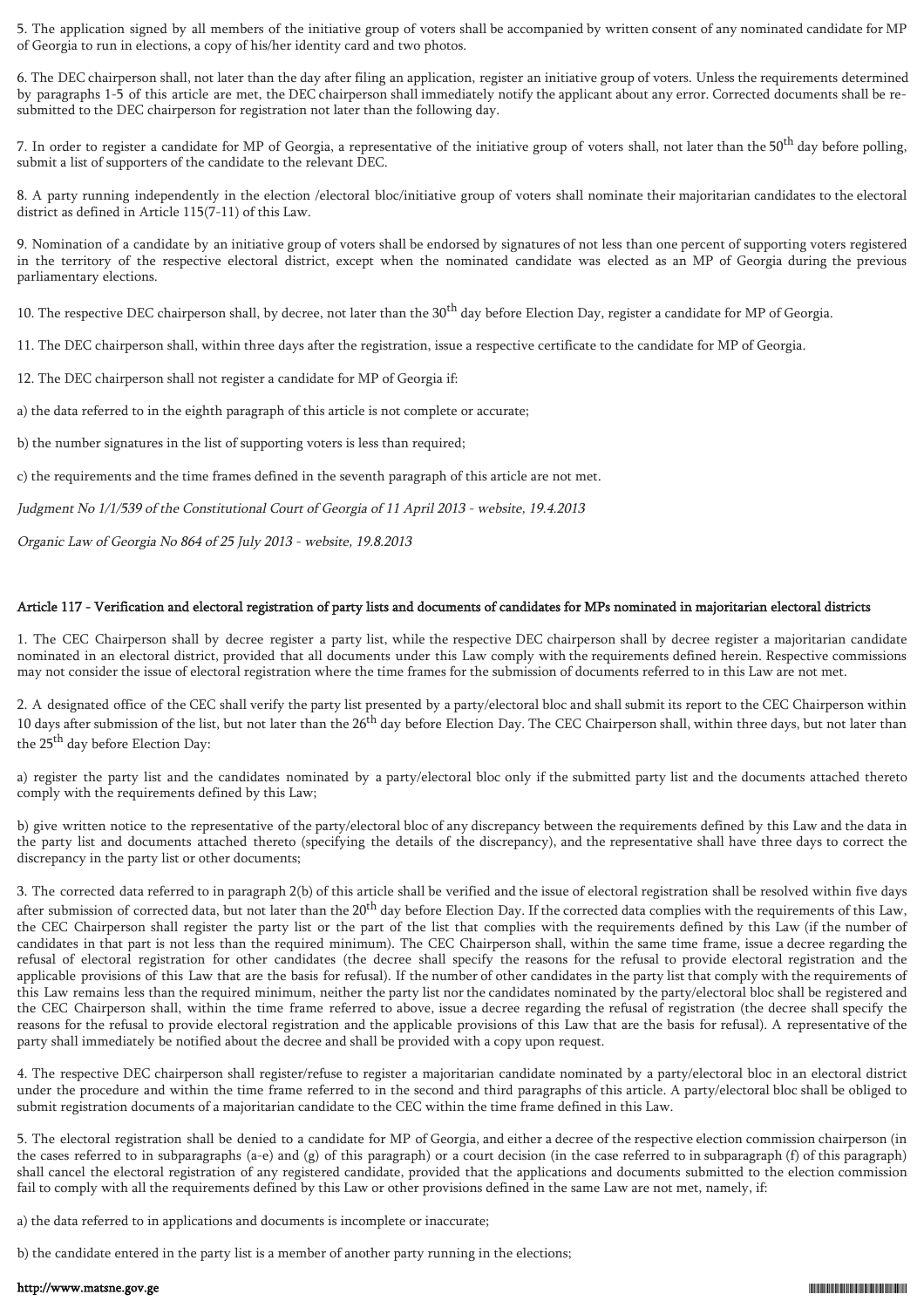5. The application signed by all members of the initiative group of voters shall be accompanied by written consent of any nominated candidate for MP of Georgia to run in elections, a copy of his/her identity card and two photos.

6. The DEC chairperson shall, not later than the day after filing an application, register an initiative group of voters. Unless the requirements determined by paragraphs 1-5 of this article are met, the DEC chairperson shall immediately notify the applicant about any error. Corrected documents shall be re-submitted to the DEC chairperson for registration not later than the following day.

7. In order to register a candidate for MP of Georgia, a representative of the initiative group of voters shall, not later than the 50th day before polling, submit a list of supporters of the candidate to the relevant DEC.

8. A party running independently in the election /electoral bloc/initiative group of voters shall nominate their majoritarian candidates to the electoral district as defined in Article 115(7-11) of this Law.

9. Nomination of a candidate by an initiative group of voters shall be endorsed by signatures of not less than one percent of supporting voters registered in the territory of the respective electoral district, except when the nominated candidate was elected as an MP of Georgia during the previous parliamentary elections.

10. The respective DEC chairperson shall, by decree, not later than the 30th day before Election Day, register a candidate for MP of Georgia.

11. The DEC chairperson shall, within three days after the registration, issue a respective certificate to the candidate for MP of Georgia.

12. The DEC chairperson shall not register a candidate for MP of Georgia if:

a) the data referred to in the eighth paragraph of this article is not complete or accurate;

b) the number signatures in the list of supporting voters is less than required;

c) the requirements and the time frames defined in the seventh paragraph of this article are not met.

*Judgment No 1/1/539 of the Constitutional Court of Georgia of 11 April 2013 - website, 19.4.2013*

*Organic Law of Georgia No 864 of 25 July 2013 - website, 19.8.2013*

#### Article 117 - Verification and electoral registration of party lists and documents of candidates for MPs nominated in majoritarian electoral districts

1. The CEC Chairperson shall by decree register a party list, while the respective DEC chairperson shall by decree register a majoritarian candidate nominated in an electoral district, provided that all documents under this Law comply with the requirements defined herein. Respective commissions may not consider the issue of electoral registration where the time frames for the submission of documents referred to in this Law are not met.

2. A designated office of the CEC shall verify the party list presented by a party/electoral bloc and shall submit its report to the CEC Chairperson within 10 days after submission of the list, but not later than the 26th day before Election Day. The CEC Chairperson shall, within three days, but not later than the 25th day before Election Day:

a) register the party list and the candidates nominated by a party/electoral bloc only if the submitted party list and the documents attached thereto comply with the requirements defined by this Law;

b) give written notice to the representative of the party/electoral bloc of any discrepancy between the requirements defined by this Law and the data in the party list and documents attached thereto (specifying the details of the discrepancy), and the representative shall have three days to correct the discrepancy in the party list or other documents;

3. The corrected data referred to in paragraph 2(b) of this article shall be verified and the issue of electoral registration shall be resolved within five days after submission of corrected data, but not later than the 20th day before Election Day. If the corrected data complies with the requirements of this Law, the CEC Chairperson shall register the party list or the part of the list that complies with the requirements defined by this Law (if the number of candidates in that part is not less than the required minimum). The CEC Chairperson shall, within the same time frame, issue a decree regarding the refusal of electoral registration for other candidates (the decree shall specify the reasons for the refusal to provide electoral registration and the applicable provisions of this Law that are the basis for refusal). If the number of other candidates in the party list that comply with the requirements of this Law remains less than the required minimum, neither the party list nor the candidates nominated by the party/electoral bloc shall be registered and the CEC Chairperson shall, within the time frame referred to above, issue a decree regarding the refusal of registration (the decree shall specify the reasons for the refusal to provide electoral registration and the applicable provisions of this Law that are the basis for refusal). A representative of the party shall immediately be notified about the decree and shall be provided with a copy upon request.

4. The respective DEC chairperson shall register/refuse to register a majoritarian candidate nominated by a party/electoral bloc in an electoral district under the procedure and within the time frame referred to in the second and third paragraphs of this article. A party/electoral bloc shall be obliged to submit registration documents of a majoritarian candidate to the CEC within the time frame defined in this Law.

5. The electoral registration shall be denied to a candidate for MP of Georgia, and either a decree of the respective election commission chairperson (in the cases referred to in subparagraphs (a-e) and (g) of this paragraph) or a court decision (in the case referred to in subparagraph (f) of this paragraph) shall cancel the electoral registration of any registered candidate, provided that the applications and documents submitted to the election commission fail to comply with all the requirements defined by this Law or other provisions defined in the same Law are not met, namely, if:

a) the data referred to in applications and documents is incomplete or inaccurate;

b) the candidate entered in the party list is a member of another party running in the elections;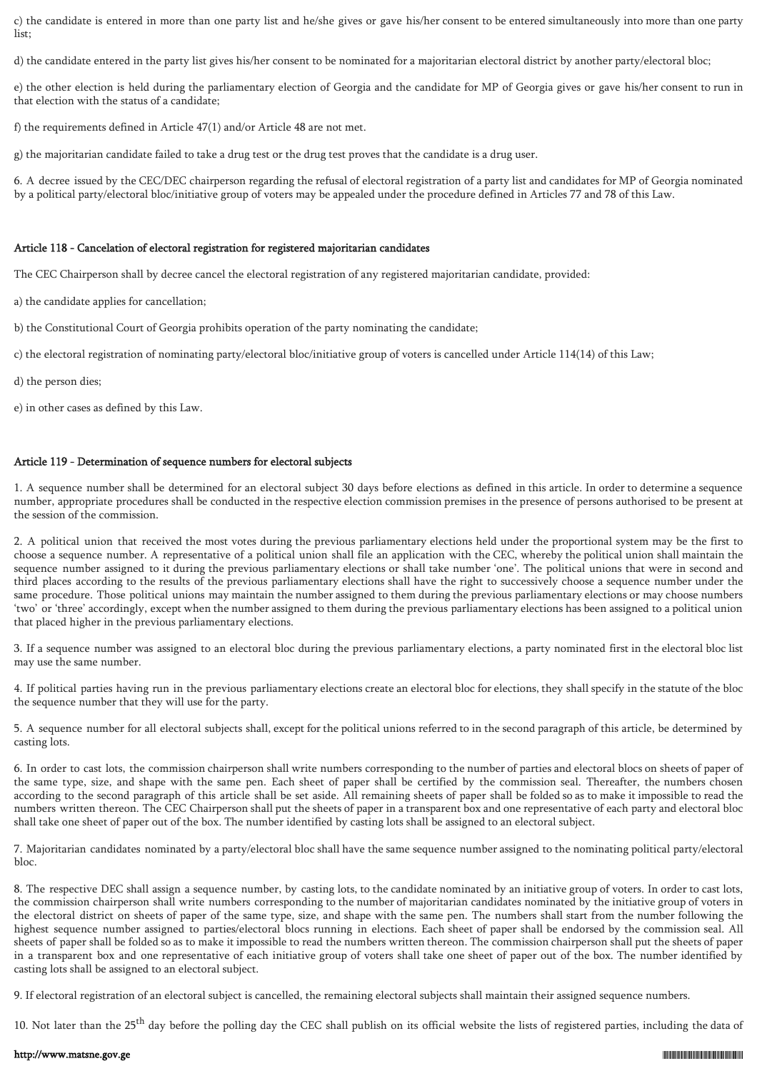c) the candidate is entered in more than one party list and he/she gives or gave his/her consent to be entered simultaneously into more than one party list;

d) the candidate entered in the party list gives his/her consent to be nominated for a majoritarian electoral district by another party/electoral bloc;

e) the other election is held during the parliamentary election of Georgia and the candidate for MP of Georgia gives or gave his/her consent to run in that election with the status of a candidate;

f) the requirements defined in Article 47(1) and/or Article 48 are not met.

g) the majoritarian candidate failed to take a drug test or the drug test proves that the candidate is a drug user.

6. A decree issued by the CEC/DEC chairperson regarding the refusal of electoral registration of a party list and candidates for MP of Georgia nominated by a political party/electoral bloc/initiative group of voters may be appealed under the procedure defined in Articles 77 and 78 of this Law.

#### Article 118 - Cancelation of electoral registration for registered majoritarian candidates

The CEC Chairperson shall by decree cancel the electoral registration of any registered majoritarian candidate, provided:

a) the candidate applies for cancellation;

b) the Constitutional Court of Georgia prohibits operation of the party nominating the candidate;

c) the electoral registration of nominating party/electoral bloc/initiative group of voters is cancelled under Article 114(14) of this Law;

d) the person dies;

e) in other cases as defined by this Law.

#### Article 119 - Determination of sequence numbers for electoral subjects

1. A sequence number shall be determined for an electoral subject 30 days before elections as defined in this article. In order to determine a sequence number, appropriate procedures shall be conducted in the respective election commission premises in the presence of persons authorised to be present at the session of the commission.

2. A political union that received the most votes during the previous parliamentary elections held under the proportional system may be the first to choose a sequence number. A representative of a political union shall file an application with the CEC, whereby the political union shall maintain the sequence number assigned to it during the previous parliamentary elections or shall take number 'one'. The political unions that were in second and third places according to the results of the previous parliamentary elections shall have the right to successively choose a sequence number under the same procedure. Those political unions may maintain the number assigned to them during the previous parliamentary elections or may choose numbers 'two' or 'three' accordingly, except when the number assigned to them during the previous parliamentary elections has been assigned to a political union that placed higher in the previous parliamentary elections.

3. If a sequence number was assigned to an electoral bloc during the previous parliamentary elections, a party nominated first in the electoral bloc list may use the same number.

4. If political parties having run in the previous parliamentary elections create an electoral bloc for elections, they shall specify in the statute of the bloc the sequence number that they will use for the party.

5. A sequence number for all electoral subjects shall, except for the political unions referred to in the second paragraph of this article, be determined by casting lots.

6. In order to cast lots, the commission chairperson shall write numbers corresponding to the number of parties and electoral blocs on sheets of paper of the same type, size, and shape with the same pen. Each sheet of paper shall be certified by the commission seal. Thereafter, the numbers chosen according to the second paragraph of this article shall be set aside. All remaining sheets of paper shall be folded so as to make it impossible to read the numbers written thereon. The CEC Chairperson shall put the sheets of paper in a transparent box and one representative of each party and electoral bloc shall take one sheet of paper out of the box. The number identified by casting lots shall be assigned to an electoral subject.

7. Majoritarian candidates nominated by a party/electoral bloc shall have the same sequence number assigned to the nominating political party/electoral bloc.

8. The respective DEC shall assign a sequence number, by casting lots, to the candidate nominated by an initiative group of voters. In order to cast lots, the commission chairperson shall write numbers corresponding to the number of majoritarian candidates nominated by the initiative group of voters in the electoral district on sheets of paper of the same type, size, and shape with the same pen. The numbers shall start from the number following the highest sequence number assigned to parties/electoral blocs running in elections. Each sheet of paper shall be endorsed by the commission seal. All sheets of paper shall be folded so as to make it impossible to read the numbers written thereon. The commission chairperson shall put the sheets of paper in a transparent box and one representative of each initiative group of voters shall take one sheet of paper out of the box. The number identified by casting lots shall be assigned to an electoral subject.

9. If electoral registration of an electoral subject is cancelled, the remaining electoral subjects shall maintain their assigned sequence numbers.

10. Not later than the 25th day before the polling day the CEC shall publish on its official website the lists of registered parties, including the data of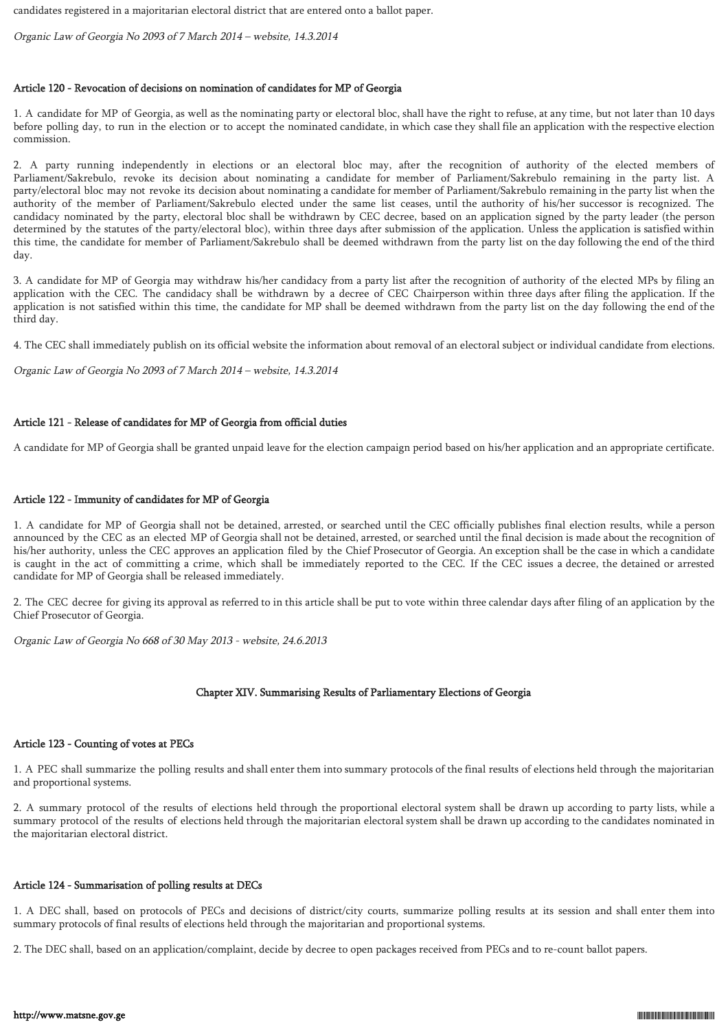candidates registered in a majoritarian electoral district that are entered onto a ballot paper.

*Organic Law of Georgia No 2093 of 7 March 2014 – website, 14.3.2014*

#### Article 120 - Revocation of decisions on nomination of candidates for MP of Georgia

1. A candidate for MP of Georgia, as well as the nominating party or electoral bloc, shall have the right to refuse, at any time, but not later than 10 days before polling day, to run in the election or to accept the nominated candidate, in which case they shall file an application with the respective election commission.

2. A party running independently in elections or an electoral bloc may, after the recognition of authority of the elected members of Parliament/Sakrebulo, revoke its decision about nominating a candidate for member of Parliament/Sakrebulo remaining in the party list. A party/electoral bloc may not revoke its decision about nominating a candidate for member of Parliament/Sakrebulo remaining in the party list when the authority of the member of Parliament/Sakrebulo elected under the same list ceases, until the authority of his/her successor is recognized. The candidacy nominated by the party, electoral bloc shall be withdrawn by CEC decree, based on an application signed by the party leader (the person determined by the statutes of the party/electoral bloc), within three days after submission of the application. Unless the application is satisfied within this time, the candidate for member of Parliament/Sakrebulo shall be deemed withdrawn from the party list on the day following the end of the third day.

3. A candidate for MP of Georgia may withdraw his/her candidacy from a party list after the recognition of authority of the elected MPs by filing an application with the CEC. The candidacy shall be withdrawn by a decree of CEC Chairperson within three days after filing the application. If the application is not satisfied within this time, the candidate for MP shall be deemed withdrawn from the party list on the day following the end of the third day.

4. The CEC shall immediately publish on its official website the information about removal of an electoral subject or individual candidate from elections.

*Organic Law of Georgia No 2093 of 7 March 2014 – website, 14.3.2014*

#### Article 121 - Release of candidates for MP of Georgia from official duties

A candidate for MP of Georgia shall be granted unpaid leave for the election campaign period based on his/her application and an appropriate certificate.

#### Article 122 - Immunity of candidates for MP of Georgia

1. A candidate for MP of Georgia shall not be detained, arrested, or searched until the CEC officially publishes final election results, while a person announced by the CEC as an elected MP of Georgia shall not be detained, arrested, or searched until the final decision is made about the recognition of his/her authority, unless the CEC approves an application filed by the Chief Prosecutor of Georgia. An exception shall be the case in which a candidate is caught in the act of committing a crime, which shall be immediately reported to the CEC. If the CEC issues a decree, the detained or arrested candidate for MP of Georgia shall be released immediately.

2. The CEC decree for giving its approval as referred to in this article shall be put to vote within three calendar days after filing of an application by the Chief Prosecutor of Georgia.

*Organic Law of Georgia No 668 of 30 May 2013 - website, 24.6.2013*

### Chapter XIV. Summarising Results of Parliamentary Elections of Georgia

#### Article 123 - Counting of votes at PECs

1. A PEC shall summarize the polling results and shall enter them into summary protocols of the final results of elections held through the majoritarian and proportional systems.

2. A summary protocol of the results of elections held through the proportional electoral system shall be drawn up according to party lists, while a summary protocol of the results of elections held through the majoritarian electoral system shall be drawn up according to the candidates nominated in the majoritarian electoral district.

#### Article 124 - Summarisation of polling results at DECs

1. A DEC shall, based on protocols of PECs and decisions of district/city courts, summarize polling results at its session and shall enter them into summary protocols of final results of elections held through the majoritarian and proportional systems.

2. The DEC shall, based on an application/complaint, decide by decree to open packages received from PECs and to re-count ballot papers.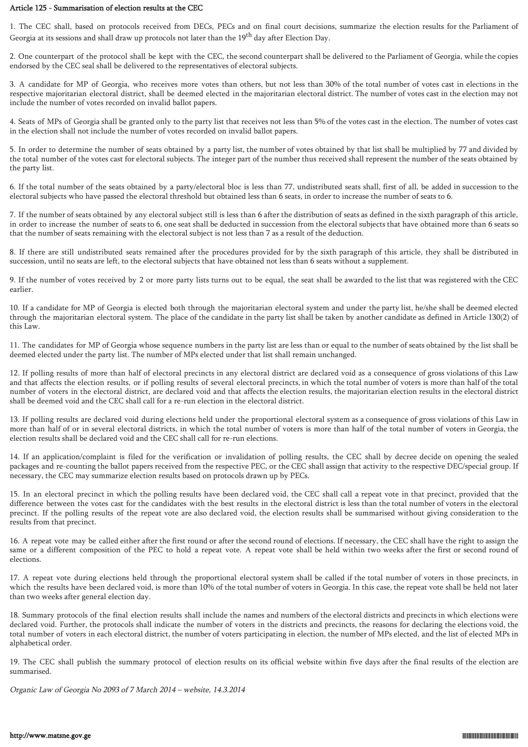#### Article 125 - Summarisation of election results at the CEC

1. The CEC shall, based on protocols received from DECs, PECs and on final court decisions, summarize the election results for the Parliament of Georgia at its sessions and shall draw up protocols not later than the 19th day after Election Day.

2. One counterpart of the protocol shall be kept with the CEC, the second counterpart shall be delivered to the Parliament of Georgia, while the copies endorsed by the CEC seal shall be delivered to the representatives of electoral subjects.

3. A candidate for MP of Georgia, who receives more votes than others, but not less than 30% of the total number of votes cast in elections in the respective majoritarian electoral district, shall be deemed elected in the majoritarian electoral district. The number of votes cast in the election may not include the number of votes recorded on invalid ballot papers.

4. Seats of MPs of Georgia shall be granted only to the party list that receives not less than 5% of the votes cast in the election. The number of votes cast in the election shall not include the number of votes recorded on invalid ballot papers.

5. In order to determine the number of seats obtained by a party list, the number of votes obtained by that list shall be multiplied by 77 and divided by the total number of the votes cast for electoral subjects. The integer part of the number thus received shall represent the number of the seats obtained by the party list.

6. If the total number of the seats obtained by a party/electoral bloc is less than 77, undistributed seats shall, first of all, be added in succession to the electoral subjects who have passed the electoral threshold but obtained less than 6 seats, in order to increase the number of seats to 6.

7. If the number of seats obtained by any electoral subject still is less than 6 after the distribution of seats as defined in the sixth paragraph of this article, in order to increase the number of seats to 6, one seat shall be deducted in succession from the electoral subjects that have obtained more than 6 seats so that the number of seats remaining with the electoral subject is not less than 7 as a result of the deduction.

8. If there are still undistributed seats remained after the procedures provided for by the sixth paragraph of this article, they shall be distributed in succession, until no seats are left, to the electoral subjects that have obtained not less than 6 seats without a supplement.

9. If the number of votes received by 2 or more party lists turns out to be equal, the seat shall be awarded to the list that was registered with the CEC earlier.

10. If a candidate for MP of Georgia is elected both through the majoritarian electoral system and under the party list, he/she shall be deemed elected through the majoritarian electoral system. The place of the candidate in the party list shall be taken by another candidate as defined in Article 130(2) of this Law.

11. The candidates for MP of Georgia whose sequence numbers in the party list are less than or equal to the number of seats obtained by the list shall be deemed elected under the party list. The number of MPs elected under that list shall remain unchanged.

12. If polling results of more than half of electoral precincts in any electoral district are declared void as a consequence of gross violations of this Law and that affects the election results, or if polling results of several electoral precincts, in which the total number of voters is more than half of the total number of voters in the electoral district, are declared void and that affects the election results, the majoritarian election results in the electoral district shall be deemed void and the CEC shall call for a re-run election in the electoral district.

13. If polling results are declared void during elections held under the proportional electoral system as a consequence of gross violations of this Law in more than half of or in several electoral districts, in which the total number of voters is more than half of the total number of voters in Georgia, the election results shall be declared void and the CEC shall call for re-run elections.

14. If an application/complaint is filed for the verification or invalidation of polling results, the CEC shall by decree decide on opening the sealed packages and re-counting the ballot papers received from the respective PEC, or the CEC shall assign that activity to the respective DEC/special group. If necessary, the CEC may summarize election results based on protocols drawn up by PECs.

15. In an electoral precinct in which the polling results have been declared void, the CEC shall call a repeat vote in that precinct, provided that the difference between the votes cast for the candidates with the best results in the electoral district is less than the total number of voters in the electoral precinct. If the polling results of the repeat vote are also declared void, the election results shall be summarised without giving consideration to the results from that precinct.

16. A repeat vote may be called either after the first round or after the second round of elections. If necessary, the CEC shall have the right to assign the same or a different composition of the PEC to hold a repeat vote. A repeat vote shall be held within two weeks after the first or second round of elections.

17. A repeat vote during elections held through the proportional electoral system shall be called if the total number of voters in those precincts, in which the results have been declared void, is more than 10% of the total number of voters in Georgia. In this case, the repeat vote shall be held not later than two weeks after general election day.

18. Summary protocols of the final election results shall include the names and numbers of the electoral districts and precincts in which elections were declared void. Further, the protocols shall indicate the number of voters in the districts and precincts, the reasons for declaring the elections void, the total number of voters in each electoral district, the number of voters participating in election, the number of MPs elected, and the list of elected MPs in alphabetical order.

19. The CEC shall publish the summary protocol of election results on its official website within five days after the final results of the election are summarised.

*Organic Law of Georgia No 2093 of 7 March 2014 – website, 14.3.2014*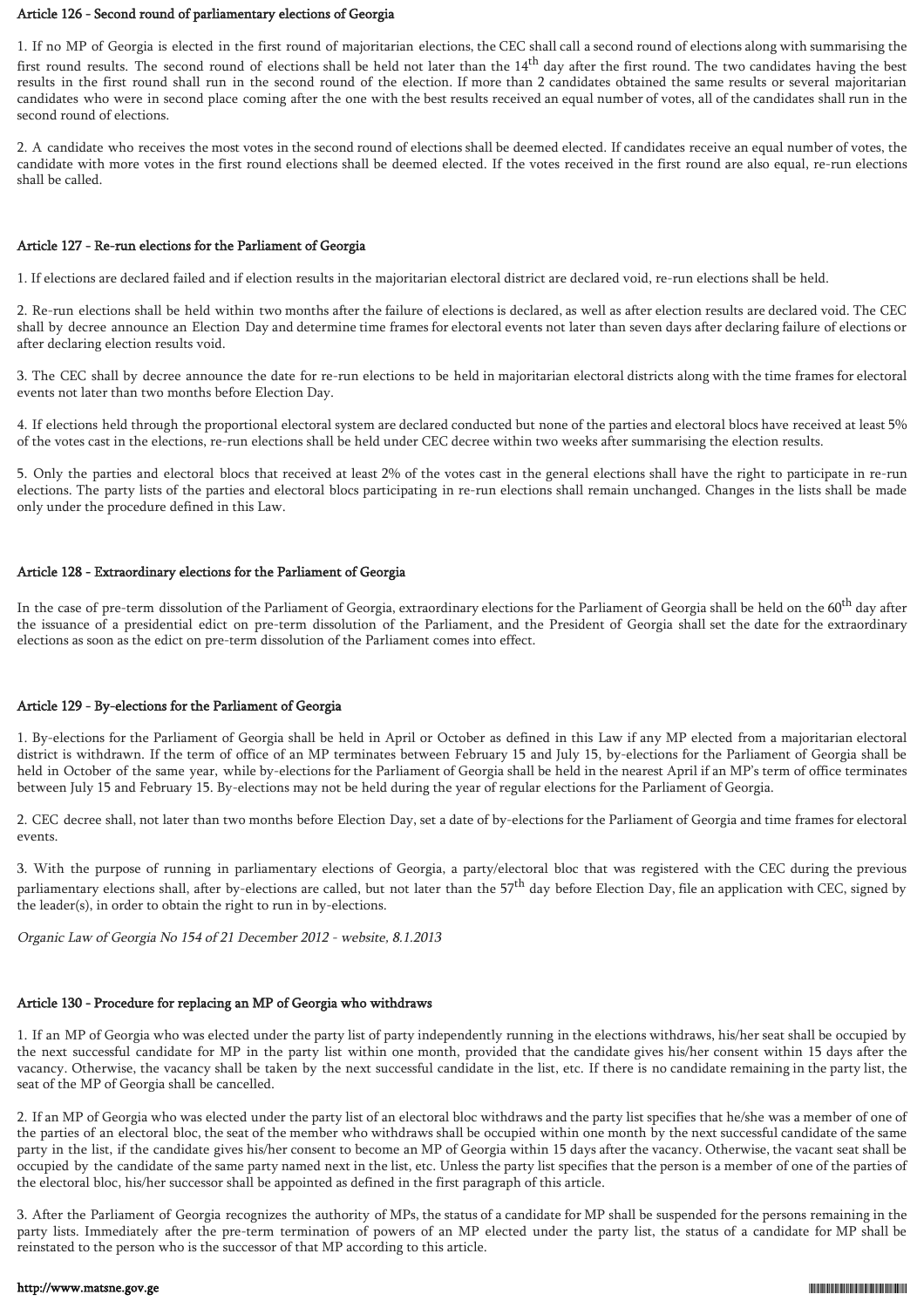#### Article 126 - Second round of parliamentary elections of Georgia

1. If no MP of Georgia is elected in the first round of majoritarian elections, the CEC shall call a second round of elections along with summarising the first round results. The second round of elections shall be held not later than the $14^{th}$ day after the first round. The two candidates having the best results in the first round shall run in the second round of the election. If more than 2 candidates obtained the same results or several majoritarian candidates who were in second place coming after the one with the best results received an equal number of votes, all of the candidates shall run in the second round of elections.

2. A candidate who receives the most votes in the second round of elections shall be deemed elected. If candidates receive an equal number of votes, the candidate with more votes in the first round elections shall be deemed elected. If the votes received in the first round are also equal, re-run elections shall be called.

#### Article 127 - Re-run elections for the Parliament of Georgia

1. If elections are declared failed and if election results in the majoritarian electoral district are declared void, re-run elections shall be held.

2. Re-run elections shall be held within two months after the failure of elections is declared, as well as after election results are declared void. The CEC shall by decree announce an Election Day and determine time frames for electoral events not later than seven days after declaring failure of elections or after declaring election results void.

3. The CEC shall by decree announce the date for re-run elections to be held in majoritarian electoral districts along with the time frames for electoral events not later than two months before Election Day.

4. If elections held through the proportional electoral system are declared conducted but none of the parties and electoral blocs have received at least 5% of the votes cast in the elections, re-run elections shall be held under CEC decree within two weeks after summarising the election results.

5. Only the parties and electoral blocs that received at least 2% of the votes cast in the general elections shall have the right to participate in re-run elections. The party lists of the parties and electoral blocs participating in re-run elections shall remain unchanged. Changes in the lists shall be made only under the procedure defined in this Law.

#### Article 128 - Extraordinary elections for the Parliament of Georgia

In the case of pre-term dissolution of the Parliament of Georgia, extraordinary elections for the Parliament of Georgia shall be held on the $60^{th}$ day after the issuance of a presidential edict on pre-term dissolution of the Parliament, and the President of Georgia shall set the date for the extraordinary elections as soon as the edict on pre-term dissolution of the Parliament comes into effect.

#### Article 129 - By-elections for the Parliament of Georgia

1. By-elections for the Parliament of Georgia shall be held in April or October as defined in this Law if any MP elected from a majoritarian electoral district is withdrawn. If the term of office of an MP terminates between February 15 and July 15, by-elections for the Parliament of Georgia shall be held in October of the same year, while by-elections for the Parliament of Georgia shall be held in the nearest April if an MP's term of office terminates between July 15 and February 15. By-elections may not be held during the year of regular elections for the Parliament of Georgia.

2. CEC decree shall, not later than two months before Election Day, set a date of by-elections for the Parliament of Georgia and time frames for electoral events.

3. With the purpose of running in parliamentary elections of Georgia, a party/electoral bloc that was registered with the CEC during the previous parliamentary elections shall, after by-elections are called, but not later than the $57^{th}$ day before Election Day, file an application with CEC, signed by the leader(s), in order to obtain the right to run in by-elections.

*Organic Law of Georgia No 154 of 21 December 2012 - website, 8.1.2013*

#### Article 130 - Procedure for replacing an MP of Georgia who withdraws

1. If an MP of Georgia who was elected under the party list of party independently running in the elections withdraws, his/her seat shall be occupied by the next successful candidate for MP in the party list within one month, provided that the candidate gives his/her consent within 15 days after the vacancy. Otherwise, the vacancy shall be taken by the next successful candidate in the list, etc. If there is no candidate remaining in the party list, the seat of the MP of Georgia shall be cancelled.

2. If an MP of Georgia who was elected under the party list of an electoral bloc withdraws and the party list specifies that he/she was a member of one of the parties of an electoral bloc, the seat of the member who withdraws shall be occupied within one month by the next successful candidate of the same party in the list, if the candidate gives his/her consent to become an MP of Georgia within 15 days after the vacancy. Otherwise, the vacant seat shall be occupied by the candidate of the same party named next in the list, etc. Unless the party list specifies that the person is a member of one of the parties of the electoral bloc, his/her successor shall be appointed as defined in the first paragraph of this article.

3. After the Parliament of Georgia recognizes the authority of MPs, the status of a candidate for MP shall be suspended for the persons remaining in the party lists. Immediately after the pre-term termination of powers of an MP elected under the party list, the status of a candidate for MP shall be reinstated to the person who is the successor of that MP according to this article.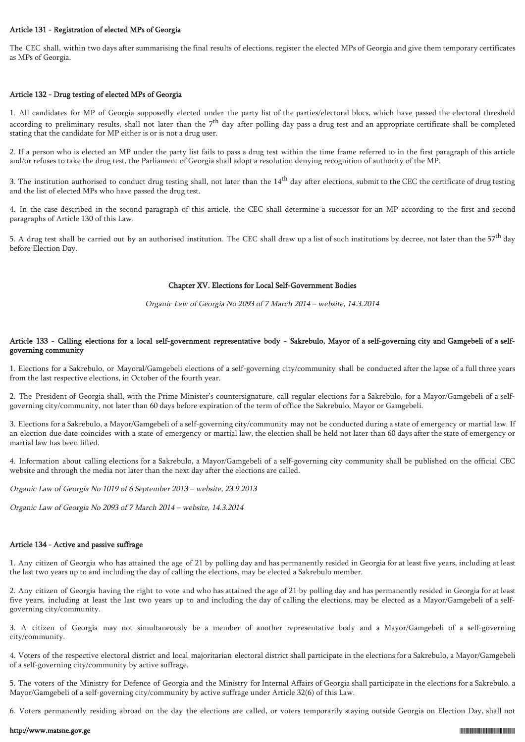#### Article 131 - Registration of elected MPs of Georgia

The CEC shall, within two days after summarising the final results of elections, register the elected MPs of Georgia and give them temporary certificates as MPs of Georgia.

#### Article 132 - Drug testing of elected MPs of Georgia

1. All candidates for MP of Georgia supposedly elected under the party list of the parties/electoral blocs, which have passed the electoral threshold according to preliminary results, shall not later than the 7th day after polling day pass a drug test and an appropriate certificate shall be completed stating that the candidate for MP either is or is not a drug user.

2. If a person who is elected an MP under the party list fails to pass a drug test within the time frame referred to in the first paragraph of this article and/or refuses to take the drug test, the Parliament of Georgia shall adopt a resolution denying recognition of authority of the MP.

3. The institution authorised to conduct drug testing shall, not later than the 14th day after elections, submit to the CEC the certificate of drug testing and the list of elected MPs who have passed the drug test.

4. In the case described in the second paragraph of this article, the CEC shall determine a successor for an MP according to the first and second paragraphs of Article 130 of this Law.

5. A drug test shall be carried out by an authorised institution. The CEC shall draw up a list of such institutions by decree, not later than the 57th day before Election Day.

### Chapter XV. Elections for Local Self-Government Bodies

*Organic Law of Georgia No 2093 of 7 March 2014 – website, 14.3.2014*

#### Article 133 - Calling elections for a local self-government representative body - Sakrebulo, Mayor of a self-governing city and Gamgebeli of a self-governing community

1. Elections for a Sakrebulo, or Mayoral/Gamgebeli elections of a self-governing city/community shall be conducted after the lapse of a full three years from the last respective elections, in October of the fourth year.

2. The President of Georgia shall, with the Prime Minister's countersignature, call regular elections for a Sakrebulo, for a Mayor/Gamgebeli of a self-governing city/community, not later than 60 days before expiration of the term of office the Sakrebulo, Mayor or Gamgebeli.

3. Elections for a Sakrebulo, a Mayor/Gamgebeli of a self-governing city/community may not be conducted during a state of emergency or martial law. If an election due date coincides with a state of emergency or martial law, the election shall be held not later than 60 days after the state of emergency or martial law has been lifted.

4. Information about calling elections for a Sakrebulo, a Mayor/Gamgebeli of a self-governing city community shall be published on the official CEC website and through the media not later than the next day after the elections are called.

*Organic Law of Georgia No 1019 of 6 September 2013 – website, 23.9.2013*

*Organic Law of Georgia No 2093 of 7 March 2014 – website, 14.3.2014*

#### Article 134 - Active and passive suffrage

1. Any citizen of Georgia who has attained the age of 21 by polling day and has permanently resided in Georgia for at least five years, including at least the last two years up to and including the day of calling the elections, may be elected a Sakrebulo member.

2. Any citizen of Georgia having the right to vote and who has attained the age of 21 by polling day and has permanently resided in Georgia for at least five years, including at least the last two years up to and including the day of calling the elections, may be elected as a Mayor/Gamgebeli of a self-governing city/community.

3. A citizen of Georgia may not simultaneously be a member of another representative body and a Mayor/Gamgebeli of a self-governing city/community.

4. Voters of the respective electoral district and local majoritarian electoral district shall participate in the elections for a Sakrebulo, a Mayor/Gamgebeli of a self-governing city/community by active suffrage.

5. The voters of the Ministry for Defence of Georgia and the Ministry for Internal Affairs of Georgia shall participate in the elections for a Sakrebulo, a Mayor/Gamgebeli of a self-governing city/community by active suffrage under Article 32(6) of this Law.

6. Voters permanently residing abroad on the day the elections are called, or voters temporarily staying outside Georgia on Election Day, shall not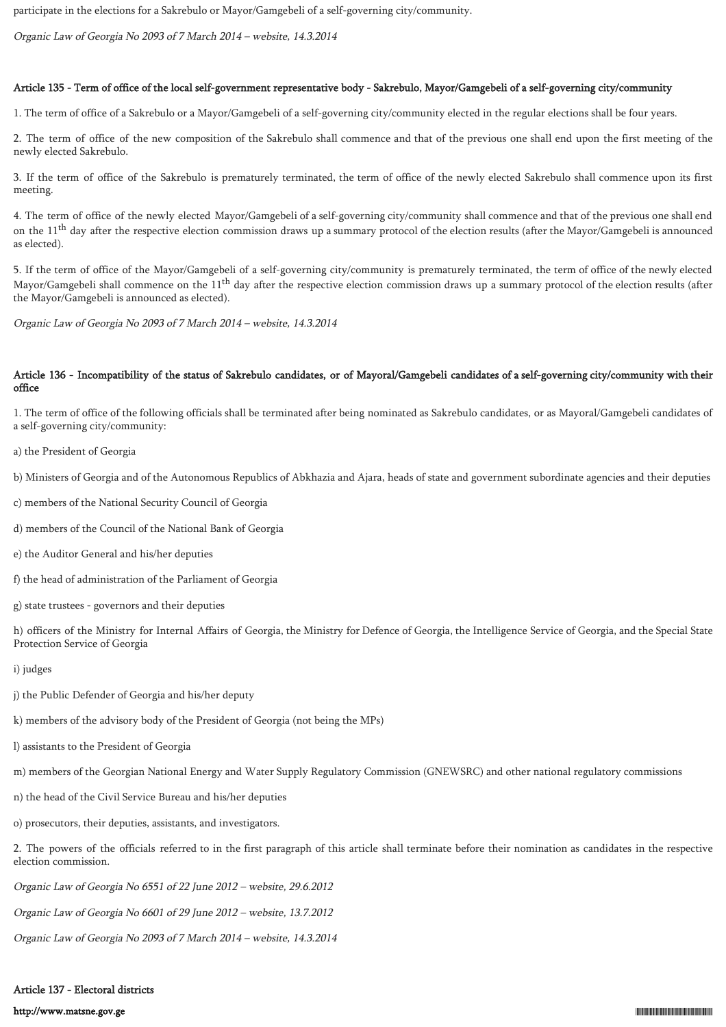participate in the elections for a Sakrebulo or Mayor/Gamgebeli of a self-governing city/community.

*Organic Law of Georgia No 2093 of 7 March 2014 – website, 14.3.2014*

#### Article 135 - Term of office of the local self-government representative body - Sakrebulo, Mayor/Gamgebeli of a self-governing city/community

1. The term of office of a Sakrebulo or a Mayor/Gamgebeli of a self-governing city/community elected in the regular elections shall be four years.

2. The term of office of the new composition of the Sakrebulo shall commence and that of the previous one shall end upon the first meeting of the newly elected Sakrebulo.

3. If the term of office of the Sakrebulo is prematurely terminated, the term of office of the newly elected Sakrebulo shall commence upon its first meeting.

4. The term of office of the newly elected Mayor/Gamgebeli of a self-governing city/community shall commence and that of the previous one shall end on the 11th day after the respective election commission draws up a summary protocol of the election results (after the Mayor/Gamgebeli is announced as elected).

5. If the term of office of the Mayor/Gamgebeli of a self-governing city/community is prematurely terminated, the term of office of the newly elected Mayor/Gamgebeli shall commence on the 11th day after the respective election commission draws up a summary protocol of the election results (after the Mayor/Gamgebeli is announced as elected).

*Organic Law of Georgia No 2093 of 7 March 2014 – website, 14.3.2014*

#### Article 136 - Incompatibility of the status of Sakrebulo candidates, or of Mayoral/Gamgebeli candidates of a self-governing city/community with their office

1. The term of office of the following officials shall be terminated after being nominated as Sakrebulo candidates, or as Mayoral/Gamgebeli candidates of a self-governing city/community:

a) the President of Georgia

b) Ministers of Georgia and of the Autonomous Republics of Abkhazia and Ajara, heads of state and government subordinate agencies and their deputies

c) members of the National Security Council of Georgia

d) members of the Council of the National Bank of Georgia

e) the Auditor General and his/her deputies

f) the head of administration of the Parliament of Georgia

g) state trustees - governors and their deputies

h) officers of the Ministry for Internal Affairs of Georgia, the Ministry for Defence of Georgia, the Intelligence Service of Georgia, and the Special State Protection Service of Georgia

i) judges

j) the Public Defender of Georgia and his/her deputy

k) members of the advisory body of the President of Georgia (not being the MPs)

l) assistants to the President of Georgia

m) members of the Georgian National Energy and Water Supply Regulatory Commission (GNEWSRC) and other national regulatory commissions

n) the head of the Civil Service Bureau and his/her deputies

o) prosecutors, their deputies, assistants, and investigators.

2. The powers of the officials referred to in the first paragraph of this article shall terminate before their nomination as candidates in the respective election commission.

*Organic Law of Georgia No 6551 of 22 June 2012 – website, 29.6.2012*

*Organic Law of Georgia No 6601 of 29 June 2012 – website, 13.7.2012*

*Organic Law of Georgia No 2093 of 7 March 2014 – website, 14.3.2014*

#### Article 137 - Electoral districts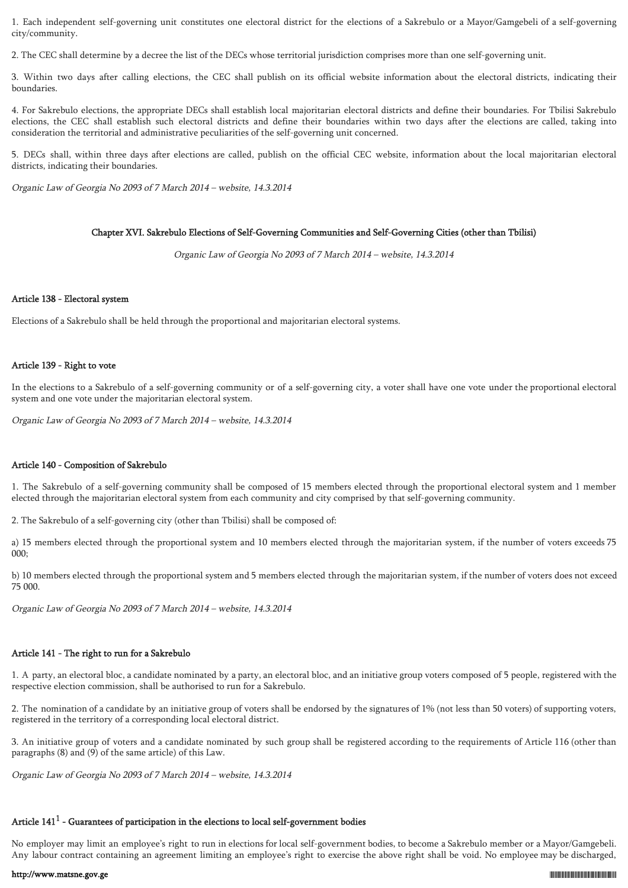1. Each independent self-governing unit constitutes one electoral district for the elections of a Sakrebulo or a Mayor/Gamgebeli of a self-governing city/community.

2. The CEC shall determine by a decree the list of the DECs whose territorial jurisdiction comprises more than one self-governing unit.

3. Within two days after calling elections, the CEC shall publish on its official website information about the electoral districts, indicating their boundaries.

4. For Sakrebulo elections, the appropriate DECs shall establish local majoritarian electoral districts and define their boundaries. For Tbilisi Sakrebulo elections, the CEC shall establish such electoral districts and define their boundaries within two days after the elections are called, taking into consideration the territorial and administrative peculiarities of the self-governing unit concerned.

5. DECs shall, within three days after elections are called, publish on the official CEC website, information about the local majoritarian electoral districts, indicating their boundaries.

*Organic Law of Georgia No 2093 of 7 March 2014 – website, 14.3.2014*

## Chapter XVI. Sakrebulo Elections of Self-Governing Communities and Self-Governing Cities (other than Tbilisi)

*Organic Law of Georgia No 2093 of 7 March 2014 – website, 14.3.2014*

### Article 138 - Electoral system

Elections of a Sakrebulo shall be held through the proportional and majoritarian electoral systems.

### Article 139 - Right to vote

In the elections to a Sakrebulo of a self-governing community or of a self-governing city, a voter shall have one vote under the proportional electoral system and one vote under the majoritarian electoral system.

*Organic Law of Georgia No 2093 of 7 March 2014 – website, 14.3.2014*

### Article 140 - Composition of Sakrebulo

1. The Sakrebulo of a self-governing community shall be composed of 15 members elected through the proportional electoral system and 1 member elected through the majoritarian electoral system from each community and city comprised by that self-governing community.

2. The Sakrebulo of a self-governing city (other than Tbilisi) shall be composed of:

a) 15 members elected through the proportional system and 10 members elected through the majoritarian system, if the number of voters exceeds 75 000;

b) 10 members elected through the proportional system and 5 members elected through the majoritarian system, if the number of voters does not exceed 75 000.

*Organic Law of Georgia No 2093 of 7 March 2014 – website, 14.3.2014*

### Article 141 - The right to run for a Sakrebulo

1. A party, an electoral bloc, a candidate nominated by a party, an electoral bloc, and an initiative group voters composed of 5 people, registered with the respective election commission, shall be authorised to run for a Sakrebulo.

2. The nomination of a candidate by an initiative group of voters shall be endorsed by the signatures of 1% (not less than 50 voters) of supporting voters, registered in the territory of a corresponding local electoral district.

3. An initiative group of voters and a candidate nominated by such group shall be registered according to the requirements of Article 116 (other than paragraphs (8) and (9) of the same article) of this Law.

*Organic Law of Georgia No 2093 of 7 March 2014 – website, 14.3.2014*

### Article 141[1] - Guarantees of participation in the elections to local self-government bodies

No employer may limit an employee's right to run in elections for local self-government bodies, to become a Sakrebulo member or a Mayor/Gamgebeli. Any labour contract containing an agreement limiting an employee's right to exercise the above right shall be void. No employee may be discharged,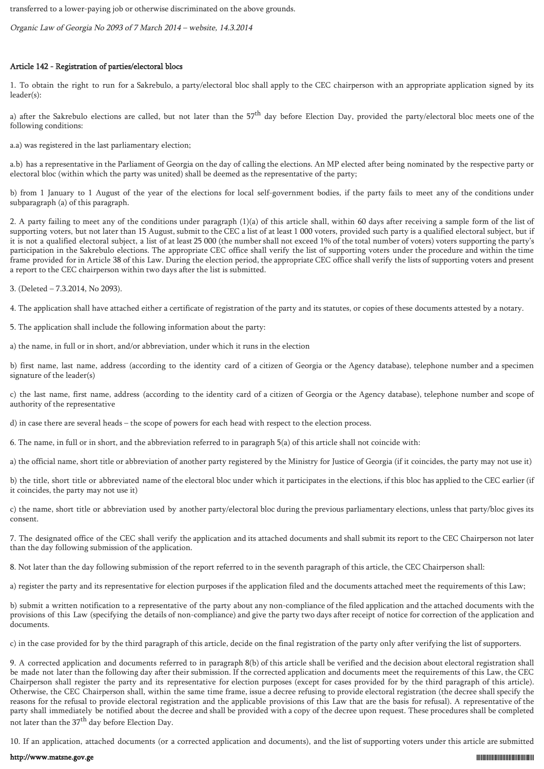transferred to a lower-paying job or otherwise discriminated on the above grounds.

*Organic Law of Georgia No 2093 of 7 March 2014 – website, 14.3.2014*

**Article 142 - Registration of parties/electoral blocs**

1. To obtain the right to run for a Sakrebulo, a party/electoral bloc shall apply to the CEC chairperson with an appropriate application signed by its leader(s):

a) after the Sakrebulo elections are called, but not later than the 57th day before Election Day, provided the party/electoral bloc meets one of the following conditions:

a.a) was registered in the last parliamentary election;

a.b) has a representative in the Parliament of Georgia on the day of calling the elections. An MP elected after being nominated by the respective party or electoral bloc (within which the party was united) shall be deemed as the representative of the party;

b) from 1 January to 1 August of the year of the elections for local self-government bodies, if the party fails to meet any of the conditions under subparagraph (a) of this paragraph.

2. A party failing to meet any of the conditions under paragraph (1)(a) of this article shall, within 60 days after receiving a sample form of the list of supporting voters, but not later than 15 August, submit to the CEC a list of at least 1 000 voters, provided such party is a qualified electoral subject, but if it is not a qualified electoral subject, a list of at least 25 000 (the number shall not exceed 1% of the total number of voters) voters supporting the party's participation in the Sakrebulo elections. The appropriate CEC office shall verify the list of supporting voters under the procedure and within the time frame provided for in Article 38 of this Law. During the election period, the appropriate CEC office shall verify the lists of supporting voters and present a report to the CEC chairperson within two days after the list is submitted.

3. (Deleted – 7.3.2014, No 2093).

4. The application shall have attached either a certificate of registration of the party and its statutes, or copies of these documents attested by a notary.

5. The application shall include the following information about the party:

a) the name, in full or in short, and/or abbreviation, under which it runs in the election

b) first name, last name, address (according to the identity card of a citizen of Georgia or the Agency database), telephone number and a specimen signature of the leader(s)

c) the last name, first name, address (according to the identity card of a citizen of Georgia or the Agency database), telephone number and scope of authority of the representative

d) in case there are several heads – the scope of powers for each head with respect to the election process.

6. The name, in full or in short, and the abbreviation referred to in paragraph 5(a) of this article shall not coincide with:

a) the official name, short title or abbreviation of another party registered by the Ministry for Justice of Georgia (if it coincides, the party may not use it)

b) the title, short title or abbreviated name of the electoral bloc under which it participates in the elections, if this bloc has applied to the CEC earlier (if it coincides, the party may not use it)

c) the name, short title or abbreviation used by another party/electoral bloc during the previous parliamentary elections, unless that party/bloc gives its consent.

7. The designated office of the CEC shall verify the application and its attached documents and shall submit its report to the CEC Chairperson not later than the day following submission of the application.

8. Not later than the day following submission of the report referred to in the seventh paragraph of this article, the CEC Chairperson shall:

a) register the party and its representative for election purposes if the application filed and the documents attached meet the requirements of this Law;

b) submit a written notification to a representative of the party about any non-compliance of the filed application and the attached documents with the provisions of this Law (specifying the details of non-compliance) and give the party two days after receipt of notice for correction of the application and documents.

c) in the case provided for by the third paragraph of this article, decide on the final registration of the party only after verifying the list of supporters.

9. A corrected application and documents referred to in paragraph 8(b) of this article shall be verified and the decision about electoral registration shall be made not later than the following day after their submission. If the corrected application and documents meet the requirements of this Law, the CEC Chairperson shall register the party and its representative for election purposes (except for cases provided for by the third paragraph of this article). Otherwise, the CEC Chairperson shall, within the same time frame, issue a decree refusing to provide electoral registration (the decree shall specify the reasons for the refusal to provide electoral registration and the applicable provisions of this Law that are the basis for refusal). A representative of the party shall immediately be notified about the decree and shall be provided with a copy of the decree upon request. These procedures shall be completed not later than the 37th day before Election Day.

10. If an application, attached documents (or a corrected application and documents), and the list of supporting voters under this article are submitted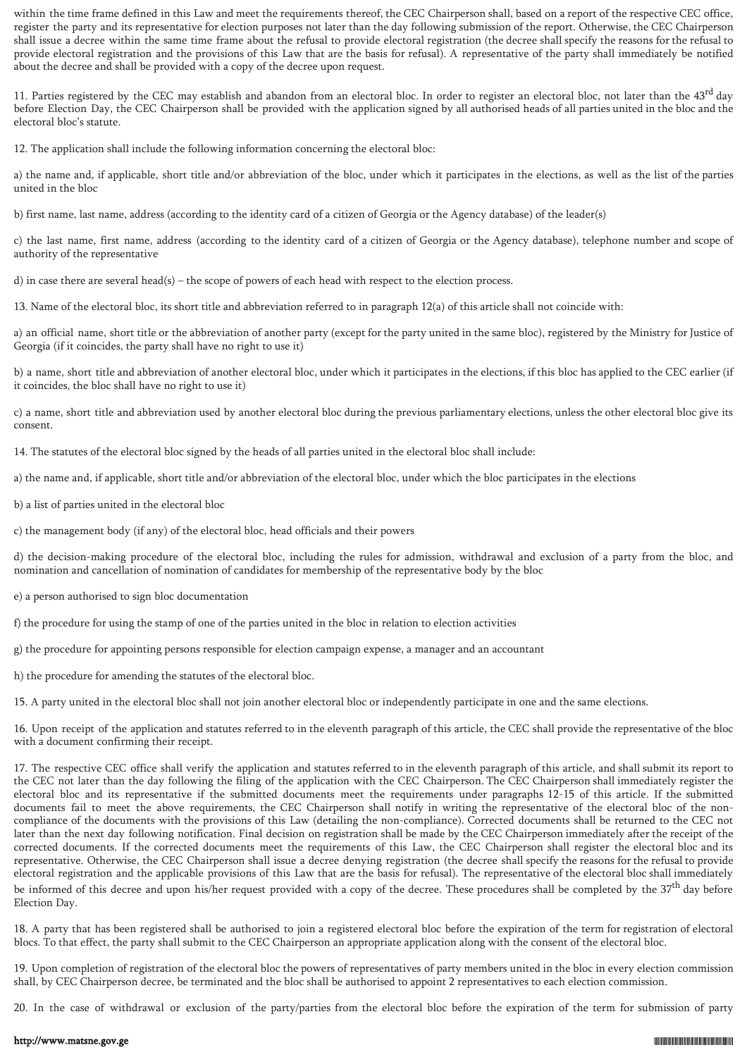within the time frame defined in this Law and meet the requirements thereof, the CEC Chairperson shall, based on a report of the respective CEC office, register the party and its representative for election purposes not later than the day following submission of the report. Otherwise, the CEC Chairperson shall issue a decree within the same time frame about the refusal to provide electoral registration (the decree shall specify the reasons for the refusal to provide electoral registration and the provisions of this Law that are the basis for refusal). A representative of the party shall immediately be notified about the decree and shall be provided with a copy of the decree upon request.

11. Parties registered by the CEC may establish and abandon from an electoral bloc. In order to register an electoral bloc, not later than the 43rd day before Election Day, the CEC Chairperson shall be provided with the application signed by all authorised heads of all parties united in the bloc and the electoral bloc's statute.

12. The application shall include the following information concerning the electoral bloc:

a) the name and, if applicable, short title and/or abbreviation of the bloc, under which it participates in the elections, as well as the list of the parties united in the bloc

b) first name, last name, address (according to the identity card of a citizen of Georgia or the Agency database) of the leader(s)

c) the last name, first name, address (according to the identity card of a citizen of Georgia or the Agency database), telephone number and scope of authority of the representative

d) in case there are several head(s) – the scope of powers of each head with respect to the election process.

13. Name of the electoral bloc, its short title and abbreviation referred to in paragraph 12(a) of this article shall not coincide with:

a) an official name, short title or the abbreviation of another party (except for the party united in the same bloc), registered by the Ministry for Justice of Georgia (if it coincides, the party shall have no right to use it)

b) a name, short title and abbreviation of another electoral bloc, under which it participates in the elections, if this bloc has applied to the CEC earlier (if it coincides, the bloc shall have no right to use it)

c) a name, short title and abbreviation used by another electoral bloc during the previous parliamentary elections, unless the other electoral bloc give its consent.

14. The statutes of the electoral bloc signed by the heads of all parties united in the electoral bloc shall include:

a) the name and, if applicable, short title and/or abbreviation of the electoral bloc, under which the bloc participates in the elections

b) a list of parties united in the electoral bloc

c) the management body (if any) of the electoral bloc, head officials and their powers

d) the decision-making procedure of the electoral bloc, including the rules for admission, withdrawal and exclusion of a party from the bloc, and nomination and cancellation of nomination of candidates for membership of the representative body by the bloc

e) a person authorised to sign bloc documentation

f) the procedure for using the stamp of one of the parties united in the bloc in relation to election activities

g) the procedure for appointing persons responsible for election campaign expense, a manager and an accountant

h) the procedure for amending the statutes of the electoral bloc.

15. A party united in the electoral bloc shall not join another electoral bloc or independently participate in one and the same elections.

16. Upon receipt of the application and statutes referred to in the eleventh paragraph of this article, the CEC shall provide the representative of the bloc with a document confirming their receipt.

17. The respective CEC office shall verify the application and statutes referred to in the eleventh paragraph of this article, and shall submit its report to the CEC not later than the day following the filing of the application with the CEC Chairperson. The CEC Chairperson shall immediately register the electoral bloc and its representative if the submitted documents meet the requirements under paragraphs 12-15 of this article. If the submitted documents fail to meet the above requirements, the CEC Chairperson shall notify in writing the representative of the electoral bloc of the non-compliance of the documents with the provisions of this Law (detailing the non-compliance). Corrected documents shall be returned to the CEC not later than the next day following notification. Final decision on registration shall be made by the CEC Chairperson immediately after the receipt of the corrected documents. If the corrected documents meet the requirements of this Law, the CEC Chairperson shall register the electoral bloc and its representative. Otherwise, the CEC Chairperson shall issue a decree denying registration (the decree shall specify the reasons for the refusal to provide electoral registration and the applicable provisions of this Law that are the basis for refusal). The representative of the electoral bloc shall immediately be informed of this decree and upon his/her request provided with a copy of the decree. These procedures shall be completed by the 37th day before Election Day.

18. A party that has been registered shall be authorised to join a registered electoral bloc before the expiration of the term for registration of electoral blocs. To that effect, the party shall submit to the CEC Chairperson an appropriate application along with the consent of the electoral bloc.

19. Upon completion of registration of the electoral bloc the powers of representatives of party members united in the bloc in every election commission shall, by CEC Chairperson decree, be terminated and the bloc shall be authorised to appoint 2 representatives to each election commission.

20. In the case of withdrawal or exclusion of the party/parties from the electoral bloc before the expiration of the term for submission of party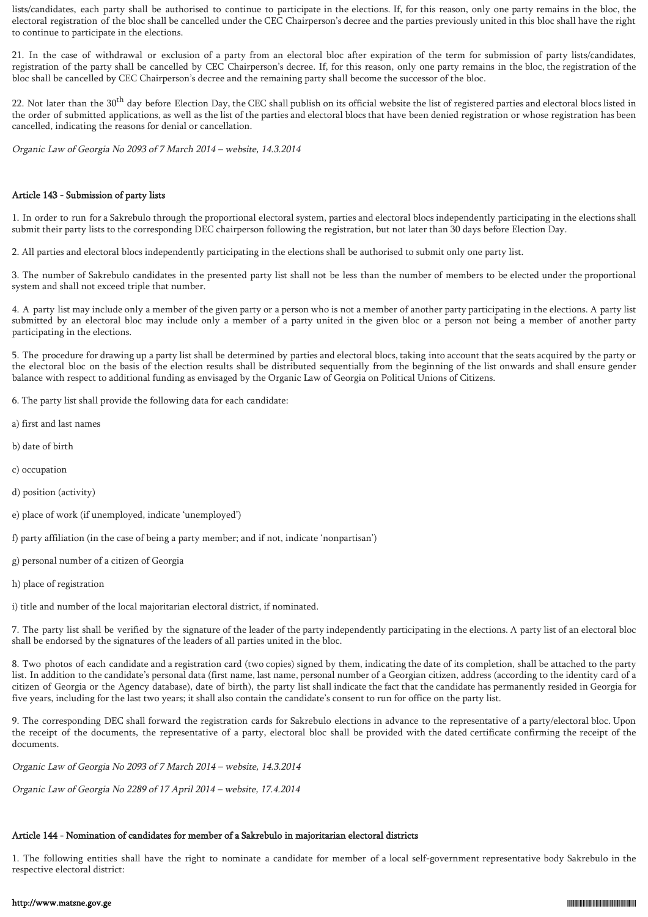lists/candidates, each party shall be authorised to continue to participate in the elections. If, for this reason, only one party remains in the bloc, the electoral registration of the bloc shall be cancelled under the CEC Chairperson's decree and the parties previously united in this bloc shall have the right to continue to participate in the elections.

21. In the case of withdrawal or exclusion of a party from an electoral bloc after expiration of the term for submission of party lists/candidates, registration of the party shall be cancelled by CEC Chairperson's decree. If, for this reason, only one party remains in the bloc, the registration of the bloc shall be cancelled by CEC Chairperson's decree and the remaining party shall become the successor of the bloc.

22. Not later than the 30th day before Election Day, the CEC shall publish on its official website the list of registered parties and electoral blocs listed in the order of submitted applications, as well as the list of the parties and electoral blocs that have been denied registration or whose registration has been cancelled, indicating the reasons for denial or cancellation.

*Organic Law of Georgia No 2093 of 7 March 2014 – website, 14.3.2014*

#### Article 143 - Submission of party lists

1. In order to run for a Sakrebulo through the proportional electoral system, parties and electoral blocs independently participating in the elections shall submit their party lists to the corresponding DEC chairperson following the registration, but not later than 30 days before Election Day.

2. All parties and electoral blocs independently participating in the elections shall be authorised to submit only one party list.

3. The number of Sakrebulo candidates in the presented party list shall not be less than the number of members to be elected under the proportional system and shall not exceed triple that number.

4. A party list may include only a member of the given party or a person who is not a member of another party participating in the elections. A party list submitted by an electoral bloc may include only a member of a party united in the given bloc or a person not being a member of another party participating in the elections.

5. The procedure for drawing up a party list shall be determined by parties and electoral blocs, taking into account that the seats acquired by the party or the electoral bloc on the basis of the election results shall be distributed sequentially from the beginning of the list onwards and shall ensure gender balance with respect to additional funding as envisaged by the Organic Law of Georgia on Political Unions of Citizens.

6. The party list shall provide the following data for each candidate:

a) first and last names

b) date of birth

c) occupation

d) position (activity)

e) place of work (if unemployed, indicate 'unemployed')

f) party affiliation (in the case of being a party member; and if not, indicate 'nonpartisan')

g) personal number of a citizen of Georgia

h) place of registration

i) title and number of the local majoritarian electoral district, if nominated.

7. The party list shall be verified by the signature of the leader of the party independently participating in the elections. A party list of an electoral bloc shall be endorsed by the signatures of the leaders of all parties united in the bloc.

8. Two photos of each candidate and a registration card (two copies) signed by them, indicating the date of its completion, shall be attached to the party list. In addition to the candidate's personal data (first name, last name, personal number of a Georgian citizen, address (according to the identity card of a citizen of Georgia or the Agency database), date of birth), the party list shall indicate the fact that the candidate has permanently resided in Georgia for five years, including for the last two years; it shall also contain the candidate's consent to run for office on the party list.

9. The corresponding DEC shall forward the registration cards for Sakrebulo elections in advance to the representative of a party/electoral bloc. Upon the receipt of the documents, the representative of a party, electoral bloc shall be provided with the dated certificate confirming the receipt of the documents.

*Organic Law of Georgia No 2093 of 7 March 2014 – website, 14.3.2014*

*Organic Law of Georgia No 2289 of 17 April 2014 – website, 17.4.2014*

#### Article 144 - Nomination of candidates for member of a Sakrebulo in majoritarian electoral districts

1. The following entities shall have the right to nominate a candidate for member of a local self-government representative body Sakrebulo in the respective electoral district: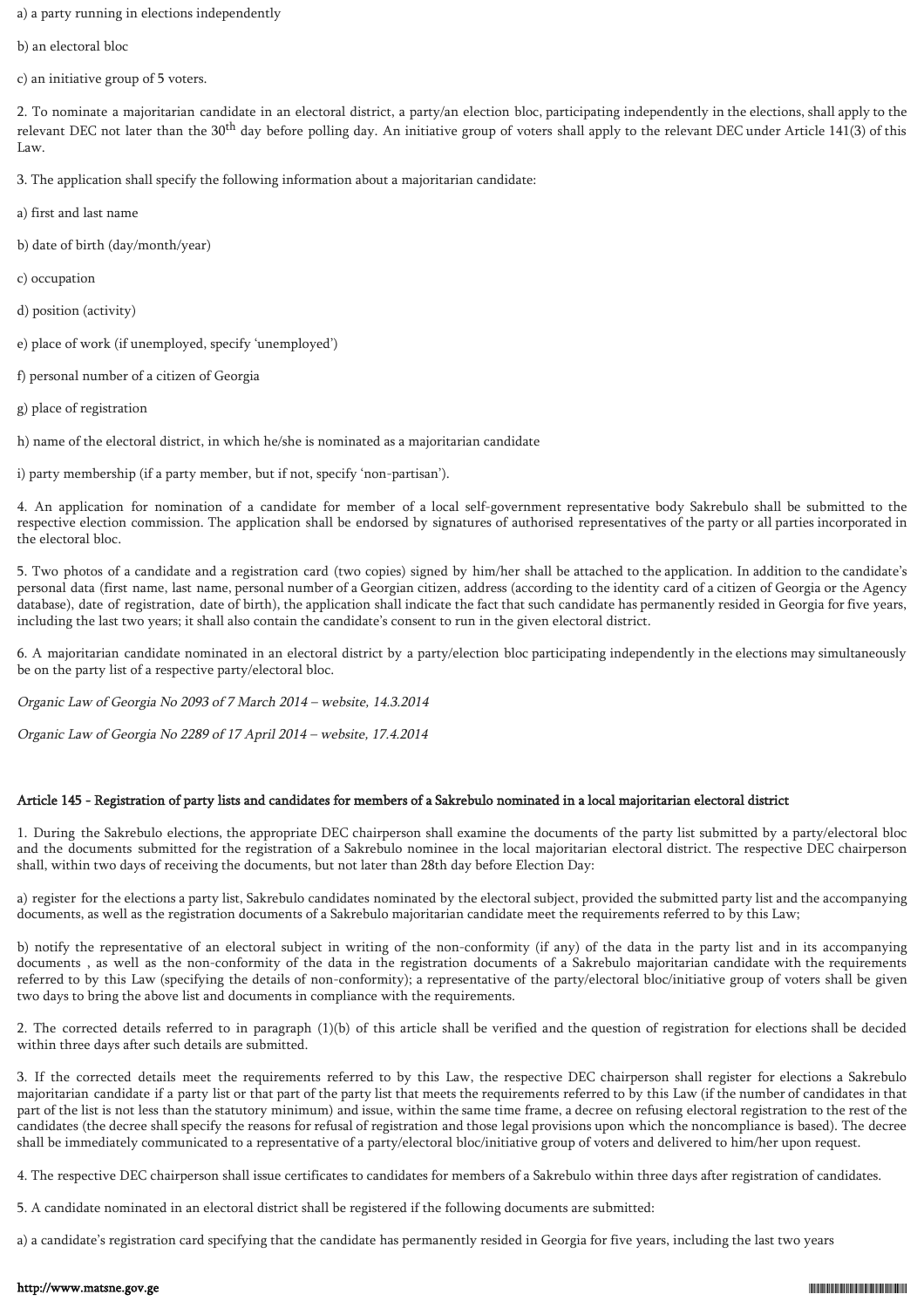a) a party running in elections independently

b) an electoral bloc

c) an initiative group of 5 voters.

2. To nominate a majoritarian candidate in an electoral district, a party/an election bloc, participating independently in the elections, shall apply to the relevant DEC not later than the 30th day before polling day. An initiative group of voters shall apply to the relevant DEC under Article 141(3) of this Law.

3. The application shall specify the following information about a majoritarian candidate:

a) first and last name

b) date of birth (day/month/year)

c) occupation

d) position (activity)

e) place of work (if unemployed, specify 'unemployed')

f) personal number of a citizen of Georgia

g) place of registration

h) name of the electoral district, in which he/she is nominated as a majoritarian candidate

i) party membership (if a party member, but if not, specify 'non-partisan').

4. An application for nomination of a candidate for member of a local self-government representative body Sakrebulo shall be submitted to the respective election commission. The application shall be endorsed by signatures of authorised representatives of the party or all parties incorporated in the electoral bloc.

5. Two photos of a candidate and a registration card (two copies) signed by him/her shall be attached to the application. In addition to the candidate's personal data (first name, last name, personal number of a Georgian citizen, address (according to the identity card of a citizen of Georgia or the Agency database), date of registration, date of birth), the application shall indicate the fact that such candidate has permanently resided in Georgia for five years, including the last two years; it shall also contain the candidate's consent to run in the given electoral district.

6. A majoritarian candidate nominated in an electoral district by a party/election bloc participating independently in the elections may simultaneously be on the party list of a respective party/electoral bloc.

*Organic Law of Georgia No 2093 of 7 March 2014 – website, 14.3.2014*

*Organic Law of Georgia No 2289 of 17 April 2014 – website, 17.4.2014*

#### Article 145 - Registration of party lists and candidates for members of a Sakrebulo nominated in a local majoritarian electoral district

1. During the Sakrebulo elections, the appropriate DEC chairperson shall examine the documents of the party list submitted by a party/electoral bloc and the documents submitted for the registration of a Sakrebulo nominee in the local majoritarian electoral district. The respective DEC chairperson shall, within two days of receiving the documents, but not later than 28th day before Election Day:

a) register for the elections a party list, Sakrebulo candidates nominated by the electoral subject, provided the submitted party list and the accompanying documents, as well as the registration documents of a Sakrebulo majoritarian candidate meet the requirements referred to by this Law;

b) notify the representative of an electoral subject in writing of the non-conformity (if any) of the data in the party list and in its accompanying documents , as well as the non-conformity of the data in the registration documents of a Sakrebulo majoritarian candidate with the requirements referred to by this Law (specifying the details of non-conformity); a representative of the party/electoral bloc/initiative group of voters shall be given two days to bring the above list and documents in compliance with the requirements.

2. The corrected details referred to in paragraph (1)(b) of this article shall be verified and the question of registration for elections shall be decided within three days after such details are submitted.

3. If the corrected details meet the requirements referred to by this Law, the respective DEC chairperson shall register for elections a Sakrebulo majoritarian candidate if a party list or that part of the party list that meets the requirements referred to by this Law (if the number of candidates in that part of the list is not less than the statutory minimum) and issue, within the same time frame, a decree on refusing electoral registration to the rest of the candidates (the decree shall specify the reasons for refusal of registration and those legal provisions upon which the noncompliance is based). The decree shall be immediately communicated to a representative of a party/electoral bloc/initiative group of voters and delivered to him/her upon request.

4. The respective DEC chairperson shall issue certificates to candidates for members of a Sakrebulo within three days after registration of candidates.

5. A candidate nominated in an electoral district shall be registered if the following documents are submitted:

a) a candidate's registration card specifying that the candidate has permanently resided in Georgia for five years, including the last two years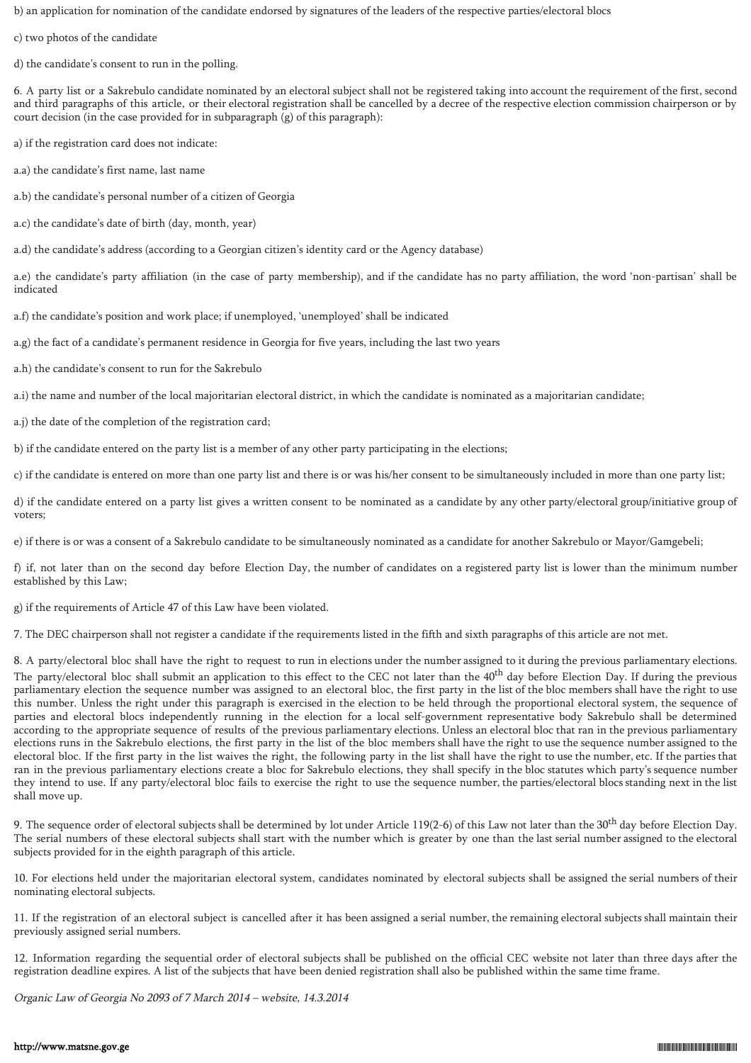b) an application for nomination of the candidate endorsed by signatures of the leaders of the respective parties/electoral blocs

c) two photos of the candidate

d) the candidate's consent to run in the polling.

6. A party list or a Sakrebulo candidate nominated by an electoral subject shall not be registered taking into account the requirement of the first, second and third paragraphs of this article, or their electoral registration shall be cancelled by a decree of the respective election commission chairperson or by court decision (in the case provided for in subparagraph (g) of this paragraph):

a) if the registration card does not indicate:

a.a) the candidate's first name, last name

a.b) the candidate's personal number of a citizen of Georgia

a.c) the candidate's date of birth (day, month, year)

a.d) the candidate's address (according to a Georgian citizen's identity card or the Agency database)

a.e) the candidate's party affiliation (in the case of party membership), and if the candidate has no party affiliation, the word 'non-partisan' shall be indicated

a.f) the candidate's position and work place; if unemployed, 'unemployed' shall be indicated

a.g) the fact of a candidate's permanent residence in Georgia for five years, including the last two years

a.h) the candidate's consent to run for the Sakrebulo

a.i) the name and number of the local majoritarian electoral district, in which the candidate is nominated as a majoritarian candidate;

a.j) the date of the completion of the registration card;

b) if the candidate entered on the party list is a member of any other party participating in the elections;

c) if the candidate is entered on more than one party list and there is or was his/her consent to be simultaneously included in more than one party list;

d) if the candidate entered on a party list gives a written consent to be nominated as a candidate by any other party/electoral group/initiative group of voters;

e) if there is or was a consent of a Sakrebulo candidate to be simultaneously nominated as a candidate for another Sakrebulo or Mayor/Gamgebeli;

f) if, not later than on the second day before Election Day, the number of candidates on a registered party list is lower than the minimum number established by this Law;

g) if the requirements of Article 47 of this Law have been violated.

7. The DEC chairperson shall not register a candidate if the requirements listed in the fifth and sixth paragraphs of this article are not met.

8. A party/electoral bloc shall have the right to request to run in elections under the number assigned to it during the previous parliamentary elections. The party/electoral bloc shall submit an application to this effect to the CEC not later than the 40th day before Election Day. If during the previous parliamentary election the sequence number was assigned to an electoral bloc, the first party in the list of the bloc members shall have the right to use this number. Unless the right under this paragraph is exercised in the election to be held through the proportional electoral system, the sequence of parties and electoral blocs independently running in the election for a local self-government representative body Sakrebulo shall be determined according to the appropriate sequence of results of the previous parliamentary elections. Unless an electoral bloc that ran in the previous parliamentary elections runs in the Sakrebulo elections, the first party in the list of the bloc members shall have the right to use the sequence number assigned to the electoral bloc. If the first party in the list waives the right, the following party in the list shall have the right to use the number, etc. If the parties that ran in the previous parliamentary elections create a bloc for Sakrebulo elections, they shall specify in the bloc statutes which party's sequence number they intend to use. If any party/electoral bloc fails to exercise the right to use the sequence number, the parties/electoral blocs standing next in the list shall move up.

9. The sequence order of electoral subjects shall be determined by lot under Article 119(2-6) of this Law not later than the 30th day before Election Day. The serial numbers of these electoral subjects shall start with the number which is greater by one than the last serial number assigned to the electoral subjects provided for in the eighth paragraph of this article.

10. For elections held under the majoritarian electoral system, candidates nominated by electoral subjects shall be assigned the serial numbers of their nominating electoral subjects.

11. If the registration of an electoral subject is cancelled after it has been assigned a serial number, the remaining electoral subjects shall maintain their previously assigned serial numbers.

12. Information regarding the sequential order of electoral subjects shall be published on the official CEC website not later than three days after the registration deadline expires. A list of the subjects that have been denied registration shall also be published within the same time frame.

*Organic Law of Georgia No 2093 of 7 March 2014 – website, 14.3.2014*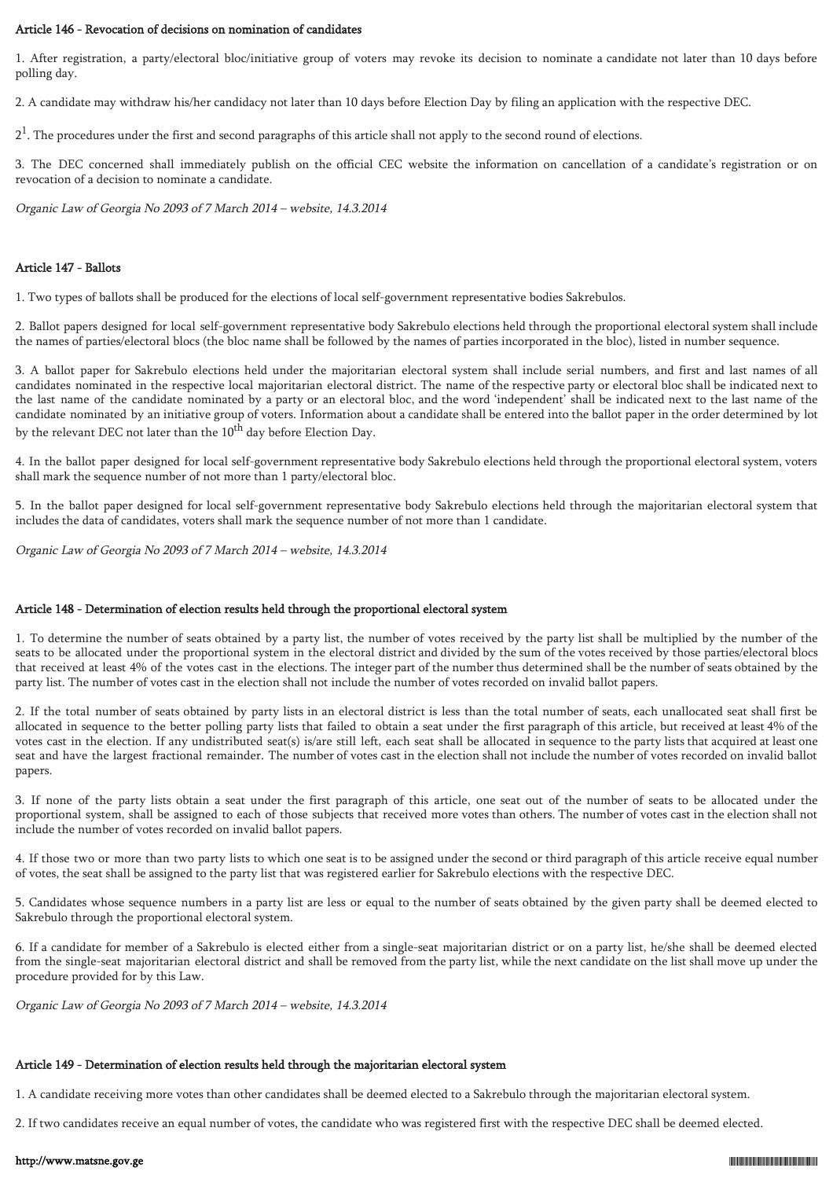#### Article 146 - Revocation of decisions on nomination of candidates

1. After registration, a party/electoral bloc/initiative group of voters may revoke its decision to nominate a candidate not later than 10 days before polling day.

2. A candidate may withdraw his/her candidacy not later than 10 days before Election Day by filing an application with the respective DEC.

2[1]. The procedures under the first and second paragraphs of this article shall not apply to the second round of elections.

3. The DEC concerned shall immediately publish on the official CEC website the information on cancellation of a candidate's registration or on revocation of a decision to nominate a candidate.

*Organic Law of Georgia No 2093 of 7 March 2014 – website, 14.3.2014*

#### Article 147 - Ballots

1. Two types of ballots shall be produced for the elections of local self-government representative bodies Sakrebulos.

2. Ballot papers designed for local self-government representative body Sakrebulo elections held through the proportional electoral system shall include the names of parties/electoral blocs (the bloc name shall be followed by the names of parties incorporated in the bloc), listed in number sequence.

3. A ballot paper for Sakrebulo elections held under the majoritarian electoral system shall include serial numbers, and first and last names of all candidates nominated in the respective local majoritarian electoral district. The name of the respective party or electoral bloc shall be indicated next to the last name of the candidate nominated by a party or an electoral bloc, and the word 'independent' shall be indicated next to the last name of the candidate nominated by an initiative group of voters. Information about a candidate shall be entered into the ballot paper in the order determined by lot by the relevant DEC not later than the 10th day before Election Day.

4. In the ballot paper designed for local self-government representative body Sakrebulo elections held through the proportional electoral system, voters shall mark the sequence number of not more than 1 party/electoral bloc.

5. In the ballot paper designed for local self-government representative body Sakrebulo elections held through the majoritarian electoral system that includes the data of candidates, voters shall mark the sequence number of not more than 1 candidate.

*Organic Law of Georgia No 2093 of 7 March 2014 – website, 14.3.2014*

#### Article 148 - Determination of election results held through the proportional electoral system

1. To determine the number of seats obtained by a party list, the number of votes received by the party list shall be multiplied by the number of the seats to be allocated under the proportional system in the electoral district and divided by the sum of the votes received by those parties/electoral blocs that received at least 4% of the votes cast in the elections. The integer part of the number thus determined shall be the number of seats obtained by the party list. The number of votes cast in the election shall not include the number of votes recorded on invalid ballot papers.

2. If the total number of seats obtained by party lists in an electoral district is less than the total number of seats, each unallocated seat shall first be allocated in sequence to the better polling party lists that failed to obtain a seat under the first paragraph of this article, but received at least 4% of the votes cast in the election. If any undistributed seat(s) is/are still left, each seat shall be allocated in sequence to the party lists that acquired at least one seat and have the largest fractional remainder. The number of votes cast in the election shall not include the number of votes recorded on invalid ballot papers.

3. If none of the party lists obtain a seat under the first paragraph of this article, one seat out of the number of seats to be allocated under the proportional system, shall be assigned to each of those subjects that received more votes than others. The number of votes cast in the election shall not include the number of votes recorded on invalid ballot papers.

4. If those two or more than two party lists to which one seat is to be assigned under the second or third paragraph of this article receive equal number of votes, the seat shall be assigned to the party list that was registered earlier for Sakrebulo elections with the respective DEC.

5. Candidates whose sequence numbers in a party list are less or equal to the number of seats obtained by the given party shall be deemed elected to Sakrebulo through the proportional electoral system.

6. If a candidate for member of a Sakrebulo is elected either from a single-seat majoritarian district or on a party list, he/she shall be deemed elected from the single-seat majoritarian electoral district and shall be removed from the party list, while the next candidate on the list shall move up under the procedure provided for by this Law.

*Organic Law of Georgia No 2093 of 7 March 2014 – website, 14.3.2014*

#### Article 149 - Determination of election results held through the majoritarian electoral system

1. A candidate receiving more votes than other candidates shall be deemed elected to a Sakrebulo through the majoritarian electoral system.

2. If two candidates receive an equal number of votes, the candidate who was registered first with the respective DEC shall be deemed elected.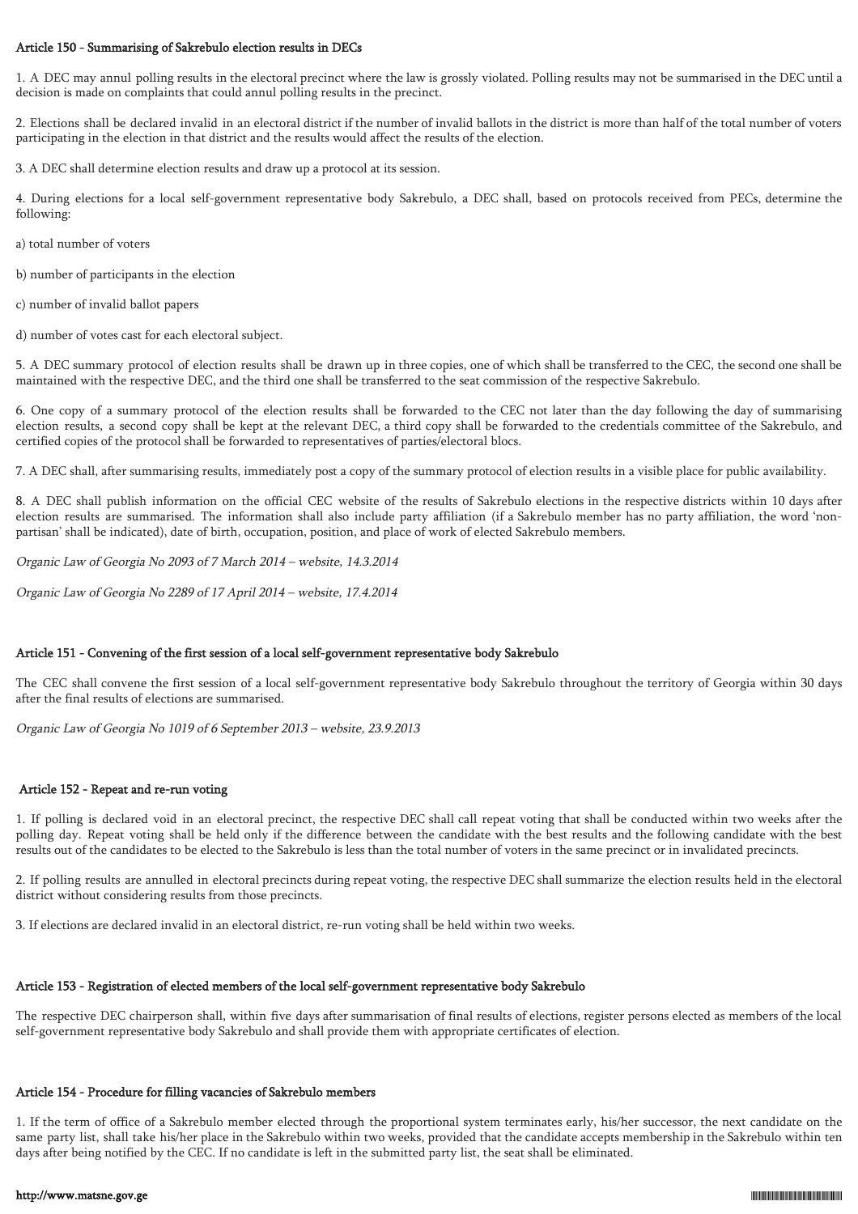### Article 150 - Summarising of Sakrebulo election results in DECs

1. A DEC may annul polling results in the electoral precinct where the law is grossly violated. Polling results may not be summarised in the DEC until a decision is made on complaints that could annul polling results in the precinct.

2. Elections shall be declared invalid in an electoral district if the number of invalid ballots in the district is more than half of the total number of voters participating in the election in that district and the results would affect the results of the election.

3. A DEC shall determine election results and draw up a protocol at its session.

4. During elections for a local self-government representative body Sakrebulo, a DEC shall, based on protocols received from PECs, determine the following:

a) total number of voters

b) number of participants in the election

c) number of invalid ballot papers

d) number of votes cast for each electoral subject.

5. A DEC summary protocol of election results shall be drawn up in three copies, one of which shall be transferred to the CEC, the second one shall be maintained with the respective DEC, and the third one shall be transferred to the seat commission of the respective Sakrebulo.

6. One copy of a summary protocol of the election results shall be forwarded to the CEC not later than the day following the day of summarising election results, a second copy shall be kept at the relevant DEC, a third copy shall be forwarded to the credentials committee of the Sakrebulo, and certified copies of the protocol shall be forwarded to representatives of parties/electoral blocs.

7. A DEC shall, after summarising results, immediately post a copy of the summary protocol of election results in a visible place for public availability.

8. A DEC shall publish information on the official CEC website of the results of Sakrebulo elections in the respective districts within 10 days after election results are summarised. The information shall also include party affiliation (if a Sakrebulo member has no party affiliation, the word 'non-partisan' shall be indicated), date of birth, occupation, position, and place of work of elected Sakrebulo members.

*Organic Law of Georgia No 2093 of 7 March 2014 – website, 14.3.2014*

*Organic Law of Georgia No 2289 of 17 April 2014 – website, 17.4.2014*

### Article 151 - Convening of the first session of a local self-government representative body Sakrebulo

The CEC shall convene the first session of a local self-government representative body Sakrebulo throughout the territory of Georgia within 30 days after the final results of elections are summarised.

*Organic Law of Georgia No 1019 of 6 September 2013 – website, 23.9.2013*

### Article 152 - Repeat and re-run voting

1. If polling is declared void in an electoral precinct, the respective DEC shall call repeat voting that shall be conducted within two weeks after the polling day. Repeat voting shall be held only if the difference between the candidate with the best results and the following candidate with the best results out of the candidates to be elected to the Sakrebulo is less than the total number of voters in the same precinct or in invalidated precincts.

2. If polling results are annulled in electoral precincts during repeat voting, the respective DEC shall summarize the election results held in the electoral district without considering results from those precincts.

3. If elections are declared invalid in an electoral district, re-run voting shall be held within two weeks.

### Article 153 - Registration of elected members of the local self-government representative body Sakrebulo

The respective DEC chairperson shall, within five days after summarisation of final results of elections, register persons elected as members of the local self-government representative body Sakrebulo and shall provide them with appropriate certificates of election.

### Article 154 - Procedure for filling vacancies of Sakrebulo members

1. If the term of office of a Sakrebulo member elected through the proportional system terminates early, his/her successor, the next candidate on the same party list, shall take his/her place in the Sakrebulo within two weeks, provided that the candidate accepts membership in the Sakrebulo within ten days after being notified by the CEC. If no candidate is left in the submitted party list, the seat shall be eliminated.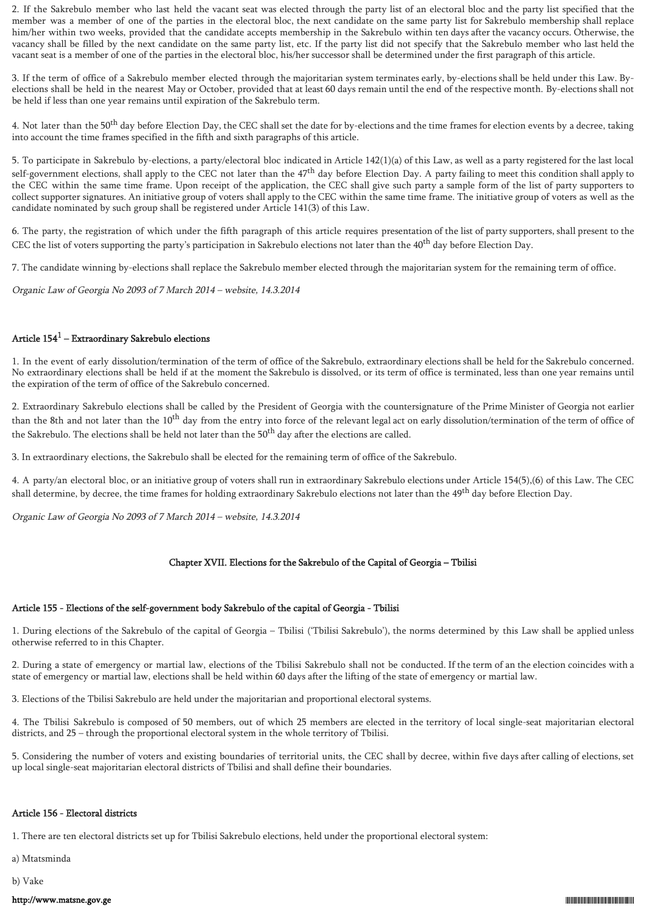2. If the Sakrebulo member who last held the vacant seat was elected through the party list of an electoral bloc and the party list specified that the member was a member of one of the parties in the electoral bloc, the next candidate on the same party list for Sakrebulo membership shall replace him/her within two weeks, provided that the candidate accepts membership in the Sakrebulo within ten days after the vacancy occurs. Otherwise, the vacancy shall be filled by the next candidate on the same party list, etc. If the party list did not specify that the Sakrebulo member who last held the vacant seat is a member of one of the parties in the electoral bloc, his/her successor shall be determined under the first paragraph of this article.

3. If the term of office of a Sakrebulo member elected through the majoritarian system terminates early, by-elections shall be held under this Law. By-elections shall be held in the nearest May or October, provided that at least 60 days remain until the end of the respective month. By-elections shall not be held if less than one year remains until expiration of the Sakrebulo term.

4. Not later than the 50th day before Election Day, the CEC shall set the date for by-elections and the time frames for election events by a decree, taking into account the time frames specified in the fifth and sixth paragraphs of this article.

5. To participate in Sakrebulo by-elections, a party/electoral bloc indicated in Article 142(1)(a) of this Law, as well as a party registered for the last local self-government elections, shall apply to the CEC not later than the 47th day before Election Day. A party failing to meet this condition shall apply to the CEC within the same time frame. Upon receipt of the application, the CEC shall give such party a sample form of the list of party supporters to collect supporter signatures. An initiative group of voters shall apply to the CEC within the same time frame. The initiative group of voters as well as the candidate nominated by such group shall be registered under Article 141(3) of this Law.

6. The party, the registration of which under the fifth paragraph of this article requires presentation of the list of party supporters, shall present to the CEC the list of voters supporting the party's participation in Sakrebulo elections not later than the 40th day before Election Day.

7. The candidate winning by-elections shall replace the Sakrebulo member elected through the majoritarian system for the remaining term of office.

*Organic Law of Georgia No 2093 of 7 March 2014 – website, 14.3.2014*

#### Article 154[1] – Extraordinary Sakrebulo elections

1. In the event of early dissolution/termination of the term of office of the Sakrebulo, extraordinary elections shall be held for the Sakrebulo concerned. No extraordinary elections shall be held if at the moment the Sakrebulo is dissolved, or its term of office is terminated, less than one year remains until the expiration of the term of office of the Sakrebulo concerned.

2. Extraordinary Sakrebulo elections shall be called by the President of Georgia with the countersignature of the Prime Minister of Georgia not earlier than the 8th and not later than the 10th day from the entry into force of the relevant legal act on early dissolution/termination of the term of office of the Sakrebulo. The elections shall be held not later than the 50th day after the elections are called.

3. In extraordinary elections, the Sakrebulo shall be elected for the remaining term of office of the Sakrebulo.

4. A party/an electoral bloc, or an initiative group of voters shall run in extraordinary Sakrebulo elections under Article 154(5),(6) of this Law. The CEC shall determine, by decree, the time frames for holding extraordinary Sakrebulo elections not later than the 49th day before Election Day.

*Organic Law of Georgia No 2093 of 7 March 2014 – website, 14.3.2014*

### Chapter XVII. Elections for the Sakrebulo of the Capital of Georgia – Tbilisi

#### Article 155 - Elections of the self-government body Sakrebulo of the capital of Georgia - Tbilisi

1. During elections of the Sakrebulo of the capital of Georgia – Tbilisi ('Tbilisi Sakrebulo'), the norms determined by this Law shall be applied unless otherwise referred to in this Chapter.

2. During a state of emergency or martial law, elections of the Tbilisi Sakrebulo shall not be conducted. If the term of an the election coincides with a state of emergency or martial law, elections shall be held within 60 days after the lifting of the state of emergency or martial law.

3. Elections of the Tbilisi Sakrebulo are held under the majoritarian and proportional electoral systems.

4. The Tbilisi Sakrebulo is composed of 50 members, out of which 25 members are elected in the territory of local single-seat majoritarian electoral districts, and 25 – through the proportional electoral system in the whole territory of Tbilisi.

5. Considering the number of voters and existing boundaries of territorial units, the CEC shall by decree, within five days after calling of elections, set up local single-seat majoritarian electoral districts of Tbilisi and shall define their boundaries.

#### Article 156 - Electoral districts

1. There are ten electoral districts set up for Tbilisi Sakrebulo elections, held under the proportional electoral system:

a) Mtatsminda

b) Vake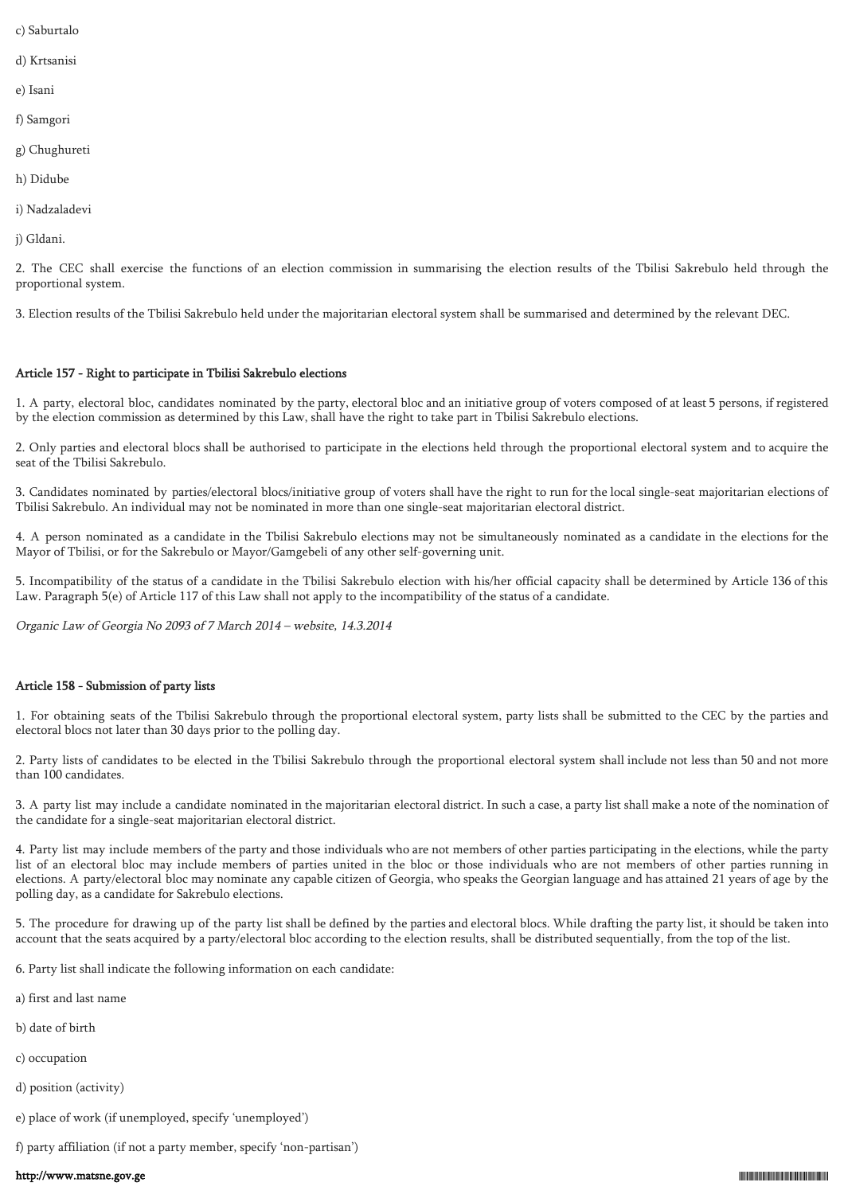c) Saburtalo

d) Krtsanisi

e) Isani

f) Samgori

g) Chughureti

h) Didube

i) Nadzaladevi

j) Gldani.

2. The CEC shall exercise the functions of an election commission in summarising the election results of the Tbilisi Sakrebulo held through the proportional system.

3. Election results of the Tbilisi Sakrebulo held under the majoritarian electoral system shall be summarised and determined by the relevant DEC.

#### Article 157 - Right to participate in Tbilisi Sakrebulo elections

1. A party, electoral bloc, candidates nominated by the party, electoral bloc and an initiative group of voters composed of at least 5 persons, if registered by the election commission as determined by this Law, shall have the right to take part in Tbilisi Sakrebulo elections.

2. Only parties and electoral blocs shall be authorised to participate in the elections held through the proportional electoral system and to acquire the seat of the Tbilisi Sakrebulo.

3. Candidates nominated by parties/electoral blocs/initiative group of voters shall have the right to run for the local single-seat majoritarian elections of Tbilisi Sakrebulo. An individual may not be nominated in more than one single-seat majoritarian electoral district.

4. A person nominated as a candidate in the Tbilisi Sakrebulo elections may not be simultaneously nominated as a candidate in the elections for the Mayor of Tbilisi, or for the Sakrebulo or Mayor/Gamgebeli of any other self-governing unit.

5. Incompatibility of the status of a candidate in the Tbilisi Sakrebulo election with his/her official capacity shall be determined by Article 136 of this Law. Paragraph 5(e) of Article 117 of this Law shall not apply to the incompatibility of the status of a candidate.

*Organic Law of Georgia No 2093 of 7 March 2014 – website, 14.3.2014*

#### Article 158 - Submission of party lists

1. For obtaining seats of the Tbilisi Sakrebulo through the proportional electoral system, party lists shall be submitted to the CEC by the parties and electoral blocs not later than 30 days prior to the polling day.

2. Party lists of candidates to be elected in the Tbilisi Sakrebulo through the proportional electoral system shall include not less than 50 and not more than 100 candidates.

3. A party list may include a candidate nominated in the majoritarian electoral district. In such a case, a party list shall make a note of the nomination of the candidate for a single-seat majoritarian electoral district.

4. Party list may include members of the party and those individuals who are not members of other parties participating in the elections, while the party list of an electoral bloc may include members of parties united in the bloc or those individuals who are not members of other parties running in elections. A party/electoral bloc may nominate any capable citizen of Georgia, who speaks the Georgian language and has attained 21 years of age by the polling day, as a candidate for Sakrebulo elections.

5. The procedure for drawing up of the party list shall be defined by the parties and electoral blocs. While drafting the party list, it should be taken into account that the seats acquired by a party/electoral bloc according to the election results, shall be distributed sequentially, from the top of the list.

6. Party list shall indicate the following information on each candidate:

a) first and last name

b) date of birth

c) occupation

d) position (activity)

e) place of work (if unemployed, specify 'unemployed')

f) party affiliation (if not a party member, specify 'non-partisan')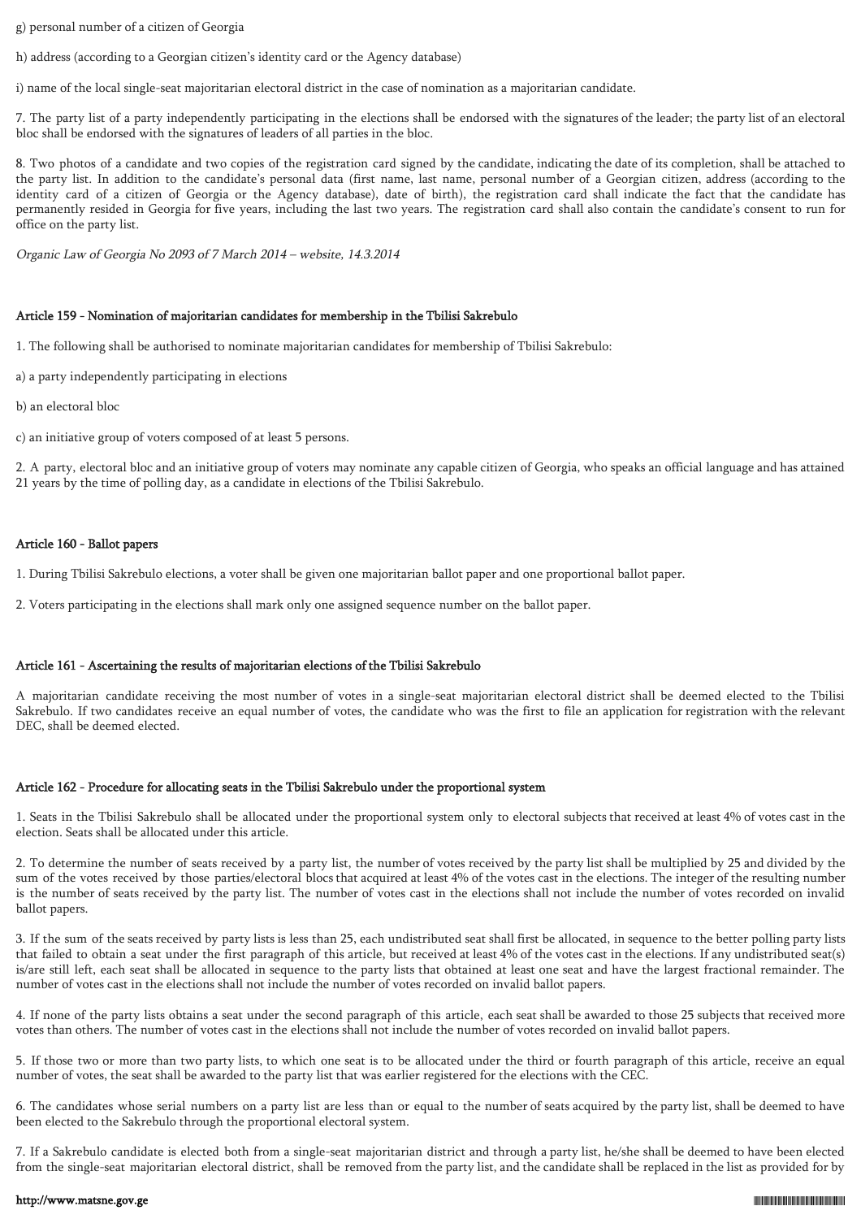g) personal number of a citizen of Georgia

h) address (according to a Georgian citizen's identity card or the Agency database)

i) name of the local single-seat majoritarian electoral district in the case of nomination as a majoritarian candidate.

7. The party list of a party independently participating in the elections shall be endorsed with the signatures of the leader; the party list of an electoral bloc shall be endorsed with the signatures of leaders of all parties in the bloc.

8. Two photos of a candidate and two copies of the registration card signed by the candidate, indicating the date of its completion, shall be attached to the party list. In addition to the candidate's personal data (first name, last name, personal number of a Georgian citizen, address (according to the identity card of a citizen of Georgia or the Agency database), date of birth), the registration card shall indicate the fact that the candidate has permanently resided in Georgia for five years, including the last two years. The registration card shall also contain the candidate's consent to run for office on the party list.

*Organic Law of Georgia No 2093 of 7 March 2014 – website, 14.3.2014*

#### Article 159 - Nomination of majoritarian candidates for membership in the Tbilisi Sakrebulo

1. The following shall be authorised to nominate majoritarian candidates for membership of Tbilisi Sakrebulo:

a) a party independently participating in elections

b) an electoral bloc

c) an initiative group of voters composed of at least 5 persons.

2. A party, electoral bloc and an initiative group of voters may nominate any capable citizen of Georgia, who speaks an official language and has attained 21 years by the time of polling day, as a candidate in elections of the Tbilisi Sakrebulo.

#### Article 160 - Ballot papers

1. During Tbilisi Sakrebulo elections, a voter shall be given one majoritarian ballot paper and one proportional ballot paper.

2. Voters participating in the elections shall mark only one assigned sequence number on the ballot paper.

#### Article 161 - Ascertaining the results of majoritarian elections of the Tbilisi Sakrebulo

A majoritarian candidate receiving the most number of votes in a single-seat majoritarian electoral district shall be deemed elected to the Tbilisi Sakrebulo. If two candidates receive an equal number of votes, the candidate who was the first to file an application for registration with the relevant DEC, shall be deemed elected.

#### Article 162 - Procedure for allocating seats in the Tbilisi Sakrebulo under the proportional system

1. Seats in the Tbilisi Sakrebulo shall be allocated under the proportional system only to electoral subjects that received at least 4% of votes cast in the election. Seats shall be allocated under this article.

2. To determine the number of seats received by a party list, the number of votes received by the party list shall be multiplied by 25 and divided by the sum of the votes received by those parties/electoral blocs that acquired at least 4% of the votes cast in the elections. The integer of the resulting number is the number of seats received by the party list. The number of votes cast in the elections shall not include the number of votes recorded on invalid ballot papers.

3. If the sum of the seats received by party lists is less than 25, each undistributed seat shall first be allocated, in sequence to the better polling party lists that failed to obtain a seat under the first paragraph of this article, but received at least 4% of the votes cast in the elections. If any undistributed seat(s) is/are still left, each seat shall be allocated in sequence to the party lists that obtained at least one seat and have the largest fractional remainder. The number of votes cast in the elections shall not include the number of votes recorded on invalid ballot papers.

4. If none of the party lists obtains a seat under the second paragraph of this article, each seat shall be awarded to those 25 subjects that received more votes than others. The number of votes cast in the elections shall not include the number of votes recorded on invalid ballot papers.

5. If those two or more than two party lists, to which one seat is to be allocated under the third or fourth paragraph of this article, receive an equal number of votes, the seat shall be awarded to the party list that was earlier registered for the elections with the CEC.

6. The candidates whose serial numbers on a party list are less than or equal to the number of seats acquired by the party list, shall be deemed to have been elected to the Sakrebulo through the proportional electoral system.

7. If a Sakrebulo candidate is elected both from a single-seat majoritarian district and through a party list, he/she shall be deemed to have been elected from the single-seat majoritarian electoral district, shall be removed from the party list, and the candidate shall be replaced in the list as provided for by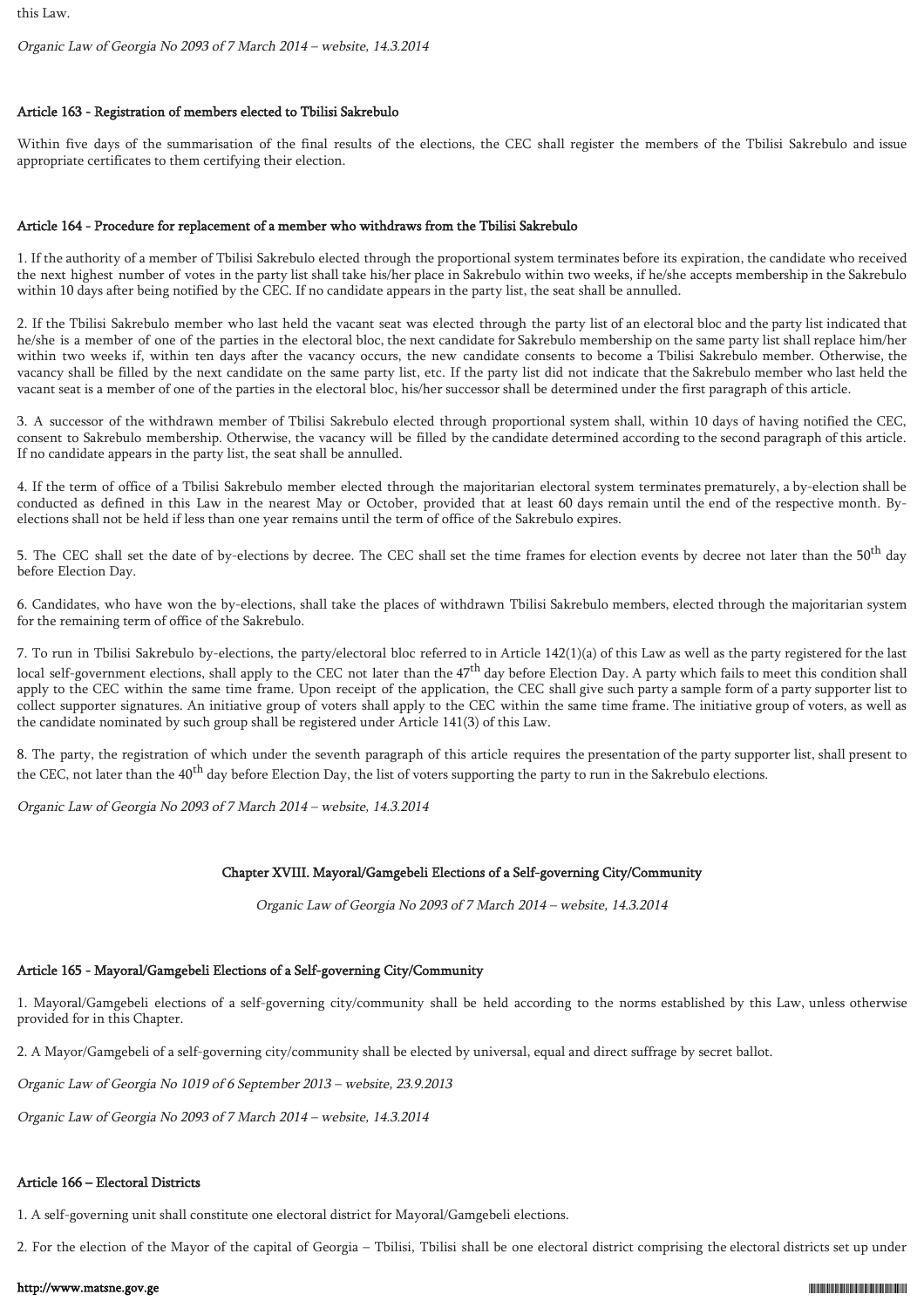this Law.

*Organic Law of Georgia No 2093 of 7 March 2014 – website, 14.3.2014*

#### Article 163 - Registration of members elected to Tbilisi Sakrebulo

Within five days of the summarisation of the final results of the elections, the CEC shall register the members of the Tbilisi Sakrebulo and issue appropriate certificates to them certifying their election.

#### Article 164 - Procedure for replacement of a member who withdraws from the Tbilisi Sakrebulo

1. If the authority of a member of Tbilisi Sakrebulo elected through the proportional system terminates before its expiration, the candidate who received the next highest number of votes in the party list shall take his/her place in Sakrebulo within two weeks, if he/she accepts membership in the Sakrebulo within 10 days after being notified by the CEC. If no candidate appears in the party list, the seat shall be annulled.

2. If the Tbilisi Sakrebulo member who last held the vacant seat was elected through the party list of an electoral bloc and the party list indicated that he/she is a member of one of the parties in the electoral bloc, the next candidate for Sakrebulo membership on the same party list shall replace him/her within two weeks if, within ten days after the vacancy occurs, the new candidate consents to become a Tbilisi Sakrebulo member. Otherwise, the vacancy shall be filled by the next candidate on the same party list, etc. If the party list did not indicate that the Sakrebulo member who last held the vacant seat is a member of one of the parties in the electoral bloc, his/her successor shall be determined under the first paragraph of this article.

3. A successor of the withdrawn member of Tbilisi Sakrebulo elected through proportional system shall, within 10 days of having notified the CEC, consent to Sakrebulo membership. Otherwise, the vacancy will be filled by the candidate determined according to the second paragraph of this article. If no candidate appears in the party list, the seat shall be annulled.

4. If the term of office of a Tbilisi Sakrebulo member elected through the majoritarian electoral system terminates prematurely, a by-election shall be conducted as defined in this Law in the nearest May or October, provided that at least 60 days remain until the end of the respective month. By-elections shall not be held if less than one year remains until the term of office of the Sakrebulo expires.

5. The CEC shall set the date of by-elections by decree. The CEC shall set the time frames for election events by decree not later than the 50th day before Election Day.

6. Candidates, who have won the by-elections, shall take the places of withdrawn Tbilisi Sakrebulo members, elected through the majoritarian system for the remaining term of office of the Sakrebulo.

7. To run in Tbilisi Sakrebulo by-elections, the party/electoral bloc referred to in Article 142(1)(a) of this Law as well as the party registered for the last local self-government elections, shall apply to the CEC not later than the 47th day before Election Day. A party which fails to meet this condition shall apply to the CEC within the same time frame. Upon receipt of the application, the CEC shall give such party a sample form of a party supporter list to collect supporter signatures. An initiative group of voters shall apply to the CEC within the same time frame. The initiative group of voters, as well as the candidate nominated by such group shall be registered under Article 141(3) of this Law.

8. The party, the registration of which under the seventh paragraph of this article requires the presentation of the party supporter list, shall present to the CEC, not later than the 40th day before Election Day, the list of voters supporting the party to run in the Sakrebulo elections.

*Organic Law of Georgia No 2093 of 7 March 2014 – website, 14.3.2014*

### Chapter XVIII. Mayoral/Gamgebeli Elections of a Self-governing City/Community

*Organic Law of Georgia No 2093 of 7 March 2014 – website, 14.3.2014*

#### Article 165 - Mayoral/Gamgebeli Elections of a Self-governing City/Community

1. Mayoral/Gamgebeli elections of a self-governing city/community shall be held according to the norms established by this Law, unless otherwise provided for in this Chapter.

2. A Mayor/Gamgebeli of a self-governing city/community shall be elected by universal, equal and direct suffrage by secret ballot.

*Organic Law of Georgia No 1019 of 6 September 2013 – website, 23.9.2013*

*Organic Law of Georgia No 2093 of 7 March 2014 – website, 14.3.2014*

#### Article 166 – Electoral Districts

1. A self-governing unit shall constitute one electoral district for Mayoral/Gamgebeli elections.

2. For the election of the Mayor of the capital of Georgia – Tbilisi, Tbilisi shall be one electoral district comprising the electoral districts set up under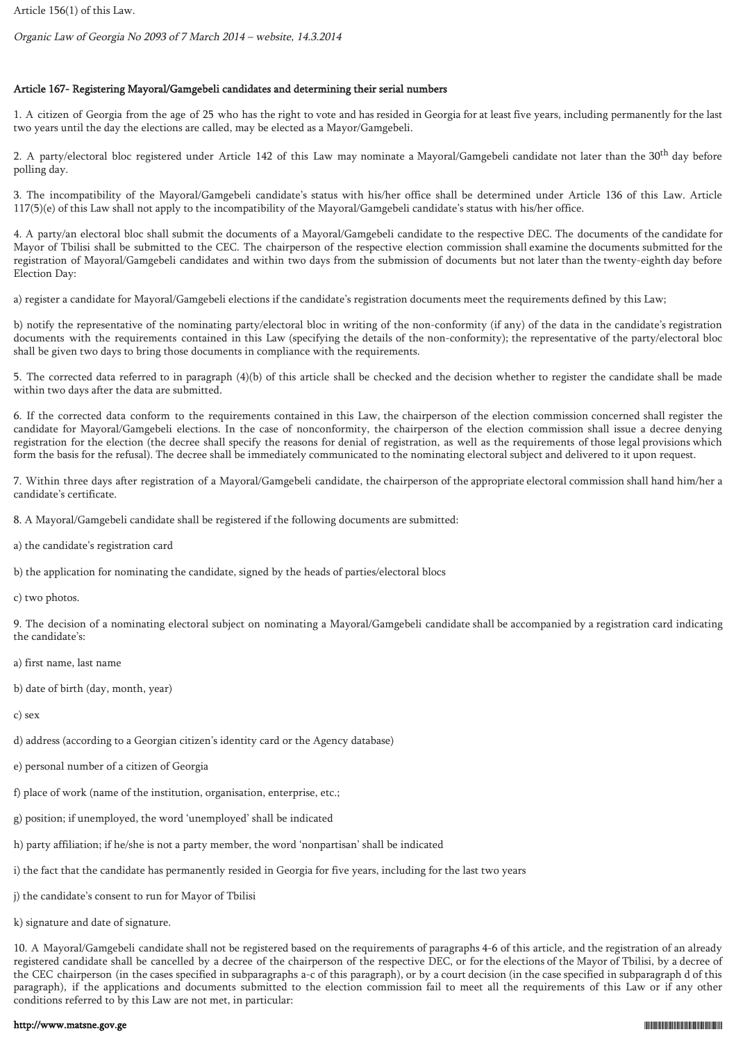Article 156(1) of this Law.

*Organic Law of Georgia No 2093 of 7 March 2014 – website, 14.3.2014*

**Article 167- Registering Mayoral/Gamgebeli candidates and determining their serial numbers**

1. A citizen of Georgia from the age of 25 who has the right to vote and has resided in Georgia for at least five years, including permanently for the last two years until the day the elections are called, may be elected as a Mayor/Gamgebeli.

2. A party/electoral bloc registered under Article 142 of this Law may nominate a Mayoral/Gamgebeli candidate not later than the 30th day before polling day.

3. The incompatibility of the Mayoral/Gamgebeli candidate's status with his/her office shall be determined under Article 136 of this Law. Article 117(5)(e) of this Law shall not apply to the incompatibility of the Mayoral/Gamgebeli candidate's status with his/her office.

4. A party/an electoral bloc shall submit the documents of a Mayoral/Gamgebeli candidate to the respective DEC. The documents of the candidate for Mayor of Tbilisi shall be submitted to the CEC. The chairperson of the respective election commission shall examine the documents submitted for the registration of Mayoral/Gamgebeli candidates and within two days from the submission of documents but not later than the twenty-eighth day before Election Day:

a) register a candidate for Mayoral/Gamgebeli elections if the candidate's registration documents meet the requirements defined by this Law;

b) notify the representative of the nominating party/electoral bloc in writing of the non-conformity (if any) of the data in the candidate's registration documents with the requirements contained in this Law (specifying the details of the non-conformity); the representative of the party/electoral bloc shall be given two days to bring those documents in compliance with the requirements.

5. The corrected data referred to in paragraph (4)(b) of this article shall be checked and the decision whether to register the candidate shall be made within two days after the data are submitted.

6. If the corrected data conform to the requirements contained in this Law, the chairperson of the election commission concerned shall register the candidate for Mayoral/Gamgebeli elections. In the case of nonconformity, the chairperson of the election commission shall issue a decree denying registration for the election (the decree shall specify the reasons for denial of registration, as well as the requirements of those legal provisions which form the basis for the refusal). The decree shall be immediately communicated to the nominating electoral subject and delivered to it upon request.

7. Within three days after registration of a Mayoral/Gamgebeli candidate, the chairperson of the appropriate electoral commission shall hand him/her a candidate's certificate.

8. A Mayoral/Gamgebeli candidate shall be registered if the following documents are submitted:

a) the candidate's registration card

b) the application for nominating the candidate, signed by the heads of parties/electoral blocs

c) two photos.

9. The decision of a nominating electoral subject on nominating a Mayoral/Gamgebeli candidate shall be accompanied by a registration card indicating the candidate's:

a) first name, last name

b) date of birth (day, month, year)

c) sex

d) address (according to a Georgian citizen's identity card or the Agency database)

e) personal number of a citizen of Georgia

f) place of work (name of the institution, organisation, enterprise, etc.;

g) position; if unemployed, the word 'unemployed' shall be indicated

h) party affiliation; if he/she is not a party member, the word 'nonpartisan' shall be indicated

i) the fact that the candidate has permanently resided in Georgia for five years, including for the last two years

j) the candidate's consent to run for Mayor of Tbilisi

k) signature and date of signature.

10. A Mayoral/Gamgebeli candidate shall not be registered based on the requirements of paragraphs 4-6 of this article, and the registration of an already registered candidate shall be cancelled by a decree of the chairperson of the respective DEC, or for the elections of the Mayor of Tbilisi, by a decree of the CEC chairperson (in the cases specified in subparagraphs a-c of this paragraph), or by a court decision (in the case specified in subparagraph d of this paragraph), if the applications and documents submitted to the election commission fail to meet all the requirements of this Law or if any other conditions referred to by this Law are not met, in particular: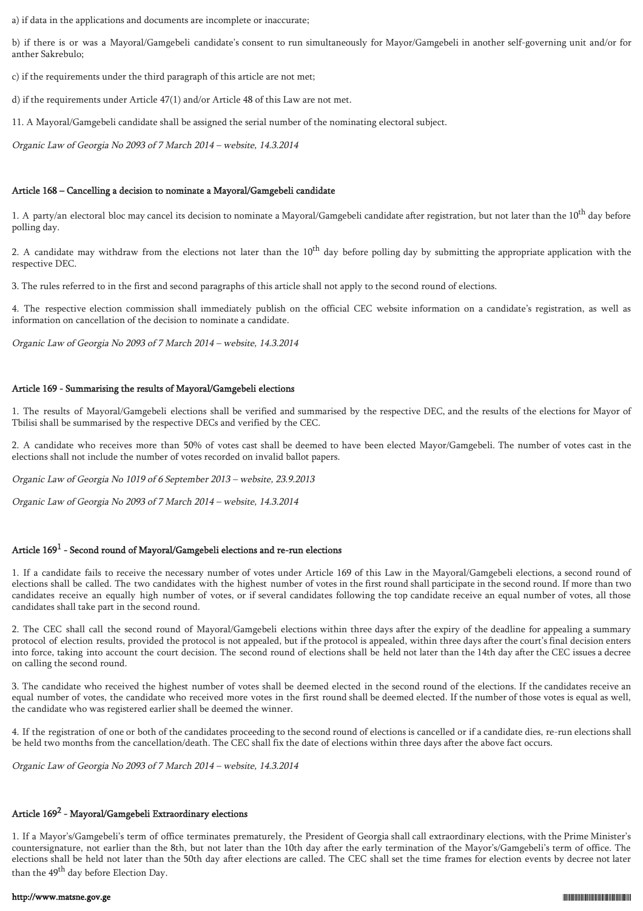a) if data in the applications and documents are incomplete or inaccurate;

b) if there is or was a Mayoral/Gamgebeli candidate's consent to run simultaneously for Mayor/Gamgebeli in another self-governing unit and/or for anther Sakrebulo;

c) if the requirements under the third paragraph of this article are not met;

d) if the requirements under Article 47(1) and/or Article 48 of this Law are not met.

11. A Mayoral/Gamgebeli candidate shall be assigned the serial number of the nominating electoral subject.

*Organic Law of Georgia No 2093 of 7 March 2014 – website, 14.3.2014*

#### Article 168 – Cancelling a decision to nominate a Mayoral/Gamgebeli candidate

1. A party/an electoral bloc may cancel its decision to nominate a Mayoral/Gamgebeli candidate after registration, but not later than the 10th day before polling day.

2. A candidate may withdraw from the elections not later than the 10th day before polling day by submitting the appropriate application with the respective DEC.

3. The rules referred to in the first and second paragraphs of this article shall not apply to the second round of elections.

4. The respective election commission shall immediately publish on the official CEC website information on a candidate's registration, as well as information on cancellation of the decision to nominate a candidate.

*Organic Law of Georgia No 2093 of 7 March 2014 – website, 14.3.2014*

#### Article 169 - Summarising the results of Mayoral/Gamgebeli elections

1. The results of Mayoral/Gamgebeli elections shall be verified and summarised by the respective DEC, and the results of the elections for Mayor of Tbilisi shall be summarised by the respective DECs and verified by the CEC.

2. A candidate who receives more than 50% of votes cast shall be deemed to have been elected Mayor/Gamgebeli. The number of votes cast in the elections shall not include the number of votes recorded on invalid ballot papers.

*Organic Law of Georgia No 1019 of 6 September 2013 – website, 23.9.2013*

*Organic Law of Georgia No 2093 of 7 March 2014 – website, 14.3.2014*

#### Article 169[1] - Second round of Mayoral/Gamgebeli elections and re-run elections

1. If a candidate fails to receive the necessary number of votes under Article 169 of this Law in the Mayoral/Gamgebeli elections, a second round of elections shall be called. The two candidates with the highest number of votes in the first round shall participate in the second round. If more than two candidates receive an equally high number of votes, or if several candidates following the top candidate receive an equal number of votes, all those candidates shall take part in the second round.

2. The CEC shall call the second round of Mayoral/Gamgebeli elections within three days after the expiry of the deadline for appealing a summary protocol of election results, provided the protocol is not appealed, but if the protocol is appealed, within three days after the court's final decision enters into force, taking into account the court decision. The second round of elections shall be held not later than the 14th day after the CEC issues a decree on calling the second round.

3. The candidate who received the highest number of votes shall be deemed elected in the second round of the elections. If the candidates receive an equal number of votes, the candidate who received more votes in the first round shall be deemed elected. If the number of those votes is equal as well, the candidate who was registered earlier shall be deemed the winner.

4. If the registration of one or both of the candidates proceeding to the second round of elections is cancelled or if a candidate dies, re-run elections shall be held two months from the cancellation/death. The CEC shall fix the date of elections within three days after the above fact occurs.

*Organic Law of Georgia No 2093 of 7 March 2014 – website, 14.3.2014*

#### Article 169[2] - Mayoral/Gamgebeli Extraordinary elections

1. If a Mayor's/Gamgebeli's term of office terminates prematurely, the President of Georgia shall call extraordinary elections, with the Prime Minister's countersignature, not earlier than the 8th, but not later than the 10th day after the early termination of the Mayor's/Gamgebeli's term of office. The elections shall be held not later than the 50th day after elections are called. The CEC shall set the time frames for election events by decree not later than the 49th day before Election Day.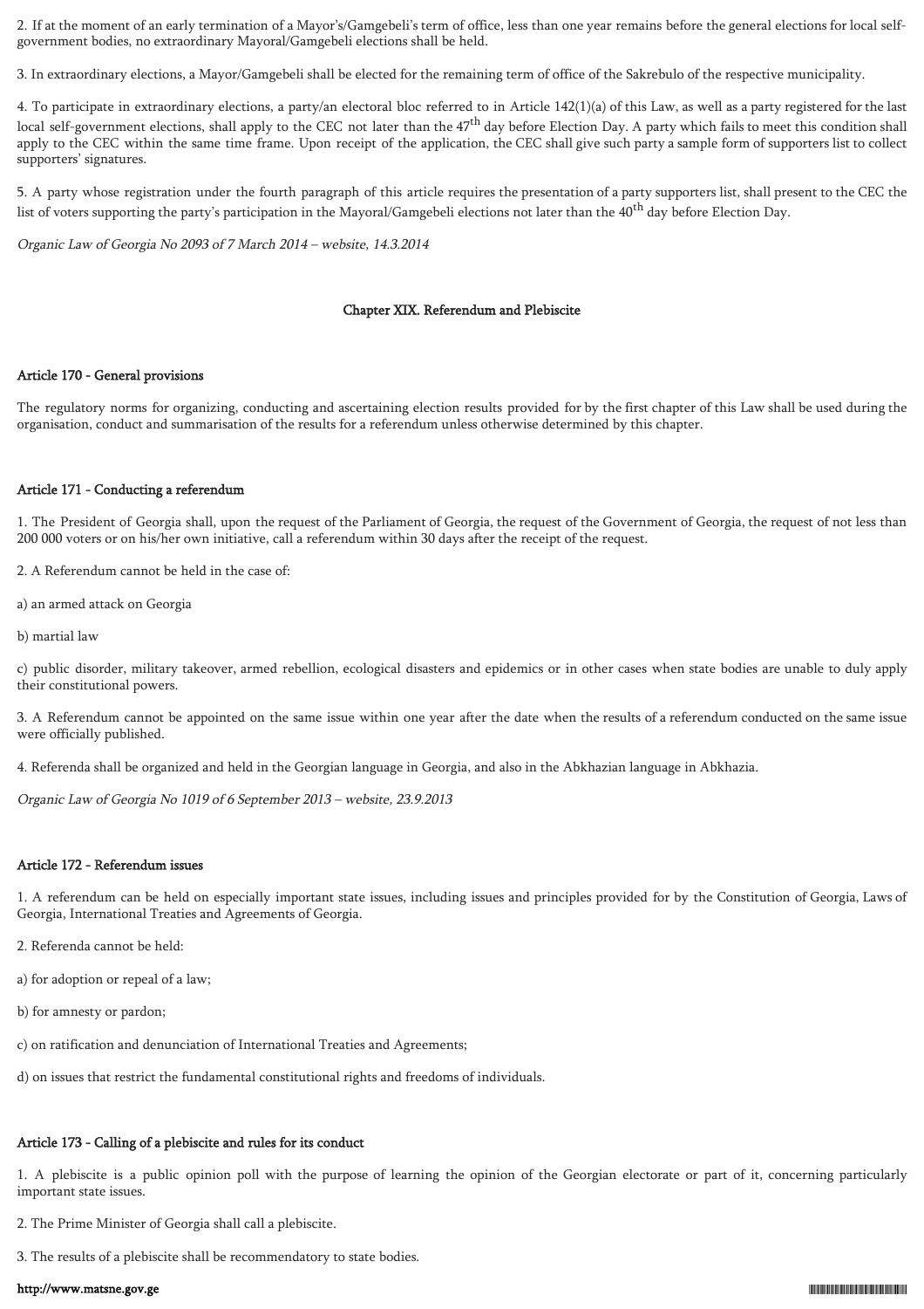2. If at the moment of an early termination of a Mayor's/Gamgebeli's term of office, less than one year remains before the general elections for local self-government bodies, no extraordinary Mayoral/Gamgebeli elections shall be held.

3. In extraordinary elections, a Mayor/Gamgebeli shall be elected for the remaining term of office of the Sakrebulo of the respective municipality.

4. To participate in extraordinary elections, a party/an electoral bloc referred to in Article 142(1)(a) of this Law, as well as a party registered for the last local self-government elections, shall apply to the CEC not later than the 47th day before Election Day. A party which fails to meet this condition shall apply to the CEC within the same time frame. Upon receipt of the application, the CEC shall give such party a sample form of supporters list to collect supporters' signatures.

5. A party whose registration under the fourth paragraph of this article requires the presentation of a party supporters list, shall present to the CEC the list of voters supporting the party's participation in the Mayoral/Gamgebeli elections not later than the 40th day before Election Day.

*Organic Law of Georgia No 2093 of 7 March 2014 – website, 14.3.2014*

## Chapter XIX. Referendum and Plebiscite

### Article 170 - General provisions

The regulatory norms for organizing, conducting and ascertaining election results provided for by the first chapter of this Law shall be used during the organisation, conduct and summarisation of the results for a referendum unless otherwise determined by this chapter.

### Article 171 - Conducting a referendum

1. The President of Georgia shall, upon the request of the Parliament of Georgia, the request of the Government of Georgia, the request of not less than 200 000 voters or on his/her own initiative, call a referendum within 30 days after the receipt of the request.

2. A Referendum cannot be held in the case of:

a) an armed attack on Georgia

b) martial law

c) public disorder, military takeover, armed rebellion, ecological disasters and epidemics or in other cases when state bodies are unable to duly apply their constitutional powers.

3. A Referendum cannot be appointed on the same issue within one year after the date when the results of a referendum conducted on the same issue were officially published.

4. Referenda shall be organized and held in the Georgian language in Georgia, and also in the Abkhazian language in Abkhazia.

*Organic Law of Georgia No 1019 of 6 September 2013 – website, 23.9.2013*

### Article 172 - Referendum issues

1. A referendum can be held on especially important state issues, including issues and principles provided for by the Constitution of Georgia, Laws of Georgia, International Treaties and Agreements of Georgia.

2. Referenda cannot be held:

a) for adoption or repeal of a law;

b) for amnesty or pardon;

c) on ratification and denunciation of International Treaties and Agreements;

d) on issues that restrict the fundamental constitutional rights and freedoms of individuals.

### Article 173 - Calling of a plebiscite and rules for its conduct

1. A plebiscite is a public opinion poll with the purpose of learning the opinion of the Georgian electorate or part of it, concerning particularly important state issues.

2. The Prime Minister of Georgia shall call a plebiscite.

3. The results of a plebiscite shall be recommendatory to state bodies.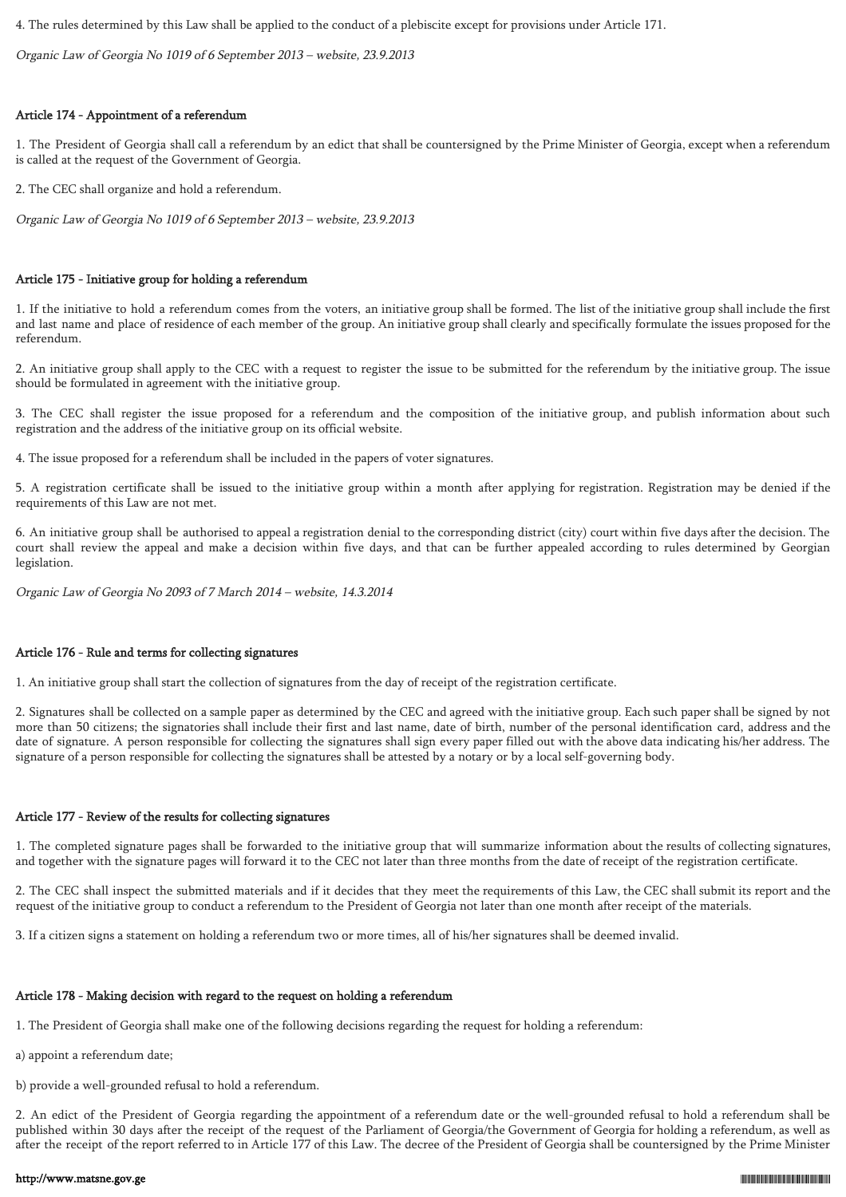4. The rules determined by this Law shall be applied to the conduct of a plebiscite except for provisions under Article 171.

*Organic Law of Georgia No 1019 of 6 September 2013 – website, 23.9.2013*

#### Article 174 - Appointment of a referendum

1. The President of Georgia shall call a referendum by an edict that shall be countersigned by the Prime Minister of Georgia, except when a referendum is called at the request of the Government of Georgia.

2. The CEC shall organize and hold a referendum.

*Organic Law of Georgia No 1019 of 6 September 2013 – website, 23.9.2013*

#### Article 175 - Initiative group for holding a referendum

1. If the initiative to hold a referendum comes from the voters, an initiative group shall be formed. The list of the initiative group shall include the first and last name and place of residence of each member of the group. An initiative group shall clearly and specifically formulate the issues proposed for the referendum.

2. An initiative group shall apply to the CEC with a request to register the issue to be submitted for the referendum by the initiative group. The issue should be formulated in agreement with the initiative group.

3. The CEC shall register the issue proposed for a referendum and the composition of the initiative group, and publish information about such registration and the address of the initiative group on its official website.

4. The issue proposed for a referendum shall be included in the papers of voter signatures.

5. A registration certificate shall be issued to the initiative group within a month after applying for registration. Registration may be denied if the requirements of this Law are not met.

6. An initiative group shall be authorised to appeal a registration denial to the corresponding district (city) court within five days after the decision. The court shall review the appeal and make a decision within five days, and that can be further appealed according to rules determined by Georgian legislation.

*Organic Law of Georgia No 2093 of 7 March 2014 – website, 14.3.2014*

#### Article 176 - Rule and terms for collecting signatures

1. An initiative group shall start the collection of signatures from the day of receipt of the registration certificate.

2. Signatures shall be collected on a sample paper as determined by the CEC and agreed with the initiative group. Each such paper shall be signed by not more than 50 citizens; the signatories shall include their first and last name, date of birth, number of the personal identification card, address and the date of signature. A person responsible for collecting the signatures shall sign every paper filled out with the above data indicating his/her address. The signature of a person responsible for collecting the signatures shall be attested by a notary or by a local self-governing body.

#### Article 177 - Review of the results for collecting signatures

1. The completed signature pages shall be forwarded to the initiative group that will summarize information about the results of collecting signatures, and together with the signature pages will forward it to the CEC not later than three months from the date of receipt of the registration certificate.

2. The CEC shall inspect the submitted materials and if it decides that they meet the requirements of this Law, the CEC shall submit its report and the request of the initiative group to conduct a referendum to the President of Georgia not later than one month after receipt of the materials.

3. If a citizen signs a statement on holding a referendum two or more times, all of his/her signatures shall be deemed invalid.

#### Article 178 - Making decision with regard to the request on holding a referendum

1. The President of Georgia shall make one of the following decisions regarding the request for holding a referendum:

a) appoint a referendum date;

b) provide a well-grounded refusal to hold a referendum.

2. An edict of the President of Georgia regarding the appointment of a referendum date or the well-grounded refusal to hold a referendum shall be published within 30 days after the receipt of the request of the Parliament of Georgia/the Government of Georgia for holding a referendum, as well as after the receipt of the report referred to in Article 177 of this Law. The decree of the President of Georgia shall be countersigned by the Prime Minister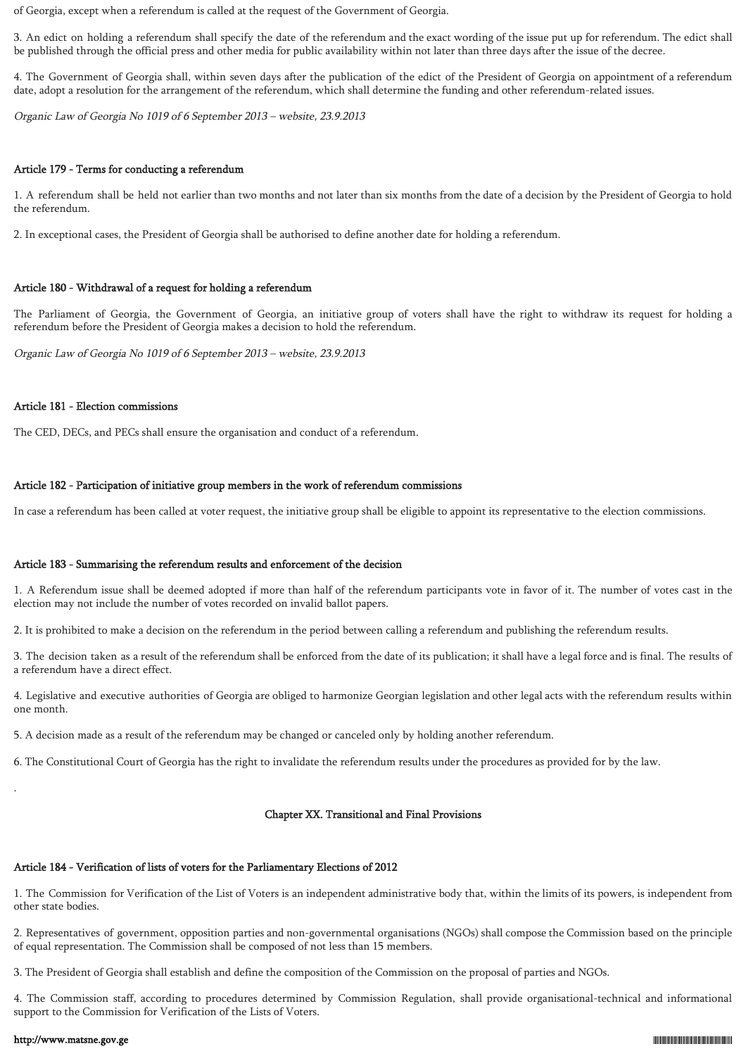of Georgia, except when a referendum is called at the request of the Government of Georgia.

3. An edict on holding a referendum shall specify the date of the referendum and the exact wording of the issue put up for referendum. The edict shall be published through the official press and other media for public availability within not later than three days after the issue of the decree.

4. The Government of Georgia shall, within seven days after the publication of the edict of the President of Georgia on appointment of a referendum date, adopt a resolution for the arrangement of the referendum, which shall determine the funding and other referendum-related issues.

*Organic Law of Georgia No 1019 of 6 September 2013 – website, 23.9.2013*

#### Article 179 - Terms for conducting a referendum

1. A referendum shall be held not earlier than two months and not later than six months from the date of a decision by the President of Georgia to hold the referendum.

2. In exceptional cases, the President of Georgia shall be authorised to define another date for holding a referendum.

#### Article 180 - Withdrawal of a request for holding a referendum

The Parliament of Georgia, the Government of Georgia, an initiative group of voters shall have the right to withdraw its request for holding a referendum before the President of Georgia makes a decision to hold the referendum.

*Organic Law of Georgia No 1019 of 6 September 2013 – website, 23.9.2013*

#### Article 181 - Election commissions

The CED, DECs, and PECs shall ensure the organisation and conduct of a referendum.

#### Article 182 - Participation of initiative group members in the work of referendum commissions

In case a referendum has been called at voter request, the initiative group shall be eligible to appoint its representative to the election commissions.

#### Article 183 - Summarising the referendum results and enforcement of the decision

1. A Referendum issue shall be deemed adopted if more than half of the referendum participants vote in favor of it. The number of votes cast in the election may not include the number of votes recorded on invalid ballot papers.

2. It is prohibited to make a decision on the referendum in the period between calling a referendum and publishing the referendum results.

3. The decision taken as a result of the referendum shall be enforced from the date of its publication; it shall have a legal force and is final. The results of a referendum have a direct effect.

4. Legislative and executive authorities of Georgia are obliged to harmonize Georgian legislation and other legal acts with the referendum results within one month.

5. A decision made as a result of the referendum may be changed or canceled only by holding another referendum.

6. The Constitutional Court of Georgia has the right to invalidate the referendum results under the procedures as provided for by the law.

.

### Chapter XX. Transitional and Final Provisions

#### Article 184 - Verification of lists of voters for the Parliamentary Elections of 2012

1. The Commission for Verification of the List of Voters is an independent administrative body that, within the limits of its powers, is independent from other state bodies.

2. Representatives of government, opposition parties and non-governmental organisations (NGOs) shall compose the Commission based on the principle of equal representation. The Commission shall be composed of not less than 15 members.

3. The President of Georgia shall establish and define the composition of the Commission on the proposal of parties and NGOs.

4. The Commission staff, according to procedures determined by Commission Regulation, shall provide organisational-technical and informational support to the Commission for Verification of the Lists of Voters.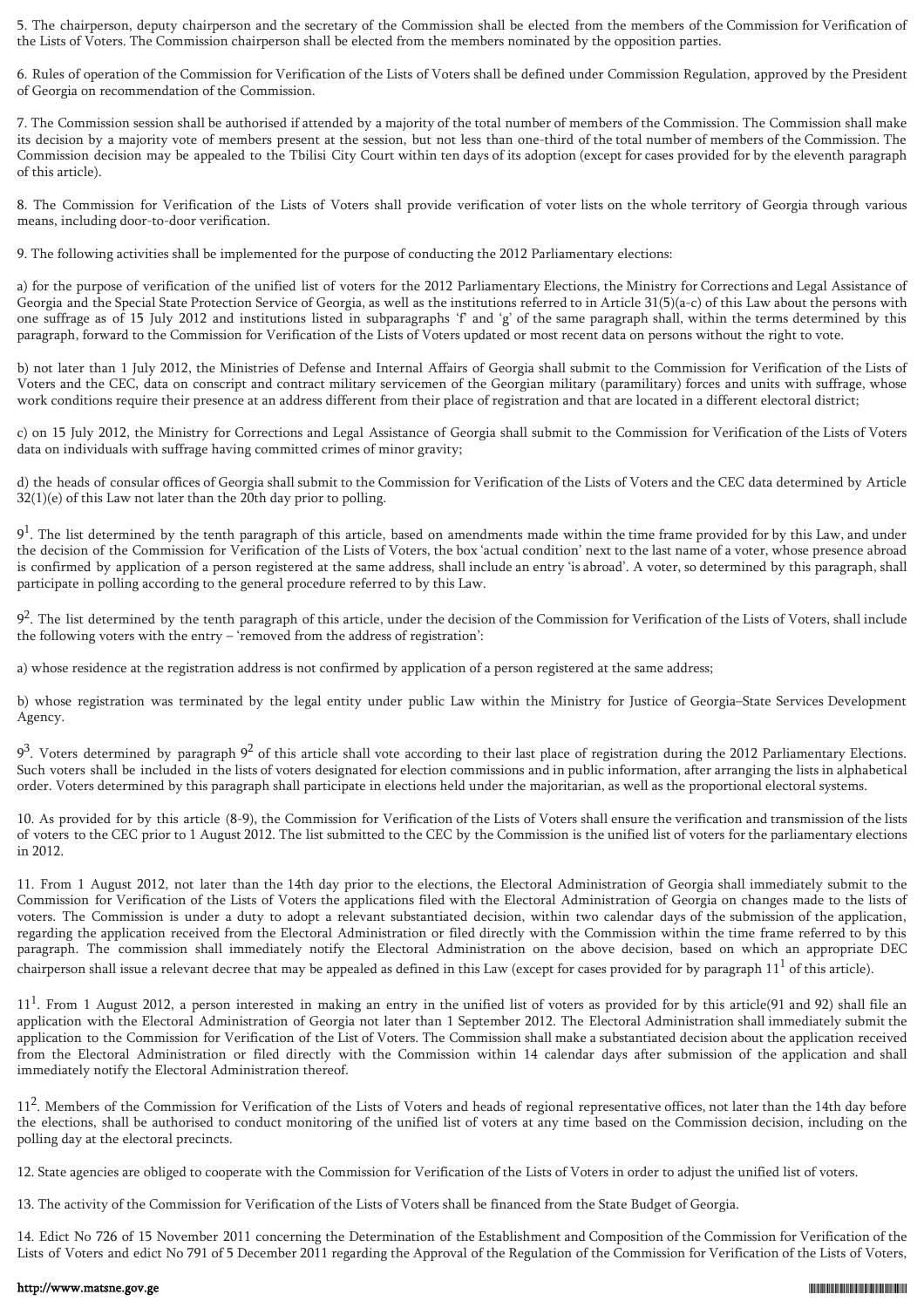5. The chairperson, deputy chairperson and the secretary of the Commission shall be elected from the members of the Commission for Verification of the Lists of Voters. The Commission chairperson shall be elected from the members nominated by the opposition parties.

6. Rules of operation of the Commission for Verification of the Lists of Voters shall be defined under Commission Regulation, approved by the President of Georgia on recommendation of the Commission.

7. The Commission session shall be authorised if attended by a majority of the total number of members of the Commission. The Commission shall make its decision by a majority vote of members present at the session, but not less than one-third of the total number of members of the Commission. The Commission decision may be appealed to the Tbilisi City Court within ten days of its adoption (except for cases provided for by the eleventh paragraph of this article).

8. The Commission for Verification of the Lists of Voters shall provide verification of voter lists on the whole territory of Georgia through various means, including door-to-door verification.

9. The following activities shall be implemented for the purpose of conducting the 2012 Parliamentary elections:

a) for the purpose of verification of the unified list of voters for the 2012 Parliamentary Elections, the Ministry for Corrections and Legal Assistance of Georgia and the Special State Protection Service of Georgia, as well as the institutions referred to in Article 31(5)(a-c) of this Law about the persons with one suffrage as of 15 July 2012 and institutions listed in subparagraphs 'f' and 'g' of the same paragraph shall, within the terms determined by this paragraph, forward to the Commission for Verification of the Lists of Voters updated or most recent data on persons without the right to vote.

b) not later than 1 July 2012, the Ministries of Defense and Internal Affairs of Georgia shall submit to the Commission for Verification of the Lists of Voters and the CEC, data on conscript and contract military servicemen of the Georgian military (paramilitary) forces and units with suffrage, whose work conditions require their presence at an address different from their place of registration and that are located in a different electoral district;

c) on 15 July 2012, the Ministry for Corrections and Legal Assistance of Georgia shall submit to the Commission for Verification of the Lists of Voters data on individuals with suffrage having committed crimes of minor gravity;

d) the heads of consular offices of Georgia shall submit to the Commission for Verification of the Lists of Voters and the CEC data determined by Article 32(1)(e) of this Law not later than the 20th day prior to polling.

9[1]. The list determined by the tenth paragraph of this article, based on amendments made within the time frame provided for by this Law, and under the decision of the Commission for Verification of the Lists of Voters, the box 'actual condition' next to the last name of a voter, whose presence abroad is confirmed by application of a person registered at the same address, shall include an entry 'is abroad'. A voter, so determined by this paragraph, shall participate in polling according to the general procedure referred to by this Law.

9[2]. The list determined by the tenth paragraph of this article, under the decision of the Commission for Verification of the Lists of Voters, shall include the following voters with the entry – 'removed from the address of registration':

a) whose residence at the registration address is not confirmed by application of a person registered at the same address;

b) whose registration was terminated by the legal entity under public Law within the Ministry for Justice of Georgia–State Services Development Agency.

9[3]. Voters determined by paragraph 9[2] of this article shall vote according to their last place of registration during the 2012 Parliamentary Elections. Such voters shall be included in the lists of voters designated for election commissions and in public information, after arranging the lists in alphabetical order. Voters determined by this paragraph shall participate in elections held under the majoritarian, as well as the proportional electoral systems.

10. As provided for by this article (8-9), the Commission for Verification of the Lists of Voters shall ensure the verification and transmission of the lists of voters to the CEC prior to 1 August 2012. The list submitted to the CEC by the Commission is the unified list of voters for the parliamentary elections in 2012.

11. From 1 August 2012, not later than the 14th day prior to the elections, the Electoral Administration of Georgia shall immediately submit to the Commission for Verification of the Lists of Voters the applications filed with the Electoral Administration of Georgia on changes made to the lists of voters. The Commission is under a duty to adopt a relevant substantiated decision, within two calendar days of the submission of the application, regarding the application received from the Electoral Administration or filed directly with the Commission within the time frame referred to by this paragraph. The commission shall immediately notify the Electoral Administration on the above decision, based on which an appropriate DEC chairperson shall issue a relevant decree that may be appealed as defined in this Law (except for cases provided for by paragraph 11[1] of this article).

11[1]. From 1 August 2012, a person interested in making an entry in the unified list of voters as provided for by this article(91 and 92) shall file an application with the Electoral Administration of Georgia not later than 1 September 2012. The Electoral Administration shall immediately submit the application to the Commission for Verification of the List of Voters. The Commission shall make a substantiated decision about the application received from the Electoral Administration or filed directly with the Commission within 14 calendar days after submission of the application and shall immediately notify the Electoral Administration thereof.

11[2]. Members of the Commission for Verification of the Lists of Voters and heads of regional representative offices, not later than the 14th day before the elections, shall be authorised to conduct monitoring of the unified list of voters at any time based on the Commission decision, including on the polling day at the electoral precincts.

12. State agencies are obliged to cooperate with the Commission for Verification of the Lists of Voters in order to adjust the unified list of voters.

13. The activity of the Commission for Verification of the Lists of Voters shall be financed from the State Budget of Georgia.

14. Edict No 726 of 15 November 2011 concerning the Determination of the Establishment and Composition of the Commission for Verification of the Lists of Voters and edict No 791 of 5 December 2011 regarding the Approval of the Regulation of the Commission for Verification of the Lists of Voters,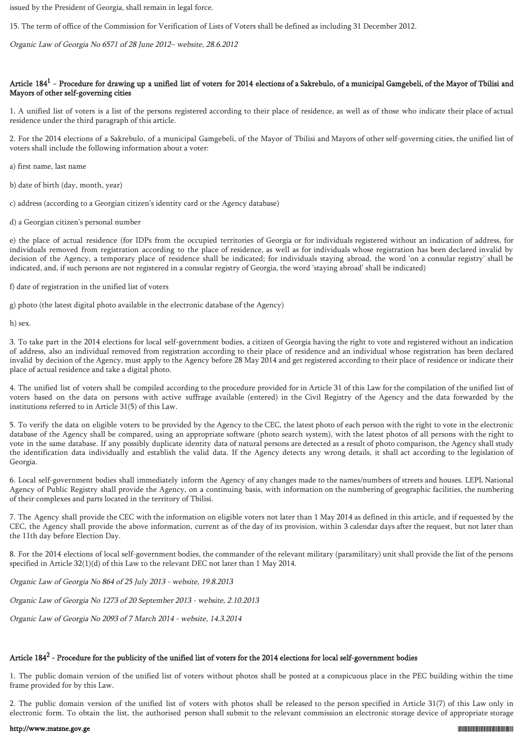issued by the President of Georgia, shall remain in legal force.

15. The term of office of the Commission for Verification of Lists of Voters shall be defined as including 31 December 2012.

*Organic Law of Georgia No 6571 of 28 June 2012– website, 28.6.2012*

### Article 184[1] - Procedure for drawing up a unified list of voters for 2014 elections of a Sakrebulo, of a municipal Gamgebeli, of the Mayor of Tbilisi and Mayors of other self-governing cities

1. A unified list of voters is a list of the persons registered according to their place of residence, as well as of those who indicate their place of actual residence under the third paragraph of this article.

2. For the 2014 elections of a Sakrebulo, of a municipal Gamgebeli, of the Mayor of Tbilisi and Mayors of other self-governing cities, the unified list of voters shall include the following information about a voter:

a) first name, last name

b) date of birth (day, month, year)

c) address (according to a Georgian citizen's identity card or the Agency database)

d) a Georgian citizen's personal number

e) the place of actual residence (for IDPs from the occupied territories of Georgia or for individuals registered without an indication of address, for individuals removed from registration according to the place of residence, as well as for individuals whose registration has been declared invalid by decision of the Agency, a temporary place of residence shall be indicated; for individuals staying abroad, the word 'on a consular registry' shall be indicated, and, if such persons are not registered in a consular registry of Georgia, the word 'staying abroad' shall be indicated)

f) date of registration in the unified list of voters

g) photo (the latest digital photo available in the electronic database of the Agency)

h) sex.

3. To take part in the 2014 elections for local self-government bodies, a citizen of Georgia having the right to vote and registered without an indication of address, also an individual removed from registration according to their place of residence and an individual whose registration has been declared invalid by decision of the Agency, must apply to the Agency before 28 May 2014 and get registered according to their place of residence or indicate their place of actual residence and take a digital photo.

4. The unified list of voters shall be compiled according to the procedure provided for in Article 31 of this Law for the compilation of the unified list of voters based on the data on persons with active suffrage available (entered) in the Civil Registry of the Agency and the data forwarded by the institutions referred to in Article 31(5) of this Law.

5. To verify the data on eligible voters to be provided by the Agency to the CEC, the latest photo of each person with the right to vote in the electronic database of the Agency shall be compared, using an appropriate software (photo search system), with the latest photos of all persons with the right to vote in the same database. If any possibly duplicate identity data of natural persons are detected as a result of photo comparison, the Agency shall study the identification data individually and establish the valid data. If the Agency detects any wrong details, it shall act according to the legislation of Georgia.

6. Local self-government bodies shall immediately inform the Agency of any changes made to the names/numbers of streets and houses. LEPL National Agency of Public Registry shall provide the Agency, on a continuing basis, with information on the numbering of geographic facilities, the numbering of their complexes and parts located in the territory of Tbilisi.

7. The Agency shall provide the CEC with the information on eligible voters not later than 1 May 2014 as defined in this article, and if requested by the CEC, the Agency shall provide the above information, current as of the day of its provision, within 3 calendar days after the request, but not later than the 11th day before Election Day.

8. For the 2014 elections of local self-government bodies, the commander of the relevant military (paramilitary) unit shall provide the list of the persons specified in Article 32(1)(d) of this Law to the relevant DEC not later than 1 May 2014.

*Organic Law of Georgia No 864 of 25 July 2013 - website, 19.8.2013*

*Organic Law of Georgia No 1273 of 20 September 2013 - website, 2.10.2013*

*Organic Law of Georgia No 2093 of 7 March 2014 - website, 14.3.2014*

### Article 184[2] - Procedure for the publicity of the unified list of voters for the 2014 elections for local self-government bodies

1. The public domain version of the unified list of voters without photos shall be posted at a conspicuous place in the PEC building within the time frame provided for by this Law.

2. The public domain version of the unified list of voters with photos shall be released to the person specified in Article 31(7) of this Law only in electronic form. To obtain the list, the authorised person shall submit to the relevant commission an electronic storage device of appropriate storage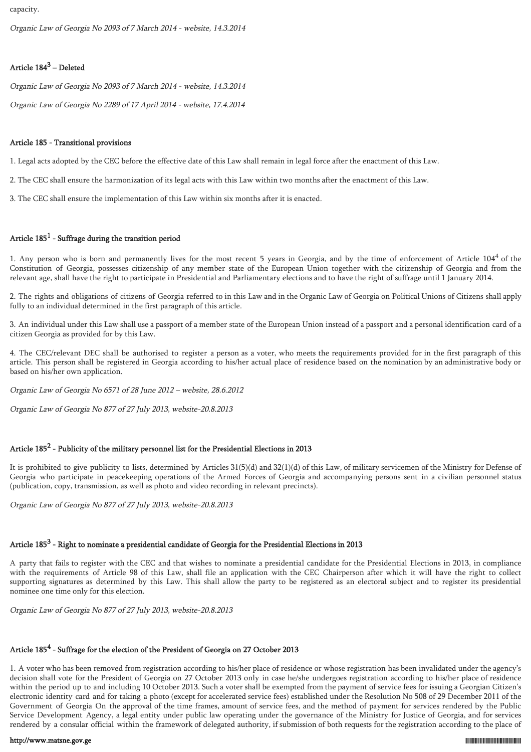capacity.

*Organic Law of Georgia No 2093 of 7 March 2014 - website, 14.3.2014*

### Article 184[3] – Deleted

*Organic Law of Georgia No 2093 of 7 March 2014 - website, 14.3.2014*

*Organic Law of Georgia No 2289 of 17 April 2014 - website, 17.4.2014*

### Article 185 - Transitional provisions

1. Legal acts adopted by the CEC before the effective date of this Law shall remain in legal force after the enactment of this Law.

2. The CEC shall ensure the harmonization of its legal acts with this Law within two months after the enactment of this Law.

3. The CEC shall ensure the implementation of this Law within six months after it is enacted.

### Article 185[1] - Suffrage during the transition period

1. Any person who is born and permanently lives for the most recent 5 years in Georgia, and by the time of enforcement of Article 104[4] of the Constitution of Georgia, possesses citizenship of any member state of the European Union together with the citizenship of Georgia and from the relevant age, shall have the right to participate in Presidential and Parliamentary elections and to have the right of suffrage until 1 January 2014.

2. The rights and obligations of citizens of Georgia referred to in this Law and in the Organic Law of Georgia on Political Unions of Citizens shall apply fully to an individual determined in the first paragraph of this article.

3. An individual under this Law shall use a passport of a member state of the European Union instead of a passport and a personal identification card of a citizen Georgia as provided for by this Law.

4. The CEC/relevant DEC shall be authorised to register a person as a voter, who meets the requirements provided for in the first paragraph of this article. This person shall be registered in Georgia according to his/her actual place of residence based on the nomination by an administrative body or based on his/her own application.

*Organic Law of Georgia No 6571 of 28 June 2012 – website, 28.6.2012*

*Organic Law of Georgia No 877 of 27 July 2013, website-20.8.2013*

### Article 185[2] - Publicity of the military personnel list for the Presidential Elections in 2013

It is prohibited to give publicity to lists, determined by Articles 31(5)(d) and 32(1)(d) of this Law, of military servicemen of the Ministry for Defense of Georgia who participate in peacekeeping operations of the Armed Forces of Georgia and accompanying persons sent in a civilian personnel status (publication, copy, transmission, as well as photo and video recording in relevant precincts).

*Organic Law of Georgia No 877 of 27 July 2013, website-20.8.2013*

### Article 185[3] - Right to nominate a presidential candidate of Georgia for the Presidential Elections in 2013

A party that fails to register with the CEC and that wishes to nominate a presidential candidate for the Presidential Elections in 2013, in compliance with the requirements of Article 98 of this Law, shall file an application with the CEC Chairperson after which it will have the right to collect supporting signatures as determined by this Law. This shall allow the party to be registered as an electoral subject and to register its presidential nominee one time only for this election.

*Organic Law of Georgia No 877 of 27 July 2013, website-20.8.2013*

### Article 185[4] - Suffrage for the election of the President of Georgia on 27 October 2013

1. A voter who has been removed from registration according to his/her place of residence or whose registration has been invalidated under the agency's decision shall vote for the President of Georgia on 27 October 2013 only in case he/she undergoes registration according to his/her place of residence within the period up to and including 10 October 2013. Such a voter shall be exempted from the payment of service fees for issuing a Georgian Citizen's electronic identity card and for taking a photo (except for accelerated service fees) established under the Resolution No 508 of 29 December 2011 of the Government of Georgia On the approval of the time frames, amount of service fees, and the method of payment for services rendered by the Public Service Development Agency, a legal entity under public law operating under the governance of the Ministry for Justice of Georgia, and for services rendered by a consular official within the framework of delegated authority, if submission of both requests for the registration according to the place of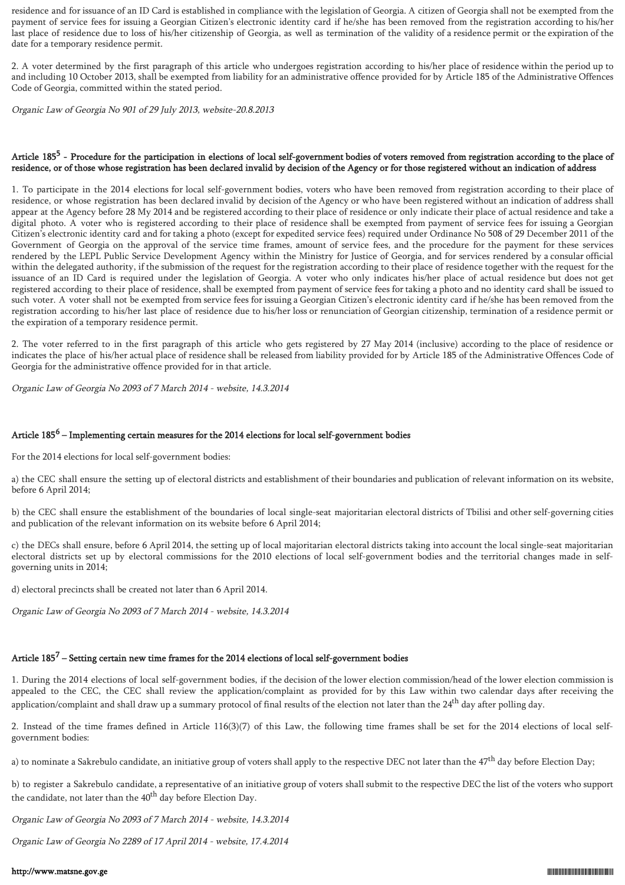residence and for issuance of an ID Card is established in compliance with the legislation of Georgia. A citizen of Georgia shall not be exempted from the payment of service fees for issuing a Georgian Citizen's electronic identity card if he/she has been removed from the registration according to his/her last place of residence due to loss of his/her citizenship of Georgia, as well as termination of the validity of a residence permit or the expiration of the date for a temporary residence permit.

2. A voter determined by the first paragraph of this article who undergoes registration according to his/her place of residence within the period up to and including 10 October 2013, shall be exempted from liability for an administrative offence provided for by Article 185 of the Administrative Offences Code of Georgia, committed within the stated period.

*Organic Law of Georgia No 901 of 29 July 2013, website-20.8.2013*

### Article 185[5] - Procedure for the participation in elections of local self-government bodies of voters removed from registration according to the place of residence, or of those whose registration has been declared invalid by decision of the Agency or for those registered without an indication of address

1. To participate in the 2014 elections for local self-government bodies, voters who have been removed from registration according to their place of residence, or whose registration has been declared invalid by decision of the Agency or who have been registered without an indication of address shall appear at the Agency before 28 My 2014 and be registered according to their place of residence or only indicate their place of actual residence and take a digital photo. A voter who is registered according to their place of residence shall be exempted from payment of service fees for issuing a Georgian Citizen's electronic identity card and for taking a photo (except for expedited service fees) required under Ordinance No 508 of 29 December 2011 of the Government of Georgia on the approval of the service time frames, amount of service fees, and the procedure for the payment for these services rendered by the LEPL Public Service Development Agency within the Ministry for Justice of Georgia, and for services rendered by a consular official within the delegated authority, if the submission of the request for the registration according to their place of residence together with the request for the issuance of an ID Card is required under the legislation of Georgia. A voter who only indicates his/her place of actual residence but does not get registered according to their place of residence, shall be exempted from payment of service fees for taking a photo and no identity card shall be issued to such voter. A voter shall not be exempted from service fees for issuing a Georgian Citizen's electronic identity card if he/she has been removed from the registration according to his/her last place of residence due to his/her loss or renunciation of Georgian citizenship, termination of a residence permit or the expiration of a temporary residence permit.

2. The voter referred to in the first paragraph of this article who gets registered by 27 May 2014 (inclusive) according to the place of residence or indicates the place of his/her actual place of residence shall be released from liability provided for by Article 185 of the Administrative Offences Code of Georgia for the administrative offence provided for in that article.

*Organic Law of Georgia No 2093 of 7 March 2014 - website, 14.3.2014*

### Article 185[6] – Implementing certain measures for the 2014 elections for local self-government bodies

For the 2014 elections for local self-government bodies:

a) the CEC shall ensure the setting up of electoral districts and establishment of their boundaries and publication of relevant information on its website, before 6 April 2014;

b) the CEC shall ensure the establishment of the boundaries of local single-seat majoritarian electoral districts of Tbilisi and other self-governing cities and publication of the relevant information on its website before 6 April 2014;

c) the DECs shall ensure, before 6 April 2014, the setting up of local majoritarian electoral districts taking into account the local single-seat majoritarian electoral districts set up by electoral commissions for the 2010 elections of local self-government bodies and the territorial changes made in self-governing units in 2014;

d) electoral precincts shall be created not later than 6 April 2014.

*Organic Law of Georgia No 2093 of 7 March 2014 - website, 14.3.2014*

### Article 185[7] – Setting certain new time frames for the 2014 elections of local self-government bodies

1. During the 2014 elections of local self-government bodies, if the decision of the lower election commission/head of the lower election commission is appealed to the CEC, the CEC shall review the application/complaint as provided for by this Law within two calendar days after receiving the application/complaint and shall draw up a summary protocol of final results of the election not later than the 24th day after polling day.

2. Instead of the time frames defined in Article 116(3)(7) of this Law, the following time frames shall be set for the 2014 elections of local self-government bodies:

a) to nominate a Sakrebulo candidate, an initiative group of voters shall apply to the respective DEC not later than the 47th day before Election Day;

b) to register a Sakrebulo candidate, a representative of an initiative group of voters shall submit to the respective DEC the list of the voters who support the candidate, not later than the 40th day before Election Day.

*Organic Law of Georgia No 2093 of 7 March 2014 - website, 14.3.2014*

*Organic Law of Georgia No 2289 of 17 April 2014 - website, 17.4.2014*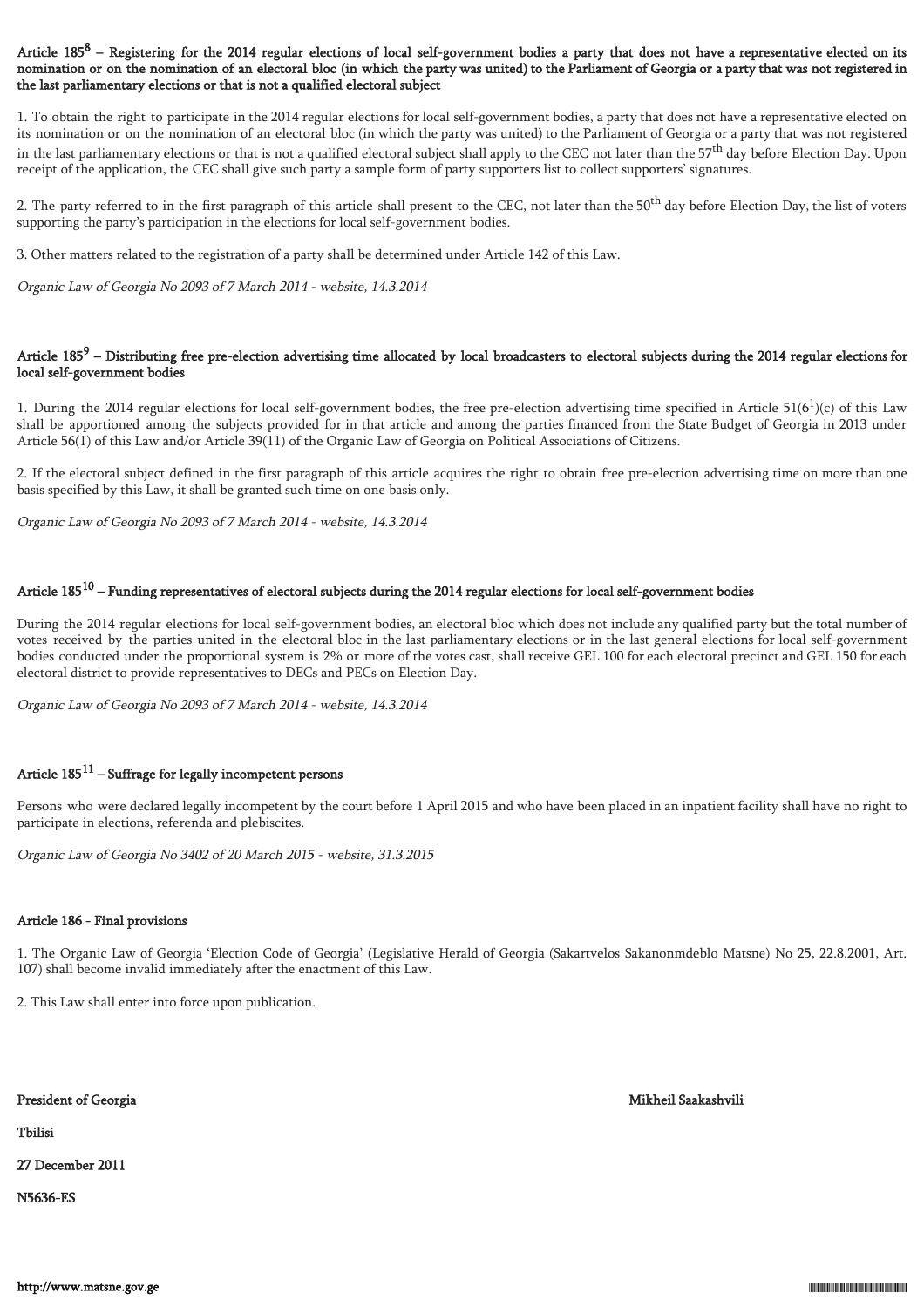**Article 185$^{8}$ – Registering for the 2014 regular elections of local self-government bodies a party that does not have a representative elected on its nomination or on the nomination of an electoral bloc (in which the party was united) to the Parliament of Georgia or a party that was not registered in the last parliamentary elections or that is not a qualified electoral subject**

1. To obtain the right to participate in the 2014 regular elections for local self-government bodies, a party that does not have a representative elected on its nomination or on the nomination of an electoral bloc (in which the party was united) to the Parliament of Georgia or a party that was not registered in the last parliamentary elections or that is not a qualified electoral subject shall apply to the CEC not later than the 57$^{th}$ day before Election Day. Upon receipt of the application, the CEC shall give such party a sample form of party supporters list to collect supporters' signatures.

2. The party referred to in the first paragraph of this article shall present to the CEC, not later than the 50$^{th}$ day before Election Day, the list of voters supporting the party's participation in the elections for local self-government bodies.

3. Other matters related to the registration of a party shall be determined under Article 142 of this Law.

*Organic Law of Georgia No 2093 of 7 March 2014 - website, 14.3.2014*

**Article 185$^{9}$ – Distributing free pre-election advertising time allocated by local broadcasters to electoral subjects during the 2014 regular elections for local self-government bodies**

1. During the 2014 regular elections for local self-government bodies, the free pre-election advertising time specified in Article 51(6$^{1}$)(c) of this Law shall be apportioned among the subjects provided for in that article and among the parties financed from the State Budget of Georgia in 2013 under Article 56(1) of this Law and/or Article 39(11) of the Organic Law of Georgia on Political Associations of Citizens.

2. If the electoral subject defined in the first paragraph of this article acquires the right to obtain free pre-election advertising time on more than one basis specified by this Law, it shall be granted such time on one basis only.

*Organic Law of Georgia No 2093 of 7 March 2014 - website, 14.3.2014*

**Article 185$^{10}$ – Funding representatives of electoral subjects during the 2014 regular elections for local self-government bodies**

During the 2014 regular elections for local self-government bodies, an electoral bloc which does not include any qualified party but the total number of votes received by the parties united in the electoral bloc in the last parliamentary elections or in the last general elections for local self-government bodies conducted under the proportional system is 2% or more of the votes cast, shall receive GEL 100 for each electoral precinct and GEL 150 for each electoral district to provide representatives to DECs and PECs on Election Day.

*Organic Law of Georgia No 2093 of 7 March 2014 - website, 14.3.2014*

**Article 185$^{11}$ – Suffrage for legally incompetent persons**

Persons who were declared legally incompetent by the court before 1 April 2015 and who have been placed in an inpatient facility shall have no right to participate in elections, referenda and plebiscites.

*Organic Law of Georgia No 3402 of 20 March 2015 - website, 31.3.2015*

**Article 186 - Final provisions**

1. The Organic Law of Georgia 'Election Code of Georgia' (Legislative Herald of Georgia (Sakartvelos Sakanonmdeblo Matsne) No 25, 22.8.2001, Art. 107) shall become invalid immediately after the enactment of this Law.

2. This Law shall enter into force upon publication.

**President of Georgia** **Mikheil Saakashvili**

**Tbilisi**

**27 December 2011**

**N5636-ES**